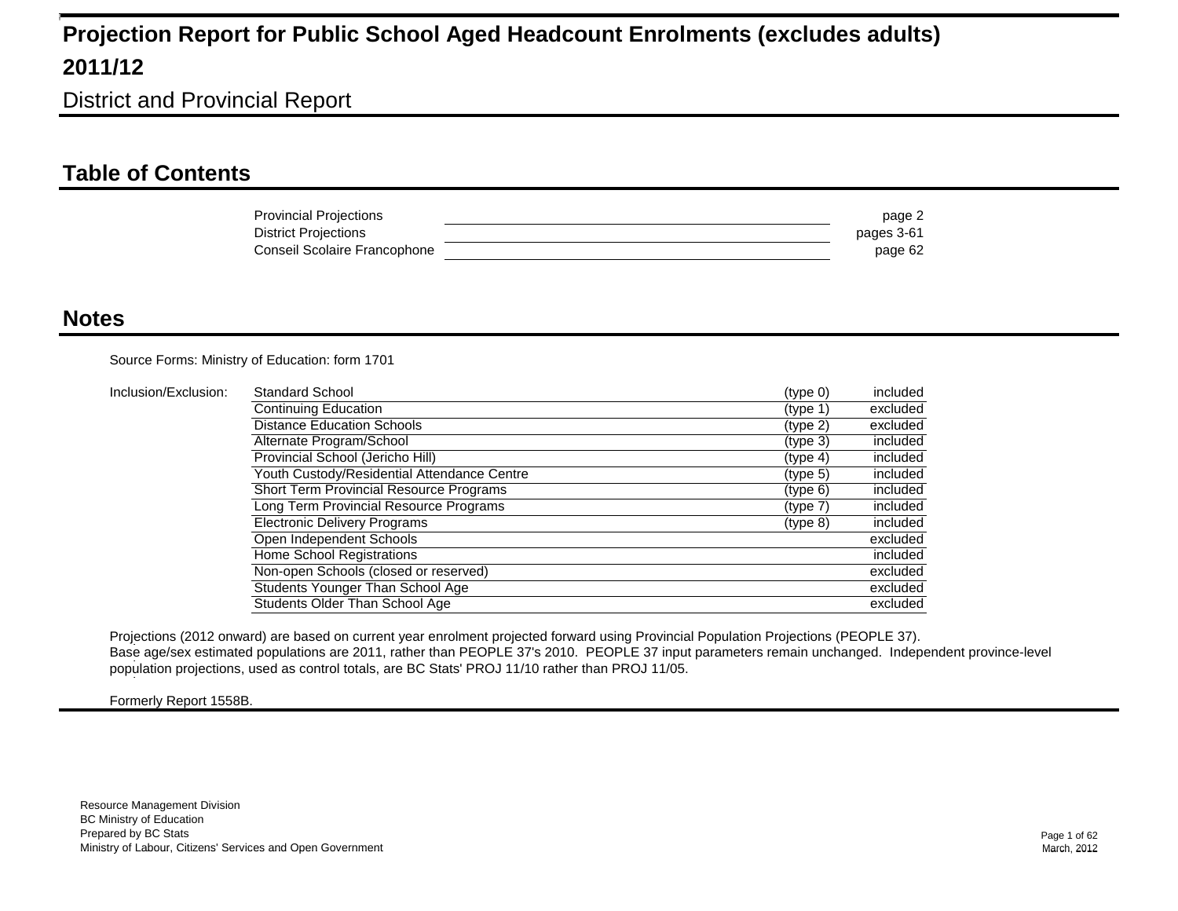# Projection Report for Public School Aged Headcount Enrolments (excludes adults)

# 2011/12

## District and Provincial Report

## Table of Contents

| | |
|---|---|
| Provincial Projections | page 2 |
| District Projections | pages 3-61 |
| Conseil Scolaire Francophone | page 62 |

## Notes

Source Forms: Ministry of Education: form 1701

Inclusion/Exclusion:

| | | |
|---|---|---|
| Standard School | (type 0) | included |
| Continuing Education | (type 1) | excluded |
| Distance Education Schools | (type 2) | excluded |
| Alternate Program/School | (type 3) | included |
| Provincial School (Jericho Hill) | (type 4) | included |
| Youth Custody/Residential Attendance Centre | (type 5) | included |
| Short Term Provincial Resource Programs | (type 6) | included |
| Long Term Provincial Resource Programs | (type 7) | included |
| Electronic Delivery Programs | (type 8) | included |
| Open Independent Schools | | excluded |
| Home School Registrations | | included |
| Non-open Schools (closed or reserved) | | excluded |
| Students Younger Than School Age | | excluded |
| Students Older Than School Age | | excluded |

Projections (2012 onward) are based on current year enrolment projected forward using Provincial Population Projections (PEOPLE 37).
Base age/sex estimated populations are 2011, rather than PEOPLE 37's 2010. PEOPLE 37 input parameters remain unchanged. Independent province-level population projections, used as control totals, are BC Stats' PROJ 11/10 rather than PROJ 11/05.

Formerly Report 1558B.

Resource Management Division
BC Ministry of Education
Prepared by BC Stats
Ministry of Labour, Citizens' Services and Open Government

March, 2012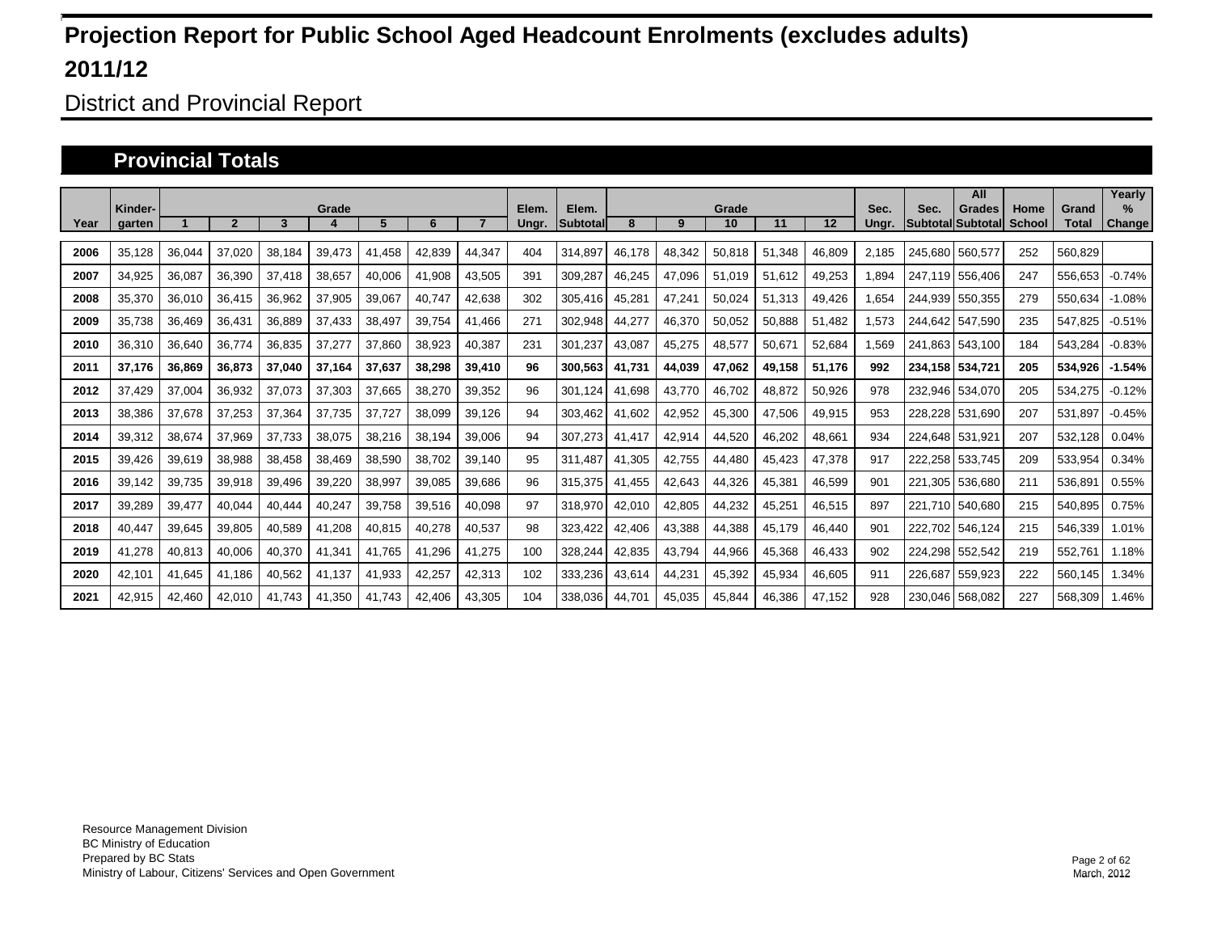# Projection Report for Public School Aged Headcount Enrolments (excludes adults)

# 2011/12

## District and Provincial Report

### Provincial Totals

| Year | Kinder-garten | Grade 1 | 2 | 3 | 4 | 5 | 6 | 7 | Elem. Ungr. | Elem. Subtotal | Grade 8 | 9 | 10 | 11 | 12 | Sec. Ungr. | Sec. Subtotal | All Grades Subtotal | Home School | Grand Total | Yearly % Change |
|---|---|---|---|---|---|---|---|---|---|---|---|---|---|---|---|---|---|---|---|---|---|
| 2006 | 35,128 | 36,044 | 37,020 | 38,184 | 39,473 | 41,458 | 42,839 | 44,347 | 404 | 314,897 | 46,178 | 48,342 | 50,818 | 51,348 | 46,809 | 2,185 | 245,680 | 560,577 | 252 | 560,829 | |
| 2007 | 34,925 | 36,087 | 36,390 | 37,418 | 38,657 | 40,006 | 41,908 | 43,505 | 391 | 309,287 | 46,245 | 47,096 | 51,019 | 51,612 | 49,253 | 1,894 | 247,119 | 556,406 | 247 | 556,653 | -0.74% |
| 2008 | 35,370 | 36,010 | 36,415 | 36,962 | 37,905 | 39,067 | 40,747 | 42,638 | 302 | 305,416 | 45,281 | 47,241 | 50,024 | 51,313 | 49,426 | 1,654 | 244,939 | 550,355 | 279 | 550,634 | -1.08% |
| 2009 | 35,738 | 36,469 | 36,431 | 36,889 | 37,433 | 38,497 | 39,754 | 41,466 | 271 | 302,948 | 44,277 | 46,370 | 50,052 | 50,888 | 51,482 | 1,573 | 244,642 | 547,590 | 235 | 547,825 | -0.51% |
| 2010 | 36,310 | 36,640 | 36,774 | 36,835 | 37,277 | 37,860 | 38,923 | 40,387 | 231 | 301,237 | 43,087 | 45,275 | 48,577 | 50,671 | 52,684 | 1,569 | 241,863 | 543,100 | 184 | 543,284 | -0.83% |
| **2011** | **37,176** | **36,869** | **36,873** | **37,040** | **37,164** | **37,637** | **38,298** | **39,410** | **96** | **300,563** | **41,731** | **44,039** | **47,062** | **49,158** | **51,176** | **992** | **234,158** | **534,721** | **205** | **534,926** | **-1.54%** |
| 2012 | 37,429 | 37,004 | 36,932 | 37,073 | 37,303 | 37,665 | 38,270 | 39,352 | 96 | 301,124 | 41,698 | 43,770 | 46,702 | 48,872 | 50,926 | 978 | 232,946 | 534,070 | 205 | 534,275 | -0.12% |
| 2013 | 38,386 | 37,678 | 37,253 | 37,364 | 37,735 | 37,727 | 38,099 | 39,126 | 94 | 303,462 | 41,602 | 42,952 | 45,300 | 47,506 | 49,915 | 953 | 228,228 | 531,690 | 207 | 531,897 | -0.45% |
| 2014 | 39,312 | 38,674 | 37,969 | 37,733 | 38,075 | 38,216 | 38,194 | 39,006 | 94 | 307,273 | 41,417 | 42,914 | 44,520 | 46,202 | 48,661 | 934 | 224,648 | 531,921 | 207 | 532,128 | 0.04% |
| 2015 | 39,426 | 39,619 | 38,988 | 38,458 | 38,469 | 38,590 | 38,702 | 39,140 | 95 | 311,487 | 41,305 | 42,755 | 44,480 | 45,423 | 47,378 | 917 | 222,258 | 533,745 | 209 | 533,954 | 0.34% |
| 2016 | 39,142 | 39,735 | 39,918 | 39,496 | 39,220 | 38,997 | 39,085 | 39,686 | 96 | 315,375 | 41,455 | 42,643 | 44,326 | 45,381 | 46,599 | 901 | 221,305 | 536,680 | 211 | 536,891 | 0.55% |
| 2017 | 39,289 | 39,477 | 40,044 | 40,444 | 40,247 | 39,758 | 39,516 | 40,098 | 97 | 318,970 | 42,010 | 42,805 | 44,232 | 45,251 | 46,515 | 897 | 221,710 | 540,680 | 215 | 540,895 | 0.75% |
| 2018 | 40,447 | 39,645 | 39,805 | 40,589 | 41,208 | 40,815 | 40,278 | 40,537 | 98 | 323,422 | 42,406 | 43,388 | 44,388 | 45,179 | 46,440 | 901 | 222,702 | 546,124 | 215 | 546,339 | 1.01% |
| 2019 | 41,278 | 40,813 | 40,006 | 40,370 | 41,341 | 41,765 | 41,296 | 41,275 | 100 | 328,244 | 42,835 | 43,794 | 44,966 | 45,368 | 46,433 | 902 | 224,298 | 552,542 | 219 | 552,761 | 1.18% |
| 2020 | 42,101 | 41,645 | 41,186 | 40,562 | 41,137 | 41,933 | 42,257 | 42,313 | 102 | 333,236 | 43,614 | 44,231 | 45,392 | 45,934 | 46,605 | 911 | 226,687 | 559,923 | 222 | 560,145 | 1.34% |
| 2021 | 42,915 | 42,460 | 42,010 | 41,743 | 41,350 | 41,743 | 42,406 | 43,305 | 104 | 338,036 | 44,701 | 45,035 | 45,844 | 46,386 | 47,152 | 928 | 230,046 | 568,082 | 227 | 568,309 | 1.46% |

Resource Management Division
BC Ministry of Education
Prepared by BC Stats
Ministry of Labour, Citizens' Services and Open Government

March, 2012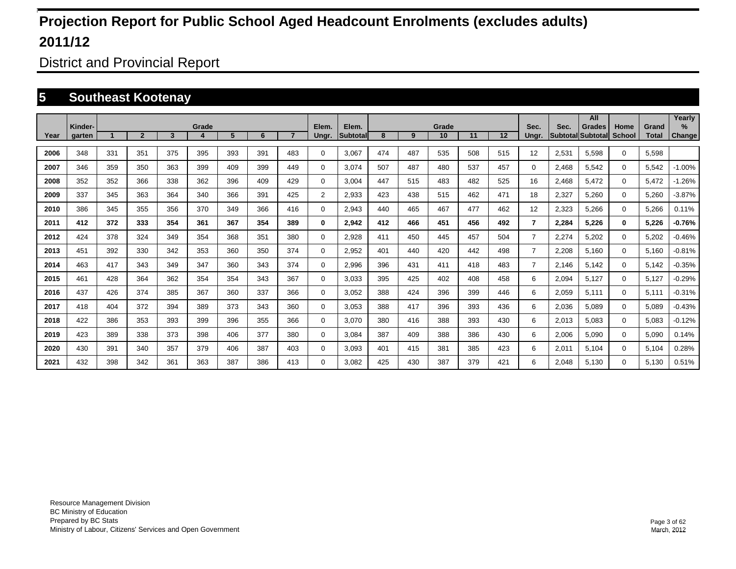# Projection Report for Public School Aged Headcount Enrolments (excludes adults)

# 2011/12

## District and Provincial Report

## 5 Southeast Kootenay

| Year | Kinder-garten | Grade 1 | 2 | 3 | 4 | 5 | 6 | 7 | Elem. Ungr. | Elem. Subtotal | Grade 8 | 9 | 10 | 11 | 12 | Sec. Ungr. | Sec. Subtotal | All Grades Subtotal | Home School | Grand Total | Yearly % Change |
|---|---|---|---|---|---|---|---|---|---|---|---|---|---|---|---|---|---|---|---|---|---|
| 2006 | 348 | 331 | 351 | 375 | 395 | 393 | 391 | 483 | 0 | 3,067 | 474 | 487 | 535 | 508 | 515 | 12 | 2,531 | 5,598 | 0 | 5,598 | |
| 2007 | 346 | 359 | 350 | 363 | 399 | 409 | 399 | 449 | 0 | 3,074 | 507 | 487 | 480 | 537 | 457 | 0 | 2,468 | 5,542 | 0 | 5,542 | -1.00% |
| 2008 | 352 | 352 | 366 | 338 | 362 | 396 | 409 | 429 | 0 | 3,004 | 447 | 515 | 483 | 482 | 525 | 16 | 2,468 | 5,472 | 0 | 5,472 | -1.26% |
| 2009 | 337 | 345 | 363 | 364 | 340 | 366 | 391 | 425 | 2 | 2,933 | 423 | 438 | 515 | 462 | 471 | 18 | 2,327 | 5,260 | 0 | 5,260 | -3.87% |
| 2010 | 386 | 345 | 355 | 356 | 370 | 349 | 366 | 416 | 0 | 2,943 | 440 | 465 | 467 | 477 | 462 | 12 | 2,323 | 5,266 | 0 | 5,266 | 0.11% |
| **2011** | **412** | **372** | **333** | **354** | **361** | **367** | **354** | **389** | **0** | **2,942** | **412** | **466** | **451** | **456** | **492** | **7** | **2,284** | **5,226** | **0** | **5,226** | **-0.76%** |
| 2012 | 424 | 378 | 324 | 349 | 354 | 368 | 351 | 380 | 0 | 2,928 | 411 | 450 | 445 | 457 | 504 | 7 | 2,274 | 5,202 | 0 | 5,202 | -0.46% |
| 2013 | 451 | 392 | 330 | 342 | 353 | 360 | 350 | 374 | 0 | 2,952 | 401 | 440 | 420 | 442 | 498 | 7 | 2,208 | 5,160 | 0 | 5,160 | -0.81% |
| 2014 | 463 | 417 | 343 | 349 | 347 | 360 | 343 | 374 | 0 | 2,996 | 396 | 431 | 411 | 418 | 483 | 7 | 2,146 | 5,142 | 0 | 5,142 | -0.35% |
| 2015 | 461 | 428 | 364 | 362 | 354 | 354 | 343 | 367 | 0 | 3,033 | 395 | 425 | 402 | 408 | 458 | 6 | 2,094 | 5,127 | 0 | 5,127 | -0.29% |
| 2016 | 437 | 426 | 374 | 385 | 367 | 360 | 337 | 366 | 0 | 3,052 | 388 | 424 | 396 | 399 | 446 | 6 | 2,059 | 5,111 | 0 | 5,111 | -0.31% |
| 2017 | 418 | 404 | 372 | 394 | 389 | 373 | 343 | 360 | 0 | 3,053 | 388 | 417 | 396 | 393 | 436 | 6 | 2,036 | 5,089 | 0 | 5,089 | -0.43% |
| 2018 | 422 | 386 | 353 | 393 | 399 | 396 | 355 | 366 | 0 | 3,070 | 380 | 416 | 388 | 393 | 430 | 6 | 2,013 | 5,083 | 0 | 5,083 | -0.12% |
| 2019 | 423 | 389 | 338 | 373 | 398 | 406 | 377 | 380 | 0 | 3,084 | 387 | 409 | 388 | 386 | 430 | 6 | 2,006 | 5,090 | 0 | 5,090 | 0.14% |
| 2020 | 430 | 391 | 340 | 357 | 379 | 406 | 387 | 403 | 0 | 3,093 | 401 | 415 | 381 | 385 | 423 | 6 | 2,011 | 5,104 | 0 | 5,104 | 0.28% |
| 2021 | 432 | 398 | 342 | 361 | 363 | 387 | 386 | 413 | 0 | 3,082 | 425 | 430 | 387 | 379 | 421 | 6 | 2,048 | 5,130 | 0 | 5,130 | 0.51% |

Resource Management Division
BC Ministry of Education
Prepared by BC Stats
Ministry of Labour, Citizens' Services and Open Government

March, 2012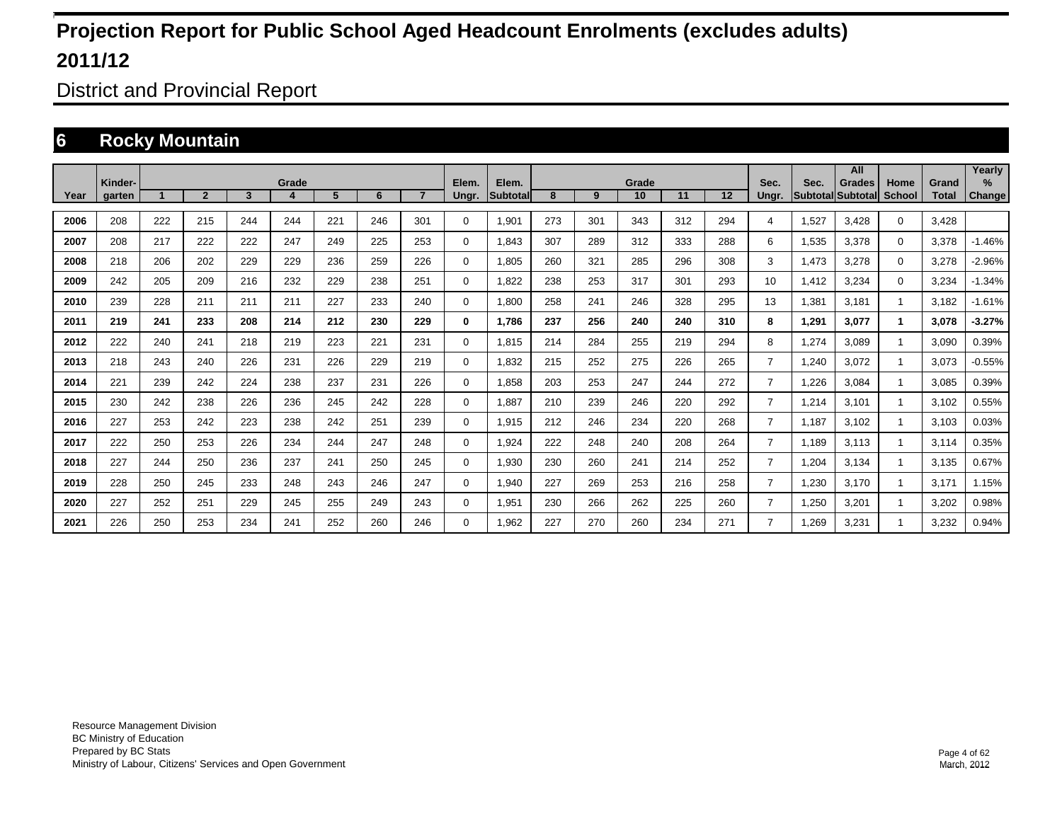# Projection Report for Public School Aged Headcount Enrolments (excludes adults)

# 2011/12

## District and Provincial Report

## 6 Rocky Mountain

| Year | Kinder-garten | Grade 1 | 2 | 3 | 4 | 5 | 6 | 7 | Elem. Ungr. | Elem. Subtotal | Grade 8 | 9 | 10 | 11 | 12 | Sec. Ungr. | Sec. Subtotal | All Grades Subtotal | Home School | Grand Total | Yearly % Change |
|---|---|---|---|---|---|---|---|---|---|---|---|---|---|---|---|---|---|---|---|---|---|
| 2006 | 208 | 222 | 215 | 244 | 244 | 221 | 246 | 301 | 0 | 1,901 | 273 | 301 | 343 | 312 | 294 | 4 | 1,527 | 3,428 | 0 | 3,428 | |
| 2007 | 208 | 217 | 222 | 222 | 247 | 249 | 225 | 253 | 0 | 1,843 | 307 | 289 | 312 | 333 | 288 | 6 | 1,535 | 3,378 | 0 | 3,378 | -1.46% |
| 2008 | 218 | 206 | 202 | 229 | 229 | 236 | 259 | 226 | 0 | 1,805 | 260 | 321 | 285 | 296 | 308 | 3 | 1,473 | 3,278 | 0 | 3,278 | -2.96% |
| 2009 | 242 | 205 | 209 | 216 | 232 | 229 | 238 | 251 | 0 | 1,822 | 238 | 253 | 317 | 301 | 293 | 10 | 1,412 | 3,234 | 0 | 3,234 | -1.34% |
| 2010 | 239 | 228 | 211 | 211 | 211 | 227 | 233 | 240 | 0 | 1,800 | 258 | 241 | 246 | 328 | 295 | 13 | 1,381 | 3,181 | 1 | 3,182 | -1.61% |
| **2011** | **219** | **241** | **233** | **208** | **214** | **212** | **230** | **229** | **0** | **1,786** | **237** | **256** | **240** | **240** | **310** | **8** | **1,291** | **3,077** | **1** | **3,078** | **-3.27%** |
| 2012 | 222 | 240 | 241 | 218 | 219 | 223 | 221 | 231 | 0 | 1,815 | 214 | 284 | 255 | 219 | 294 | 8 | 1,274 | 3,089 | 1 | 3,090 | 0.39% |
| 2013 | 218 | 243 | 240 | 226 | 231 | 226 | 229 | 219 | 0 | 1,832 | 215 | 252 | 275 | 226 | 265 | 7 | 1,240 | 3,072 | 1 | 3,073 | -0.55% |
| 2014 | 221 | 239 | 242 | 224 | 238 | 237 | 231 | 226 | 0 | 1,858 | 203 | 253 | 247 | 244 | 272 | 7 | 1,226 | 3,084 | 1 | 3,085 | 0.39% |
| 2015 | 230 | 242 | 238 | 226 | 236 | 245 | 242 | 228 | 0 | 1,887 | 210 | 239 | 246 | 220 | 292 | 7 | 1,214 | 3,101 | 1 | 3,102 | 0.55% |
| 2016 | 227 | 253 | 242 | 223 | 238 | 242 | 251 | 239 | 0 | 1,915 | 212 | 246 | 234 | 220 | 268 | 7 | 1,187 | 3,102 | 1 | 3,103 | 0.03% |
| 2017 | 222 | 250 | 253 | 226 | 234 | 244 | 247 | 248 | 0 | 1,924 | 222 | 248 | 240 | 208 | 264 | 7 | 1,189 | 3,113 | 1 | 3,114 | 0.35% |
| 2018 | 227 | 244 | 250 | 236 | 237 | 241 | 250 | 245 | 0 | 1,930 | 230 | 260 | 241 | 214 | 252 | 7 | 1,204 | 3,134 | 1 | 3,135 | 0.67% |
| 2019 | 228 | 250 | 245 | 233 | 248 | 243 | 246 | 247 | 0 | 1,940 | 227 | 269 | 253 | 216 | 258 | 7 | 1,230 | 3,170 | 1 | 3,171 | 1.15% |
| 2020 | 227 | 252 | 251 | 229 | 245 | 255 | 249 | 243 | 0 | 1,951 | 230 | 266 | 262 | 225 | 260 | 7 | 1,250 | 3,201 | 1 | 3,202 | 0.98% |
| 2021 | 226 | 250 | 253 | 234 | 241 | 252 | 260 | 246 | 0 | 1,962 | 227 | 270 | 260 | 234 | 271 | 7 | 1,269 | 3,231 | 1 | 3,232 | 0.94% |

Resource Management Division
BC Ministry of Education
Prepared by BC Stats
Ministry of Labour, Citizens' Services and Open Government

March, 2012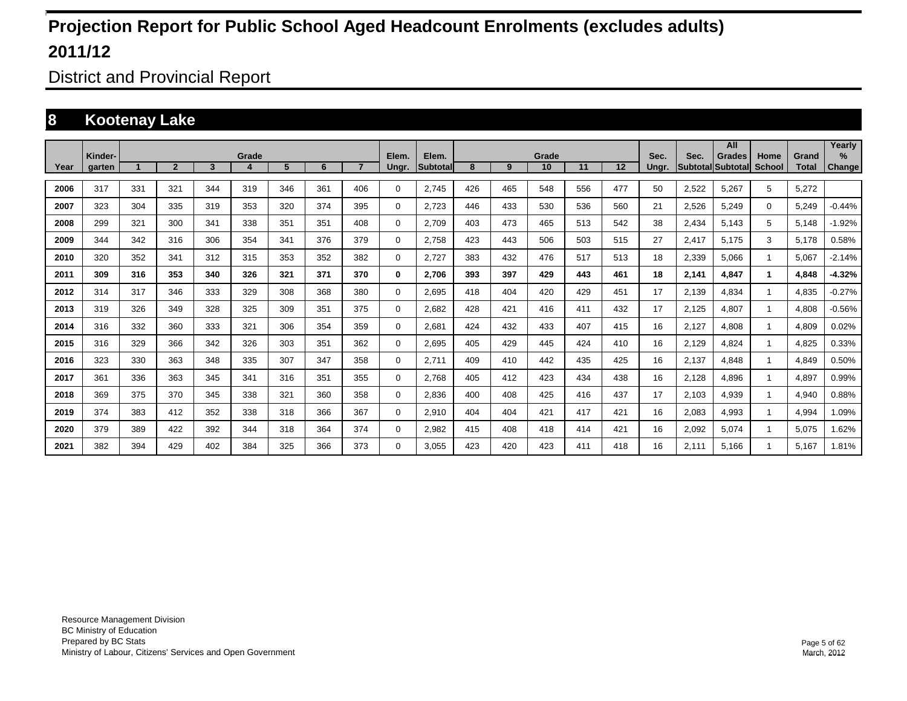# Projection Report for Public School Aged Headcount Enrolments (excludes adults)

# 2011/12

## District and Provincial Report

## 8 Kootenay Lake

| Year | Kinder-garten | Grade 1 | 2 | 3 | 4 | 5 | 6 | 7 | Elem. Ungr. | Elem. Subtotal | Grade 8 | 9 | 10 | 11 | 12 | Sec. Ungr. | Sec. Subtotal | All Grades Subtotal | Home School | Grand Total | Yearly % Change |
|---|---|---|---|---|---|---|---|---|---|---|---|---|---|---|---|---|---|---|---|---|---|
| 2006 | 317 | 331 | 321 | 344 | 319 | 346 | 361 | 406 | 0 | 2,745 | 426 | 465 | 548 | 556 | 477 | 50 | 2,522 | 5,267 | 5 | 5,272 | |
| 2007 | 323 | 304 | 335 | 319 | 353 | 320 | 374 | 395 | 0 | 2,723 | 446 | 433 | 530 | 536 | 560 | 21 | 2,526 | 5,249 | 0 | 5,249 | -0.44% |
| 2008 | 299 | 321 | 300 | 341 | 338 | 351 | 351 | 408 | 0 | 2,709 | 403 | 473 | 465 | 513 | 542 | 38 | 2,434 | 5,143 | 5 | 5,148 | -1.92% |
| 2009 | 344 | 342 | 316 | 306 | 354 | 341 | 376 | 379 | 0 | 2,758 | 423 | 443 | 506 | 503 | 515 | 27 | 2,417 | 5,175 | 3 | 5,178 | 0.58% |
| 2010 | 320 | 352 | 341 | 312 | 315 | 353 | 352 | 382 | 0 | 2,727 | 383 | 432 | 476 | 517 | 513 | 18 | 2,339 | 5,066 | 1 | 5,067 | -2.14% |
| **2011** | **309** | **316** | **353** | **340** | **326** | **321** | **371** | **370** | **0** | **2,706** | **393** | **397** | **429** | **443** | **461** | **18** | **2,141** | **4,847** | **1** | **4,848** | **-4.32%** |
| 2012 | 314 | 317 | 346 | 333 | 329 | 308 | 368 | 380 | 0 | 2,695 | 418 | 404 | 420 | 429 | 451 | 17 | 2,139 | 4,834 | 1 | 4,835 | -0.27% |
| 2013 | 319 | 326 | 349 | 328 | 325 | 309 | 351 | 375 | 0 | 2,682 | 428 | 421 | 416 | 411 | 432 | 17 | 2,125 | 4,807 | 1 | 4,808 | -0.56% |
| 2014 | 316 | 332 | 360 | 333 | 321 | 306 | 354 | 359 | 0 | 2,681 | 424 | 432 | 433 | 407 | 415 | 16 | 2,127 | 4,808 | 1 | 4,809 | 0.02% |
| 2015 | 316 | 329 | 366 | 342 | 326 | 303 | 351 | 362 | 0 | 2,695 | 405 | 429 | 445 | 424 | 410 | 16 | 2,129 | 4,824 | 1 | 4,825 | 0.33% |
| 2016 | 323 | 330 | 363 | 348 | 335 | 307 | 347 | 358 | 0 | 2,711 | 409 | 410 | 442 | 435 | 425 | 16 | 2,137 | 4,848 | 1 | 4,849 | 0.50% |
| 2017 | 361 | 336 | 363 | 345 | 341 | 316 | 351 | 355 | 0 | 2,768 | 405 | 412 | 423 | 434 | 438 | 16 | 2,128 | 4,896 | 1 | 4,897 | 0.99% |
| 2018 | 369 | 375 | 370 | 345 | 338 | 321 | 360 | 358 | 0 | 2,836 | 400 | 408 | 425 | 416 | 437 | 17 | 2,103 | 4,939 | 1 | 4,940 | 0.88% |
| 2019 | 374 | 383 | 412 | 352 | 338 | 318 | 366 | 367 | 0 | 2,910 | 404 | 404 | 421 | 417 | 421 | 16 | 2,083 | 4,993 | 1 | 4,994 | 1.09% |
| 2020 | 379 | 389 | 422 | 392 | 344 | 318 | 364 | 374 | 0 | 2,982 | 415 | 408 | 418 | 414 | 421 | 16 | 2,092 | 5,074 | 1 | 5,075 | 1.62% |
| 2021 | 382 | 394 | 429 | 402 | 384 | 325 | 366 | 373 | 0 | 3,055 | 423 | 420 | 423 | 411 | 418 | 16 | 2,111 | 5,166 | 1 | 5,167 | 1.81% |

Resource Management Division
BC Ministry of Education
Prepared by BC Stats
Ministry of Labour, Citizens' Services and Open Government

March, 2012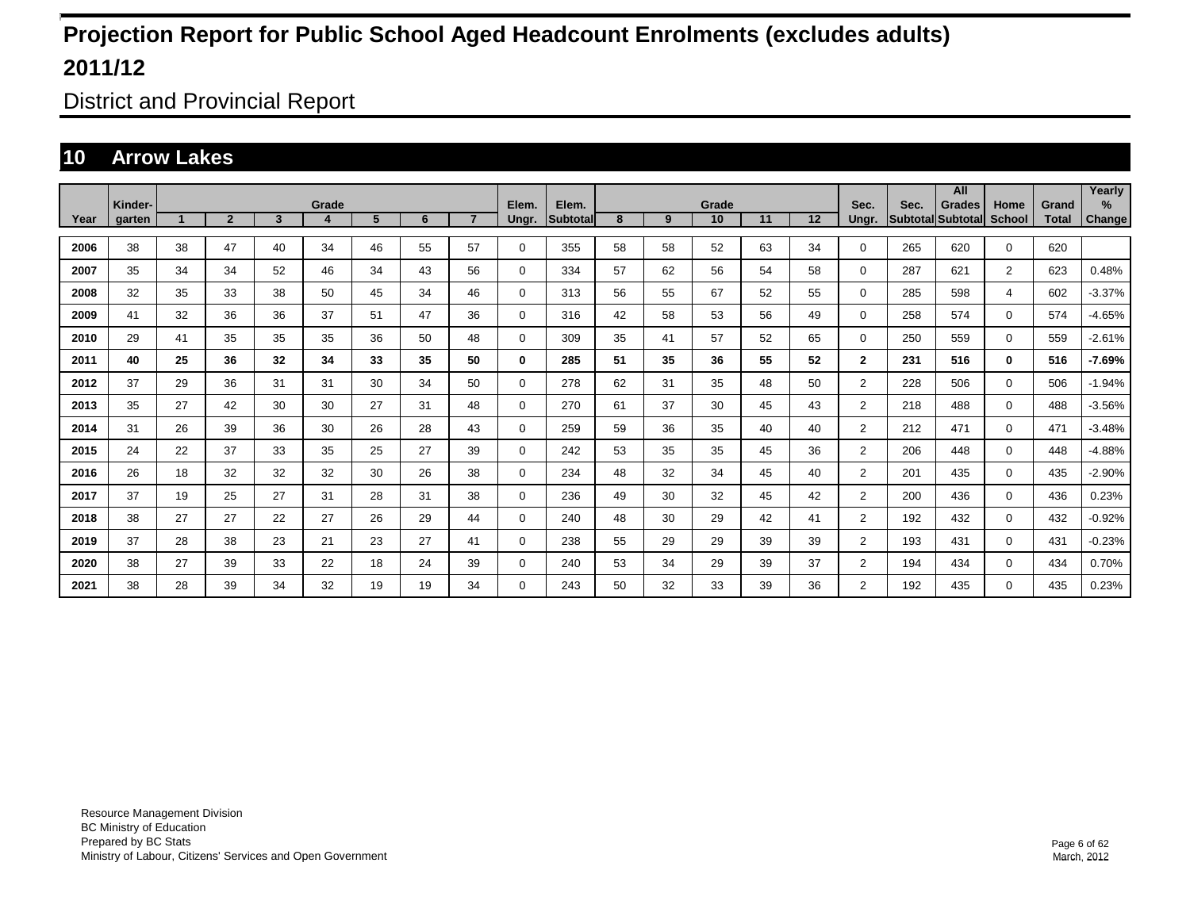# Projection Report for Public School Aged Headcount Enrolments (excludes adults)

# 2011/12

## District and Provincial Report

## 10 Arrow Lakes

| Year | Kinder-garten | Grade 1 | 2 | 3 | 4 | 5 | 6 | 7 | Elem. Ungr. | Elem. Subtotal | Grade 8 | 9 | 10 | 11 | 12 | Sec. Ungr. | Sec. Subtotal | All Grades Subtotal | Home School | Grand Total | Yearly % Change |
|---|---|---|---|---|---|---|---|---|---|---|---|---|---|---|---|---|---|---|---|---|---|
| 2006 | 38 | 38 | 47 | 40 | 34 | 46 | 55 | 57 | 0 | 355 | 58 | 58 | 52 | 63 | 34 | 0 | 265 | 620 | 0 | 620 | |
| 2007 | 35 | 34 | 34 | 52 | 46 | 34 | 43 | 56 | 0 | 334 | 57 | 62 | 56 | 54 | 58 | 0 | 287 | 621 | 2 | 623 | 0.48% |
| 2008 | 32 | 35 | 33 | 38 | 50 | 45 | 34 | 46 | 0 | 313 | 56 | 55 | 67 | 52 | 55 | 0 | 285 | 598 | 4 | 602 | -3.37% |
| 2009 | 41 | 32 | 36 | 36 | 37 | 51 | 47 | 36 | 0 | 316 | 42 | 58 | 53 | 56 | 49 | 0 | 258 | 574 | 0 | 574 | -4.65% |
| 2010 | 29 | 41 | 35 | 35 | 35 | 36 | 50 | 48 | 0 | 309 | 35 | 41 | 57 | 52 | 65 | 0 | 250 | 559 | 0 | 559 | -2.61% |
| **2011** | **40** | **25** | **36** | **32** | **34** | **33** | **35** | **50** | **0** | **285** | **51** | **35** | **36** | **55** | **52** | **2** | **231** | **516** | **0** | **516** | **-7.69%** |
| 2012 | 37 | 29 | 36 | 31 | 31 | 30 | 34 | 50 | 0 | 278 | 62 | 31 | 35 | 48 | 50 | 2 | 228 | 506 | 0 | 506 | -1.94% |
| 2013 | 35 | 27 | 42 | 30 | 30 | 27 | 31 | 48 | 0 | 270 | 61 | 37 | 30 | 45 | 43 | 2 | 218 | 488 | 0 | 488 | -3.56% |
| 2014 | 31 | 26 | 39 | 36 | 30 | 26 | 28 | 43 | 0 | 259 | 59 | 36 | 35 | 40 | 40 | 2 | 212 | 471 | 0 | 471 | -3.48% |
| 2015 | 24 | 22 | 37 | 33 | 35 | 25 | 27 | 39 | 0 | 242 | 53 | 35 | 35 | 45 | 36 | 2 | 206 | 448 | 0 | 448 | -4.88% |
| 2016 | 26 | 18 | 32 | 32 | 32 | 30 | 26 | 38 | 0 | 234 | 48 | 32 | 34 | 45 | 40 | 2 | 201 | 435 | 0 | 435 | -2.90% |
| 2017 | 37 | 19 | 25 | 27 | 31 | 28 | 31 | 38 | 0 | 236 | 49 | 30 | 32 | 45 | 42 | 2 | 200 | 436 | 0 | 436 | 0.23% |
| 2018 | 38 | 27 | 27 | 22 | 27 | 26 | 29 | 44 | 0 | 240 | 48 | 30 | 29 | 42 | 41 | 2 | 192 | 432 | 0 | 432 | -0.92% |
| 2019 | 37 | 28 | 38 | 23 | 21 | 23 | 27 | 41 | 0 | 238 | 55 | 29 | 29 | 39 | 39 | 2 | 193 | 431 | 0 | 431 | -0.23% |
| 2020 | 38 | 27 | 39 | 33 | 22 | 18 | 24 | 39 | 0 | 240 | 53 | 34 | 29 | 39 | 37 | 2 | 194 | 434 | 0 | 434 | 0.70% |
| 2021 | 38 | 28 | 39 | 34 | 32 | 19 | 19 | 34 | 0 | 243 | 50 | 32 | 33 | 39 | 36 | 2 | 192 | 435 | 0 | 435 | 0.23% |

Resource Management Division
BC Ministry of Education
Prepared by BC Stats
Ministry of Labour, Citizens' Services and Open Government

March, 2012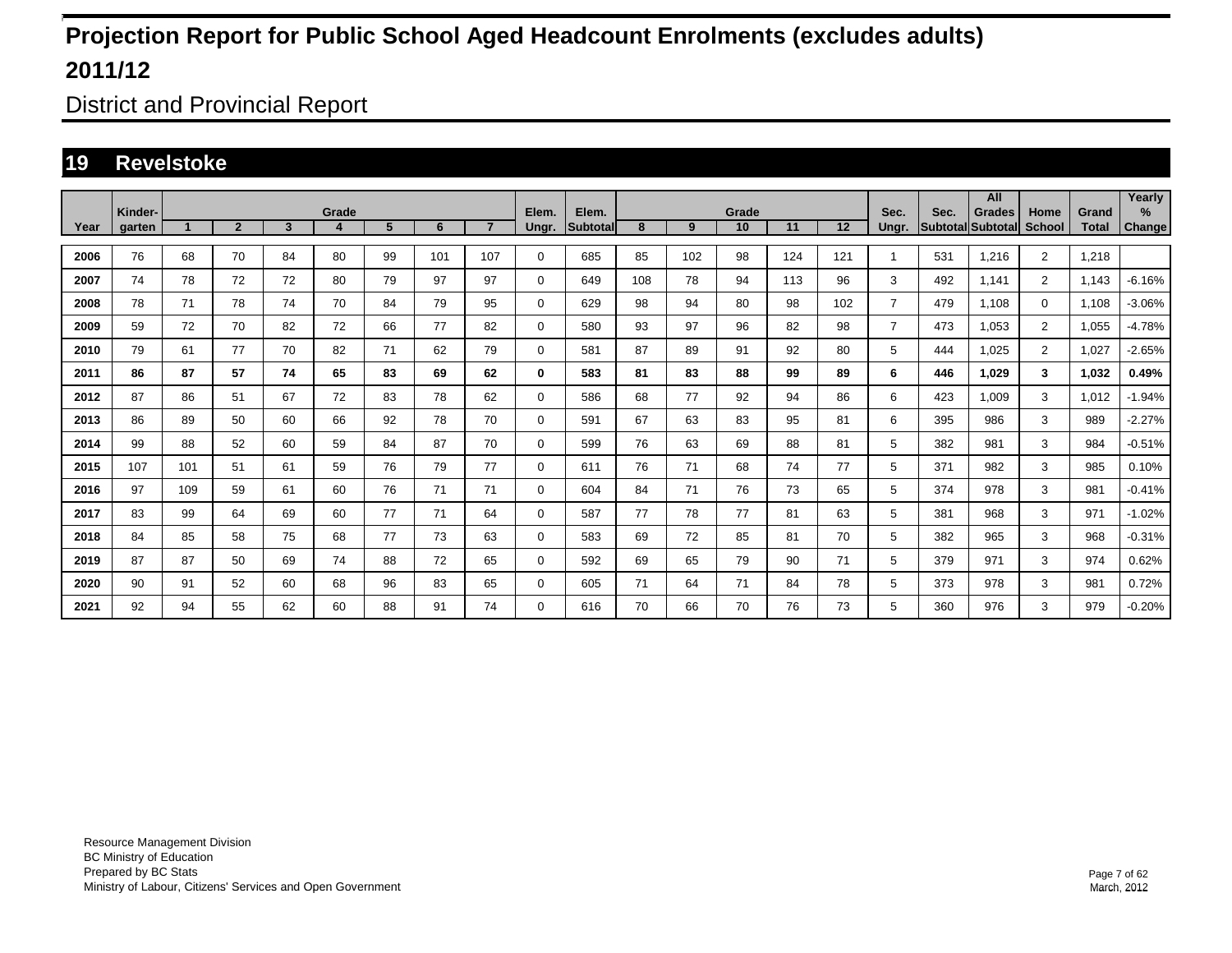# Projection Report for Public School Aged Headcount Enrolments (excludes adults)

# 2011/12

## District and Provincial Report

## 19 Revelstoke

| Year | Kinder-garten | Grade 1 | 2 | 3 | 4 | 5 | 6 | 7 | Elem. Ungr. | Elem. Subtotal | Grade 8 | 9 | 10 | 11 | 12 | Sec. Ungr. | Sec. Subtotal | All Grades Subtotal | Home School | Grand Total | Yearly % Change |
|---|---|---|---|---|---|---|---|---|---|---|---|---|---|---|---|---|---|---|---|---|---|
| 2006 | 76 | 68 | 70 | 84 | 80 | 99 | 101 | 107 | 0 | 685 | 85 | 102 | 98 | 124 | 121 | 1 | 531 | 1,216 | 2 | 1,218 | |
| 2007 | 74 | 78 | 72 | 72 | 80 | 79 | 97 | 97 | 0 | 649 | 108 | 78 | 94 | 113 | 96 | 3 | 492 | 1,141 | 2 | 1,143 | -6.16% |
| 2008 | 78 | 71 | 78 | 74 | 70 | 84 | 79 | 95 | 0 | 629 | 98 | 94 | 80 | 98 | 102 | 7 | 479 | 1,108 | 0 | 1,108 | -3.06% |
| 2009 | 59 | 72 | 70 | 82 | 72 | 66 | 77 | 82 | 0 | 580 | 93 | 97 | 96 | 82 | 98 | 7 | 473 | 1,053 | 2 | 1,055 | -4.78% |
| 2010 | 79 | 61 | 77 | 70 | 82 | 71 | 62 | 79 | 0 | 581 | 87 | 89 | 91 | 92 | 80 | 5 | 444 | 1,025 | 2 | 1,027 | -2.65% |
| **2011** | **86** | **87** | **57** | **74** | **65** | **83** | **69** | **62** | **0** | **583** | **81** | **83** | **88** | **99** | **89** | **6** | **446** | **1,029** | **3** | **1,032** | **0.49%** |
| 2012 | 87 | 86 | 51 | 67 | 72 | 83 | 78 | 62 | 0 | 586 | 68 | 77 | 92 | 94 | 86 | 6 | 423 | 1,009 | 3 | 1,012 | -1.94% |
| 2013 | 86 | 89 | 50 | 60 | 66 | 92 | 78 | 70 | 0 | 591 | 67 | 63 | 83 | 95 | 81 | 6 | 395 | 986 | 3 | 989 | -2.27% |
| 2014 | 99 | 88 | 52 | 60 | 59 | 84 | 87 | 70 | 0 | 599 | 76 | 63 | 69 | 88 | 81 | 5 | 382 | 981 | 3 | 984 | -0.51% |
| 2015 | 107 | 101 | 51 | 61 | 59 | 76 | 79 | 77 | 0 | 611 | 76 | 71 | 68 | 74 | 77 | 5 | 371 | 982 | 3 | 985 | 0.10% |
| 2016 | 97 | 109 | 59 | 61 | 60 | 76 | 71 | 71 | 0 | 604 | 84 | 71 | 76 | 73 | 65 | 5 | 374 | 978 | 3 | 981 | -0.41% |
| 2017 | 83 | 99 | 64 | 69 | 60 | 77 | 71 | 64 | 0 | 587 | 77 | 78 | 77 | 81 | 63 | 5 | 381 | 968 | 3 | 971 | -1.02% |
| 2018 | 84 | 85 | 58 | 75 | 68 | 77 | 73 | 63 | 0 | 583 | 69 | 72 | 85 | 81 | 70 | 5 | 382 | 965 | 3 | 968 | -0.31% |
| 2019 | 87 | 87 | 50 | 69 | 74 | 88 | 72 | 65 | 0 | 592 | 69 | 65 | 79 | 90 | 71 | 5 | 379 | 971 | 3 | 974 | 0.62% |
| 2020 | 90 | 91 | 52 | 60 | 68 | 96 | 83 | 65 | 0 | 605 | 71 | 64 | 71 | 84 | 78 | 5 | 373 | 978 | 3 | 981 | 0.72% |
| 2021 | 92 | 94 | 55 | 62 | 60 | 88 | 91 | 74 | 0 | 616 | 70 | 66 | 70 | 76 | 73 | 5 | 360 | 976 | 3 | 979 | -0.20% |

Resource Management Division
BC Ministry of Education
Prepared by BC Stats
Ministry of Labour, Citizens' Services and Open Government

March, 2012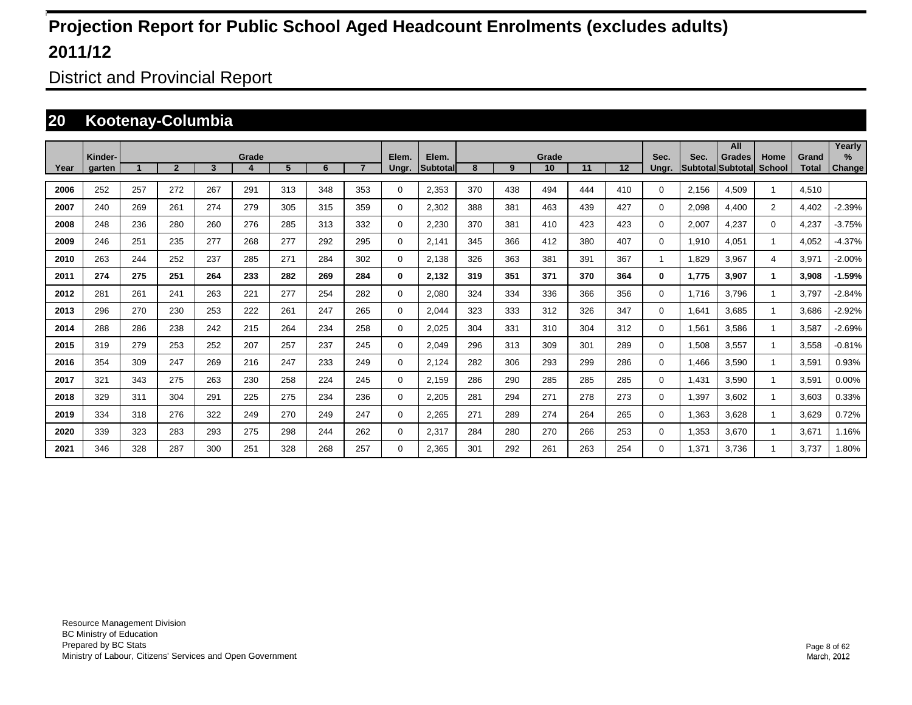# Projection Report for Public School Aged Headcount Enrolments (excludes adults)

# 2011/12

## District and Provincial Report

## 20 Kootenay-Columbia

| Year | Kinder-garten | Grade 1 | 2 | 3 | 4 | 5 | 6 | 7 | Elem. Ungr. | Elem. Subtotal | Grade 8 | 9 | 10 | 11 | 12 | Sec. Ungr. | Sec. Subtotal | All Grades Subtotal | Home School | Grand Total | Yearly % Change |
|---|---|---|---|---|---|---|---|---|---|---|---|---|---|---|---|---|---|---|---|---|---|
| 2006 | 252 | 257 | 272 | 267 | 291 | 313 | 348 | 353 | 0 | 2,353 | 370 | 438 | 494 | 444 | 410 | 0 | 2,156 | 4,509 | 1 | 4,510 | |
| 2007 | 240 | 269 | 261 | 274 | 279 | 305 | 315 | 359 | 0 | 2,302 | 388 | 381 | 463 | 439 | 427 | 0 | 2,098 | 4,400 | 2 | 4,402 | -2.39% |
| 2008 | 248 | 236 | 280 | 260 | 276 | 285 | 313 | 332 | 0 | 2,230 | 370 | 381 | 410 | 423 | 423 | 0 | 2,007 | 4,237 | 0 | 4,237 | -3.75% |
| 2009 | 246 | 251 | 235 | 277 | 268 | 277 | 292 | 295 | 0 | 2,141 | 345 | 366 | 412 | 380 | 407 | 0 | 1,910 | 4,051 | 1 | 4,052 | -4.37% |
| 2010 | 263 | 244 | 252 | 237 | 285 | 271 | 284 | 302 | 0 | 2,138 | 326 | 363 | 381 | 391 | 367 | 1 | 1,829 | 3,967 | 4 | 3,971 | -2.00% |
| **2011** | **274** | **275** | **251** | **264** | **233** | **282** | **269** | **284** | **0** | **2,132** | **319** | **351** | **371** | **370** | **364** | **0** | **1,775** | **3,907** | **1** | **3,908** | **-1.59%** |
| 2012 | 281 | 261 | 241 | 263 | 221 | 277 | 254 | 282 | 0 | 2,080 | 324 | 334 | 336 | 366 | 356 | 0 | 1,716 | 3,796 | 1 | 3,797 | -2.84% |
| 2013 | 296 | 270 | 230 | 253 | 222 | 261 | 247 | 265 | 0 | 2,044 | 323 | 333 | 312 | 326 | 347 | 0 | 1,641 | 3,685 | 1 | 3,686 | -2.92% |
| 2014 | 288 | 286 | 238 | 242 | 215 | 264 | 234 | 258 | 0 | 2,025 | 304 | 331 | 310 | 304 | 312 | 0 | 1,561 | 3,586 | 1 | 3,587 | -2.69% |
| 2015 | 319 | 279 | 253 | 252 | 207 | 257 | 237 | 245 | 0 | 2,049 | 296 | 313 | 309 | 301 | 289 | 0 | 1,508 | 3,557 | 1 | 3,558 | -0.81% |
| 2016 | 354 | 309 | 247 | 269 | 216 | 247 | 233 | 249 | 0 | 2,124 | 282 | 306 | 293 | 299 | 286 | 0 | 1,466 | 3,590 | 1 | 3,591 | 0.93% |
| 2017 | 321 | 343 | 275 | 263 | 230 | 258 | 224 | 245 | 0 | 2,159 | 286 | 290 | 285 | 285 | 285 | 0 | 1,431 | 3,590 | 1 | 3,591 | 0.00% |
| 2018 | 329 | 311 | 304 | 291 | 225 | 275 | 234 | 236 | 0 | 2,205 | 281 | 294 | 271 | 278 | 273 | 0 | 1,397 | 3,602 | 1 | 3,603 | 0.33% |
| 2019 | 334 | 318 | 276 | 322 | 249 | 270 | 249 | 247 | 0 | 2,265 | 271 | 289 | 274 | 264 | 265 | 0 | 1,363 | 3,628 | 1 | 3,629 | 0.72% |
| 2020 | 339 | 323 | 283 | 293 | 275 | 298 | 244 | 262 | 0 | 2,317 | 284 | 280 | 270 | 266 | 253 | 0 | 1,353 | 3,670 | 1 | 3,671 | 1.16% |
| 2021 | 346 | 328 | 287 | 300 | 251 | 328 | 268 | 257 | 0 | 2,365 | 301 | 292 | 261 | 263 | 254 | 0 | 1,371 | 3,736 | 1 | 3,737 | 1.80% |

Resource Management Division
BC Ministry of Education
Prepared by BC Stats
Ministry of Labour, Citizens' Services and Open Government

March, 2012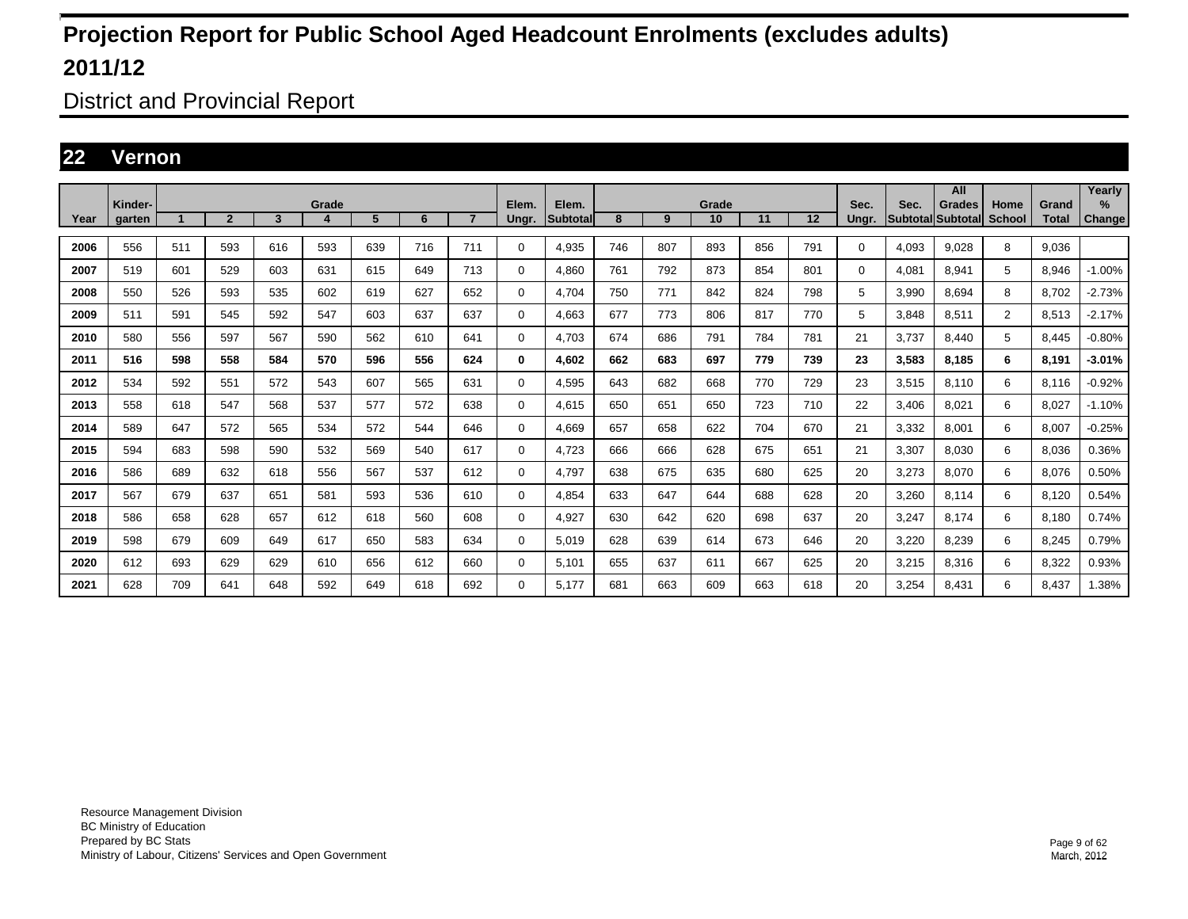# Projection Report for Public School Aged Headcount Enrolments (excludes adults)

# 2011/12

## District and Provincial Report

## 22 Vernon

| Year | Kinder-garten | Grade 1 | 2 | 3 | 4 | 5 | 6 | 7 | Elem. Ungr. | Elem. Subtotal | Grade 8 | 9 | 10 | 11 | 12 | Sec. Ungr. | Sec. Subtotal | All Grades Subtotal | Home School | Grand Total | Yearly % Change |
|---|---|---|---|---|---|---|---|---|---|---|---|---|---|---|---|---|---|---|---|---|---|
| 2006 | 556 | 511 | 593 | 616 | 593 | 639 | 716 | 711 | 0 | 4,935 | 746 | 807 | 893 | 856 | 791 | 0 | 4,093 | 9,028 | 8 | 9,036 | |
| 2007 | 519 | 601 | 529 | 603 | 631 | 615 | 649 | 713 | 0 | 4,860 | 761 | 792 | 873 | 854 | 801 | 0 | 4,081 | 8,941 | 5 | 8,946 | -1.00% |
| 2008 | 550 | 526 | 593 | 535 | 602 | 619 | 627 | 652 | 0 | 4,704 | 750 | 771 | 842 | 824 | 798 | 5 | 3,990 | 8,694 | 8 | 8,702 | -2.73% |
| 2009 | 511 | 591 | 545 | 592 | 547 | 603 | 637 | 637 | 0 | 4,663 | 677 | 773 | 806 | 817 | 770 | 5 | 3,848 | 8,511 | 2 | 8,513 | -2.17% |
| 2010 | 580 | 556 | 597 | 567 | 590 | 562 | 610 | 641 | 0 | 4,703 | 674 | 686 | 791 | 784 | 781 | 21 | 3,737 | 8,440 | 5 | 8,445 | -0.80% |
| **2011** | **516** | **598** | **558** | **584** | **570** | **596** | **556** | **624** | **0** | **4,602** | **662** | **683** | **697** | **779** | **739** | **23** | **3,583** | **8,185** | **6** | **8,191** | **-3.01%** |
| 2012 | 534 | 592 | 551 | 572 | 543 | 607 | 565 | 631 | 0 | 4,595 | 643 | 682 | 668 | 770 | 729 | 23 | 3,515 | 8,110 | 6 | 8,116 | -0.92% |
| 2013 | 558 | 618 | 547 | 568 | 537 | 577 | 572 | 638 | 0 | 4,615 | 650 | 651 | 650 | 723 | 710 | 22 | 3,406 | 8,021 | 6 | 8,027 | -1.10% |
| 2014 | 589 | 647 | 572 | 565 | 534 | 572 | 544 | 646 | 0 | 4,669 | 657 | 658 | 622 | 704 | 670 | 21 | 3,332 | 8,001 | 6 | 8,007 | -0.25% |
| 2015 | 594 | 683 | 598 | 590 | 532 | 569 | 540 | 617 | 0 | 4,723 | 666 | 666 | 628 | 675 | 651 | 21 | 3,307 | 8,030 | 6 | 8,036 | 0.36% |
| 2016 | 586 | 689 | 632 | 618 | 556 | 567 | 537 | 612 | 0 | 4,797 | 638 | 675 | 635 | 680 | 625 | 20 | 3,273 | 8,070 | 6 | 8,076 | 0.50% |
| 2017 | 567 | 679 | 637 | 651 | 581 | 593 | 536 | 610 | 0 | 4,854 | 633 | 647 | 644 | 688 | 628 | 20 | 3,260 | 8,114 | 6 | 8,120 | 0.54% |
| 2018 | 586 | 658 | 628 | 657 | 612 | 618 | 560 | 608 | 0 | 4,927 | 630 | 642 | 620 | 698 | 637 | 20 | 3,247 | 8,174 | 6 | 8,180 | 0.74% |
| 2019 | 598 | 679 | 609 | 649 | 617 | 650 | 583 | 634 | 0 | 5,019 | 628 | 639 | 614 | 673 | 646 | 20 | 3,220 | 8,239 | 6 | 8,245 | 0.79% |
| 2020 | 612 | 693 | 629 | 629 | 610 | 656 | 612 | 660 | 0 | 5,101 | 655 | 637 | 611 | 667 | 625 | 20 | 3,215 | 8,316 | 6 | 8,322 | 0.93% |
| 2021 | 628 | 709 | 641 | 648 | 592 | 649 | 618 | 692 | 0 | 5,177 | 681 | 663 | 609 | 663 | 618 | 20 | 3,254 | 8,431 | 6 | 8,437 | 1.38% |

Resource Management Division
BC Ministry of Education
Prepared by BC Stats
Ministry of Labour, Citizens' Services and Open Government

March, 2012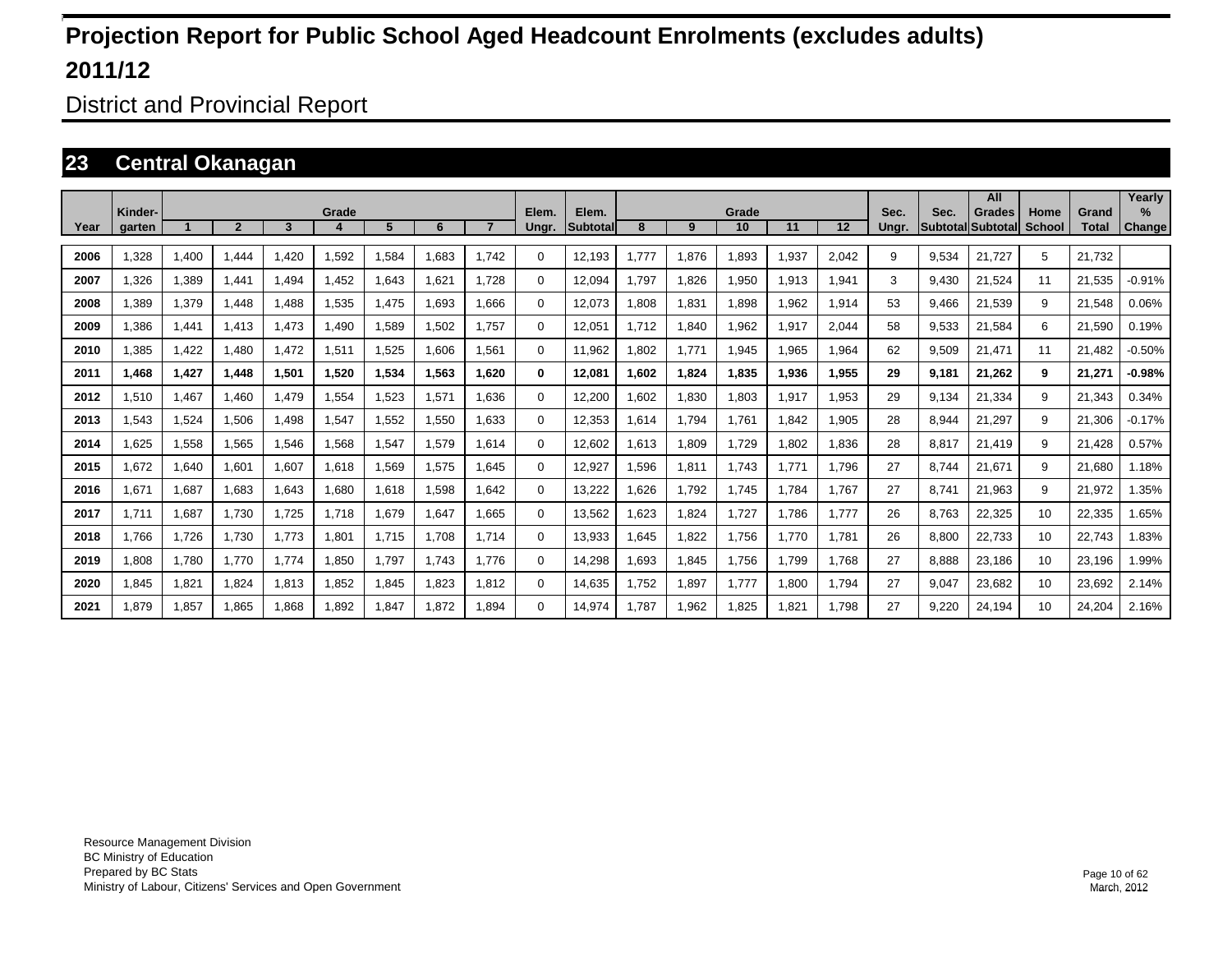# Projection Report for Public School Aged Headcount Enrolments (excludes adults)

# 2011/12

## District and Provincial Report

## 23 Central Okanagan

| Year | Kinder-garten | Grade 1 | Grade 2 | Grade 3 | Grade 4 | Grade 5 | Grade 6 | Grade 7 | Elem. Ungr. | Elem. Subtotal | Grade 8 | Grade 9 | Grade 10 | Grade 11 | Grade 12 | Sec. Ungr. | Sec. Subtotal | All Grades Subtotal | Home School | Grand Total | Yearly % Change |
|---|---|---|---|---|---|---|---|---|---|---|---|---|---|---|---|---|---|---|---|---|---|
| 2006 | 1,328 | 1,400 | 1,444 | 1,420 | 1,592 | 1,584 | 1,683 | 1,742 | 0 | 12,193 | 1,777 | 1,876 | 1,893 | 1,937 | 2,042 | 9 | 9,534 | 21,727 | 5 | 21,732 | |
| 2007 | 1,326 | 1,389 | 1,441 | 1,494 | 1,452 | 1,643 | 1,621 | 1,728 | 0 | 12,094 | 1,797 | 1,826 | 1,950 | 1,913 | 1,941 | 3 | 9,430 | 21,524 | 11 | 21,535 | -0.91% |
| 2008 | 1,389 | 1,379 | 1,448 | 1,488 | 1,535 | 1,475 | 1,693 | 1,666 | 0 | 12,073 | 1,808 | 1,831 | 1,898 | 1,962 | 1,914 | 53 | 9,466 | 21,539 | 9 | 21,548 | 0.06% |
| 2009 | 1,386 | 1,441 | 1,413 | 1,473 | 1,490 | 1,589 | 1,502 | 1,757 | 0 | 12,051 | 1,712 | 1,840 | 1,962 | 1,917 | 2,044 | 58 | 9,533 | 21,584 | 6 | 21,590 | 0.19% |
| 2010 | 1,385 | 1,422 | 1,480 | 1,472 | 1,511 | 1,525 | 1,606 | 1,561 | 0 | 11,962 | 1,802 | 1,771 | 1,945 | 1,965 | 1,964 | 62 | 9,509 | 21,471 | 11 | 21,482 | -0.50% |
| **2011** | **1,468** | **1,427** | **1,448** | **1,501** | **1,520** | **1,534** | **1,563** | **1,620** | **0** | **12,081** | **1,602** | **1,824** | **1,835** | **1,936** | **1,955** | **29** | **9,181** | **21,262** | **9** | **21,271** | **-0.98%** |
| 2012 | 1,510 | 1,467 | 1,460 | 1,479 | 1,554 | 1,523 | 1,571 | 1,636 | 0 | 12,200 | 1,602 | 1,830 | 1,803 | 1,917 | 1,953 | 29 | 9,134 | 21,334 | 9 | 21,343 | 0.34% |
| 2013 | 1,543 | 1,524 | 1,506 | 1,498 | 1,547 | 1,552 | 1,550 | 1,633 | 0 | 12,353 | 1,614 | 1,794 | 1,761 | 1,842 | 1,905 | 28 | 8,944 | 21,297 | 9 | 21,306 | -0.17% |
| 2014 | 1,625 | 1,558 | 1,565 | 1,546 | 1,568 | 1,547 | 1,579 | 1,614 | 0 | 12,602 | 1,613 | 1,809 | 1,729 | 1,802 | 1,836 | 28 | 8,817 | 21,419 | 9 | 21,428 | 0.57% |
| 2015 | 1,672 | 1,640 | 1,601 | 1,607 | 1,618 | 1,569 | 1,575 | 1,645 | 0 | 12,927 | 1,596 | 1,811 | 1,743 | 1,771 | 1,796 | 27 | 8,744 | 21,671 | 9 | 21,680 | 1.18% |
| 2016 | 1,671 | 1,687 | 1,683 | 1,643 | 1,680 | 1,618 | 1,598 | 1,642 | 0 | 13,222 | 1,626 | 1,792 | 1,745 | 1,784 | 1,767 | 27 | 8,741 | 21,963 | 9 | 21,972 | 1.35% |
| 2017 | 1,711 | 1,687 | 1,730 | 1,725 | 1,718 | 1,679 | 1,647 | 1,665 | 0 | 13,562 | 1,623 | 1,824 | 1,727 | 1,786 | 1,777 | 26 | 8,763 | 22,325 | 10 | 22,335 | 1.65% |
| 2018 | 1,766 | 1,726 | 1,730 | 1,773 | 1,801 | 1,715 | 1,708 | 1,714 | 0 | 13,933 | 1,645 | 1,822 | 1,756 | 1,770 | 1,781 | 26 | 8,800 | 22,733 | 10 | 22,743 | 1.83% |
| 2019 | 1,808 | 1,780 | 1,770 | 1,774 | 1,850 | 1,797 | 1,743 | 1,776 | 0 | 14,298 | 1,693 | 1,845 | 1,756 | 1,799 | 1,768 | 27 | 8,888 | 23,186 | 10 | 23,196 | 1.99% |
| 2020 | 1,845 | 1,821 | 1,824 | 1,813 | 1,852 | 1,845 | 1,823 | 1,812 | 0 | 14,635 | 1,752 | 1,897 | 1,777 | 1,800 | 1,794 | 27 | 9,047 | 23,682 | 10 | 23,692 | 2.14% |
| 2021 | 1,879 | 1,857 | 1,865 | 1,868 | 1,892 | 1,847 | 1,872 | 1,894 | 0 | 14,974 | 1,787 | 1,962 | 1,825 | 1,821 | 1,798 | 27 | 9,220 | 24,194 | 10 | 24,204 | 2.16% |

Resource Management Division
BC Ministry of Education
Prepared by BC Stats
Ministry of Labour, Citizens' Services and Open Government

March, 2012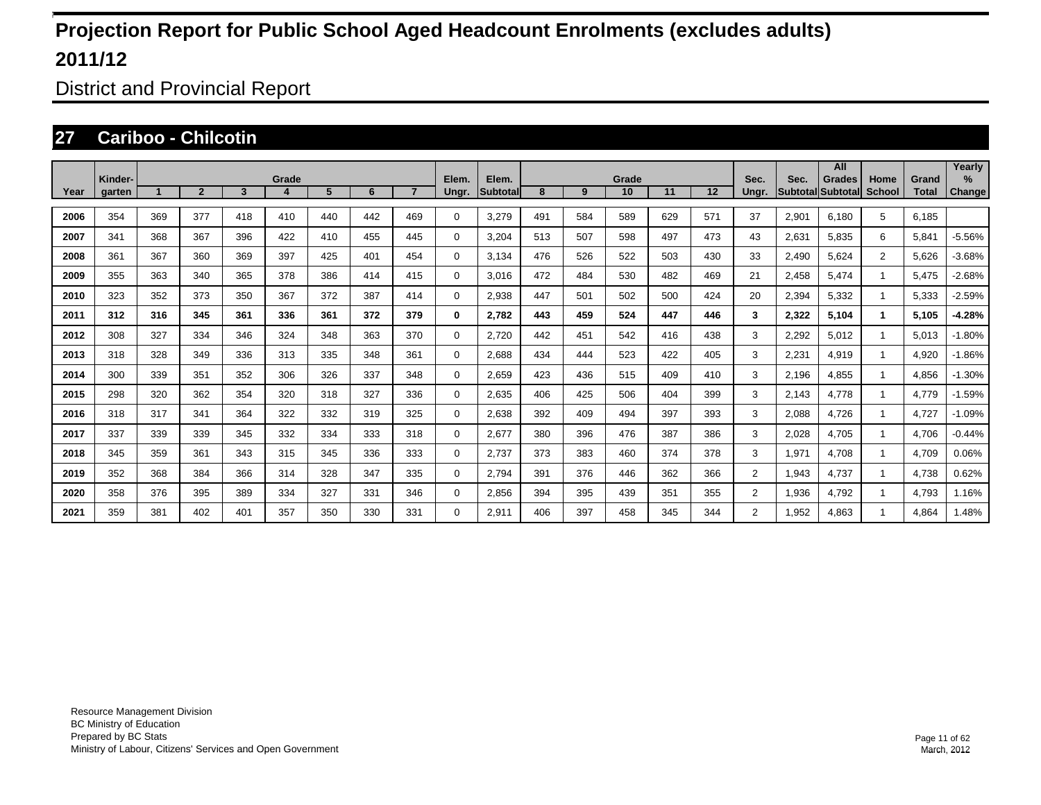# Projection Report for Public School Aged Headcount Enrolments (excludes adults)

# 2011/12

## District and Provincial Report

## 27 Cariboo - Chilcotin

| Year | Kinder-garten | Grade 1 | Grade 2 | Grade 3 | Grade 4 | Grade 5 | Grade 6 | Grade 7 | Elem. Ungr. | Elem. Subtotal | Grade 8 | Grade 9 | Grade 10 | Grade 11 | Grade 12 | Sec. Ungr. | Sec. Subtotal | All Grades Subtotal | Home School | Grand Total | Yearly % Change |
|---|---|---|---|---|---|---|---|---|---|---|---|---|---|---|---|---|---|---|---|---|---|
| 2006 | 354 | 369 | 377 | 418 | 410 | 440 | 442 | 469 | 0 | 3,279 | 491 | 584 | 589 | 629 | 571 | 37 | 2,901 | 6,180 | 5 | 6,185 | |
| 2007 | 341 | 368 | 367 | 396 | 422 | 410 | 455 | 445 | 0 | 3,204 | 513 | 507 | 598 | 497 | 473 | 43 | 2,631 | 5,835 | 6 | 5,841 | -5.56% |
| 2008 | 361 | 367 | 360 | 369 | 397 | 425 | 401 | 454 | 0 | 3,134 | 476 | 526 | 522 | 503 | 430 | 33 | 2,490 | 5,624 | 2 | 5,626 | -3.68% |
| 2009 | 355 | 363 | 340 | 365 | 378 | 386 | 414 | 415 | 0 | 3,016 | 472 | 484 | 530 | 482 | 469 | 21 | 2,458 | 5,474 | 1 | 5,475 | -2.68% |
| 2010 | 323 | 352 | 373 | 350 | 367 | 372 | 387 | 414 | 0 | 2,938 | 447 | 501 | 502 | 500 | 424 | 20 | 2,394 | 5,332 | 1 | 5,333 | -2.59% |
| **2011** | **312** | **316** | **345** | **361** | **336** | **361** | **372** | **379** | **0** | **2,782** | **443** | **459** | **524** | **447** | **446** | **3** | **2,322** | **5,104** | **1** | **5,105** | **-4.28%** |
| 2012 | 308 | 327 | 334 | 346 | 324 | 348 | 363 | 370 | 0 | 2,720 | 442 | 451 | 542 | 416 | 438 | 3 | 2,292 | 5,012 | 1 | 5,013 | -1.80% |
| 2013 | 318 | 328 | 349 | 336 | 313 | 335 | 348 | 361 | 0 | 2,688 | 434 | 444 | 523 | 422 | 405 | 3 | 2,231 | 4,919 | 1 | 4,920 | -1.86% |
| 2014 | 300 | 339 | 351 | 352 | 306 | 326 | 337 | 348 | 0 | 2,659 | 423 | 436 | 515 | 409 | 410 | 3 | 2,196 | 4,855 | 1 | 4,856 | -1.30% |
| 2015 | 298 | 320 | 362 | 354 | 320 | 318 | 327 | 336 | 0 | 2,635 | 406 | 425 | 506 | 404 | 399 | 3 | 2,143 | 4,778 | 1 | 4,779 | -1.59% |
| 2016 | 318 | 317 | 341 | 364 | 322 | 332 | 319 | 325 | 0 | 2,638 | 392 | 409 | 494 | 397 | 393 | 3 | 2,088 | 4,726 | 1 | 4,727 | -1.09% |
| 2017 | 337 | 339 | 339 | 345 | 332 | 334 | 333 | 318 | 0 | 2,677 | 380 | 396 | 476 | 387 | 386 | 3 | 2,028 | 4,705 | 1 | 4,706 | -0.44% |
| 2018 | 345 | 359 | 361 | 343 | 315 | 345 | 336 | 333 | 0 | 2,737 | 373 | 383 | 460 | 374 | 378 | 3 | 1,971 | 4,708 | 1 | 4,709 | 0.06% |
| 2019 | 352 | 368 | 384 | 366 | 314 | 328 | 347 | 335 | 0 | 2,794 | 391 | 376 | 446 | 362 | 366 | 2 | 1,943 | 4,737 | 1 | 4,738 | 0.62% |
| 2020 | 358 | 376 | 395 | 389 | 334 | 327 | 331 | 346 | 0 | 2,856 | 394 | 395 | 439 | 351 | 355 | 2 | 1,936 | 4,792 | 1 | 4,793 | 1.16% |
| 2021 | 359 | 381 | 402 | 401 | 357 | 350 | 330 | 331 | 0 | 2,911 | 406 | 397 | 458 | 345 | 344 | 2 | 1,952 | 4,863 | 1 | 4,864 | 1.48% |

Resource Management Division
BC Ministry of Education
Prepared by BC Stats
Ministry of Labour, Citizens' Services and Open Government

March, 2012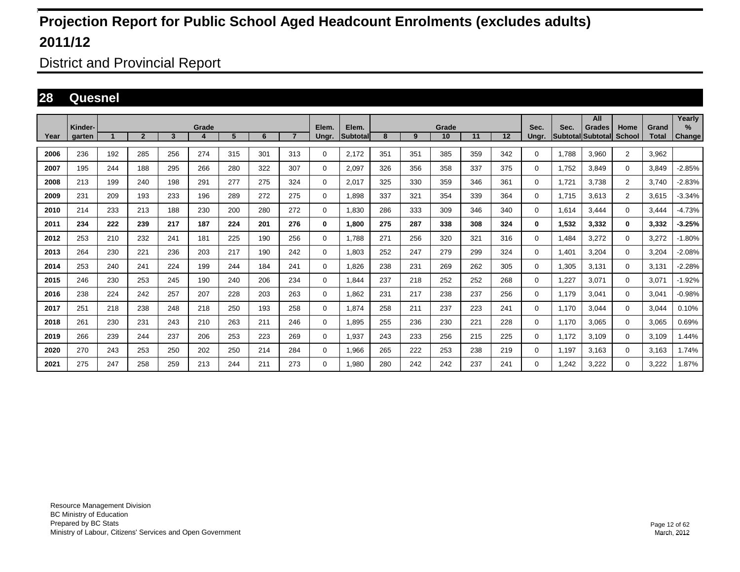# Projection Report for Public School Aged Headcount Enrolments (excludes adults)

# 2011/12

## District and Provincial Report

## 28 Quesnel

| Year | Kinder-garten | Grade 1 | 2 | 3 | 4 | 5 | 6 | 7 | Elem. Ungr. | Elem. Subtotal | Grade 8 | 9 | 10 | 11 | 12 | Sec. Ungr. | Sec. Subtotal | All Grades Subtotal | Home School | Grand Total | Yearly % Change |
|---|---|---|---|---|---|---|---|---|---|---|---|---|---|---|---|---|---|---|---|---|---|
| 2006 | 236 | 192 | 285 | 256 | 274 | 315 | 301 | 313 | 0 | 2,172 | 351 | 351 | 385 | 359 | 342 | 0 | 1,788 | 3,960 | 2 | 3,962 | |
| 2007 | 195 | 244 | 188 | 295 | 266 | 280 | 322 | 307 | 0 | 2,097 | 326 | 356 | 358 | 337 | 375 | 0 | 1,752 | 3,849 | 0 | 3,849 | -2.85% |
| 2008 | 213 | 199 | 240 | 198 | 291 | 277 | 275 | 324 | 0 | 2,017 | 325 | 330 | 359 | 346 | 361 | 0 | 1,721 | 3,738 | 2 | 3,740 | -2.83% |
| 2009 | 231 | 209 | 193 | 233 | 196 | 289 | 272 | 275 | 0 | 1,898 | 337 | 321 | 354 | 339 | 364 | 0 | 1,715 | 3,613 | 2 | 3,615 | -3.34% |
| 2010 | 214 | 233 | 213 | 188 | 230 | 200 | 280 | 272 | 0 | 1,830 | 286 | 333 | 309 | 346 | 340 | 0 | 1,614 | 3,444 | 0 | 3,444 | -4.73% |
| **2011** | **234** | **222** | **239** | **217** | **187** | **224** | **201** | **276** | **0** | **1,800** | **275** | **287** | **338** | **308** | **324** | **0** | **1,532** | **3,332** | **0** | **3,332** | **-3.25%** |
| 2012 | 253 | 210 | 232 | 241 | 181 | 225 | 190 | 256 | 0 | 1,788 | 271 | 256 | 320 | 321 | 316 | 0 | 1,484 | 3,272 | 0 | 3,272 | -1.80% |
| 2013 | 264 | 230 | 221 | 236 | 203 | 217 | 190 | 242 | 0 | 1,803 | 252 | 247 | 279 | 299 | 324 | 0 | 1,401 | 3,204 | 0 | 3,204 | -2.08% |
| 2014 | 253 | 240 | 241 | 224 | 199 | 244 | 184 | 241 | 0 | 1,826 | 238 | 231 | 269 | 262 | 305 | 0 | 1,305 | 3,131 | 0 | 3,131 | -2.28% |
| 2015 | 246 | 230 | 253 | 245 | 190 | 240 | 206 | 234 | 0 | 1,844 | 237 | 218 | 252 | 252 | 268 | 0 | 1,227 | 3,071 | 0 | 3,071 | -1.92% |
| 2016 | 238 | 224 | 242 | 257 | 207 | 228 | 203 | 263 | 0 | 1,862 | 231 | 217 | 238 | 237 | 256 | 0 | 1,179 | 3,041 | 0 | 3,041 | -0.98% |
| 2017 | 251 | 218 | 238 | 248 | 218 | 250 | 193 | 258 | 0 | 1,874 | 258 | 211 | 237 | 223 | 241 | 0 | 1,170 | 3,044 | 0 | 3,044 | 0.10% |
| 2018 | 261 | 230 | 231 | 243 | 210 | 263 | 211 | 246 | 0 | 1,895 | 255 | 236 | 230 | 221 | 228 | 0 | 1,170 | 3,065 | 0 | 3,065 | 0.69% |
| 2019 | 266 | 239 | 244 | 237 | 206 | 253 | 223 | 269 | 0 | 1,937 | 243 | 233 | 256 | 215 | 225 | 0 | 1,172 | 3,109 | 0 | 3,109 | 1.44% |
| 2020 | 270 | 243 | 253 | 250 | 202 | 250 | 214 | 284 | 0 | 1,966 | 265 | 222 | 253 | 238 | 219 | 0 | 1,197 | 3,163 | 0 | 3,163 | 1.74% |
| 2021 | 275 | 247 | 258 | 259 | 213 | 244 | 211 | 273 | 0 | 1,980 | 280 | 242 | 242 | 237 | 241 | 0 | 1,242 | 3,222 | 0 | 3,222 | 1.87% |

Resource Management Division
BC Ministry of Education
Prepared by BC Stats
Ministry of Labour, Citizens' Services and Open Government

March, 2012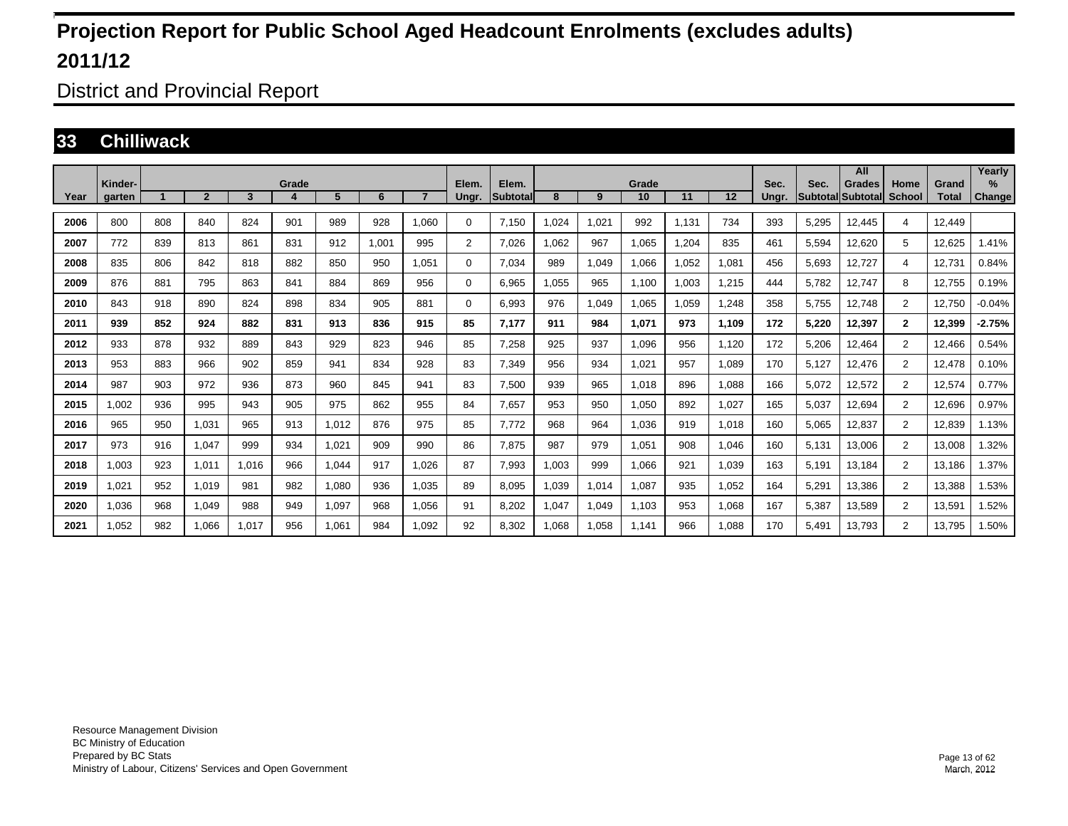# Projection Report for Public School Aged Headcount Enrolments (excludes adults)

## 2011/12

District and Provincial Report

## 33 Chilliwack

| Year | Kinder-garten | Grade 1 | 2 | 3 | 4 | 5 | 6 | 7 | Elem. Ungr. | Elem. Subtotal | Grade 8 | 9 | 10 | 11 | 12 | Sec. Ungr. | Sec. Subtotal | All Grades Subtotal | Home School | Grand Total | Yearly % Change |
|---|---|---|---|---|---|---|---|---|---|---|---|---|---|---|---|---|---|---|---|---|---|
| 2006 | 800 | 808 | 840 | 824 | 901 | 989 | 928 | 1,060 | 0 | 7,150 | 1,024 | 1,021 | 992 | 1,131 | 734 | 393 | 5,295 | 12,445 | 4 | 12,449 | |
| 2007 | 772 | 839 | 813 | 861 | 831 | 912 | 1,001 | 995 | 2 | 7,026 | 1,062 | 967 | 1,065 | 1,204 | 835 | 461 | 5,594 | 12,620 | 5 | 12,625 | 1.41% |
| 2008 | 835 | 806 | 842 | 818 | 882 | 850 | 950 | 1,051 | 0 | 7,034 | 989 | 1,049 | 1,066 | 1,052 | 1,081 | 456 | 5,693 | 12,727 | 4 | 12,731 | 0.84% |
| 2009 | 876 | 881 | 795 | 863 | 841 | 884 | 869 | 956 | 0 | 6,965 | 1,055 | 965 | 1,100 | 1,003 | 1,215 | 444 | 5,782 | 12,747 | 8 | 12,755 | 0.19% |
| 2010 | 843 | 918 | 890 | 824 | 898 | 834 | 905 | 881 | 0 | 6,993 | 976 | 1,049 | 1,065 | 1,059 | 1,248 | 358 | 5,755 | 12,748 | 2 | 12,750 | -0.04% |
| **2011** | **939** | **852** | **924** | **882** | **831** | **913** | **836** | **915** | **85** | **7,177** | **911** | **984** | **1,071** | **973** | **1,109** | **172** | **5,220** | **12,397** | **2** | **12,399** | **-2.75%** |
| 2012 | 933 | 878 | 932 | 889 | 843 | 929 | 823 | 946 | 85 | 7,258 | 925 | 937 | 1,096 | 956 | 1,120 | 172 | 5,206 | 12,464 | 2 | 12,466 | 0.54% |
| 2013 | 953 | 883 | 966 | 902 | 859 | 941 | 834 | 928 | 83 | 7,349 | 956 | 934 | 1,021 | 957 | 1,089 | 170 | 5,127 | 12,476 | 2 | 12,478 | 0.10% |
| 2014 | 987 | 903 | 972 | 936 | 873 | 960 | 845 | 941 | 83 | 7,500 | 939 | 965 | 1,018 | 896 | 1,088 | 166 | 5,072 | 12,572 | 2 | 12,574 | 0.77% |
| 2015 | 1,002 | 936 | 995 | 943 | 905 | 975 | 862 | 955 | 84 | 7,657 | 953 | 950 | 1,050 | 892 | 1,027 | 165 | 5,037 | 12,694 | 2 | 12,696 | 0.97% |
| 2016 | 965 | 950 | 1,031 | 965 | 913 | 1,012 | 876 | 975 | 85 | 7,772 | 968 | 964 | 1,036 | 919 | 1,018 | 160 | 5,065 | 12,837 | 2 | 12,839 | 1.13% |
| 2017 | 973 | 916 | 1,047 | 999 | 934 | 1,021 | 909 | 990 | 86 | 7,875 | 987 | 979 | 1,051 | 908 | 1,046 | 160 | 5,131 | 13,006 | 2 | 13,008 | 1.32% |
| 2018 | 1,003 | 923 | 1,011 | 1,016 | 966 | 1,044 | 917 | 1,026 | 87 | 7,993 | 1,003 | 999 | 1,066 | 921 | 1,039 | 163 | 5,191 | 13,184 | 2 | 13,186 | 1.37% |
| 2019 | 1,021 | 952 | 1,019 | 981 | 982 | 1,080 | 936 | 1,035 | 89 | 8,095 | 1,039 | 1,014 | 1,087 | 935 | 1,052 | 164 | 5,291 | 13,386 | 2 | 13,388 | 1.53% |
| 2020 | 1,036 | 968 | 1,049 | 988 | 949 | 1,097 | 968 | 1,056 | 91 | 8,202 | 1,047 | 1,049 | 1,103 | 953 | 1,068 | 167 | 5,387 | 13,589 | 2 | 13,591 | 1.52% |
| 2021 | 1,052 | 982 | 1,066 | 1,017 | 956 | 1,061 | 984 | 1,092 | 92 | 8,302 | 1,068 | 1,058 | 1,141 | 966 | 1,088 | 170 | 5,491 | 13,793 | 2 | 13,795 | 1.50% |

Resource Management Division
BC Ministry of Education
Prepared by BC Stats
Ministry of Labour, Citizens' Services and Open Government

March, 2012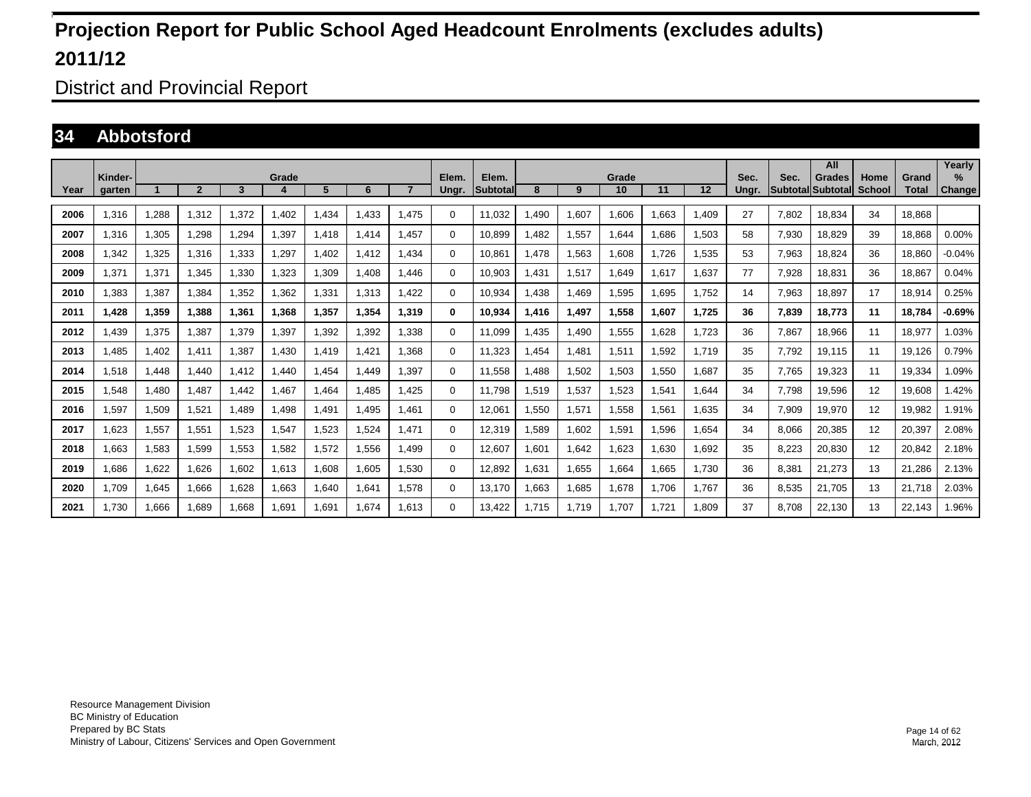# Projection Report for Public School Aged Headcount Enrolments (excludes adults)

# 2011/12

## District and Provincial Report

## 34 Abbotsford

| Year | Kinder-garten | Grade 1 | 2 | 3 | 4 | 5 | 6 | 7 | Elem. Ungr. | Elem. Subtotal | Grade 8 | 9 | 10 | 11 | 12 | Sec. Ungr. | Sec. Subtotal | All Grades Subtotal | Home School | Grand Total | Yearly % Change |
|---|---|---|---|---|---|---|---|---|---|---|---|---|---|---|---|---|---|---|---|---|---|
| 2006 | 1,316 | 1,288 | 1,312 | 1,372 | 1,402 | 1,434 | 1,433 | 1,475 | 0 | 11,032 | 1,490 | 1,607 | 1,606 | 1,663 | 1,409 | 27 | 7,802 | 18,834 | 34 | 18,868 | |
| 2007 | 1,316 | 1,305 | 1,298 | 1,294 | 1,397 | 1,418 | 1,414 | 1,457 | 0 | 10,899 | 1,482 | 1,557 | 1,644 | 1,686 | 1,503 | 58 | 7,930 | 18,829 | 39 | 18,868 | 0.00% |
| 2008 | 1,342 | 1,325 | 1,316 | 1,333 | 1,297 | 1,402 | 1,412 | 1,434 | 0 | 10,861 | 1,478 | 1,563 | 1,608 | 1,726 | 1,535 | 53 | 7,963 | 18,824 | 36 | 18,860 | -0.04% |
| 2009 | 1,371 | 1,371 | 1,345 | 1,330 | 1,323 | 1,309 | 1,408 | 1,446 | 0 | 10,903 | 1,431 | 1,517 | 1,649 | 1,617 | 1,637 | 77 | 7,928 | 18,831 | 36 | 18,867 | 0.04% |
| 2010 | 1,383 | 1,387 | 1,384 | 1,352 | 1,362 | 1,331 | 1,313 | 1,422 | 0 | 10,934 | 1,438 | 1,469 | 1,595 | 1,695 | 1,752 | 14 | 7,963 | 18,897 | 17 | 18,914 | 0.25% |
| **2011** | **1,428** | **1,359** | **1,388** | **1,361** | **1,368** | **1,357** | **1,354** | **1,319** | **0** | **10,934** | **1,416** | **1,497** | **1,558** | **1,607** | **1,725** | **36** | **7,839** | **18,773** | **11** | **18,784** | **-0.69%** |
| 2012 | 1,439 | 1,375 | 1,387 | 1,379 | 1,397 | 1,392 | 1,392 | 1,338 | 0 | 11,099 | 1,435 | 1,490 | 1,555 | 1,628 | 1,723 | 36 | 7,867 | 18,966 | 11 | 18,977 | 1.03% |
| 2013 | 1,485 | 1,402 | 1,411 | 1,387 | 1,430 | 1,419 | 1,421 | 1,368 | 0 | 11,323 | 1,454 | 1,481 | 1,511 | 1,592 | 1,719 | 35 | 7,792 | 19,115 | 11 | 19,126 | 0.79% |
| 2014 | 1,518 | 1,448 | 1,440 | 1,412 | 1,440 | 1,454 | 1,449 | 1,397 | 0 | 11,558 | 1,488 | 1,502 | 1,503 | 1,550 | 1,687 | 35 | 7,765 | 19,323 | 11 | 19,334 | 1.09% |
| 2015 | 1,548 | 1,480 | 1,487 | 1,442 | 1,467 | 1,464 | 1,485 | 1,425 | 0 | 11,798 | 1,519 | 1,537 | 1,523 | 1,541 | 1,644 | 34 | 7,798 | 19,596 | 12 | 19,608 | 1.42% |
| 2016 | 1,597 | 1,509 | 1,521 | 1,489 | 1,498 | 1,491 | 1,495 | 1,461 | 0 | 12,061 | 1,550 | 1,571 | 1,558 | 1,561 | 1,635 | 34 | 7,909 | 19,970 | 12 | 19,982 | 1.91% |
| 2017 | 1,623 | 1,557 | 1,551 | 1,523 | 1,547 | 1,523 | 1,524 | 1,471 | 0 | 12,319 | 1,589 | 1,602 | 1,591 | 1,596 | 1,654 | 34 | 8,066 | 20,385 | 12 | 20,397 | 2.08% |
| 2018 | 1,663 | 1,583 | 1,599 | 1,553 | 1,582 | 1,572 | 1,556 | 1,499 | 0 | 12,607 | 1,601 | 1,642 | 1,623 | 1,630 | 1,692 | 35 | 8,223 | 20,830 | 12 | 20,842 | 2.18% |
| 2019 | 1,686 | 1,622 | 1,626 | 1,602 | 1,613 | 1,608 | 1,605 | 1,530 | 0 | 12,892 | 1,631 | 1,655 | 1,664 | 1,665 | 1,730 | 36 | 8,381 | 21,273 | 13 | 21,286 | 2.13% |
| 2020 | 1,709 | 1,645 | 1,666 | 1,628 | 1,663 | 1,640 | 1,641 | 1,578 | 0 | 13,170 | 1,663 | 1,685 | 1,678 | 1,706 | 1,767 | 36 | 8,535 | 21,705 | 13 | 21,718 | 2.03% |
| 2021 | 1,730 | 1,666 | 1,689 | 1,668 | 1,691 | 1,691 | 1,674 | 1,613 | 0 | 13,422 | 1,715 | 1,719 | 1,707 | 1,721 | 1,809 | 37 | 8,708 | 22,130 | 13 | 22,143 | 1.96% |

Resource Management Division
BC Ministry of Education
Prepared by BC Stats
Ministry of Labour, Citizens' Services and Open Government

March, 2012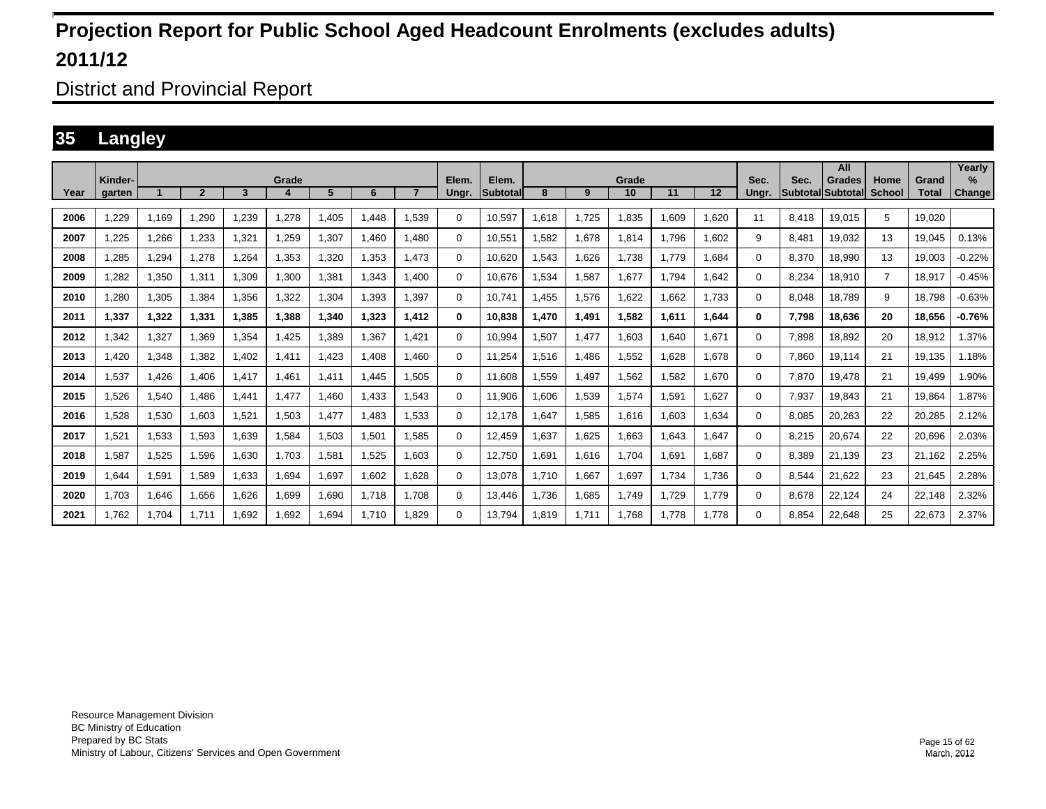# Projection Report for Public School Aged Headcount Enrolments (excludes adults)

# 2011/12

## District and Provincial Report

## 35 Langley

| Year | Kinder-garten | Grade 1 | 2 | 3 | 4 | 5 | 6 | 7 | Elem. Ungr. | Elem. Subtotal | Grade 8 | 9 | 10 | 11 | 12 | Sec. Ungr. | Sec. Subtotal | All Grades Subtotal | Home School | Grand Total | Yearly % Change |
|---|---|---|---|---|---|---|---|---|---|---|---|---|---|---|---|---|---|---|---|---|---|
| 2006 | 1,229 | 1,169 | 1,290 | 1,239 | 1,278 | 1,405 | 1,448 | 1,539 | 0 | 10,597 | 1,618 | 1,725 | 1,835 | 1,609 | 1,620 | 11 | 8,418 | 19,015 | 5 | 19,020 | |
| 2007 | 1,225 | 1,266 | 1,233 | 1,321 | 1,259 | 1,307 | 1,460 | 1,480 | 0 | 10,551 | 1,582 | 1,678 | 1,814 | 1,796 | 1,602 | 9 | 8,481 | 19,032 | 13 | 19,045 | 0.13% |
| 2008 | 1,285 | 1,294 | 1,278 | 1,264 | 1,353 | 1,320 | 1,353 | 1,473 | 0 | 10,620 | 1,543 | 1,626 | 1,738 | 1,779 | 1,684 | 0 | 8,370 | 18,990 | 13 | 19,003 | -0.22% |
| 2009 | 1,282 | 1,350 | 1,311 | 1,309 | 1,300 | 1,381 | 1,343 | 1,400 | 0 | 10,676 | 1,534 | 1,587 | 1,677 | 1,794 | 1,642 | 0 | 8,234 | 18,910 | 7 | 18,917 | -0.45% |
| 2010 | 1,280 | 1,305 | 1,384 | 1,356 | 1,322 | 1,304 | 1,393 | 1,397 | 0 | 10,741 | 1,455 | 1,576 | 1,622 | 1,662 | 1,733 | 0 | 8,048 | 18,789 | 9 | 18,798 | -0.63% |
| **2011** | **1,337** | **1,322** | **1,331** | **1,385** | **1,388** | **1,340** | **1,323** | **1,412** | **0** | **10,838** | **1,470** | **1,491** | **1,582** | **1,611** | **1,644** | **0** | **7,798** | **18,636** | **20** | **18,656** | **-0.76%** |
| 2012 | 1,342 | 1,327 | 1,369 | 1,354 | 1,425 | 1,389 | 1,367 | 1,421 | 0 | 10,994 | 1,507 | 1,477 | 1,603 | 1,640 | 1,671 | 0 | 7,898 | 18,892 | 20 | 18,912 | 1.37% |
| 2013 | 1,420 | 1,348 | 1,382 | 1,402 | 1,411 | 1,423 | 1,408 | 1,460 | 0 | 11,254 | 1,516 | 1,486 | 1,552 | 1,628 | 1,678 | 0 | 7,860 | 19,114 | 21 | 19,135 | 1.18% |
| 2014 | 1,537 | 1,426 | 1,406 | 1,417 | 1,461 | 1,411 | 1,445 | 1,505 | 0 | 11,608 | 1,559 | 1,497 | 1,562 | 1,582 | 1,670 | 0 | 7,870 | 19,478 | 21 | 19,499 | 1.90% |
| 2015 | 1,526 | 1,540 | 1,486 | 1,441 | 1,477 | 1,460 | 1,433 | 1,543 | 0 | 11,906 | 1,606 | 1,539 | 1,574 | 1,591 | 1,627 | 0 | 7,937 | 19,843 | 21 | 19,864 | 1.87% |
| 2016 | 1,528 | 1,530 | 1,603 | 1,521 | 1,503 | 1,477 | 1,483 | 1,533 | 0 | 12,178 | 1,647 | 1,585 | 1,616 | 1,603 | 1,634 | 0 | 8,085 | 20,263 | 22 | 20,285 | 2.12% |
| 2017 | 1,521 | 1,533 | 1,593 | 1,639 | 1,584 | 1,503 | 1,501 | 1,585 | 0 | 12,459 | 1,637 | 1,625 | 1,663 | 1,643 | 1,647 | 0 | 8,215 | 20,674 | 22 | 20,696 | 2.03% |
| 2018 | 1,587 | 1,525 | 1,596 | 1,630 | 1,703 | 1,581 | 1,525 | 1,603 | 0 | 12,750 | 1,691 | 1,616 | 1,704 | 1,691 | 1,687 | 0 | 8,389 | 21,139 | 23 | 21,162 | 2.25% |
| 2019 | 1,644 | 1,591 | 1,589 | 1,633 | 1,694 | 1,697 | 1,602 | 1,628 | 0 | 13,078 | 1,710 | 1,667 | 1,697 | 1,734 | 1,736 | 0 | 8,544 | 21,622 | 23 | 21,645 | 2.28% |
| 2020 | 1,703 | 1,646 | 1,656 | 1,626 | 1,699 | 1,690 | 1,718 | 1,708 | 0 | 13,446 | 1,736 | 1,685 | 1,749 | 1,729 | 1,779 | 0 | 8,678 | 22,124 | 24 | 22,148 | 2.32% |
| 2021 | 1,762 | 1,704 | 1,711 | 1,692 | 1,692 | 1,694 | 1,710 | 1,829 | 0 | 13,794 | 1,819 | 1,711 | 1,768 | 1,778 | 1,778 | 0 | 8,854 | 22,648 | 25 | 22,673 | 2.37% |

Resource Management Division
BC Ministry of Education
Prepared by BC Stats
Ministry of Labour, Citizens' Services and Open Government

March, 2012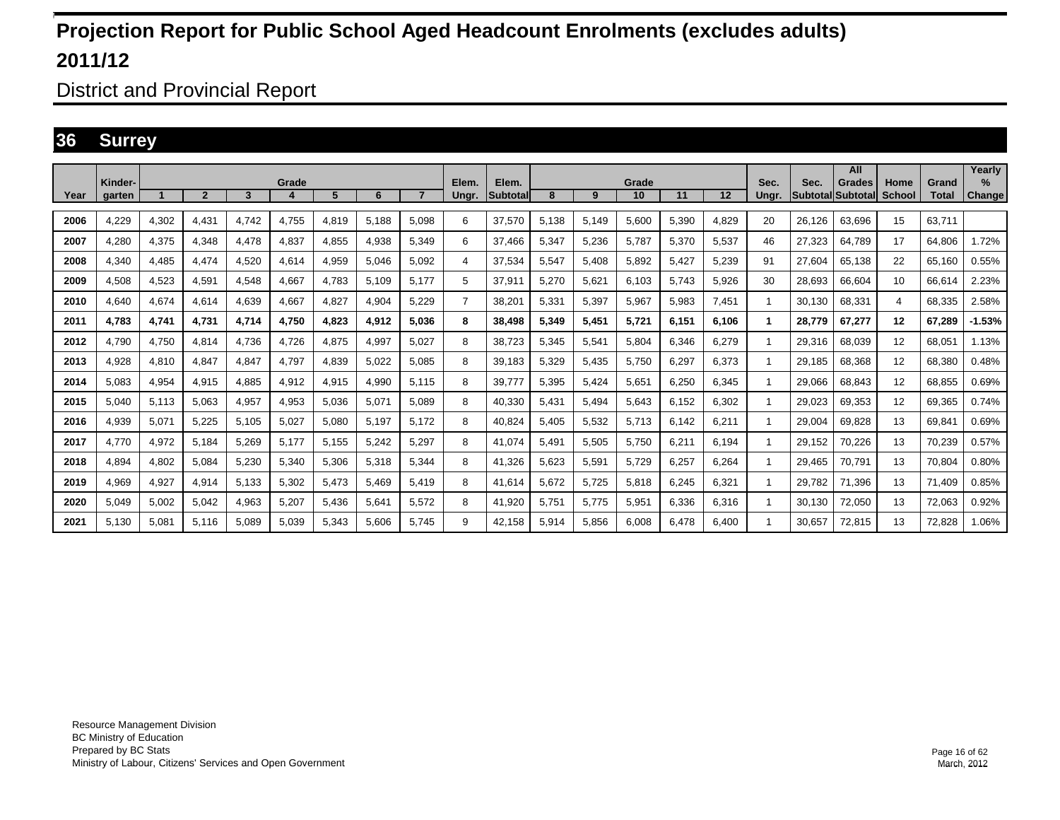# Projection Report for Public School Aged Headcount Enrolments (excludes adults)

# 2011/12

## District and Provincial Report

### 36 Surrey

| Year | Kinder-garten | Grade 1 | 2 | 3 | 4 | 5 | 6 | 7 | Elem. Ungr. | Elem. Subtotal | Grade 8 | 9 | 10 | 11 | 12 | Sec. Ungr. | Sec. Subtotal | All Grades Subtotal | Home School | Grand Total | Yearly % Change |
|---|---|---|---|---|---|---|---|---|---|---|---|---|---|---|---|---|---|---|---|---|---|
| 2006 | 4,229 | 4,302 | 4,431 | 4,742 | 4,755 | 4,819 | 5,188 | 5,098 | 6 | 37,570 | 5,138 | 5,149 | 5,600 | 5,390 | 4,829 | 20 | 26,126 | 63,696 | 15 | 63,711 | |
| 2007 | 4,280 | 4,375 | 4,348 | 4,478 | 4,837 | 4,855 | 4,938 | 5,349 | 6 | 37,466 | 5,347 | 5,236 | 5,787 | 5,370 | 5,537 | 46 | 27,323 | 64,789 | 17 | 64,806 | 1.72% |
| 2008 | 4,340 | 4,485 | 4,474 | 4,520 | 4,614 | 4,959 | 5,046 | 5,092 | 4 | 37,534 | 5,547 | 5,408 | 5,892 | 5,427 | 5,239 | 91 | 27,604 | 65,138 | 22 | 65,160 | 0.55% |
| 2009 | 4,508 | 4,523 | 4,591 | 4,548 | 4,667 | 4,783 | 5,109 | 5,177 | 5 | 37,911 | 5,270 | 5,621 | 6,103 | 5,743 | 5,926 | 30 | 28,693 | 66,604 | 10 | 66,614 | 2.23% |
| 2010 | 4,640 | 4,674 | 4,614 | 4,639 | 4,667 | 4,827 | 4,904 | 5,229 | 7 | 38,201 | 5,331 | 5,397 | 5,967 | 5,983 | 7,451 | 1 | 30,130 | 68,331 | 4 | 68,335 | 2.58% |
| **2011** | **4,783** | **4,741** | **4,731** | **4,714** | **4,750** | **4,823** | **4,912** | **5,036** | **8** | **38,498** | **5,349** | **5,451** | **5,721** | **6,151** | **6,106** | **1** | **28,779** | **67,277** | **12** | **67,289** | **-1.53%** |
| 2012 | 4,790 | 4,750 | 4,814 | 4,736 | 4,726 | 4,875 | 4,997 | 5,027 | 8 | 38,723 | 5,345 | 5,541 | 5,804 | 6,346 | 6,279 | 1 | 29,316 | 68,039 | 12 | 68,051 | 1.13% |
| 2013 | 4,928 | 4,810 | 4,847 | 4,847 | 4,797 | 4,839 | 5,022 | 5,085 | 8 | 39,183 | 5,329 | 5,435 | 5,750 | 6,297 | 6,373 | 1 | 29,185 | 68,368 | 12 | 68,380 | 0.48% |
| 2014 | 5,083 | 4,954 | 4,915 | 4,885 | 4,912 | 4,915 | 4,990 | 5,115 | 8 | 39,777 | 5,395 | 5,424 | 5,651 | 6,250 | 6,345 | 1 | 29,066 | 68,843 | 12 | 68,855 | 0.69% |
| 2015 | 5,040 | 5,113 | 5,063 | 4,957 | 4,953 | 5,036 | 5,071 | 5,089 | 8 | 40,330 | 5,431 | 5,494 | 5,643 | 6,152 | 6,302 | 1 | 29,023 | 69,353 | 12 | 69,365 | 0.74% |
| 2016 | 4,939 | 5,071 | 5,225 | 5,105 | 5,027 | 5,080 | 5,197 | 5,172 | 8 | 40,824 | 5,405 | 5,532 | 5,713 | 6,142 | 6,211 | 1 | 29,004 | 69,828 | 13 | 69,841 | 0.69% |
| 2017 | 4,770 | 4,972 | 5,184 | 5,269 | 5,177 | 5,155 | 5,242 | 5,297 | 8 | 41,074 | 5,491 | 5,505 | 5,750 | 6,211 | 6,194 | 1 | 29,152 | 70,226 | 13 | 70,239 | 0.57% |
| 2018 | 4,894 | 4,802 | 5,084 | 5,230 | 5,340 | 5,306 | 5,318 | 5,344 | 8 | 41,326 | 5,623 | 5,591 | 5,729 | 6,257 | 6,264 | 1 | 29,465 | 70,791 | 13 | 70,804 | 0.80% |
| 2019 | 4,969 | 4,927 | 4,914 | 5,133 | 5,302 | 5,473 | 5,469 | 5,419 | 8 | 41,614 | 5,672 | 5,725 | 5,818 | 6,245 | 6,321 | 1 | 29,782 | 71,396 | 13 | 71,409 | 0.85% |
| 2020 | 5,049 | 5,002 | 5,042 | 4,963 | 5,207 | 5,436 | 5,641 | 5,572 | 8 | 41,920 | 5,751 | 5,775 | 5,951 | 6,336 | 6,316 | 1 | 30,130 | 72,050 | 13 | 72,063 | 0.92% |
| 2021 | 5,130 | 5,081 | 5,116 | 5,089 | 5,039 | 5,343 | 5,606 | 5,745 | 9 | 42,158 | 5,914 | 5,856 | 6,008 | 6,478 | 6,400 | 1 | 30,657 | 72,815 | 13 | 72,828 | 1.06% |

Resource Management Division
BC Ministry of Education
Prepared by BC Stats
Ministry of Labour, Citizens' Services and Open Government

March, 2012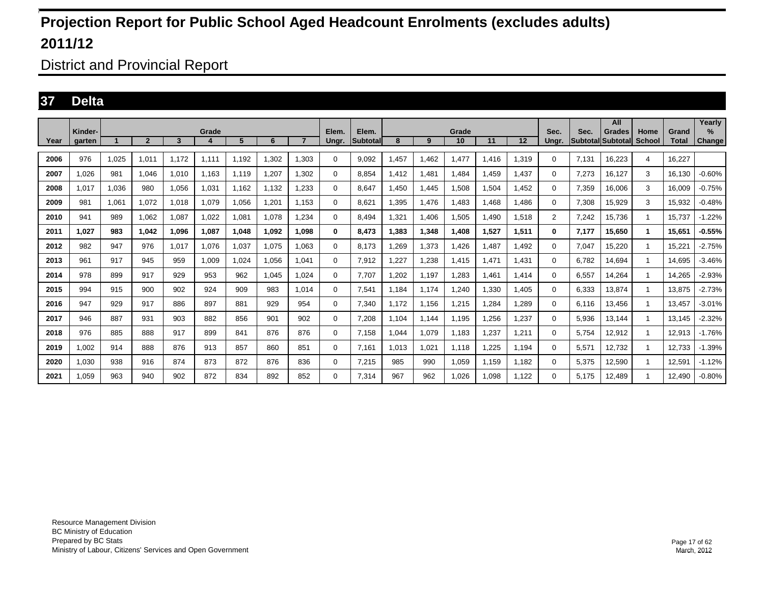# Projection Report for Public School Aged Headcount Enrolments (excludes adults)

# 2011/12

## District and Provincial Report

### 37 Delta

| Year | Kinder-garten | Grade 1 | 2 | 3 | 4 | 5 | 6 | 7 | Elem. Ungr. | Elem. Subtotal | Grade 8 | 9 | 10 | 11 | 12 | Sec. Ungr. | Sec. Subtotal | All Grades Subtotal | Home School | Grand Total | Yearly % Change |
|---|---|---|---|---|---|---|---|---|---|---|---|---|---|---|---|---|---|---|---|---|---|
| 2006 | 976 | 1,025 | 1,011 | 1,172 | 1,111 | 1,192 | 1,302 | 1,303 | 0 | 9,092 | 1,457 | 1,462 | 1,477 | 1,416 | 1,319 | 0 | 7,131 | 16,223 | 4 | 16,227 | |
| 2007 | 1,026 | 981 | 1,046 | 1,010 | 1,163 | 1,119 | 1,207 | 1,302 | 0 | 8,854 | 1,412 | 1,481 | 1,484 | 1,459 | 1,437 | 0 | 7,273 | 16,127 | 3 | 16,130 | -0.60% |
| 2008 | 1,017 | 1,036 | 980 | 1,056 | 1,031 | 1,162 | 1,132 | 1,233 | 0 | 8,647 | 1,450 | 1,445 | 1,508 | 1,504 | 1,452 | 0 | 7,359 | 16,006 | 3 | 16,009 | -0.75% |
| 2009 | 981 | 1,061 | 1,072 | 1,018 | 1,079 | 1,056 | 1,201 | 1,153 | 0 | 8,621 | 1,395 | 1,476 | 1,483 | 1,468 | 1,486 | 0 | 7,308 | 15,929 | 3 | 15,932 | -0.48% |
| 2010 | 941 | 989 | 1,062 | 1,087 | 1,022 | 1,081 | 1,078 | 1,234 | 0 | 8,494 | 1,321 | 1,406 | 1,505 | 1,490 | 1,518 | 2 | 7,242 | 15,736 | 1 | 15,737 | -1.22% |
| **2011** | **1,027** | **983** | **1,042** | **1,096** | **1,087** | **1,048** | **1,092** | **1,098** | **0** | **8,473** | **1,383** | **1,348** | **1,408** | **1,527** | **1,511** | **0** | **7,177** | **15,650** | **1** | **15,651** | **-0.55%** |
| 2012 | 982 | 947 | 976 | 1,017 | 1,076 | 1,037 | 1,075 | 1,063 | 0 | 8,173 | 1,269 | 1,373 | 1,426 | 1,487 | 1,492 | 0 | 7,047 | 15,220 | 1 | 15,221 | -2.75% |
| 2013 | 961 | 917 | 945 | 959 | 1,009 | 1,024 | 1,056 | 1,041 | 0 | 7,912 | 1,227 | 1,238 | 1,415 | 1,471 | 1,431 | 0 | 6,782 | 14,694 | 1 | 14,695 | -3.46% |
| 2014 | 978 | 899 | 917 | 929 | 953 | 962 | 1,045 | 1,024 | 0 | 7,707 | 1,202 | 1,197 | 1,283 | 1,461 | 1,414 | 0 | 6,557 | 14,264 | 1 | 14,265 | -2.93% |
| 2015 | 994 | 915 | 900 | 902 | 924 | 909 | 983 | 1,014 | 0 | 7,541 | 1,184 | 1,174 | 1,240 | 1,330 | 1,405 | 0 | 6,333 | 13,874 | 1 | 13,875 | -2.73% |
| 2016 | 947 | 929 | 917 | 886 | 897 | 881 | 929 | 954 | 0 | 7,340 | 1,172 | 1,156 | 1,215 | 1,284 | 1,289 | 0 | 6,116 | 13,456 | 1 | 13,457 | -3.01% |
| 2017 | 946 | 887 | 931 | 903 | 882 | 856 | 901 | 902 | 0 | 7,208 | 1,104 | 1,144 | 1,195 | 1,256 | 1,237 | 0 | 5,936 | 13,144 | 1 | 13,145 | -2.32% |
| 2018 | 976 | 885 | 888 | 917 | 899 | 841 | 876 | 876 | 0 | 7,158 | 1,044 | 1,079 | 1,183 | 1,237 | 1,211 | 0 | 5,754 | 12,912 | 1 | 12,913 | -1.76% |
| 2019 | 1,002 | 914 | 888 | 876 | 913 | 857 | 860 | 851 | 0 | 7,161 | 1,013 | 1,021 | 1,118 | 1,225 | 1,194 | 0 | 5,571 | 12,732 | 1 | 12,733 | -1.39% |
| 2020 | 1,030 | 938 | 916 | 874 | 873 | 872 | 876 | 836 | 0 | 7,215 | 985 | 990 | 1,059 | 1,159 | 1,182 | 0 | 5,375 | 12,590 | 1 | 12,591 | -1.12% |
| 2021 | 1,059 | 963 | 940 | 902 | 872 | 834 | 892 | 852 | 0 | 7,314 | 967 | 962 | 1,026 | 1,098 | 1,122 | 0 | 5,175 | 12,489 | 1 | 12,490 | -0.80% |

Resource Management Division
BC Ministry of Education
Prepared by BC Stats
Ministry of Labour, Citizens' Services and Open Government

March, 2012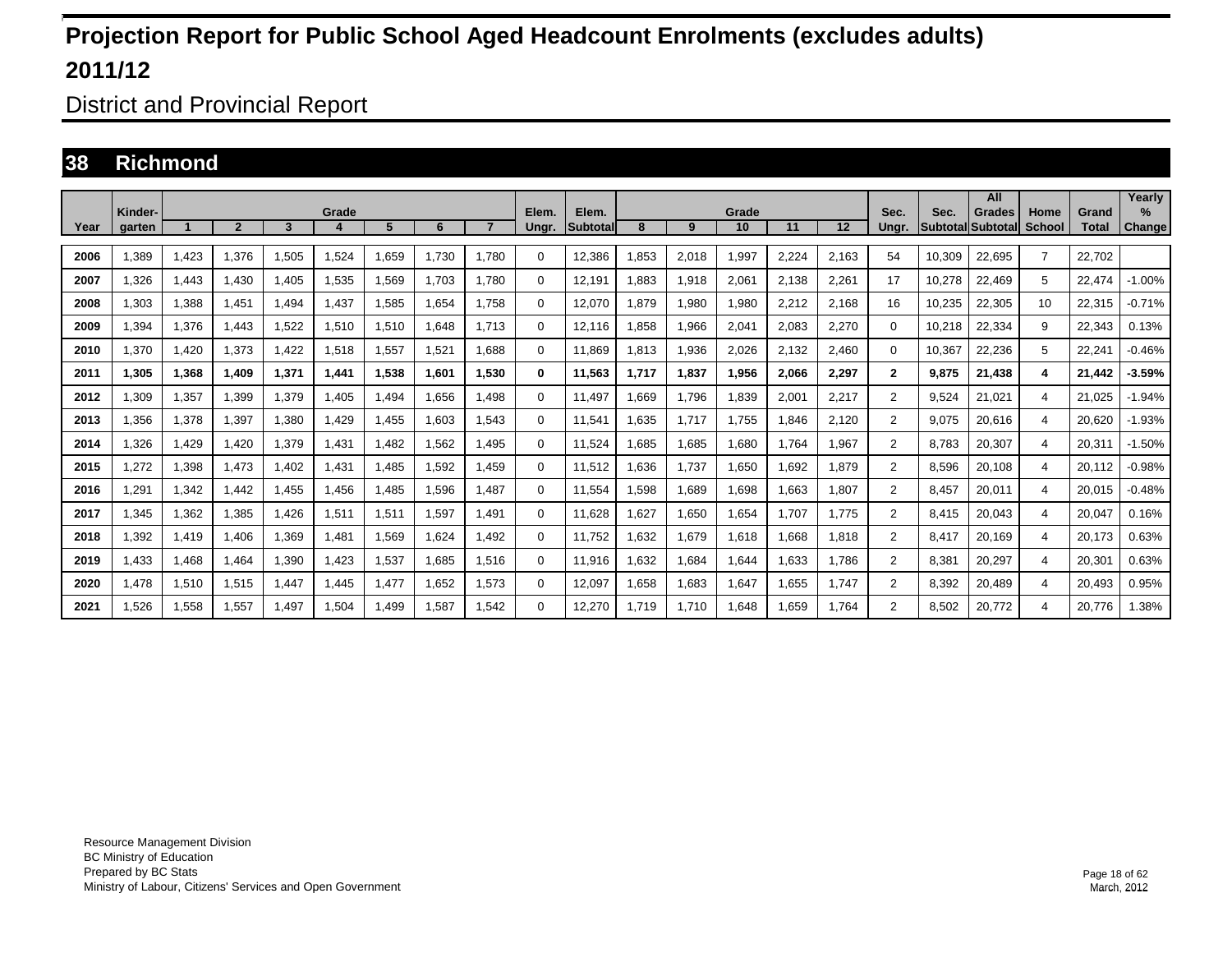# Projection Report for Public School Aged Headcount Enrolments (excludes adults)

# 2011/12

## District and Provincial Report

## 38 Richmond

| Year | Kinder-garten | Grade 1 | 2 | 3 | 4 | 5 | 6 | 7 | Elem. Ungr. | Elem. Subtotal | Grade 8 | 9 | 10 | 11 | 12 | Sec. Ungr. | Sec. Subtotal | All Grades Subtotal | Home School | Grand Total | Yearly % Change |
|---|---|---|---|---|---|---|---|---|---|---|---|---|---|---|---|---|---|---|---|---|---|
| 2006 | 1,389 | 1,423 | 1,376 | 1,505 | 1,524 | 1,659 | 1,730 | 1,780 | 0 | 12,386 | 1,853 | 2,018 | 1,997 | 2,224 | 2,163 | 54 | 10,309 | 22,695 | 7 | 22,702 | |
| 2007 | 1,326 | 1,443 | 1,430 | 1,405 | 1,535 | 1,569 | 1,703 | 1,780 | 0 | 12,191 | 1,883 | 1,918 | 2,061 | 2,138 | 2,261 | 17 | 10,278 | 22,469 | 5 | 22,474 | -1.00% |
| 2008 | 1,303 | 1,388 | 1,451 | 1,494 | 1,437 | 1,585 | 1,654 | 1,758 | 0 | 12,070 | 1,879 | 1,980 | 1,980 | 2,212 | 2,168 | 16 | 10,235 | 22,305 | 10 | 22,315 | -0.71% |
| 2009 | 1,394 | 1,376 | 1,443 | 1,522 | 1,510 | 1,510 | 1,648 | 1,713 | 0 | 12,116 | 1,858 | 1,966 | 2,041 | 2,083 | 2,270 | 0 | 10,218 | 22,334 | 9 | 22,343 | 0.13% |
| 2010 | 1,370 | 1,420 | 1,373 | 1,422 | 1,518 | 1,557 | 1,521 | 1,688 | 0 | 11,869 | 1,813 | 1,936 | 2,026 | 2,132 | 2,460 | 0 | 10,367 | 22,236 | 5 | 22,241 | -0.46% |
| **2011** | **1,305** | **1,368** | **1,409** | **1,371** | **1,441** | **1,538** | **1,601** | **1,530** | **0** | **11,563** | **1,717** | **1,837** | **1,956** | **2,066** | **2,297** | **2** | **9,875** | **21,438** | **4** | **21,442** | **-3.59%** |
| 2012 | 1,309 | 1,357 | 1,399 | 1,379 | 1,405 | 1,494 | 1,656 | 1,498 | 0 | 11,497 | 1,669 | 1,796 | 1,839 | 2,001 | 2,217 | 2 | 9,524 | 21,021 | 4 | 21,025 | -1.94% |
| 2013 | 1,356 | 1,378 | 1,397 | 1,380 | 1,429 | 1,455 | 1,603 | 1,543 | 0 | 11,541 | 1,635 | 1,717 | 1,755 | 1,846 | 2,120 | 2 | 9,075 | 20,616 | 4 | 20,620 | -1.93% |
| 2014 | 1,326 | 1,429 | 1,420 | 1,379 | 1,431 | 1,482 | 1,562 | 1,495 | 0 | 11,524 | 1,685 | 1,685 | 1,680 | 1,764 | 1,967 | 2 | 8,783 | 20,307 | 4 | 20,311 | -1.50% |
| 2015 | 1,272 | 1,398 | 1,473 | 1,402 | 1,431 | 1,485 | 1,592 | 1,459 | 0 | 11,512 | 1,636 | 1,737 | 1,650 | 1,692 | 1,879 | 2 | 8,596 | 20,108 | 4 | 20,112 | -0.98% |
| 2016 | 1,291 | 1,342 | 1,442 | 1,455 | 1,456 | 1,485 | 1,596 | 1,487 | 0 | 11,554 | 1,598 | 1,689 | 1,698 | 1,663 | 1,807 | 2 | 8,457 | 20,011 | 4 | 20,015 | -0.48% |
| 2017 | 1,345 | 1,362 | 1,385 | 1,426 | 1,511 | 1,511 | 1,597 | 1,491 | 0 | 11,628 | 1,627 | 1,650 | 1,654 | 1,707 | 1,775 | 2 | 8,415 | 20,043 | 4 | 20,047 | 0.16% |
| 2018 | 1,392 | 1,419 | 1,406 | 1,369 | 1,481 | 1,569 | 1,624 | 1,492 | 0 | 11,752 | 1,632 | 1,679 | 1,618 | 1,668 | 1,818 | 2 | 8,417 | 20,169 | 4 | 20,173 | 0.63% |
| 2019 | 1,433 | 1,468 | 1,464 | 1,390 | 1,423 | 1,537 | 1,685 | 1,516 | 0 | 11,916 | 1,632 | 1,684 | 1,644 | 1,633 | 1,786 | 2 | 8,381 | 20,297 | 4 | 20,301 | 0.63% |
| 2020 | 1,478 | 1,510 | 1,515 | 1,447 | 1,445 | 1,477 | 1,652 | 1,573 | 0 | 12,097 | 1,658 | 1,683 | 1,647 | 1,655 | 1,747 | 2 | 8,392 | 20,489 | 4 | 20,493 | 0.95% |
| 2021 | 1,526 | 1,558 | 1,557 | 1,497 | 1,504 | 1,499 | 1,587 | 1,542 | 0 | 12,270 | 1,719 | 1,710 | 1,648 | 1,659 | 1,764 | 2 | 8,502 | 20,772 | 4 | 20,776 | 1.38% |

Resource Management Division
BC Ministry of Education
Prepared by BC Stats
Ministry of Labour, Citizens' Services and Open Government

March, 2012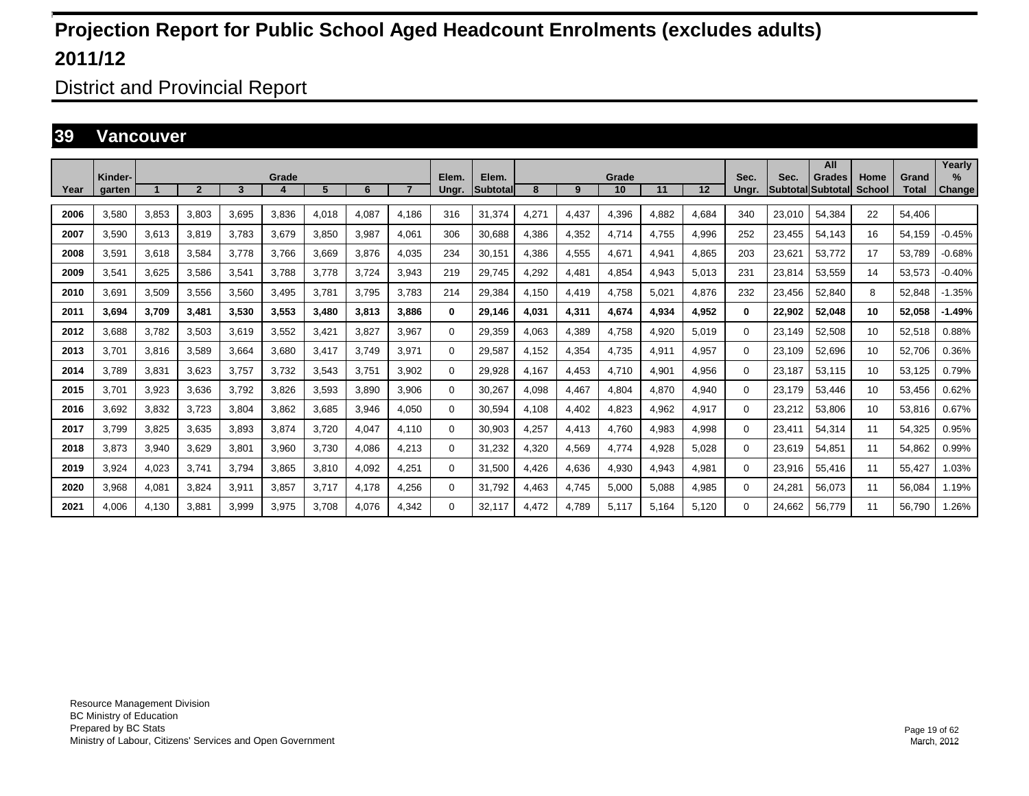# Projection Report for Public School Aged Headcount Enrolments (excludes adults)

# 2011/12

## District and Provincial Report

## 39 Vancouver

| Year | Kinder-garten | Grade 1 | 2 | 3 | 4 | 5 | 6 | 7 | Elem. Ungr. | Elem. Subtotal | Grade 8 | 9 | 10 | 11 | 12 | Sec. Ungr. | Sec. Subtotal | All Grades Subtotal | Home School | Grand Total | Yearly % Change |
|---|---|---|---|---|---|---|---|---|---|---|---|---|---|---|---|---|---|---|---|---|---|
| 2006 | 3,580 | 3,853 | 3,803 | 3,695 | 3,836 | 4,018 | 4,087 | 4,186 | 316 | 31,374 | 4,271 | 4,437 | 4,396 | 4,882 | 4,684 | 340 | 23,010 | 54,384 | 22 | 54,406 | |
| 2007 | 3,590 | 3,613 | 3,819 | 3,783 | 3,679 | 3,850 | 3,987 | 4,061 | 306 | 30,688 | 4,386 | 4,352 | 4,714 | 4,755 | 4,996 | 252 | 23,455 | 54,143 | 16 | 54,159 | -0.45% |
| 2008 | 3,591 | 3,618 | 3,584 | 3,778 | 3,766 | 3,669 | 3,876 | 4,035 | 234 | 30,151 | 4,386 | 4,555 | 4,671 | 4,941 | 4,865 | 203 | 23,621 | 53,772 | 17 | 53,789 | -0.68% |
| 2009 | 3,541 | 3,625 | 3,586 | 3,541 | 3,788 | 3,778 | 3,724 | 3,943 | 219 | 29,745 | 4,292 | 4,481 | 4,854 | 4,943 | 5,013 | 231 | 23,814 | 53,559 | 14 | 53,573 | -0.40% |
| 2010 | 3,691 | 3,509 | 3,556 | 3,560 | 3,495 | 3,781 | 3,795 | 3,783 | 214 | 29,384 | 4,150 | 4,419 | 4,758 | 5,021 | 4,876 | 232 | 23,456 | 52,840 | 8 | 52,848 | -1.35% |
| **2011** | **3,694** | **3,709** | **3,481** | **3,530** | **3,553** | **3,480** | **3,813** | **3,886** | **0** | **29,146** | **4,031** | **4,311** | **4,674** | **4,934** | **4,952** | **0** | **22,902** | **52,048** | **10** | **52,058** | **-1.49%** |
| 2012 | 3,688 | 3,782 | 3,503 | 3,619 | 3,552 | 3,421 | 3,827 | 3,967 | 0 | 29,359 | 4,063 | 4,389 | 4,758 | 4,920 | 5,019 | 0 | 23,149 | 52,508 | 10 | 52,518 | 0.88% |
| 2013 | 3,701 | 3,816 | 3,589 | 3,664 | 3,680 | 3,417 | 3,749 | 3,971 | 0 | 29,587 | 4,152 | 4,354 | 4,735 | 4,911 | 4,957 | 0 | 23,109 | 52,696 | 10 | 52,706 | 0.36% |
| 2014 | 3,789 | 3,831 | 3,623 | 3,757 | 3,732 | 3,543 | 3,751 | 3,902 | 0 | 29,928 | 4,167 | 4,453 | 4,710 | 4,901 | 4,956 | 0 | 23,187 | 53,115 | 10 | 53,125 | 0.79% |
| 2015 | 3,701 | 3,923 | 3,636 | 3,792 | 3,826 | 3,593 | 3,890 | 3,906 | 0 | 30,267 | 4,098 | 4,467 | 4,804 | 4,870 | 4,940 | 0 | 23,179 | 53,446 | 10 | 53,456 | 0.62% |
| 2016 | 3,692 | 3,832 | 3,723 | 3,804 | 3,862 | 3,685 | 3,946 | 4,050 | 0 | 30,594 | 4,108 | 4,402 | 4,823 | 4,962 | 4,917 | 0 | 23,212 | 53,806 | 10 | 53,816 | 0.67% |
| 2017 | 3,799 | 3,825 | 3,635 | 3,893 | 3,874 | 3,720 | 4,047 | 4,110 | 0 | 30,903 | 4,257 | 4,413 | 4,760 | 4,983 | 4,998 | 0 | 23,411 | 54,314 | 11 | 54,325 | 0.95% |
| 2018 | 3,873 | 3,940 | 3,629 | 3,801 | 3,960 | 3,730 | 4,086 | 4,213 | 0 | 31,232 | 4,320 | 4,569 | 4,774 | 4,928 | 5,028 | 0 | 23,619 | 54,851 | 11 | 54,862 | 0.99% |
| 2019 | 3,924 | 4,023 | 3,741 | 3,794 | 3,865 | 3,810 | 4,092 | 4,251 | 0 | 31,500 | 4,426 | 4,636 | 4,930 | 4,943 | 4,981 | 0 | 23,916 | 55,416 | 11 | 55,427 | 1.03% |
| 2020 | 3,968 | 4,081 | 3,824 | 3,911 | 3,857 | 3,717 | 4,178 | 4,256 | 0 | 31,792 | 4,463 | 4,745 | 5,000 | 5,088 | 4,985 | 0 | 24,281 | 56,073 | 11 | 56,084 | 1.19% |
| 2021 | 4,006 | 4,130 | 3,881 | 3,999 | 3,975 | 3,708 | 4,076 | 4,342 | 0 | 32,117 | 4,472 | 4,789 | 5,117 | 5,164 | 5,120 | 0 | 24,662 | 56,779 | 11 | 56,790 | 1.26% |

Resource Management Division
BC Ministry of Education
Prepared by BC Stats
Ministry of Labour, Citizens' Services and Open Government

March, 2012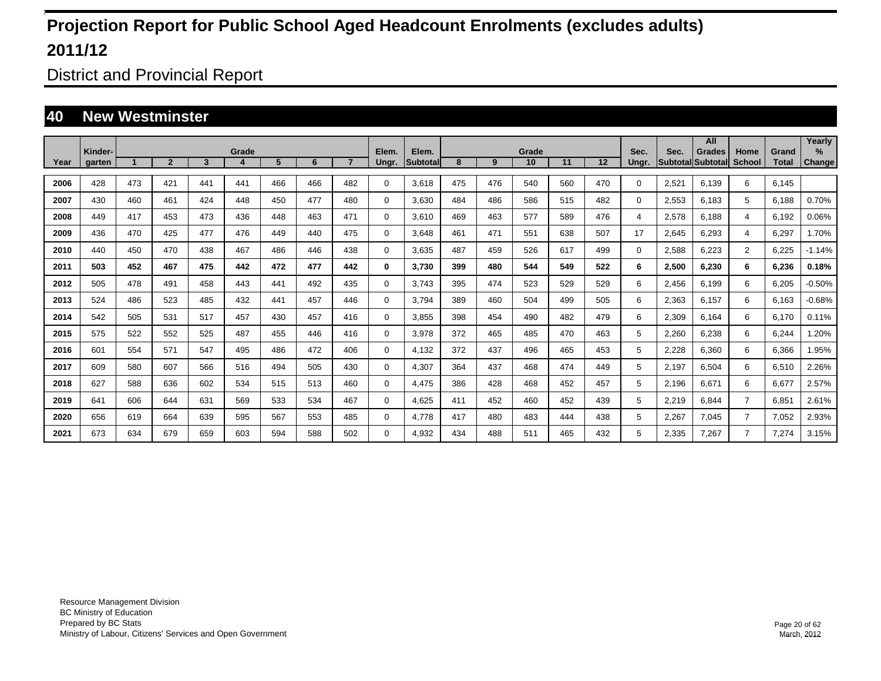# Projection Report for Public School Aged Headcount Enrolments (excludes adults)

# 2011/12

## District and Provincial Report

## 40 New Westminster

| Year | Kinder-garten | Grade 1 | 2 | 3 | 4 | 5 | 6 | 7 | Elem. Ungr. | Elem. Subtotal | Grade 8 | 9 | 10 | 11 | 12 | Sec. Ungr. | Sec. Subtotal | All Grades Subtotal | Home School | Grand Total | Yearly % Change |
|---|---|---|---|---|---|---|---|---|---|---|---|---|---|---|---|---|---|---|---|---|---|
| 2006 | 428 | 473 | 421 | 441 | 441 | 466 | 466 | 482 | 0 | 3,618 | 475 | 476 | 540 | 560 | 470 | 0 | 2,521 | 6,139 | 6 | 6,145 | |
| 2007 | 430 | 460 | 461 | 424 | 448 | 450 | 477 | 480 | 0 | 3,630 | 484 | 486 | 586 | 515 | 482 | 0 | 2,553 | 6,183 | 5 | 6,188 | 0.70% |
| 2008 | 449 | 417 | 453 | 473 | 436 | 448 | 463 | 471 | 0 | 3,610 | 469 | 463 | 577 | 589 | 476 | 4 | 2,578 | 6,188 | 4 | 6,192 | 0.06% |
| 2009 | 436 | 470 | 425 | 477 | 476 | 449 | 440 | 475 | 0 | 3,648 | 461 | 471 | 551 | 638 | 507 | 17 | 2,645 | 6,293 | 4 | 6,297 | 1.70% |
| 2010 | 440 | 450 | 470 | 438 | 467 | 486 | 446 | 438 | 0 | 3,635 | 487 | 459 | 526 | 617 | 499 | 0 | 2,588 | 6,223 | 2 | 6,225 | -1.14% |
| **2011** | **503** | **452** | **467** | **475** | **442** | **472** | **477** | **442** | **0** | **3,730** | **399** | **480** | **544** | **549** | **522** | **6** | **2,500** | **6,230** | **6** | **6,236** | **0.18%** |
| 2012 | 505 | 478 | 491 | 458 | 443 | 441 | 492 | 435 | 0 | 3,743 | 395 | 474 | 523 | 529 | 529 | 6 | 2,456 | 6,199 | 6 | 6,205 | -0.50% |
| 2013 | 524 | 486 | 523 | 485 | 432 | 441 | 457 | 446 | 0 | 3,794 | 389 | 460 | 504 | 499 | 505 | 6 | 2,363 | 6,157 | 6 | 6,163 | -0.68% |
| 2014 | 542 | 505 | 531 | 517 | 457 | 430 | 457 | 416 | 0 | 3,855 | 398 | 454 | 490 | 482 | 479 | 6 | 2,309 | 6,164 | 6 | 6,170 | 0.11% |
| 2015 | 575 | 522 | 552 | 525 | 487 | 455 | 446 | 416 | 0 | 3,978 | 372 | 465 | 485 | 470 | 463 | 5 | 2,260 | 6,238 | 6 | 6,244 | 1.20% |
| 2016 | 601 | 554 | 571 | 547 | 495 | 486 | 472 | 406 | 0 | 4,132 | 372 | 437 | 496 | 465 | 453 | 5 | 2,228 | 6,360 | 6 | 6,366 | 1.95% |
| 2017 | 609 | 580 | 607 | 566 | 516 | 494 | 505 | 430 | 0 | 4,307 | 364 | 437 | 468 | 474 | 449 | 5 | 2,197 | 6,504 | 6 | 6,510 | 2.26% |
| 2018 | 627 | 588 | 636 | 602 | 534 | 515 | 513 | 460 | 0 | 4,475 | 386 | 428 | 468 | 452 | 457 | 5 | 2,196 | 6,671 | 6 | 6,677 | 2.57% |
| 2019 | 641 | 606 | 644 | 631 | 569 | 533 | 534 | 467 | 0 | 4,625 | 411 | 452 | 460 | 452 | 439 | 5 | 2,219 | 6,844 | 7 | 6,851 | 2.61% |
| 2020 | 656 | 619 | 664 | 639 | 595 | 567 | 553 | 485 | 0 | 4,778 | 417 | 480 | 483 | 444 | 438 | 5 | 2,267 | 7,045 | 7 | 7,052 | 2.93% |
| 2021 | 673 | 634 | 679 | 659 | 603 | 594 | 588 | 502 | 0 | 4,932 | 434 | 488 | 511 | 465 | 432 | 5 | 2,335 | 7,267 | 7 | 7,274 | 3.15% |

Resource Management Division
BC Ministry of Education
Prepared by BC Stats
Ministry of Labour, Citizens' Services and Open Government

March, 2012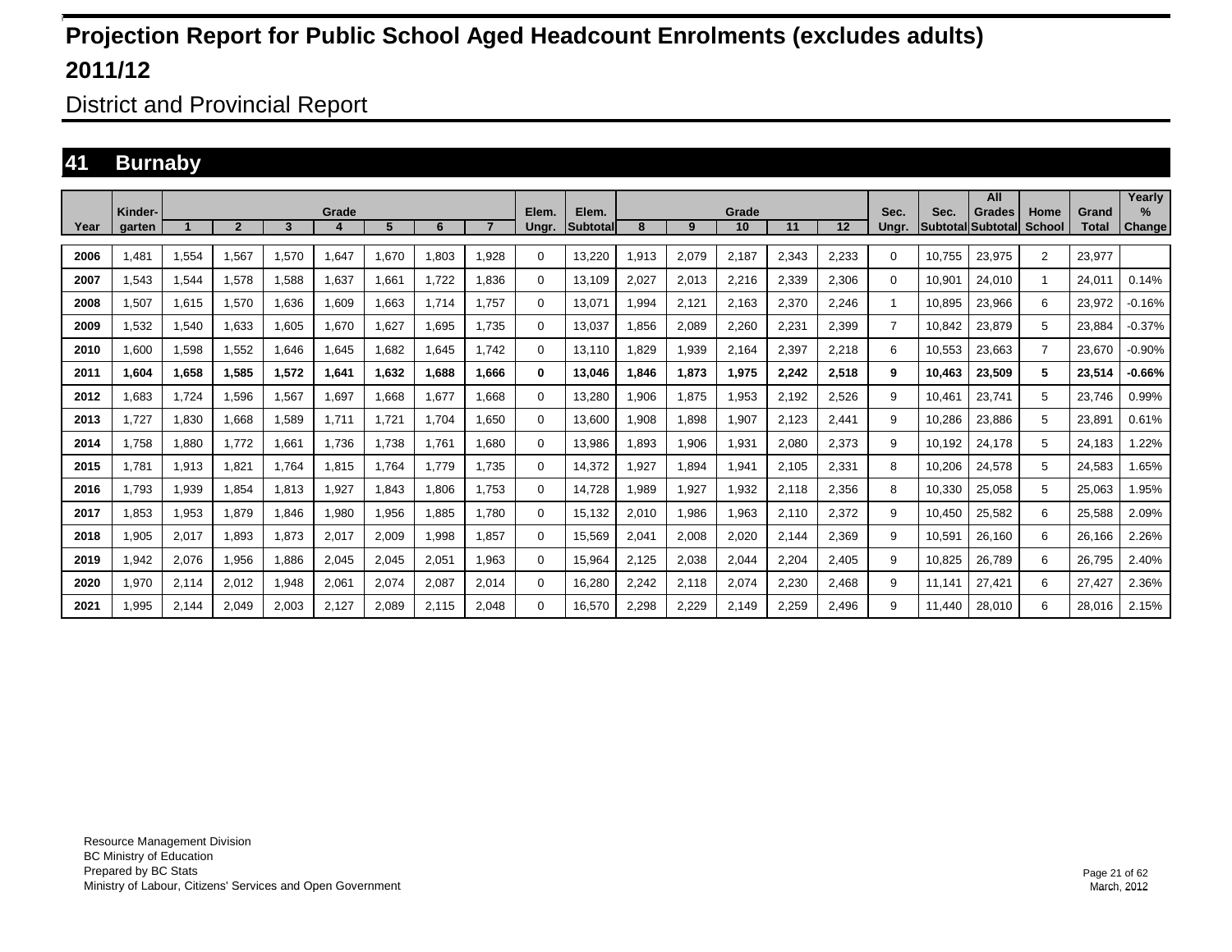# Projection Report for Public School Aged Headcount Enrolments (excludes adults)

# 2011/12

## District and Provincial Report

## 41 Burnaby

| Year | Kinder-garten | Grade 1 | 2 | 3 | 4 | 5 | 6 | 7 | Elem. Ungr. | Elem. Subtotal | Grade 8 | 9 | 10 | 11 | 12 | Sec. Ungr. | Sec. Subtotal | All Grades Subtotal | Home School | Grand Total | Yearly % Change |
|---|---|---|---|---|---|---|---|---|---|---|---|---|---|---|---|---|---|---|---|---|---|
| 2006 | 1,481 | 1,554 | 1,567 | 1,570 | 1,647 | 1,670 | 1,803 | 1,928 | 0 | 13,220 | 1,913 | 2,079 | 2,187 | 2,343 | 2,233 | 0 | 10,755 | 23,975 | 2 | 23,977 | |
| 2007 | 1,543 | 1,544 | 1,578 | 1,588 | 1,637 | 1,661 | 1,722 | 1,836 | 0 | 13,109 | 2,027 | 2,013 | 2,216 | 2,339 | 2,306 | 0 | 10,901 | 24,010 | 1 | 24,011 | 0.14% |
| 2008 | 1,507 | 1,615 | 1,570 | 1,636 | 1,609 | 1,663 | 1,714 | 1,757 | 0 | 13,071 | 1,994 | 2,121 | 2,163 | 2,370 | 2,246 | 1 | 10,895 | 23,966 | 6 | 23,972 | -0.16% |
| 2009 | 1,532 | 1,540 | 1,633 | 1,605 | 1,670 | 1,627 | 1,695 | 1,735 | 0 | 13,037 | 1,856 | 2,089 | 2,260 | 2,231 | 2,399 | 7 | 10,842 | 23,879 | 5 | 23,884 | -0.37% |
| 2010 | 1,600 | 1,598 | 1,552 | 1,646 | 1,645 | 1,682 | 1,645 | 1,742 | 0 | 13,110 | 1,829 | 1,939 | 2,164 | 2,397 | 2,218 | 6 | 10,553 | 23,663 | 7 | 23,670 | -0.90% |
| **2011** | **1,604** | **1,658** | **1,585** | **1,572** | **1,641** | **1,632** | **1,688** | **1,666** | **0** | **13,046** | **1,846** | **1,873** | **1,975** | **2,242** | **2,518** | **9** | **10,463** | **23,509** | **5** | **23,514** | **-0.66%** |
| 2012 | 1,683 | 1,724 | 1,596 | 1,567 | 1,697 | 1,668 | 1,677 | 1,668 | 0 | 13,280 | 1,906 | 1,875 | 1,953 | 2,192 | 2,526 | 9 | 10,461 | 23,741 | 5 | 23,746 | 0.99% |
| 2013 | 1,727 | 1,830 | 1,668 | 1,589 | 1,711 | 1,721 | 1,704 | 1,650 | 0 | 13,600 | 1,908 | 1,898 | 1,907 | 2,123 | 2,441 | 9 | 10,286 | 23,886 | 5 | 23,891 | 0.61% |
| 2014 | 1,758 | 1,880 | 1,772 | 1,661 | 1,736 | 1,738 | 1,761 | 1,680 | 0 | 13,986 | 1,893 | 1,906 | 1,931 | 2,080 | 2,373 | 9 | 10,192 | 24,178 | 5 | 24,183 | 1.22% |
| 2015 | 1,781 | 1,913 | 1,821 | 1,764 | 1,815 | 1,764 | 1,779 | 1,735 | 0 | 14,372 | 1,927 | 1,894 | 1,941 | 2,105 | 2,331 | 8 | 10,206 | 24,578 | 5 | 24,583 | 1.65% |
| 2016 | 1,793 | 1,939 | 1,854 | 1,813 | 1,927 | 1,843 | 1,806 | 1,753 | 0 | 14,728 | 1,989 | 1,927 | 1,932 | 2,118 | 2,356 | 8 | 10,330 | 25,058 | 5 | 25,063 | 1.95% |
| 2017 | 1,853 | 1,953 | 1,879 | 1,846 | 1,980 | 1,956 | 1,885 | 1,780 | 0 | 15,132 | 2,010 | 1,986 | 1,963 | 2,110 | 2,372 | 9 | 10,450 | 25,582 | 6 | 25,588 | 2.09% |
| 2018 | 1,905 | 2,017 | 1,893 | 1,873 | 2,017 | 2,009 | 1,998 | 1,857 | 0 | 15,569 | 2,041 | 2,008 | 2,020 | 2,144 | 2,369 | 9 | 10,591 | 26,160 | 6 | 26,166 | 2.26% |
| 2019 | 1,942 | 2,076 | 1,956 | 1,886 | 2,045 | 2,045 | 2,051 | 1,963 | 0 | 15,964 | 2,125 | 2,038 | 2,044 | 2,204 | 2,405 | 9 | 10,825 | 26,789 | 6 | 26,795 | 2.40% |
| 2020 | 1,970 | 2,114 | 2,012 | 1,948 | 2,061 | 2,074 | 2,087 | 2,014 | 0 | 16,280 | 2,242 | 2,118 | 2,074 | 2,230 | 2,468 | 9 | 11,141 | 27,421 | 6 | 27,427 | 2.36% |
| 2021 | 1,995 | 2,144 | 2,049 | 2,003 | 2,127 | 2,089 | 2,115 | 2,048 | 0 | 16,570 | 2,298 | 2,229 | 2,149 | 2,259 | 2,496 | 9 | 11,440 | 28,010 | 6 | 28,016 | 2.15% |

Resource Management Division
BC Ministry of Education
Prepared by BC Stats
Ministry of Labour, Citizens' Services and Open Government

March, 2012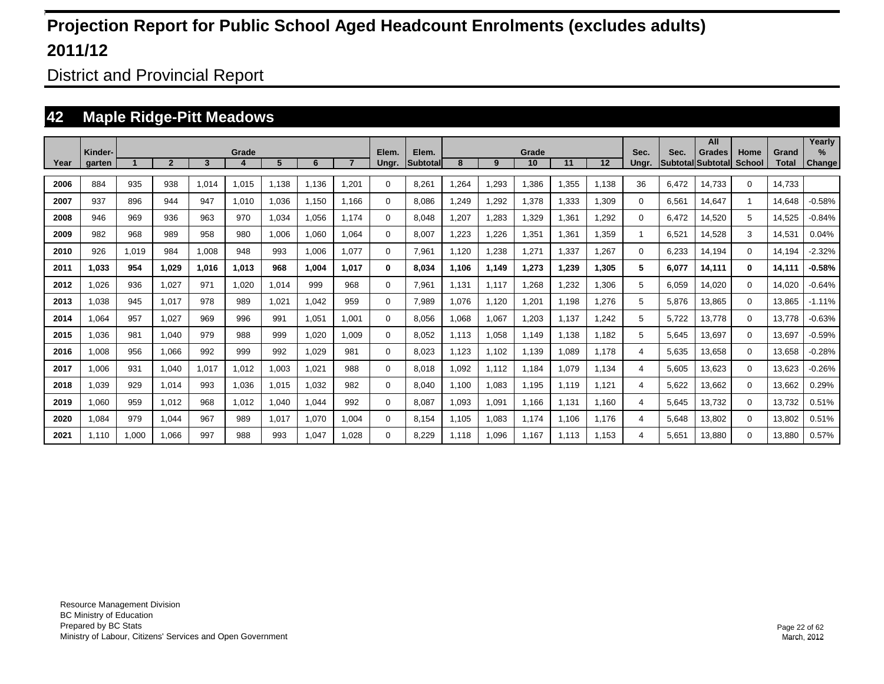# Projection Report for Public School Aged Headcount Enrolments (excludes adults)

# 2011/12

## District and Provincial Report

## 42 Maple Ridge-Pitt Meadows

| Year | Kinder-garten | Grade 1 | 2 | 3 | 4 | 5 | 6 | 7 | Elem. Ungr. | Elem. Subtotal | Grade 8 | 9 | 10 | 11 | 12 | Sec. Ungr. | Sec. Subtotal | All Grades Subtotal | Home School | Grand Total | Yearly % Change |
|---|---|---|---|---|---|---|---|---|---|---|---|---|---|---|---|---|---|---|---|---|---|
| 2006 | 884 | 935 | 938 | 1,014 | 1,015 | 1,138 | 1,136 | 1,201 | 0 | 8,261 | 1,264 | 1,293 | 1,386 | 1,355 | 1,138 | 36 | 6,472 | 14,733 | 0 | 14,733 | |
| 2007 | 937 | 896 | 944 | 947 | 1,010 | 1,036 | 1,150 | 1,166 | 0 | 8,086 | 1,249 | 1,292 | 1,378 | 1,333 | 1,309 | 0 | 6,561 | 14,647 | 1 | 14,648 | -0.58% |
| 2008 | 946 | 969 | 936 | 963 | 970 | 1,034 | 1,056 | 1,174 | 0 | 8,048 | 1,207 | 1,283 | 1,329 | 1,361 | 1,292 | 0 | 6,472 | 14,520 | 5 | 14,525 | -0.84% |
| 2009 | 982 | 968 | 989 | 958 | 980 | 1,006 | 1,060 | 1,064 | 0 | 8,007 | 1,223 | 1,226 | 1,351 | 1,361 | 1,359 | 1 | 6,521 | 14,528 | 3 | 14,531 | 0.04% |
| 2010 | 926 | 1,019 | 984 | 1,008 | 948 | 993 | 1,006 | 1,077 | 0 | 7,961 | 1,120 | 1,238 | 1,271 | 1,337 | 1,267 | 0 | 6,233 | 14,194 | 0 | 14,194 | -2.32% |
| **2011** | **1,033** | **954** | **1,029** | **1,016** | **1,013** | **968** | **1,004** | **1,017** | **0** | **8,034** | **1,106** | **1,149** | **1,273** | **1,239** | **1,305** | **5** | **6,077** | **14,111** | **0** | **14,111** | **-0.58%** |
| 2012 | 1,026 | 936 | 1,027 | 971 | 1,020 | 1,014 | 999 | 968 | 0 | 7,961 | 1,131 | 1,117 | 1,268 | 1,232 | 1,306 | 5 | 6,059 | 14,020 | 0 | 14,020 | -0.64% |
| 2013 | 1,038 | 945 | 1,017 | 978 | 989 | 1,021 | 1,042 | 959 | 0 | 7,989 | 1,076 | 1,120 | 1,201 | 1,198 | 1,276 | 5 | 5,876 | 13,865 | 0 | 13,865 | -1.11% |
| 2014 | 1,064 | 957 | 1,027 | 969 | 996 | 991 | 1,051 | 1,001 | 0 | 8,056 | 1,068 | 1,067 | 1,203 | 1,137 | 1,242 | 5 | 5,722 | 13,778 | 0 | 13,778 | -0.63% |
| 2015 | 1,036 | 981 | 1,040 | 979 | 988 | 999 | 1,020 | 1,009 | 0 | 8,052 | 1,113 | 1,058 | 1,149 | 1,138 | 1,182 | 5 | 5,645 | 13,697 | 0 | 13,697 | -0.59% |
| 2016 | 1,008 | 956 | 1,066 | 992 | 999 | 992 | 1,029 | 981 | 0 | 8,023 | 1,123 | 1,102 | 1,139 | 1,089 | 1,178 | 4 | 5,635 | 13,658 | 0 | 13,658 | -0.28% |
| 2017 | 1,006 | 931 | 1,040 | 1,017 | 1,012 | 1,003 | 1,021 | 988 | 0 | 8,018 | 1,092 | 1,112 | 1,184 | 1,079 | 1,134 | 4 | 5,605 | 13,623 | 0 | 13,623 | -0.26% |
| 2018 | 1,039 | 929 | 1,014 | 993 | 1,036 | 1,015 | 1,032 | 982 | 0 | 8,040 | 1,100 | 1,083 | 1,195 | 1,119 | 1,121 | 4 | 5,622 | 13,662 | 0 | 13,662 | 0.29% |
| 2019 | 1,060 | 959 | 1,012 | 968 | 1,012 | 1,040 | 1,044 | 992 | 0 | 8,087 | 1,093 | 1,091 | 1,166 | 1,131 | 1,160 | 4 | 5,645 | 13,732 | 0 | 13,732 | 0.51% |
| 2020 | 1,084 | 979 | 1,044 | 967 | 989 | 1,017 | 1,070 | 1,004 | 0 | 8,154 | 1,105 | 1,083 | 1,174 | 1,106 | 1,176 | 4 | 5,648 | 13,802 | 0 | 13,802 | 0.51% |
| 2021 | 1,110 | 1,000 | 1,066 | 997 | 988 | 993 | 1,047 | 1,028 | 0 | 8,229 | 1,118 | 1,096 | 1,167 | 1,113 | 1,153 | 4 | 5,651 | 13,880 | 0 | 13,880 | 0.57% |

Resource Management Division
BC Ministry of Education
Prepared by BC Stats
Ministry of Labour, Citizens' Services and Open Government

March, 2012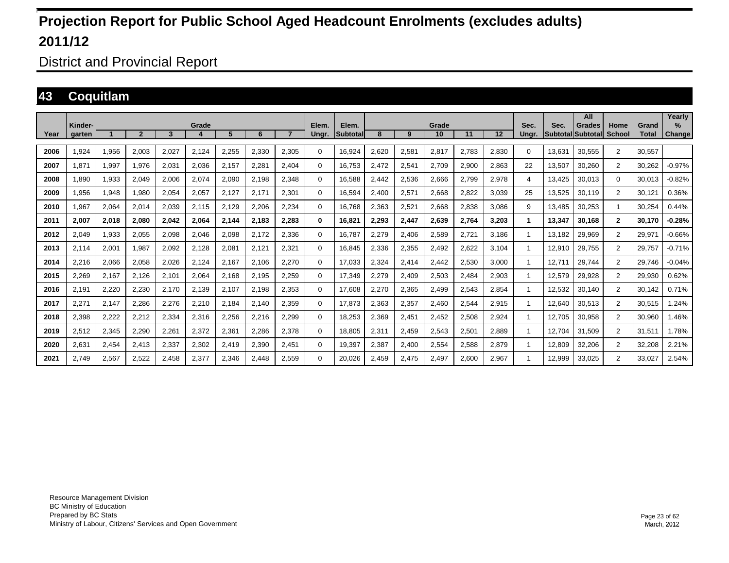# Projection Report for Public School Aged Headcount Enrolments (excludes adults)

# 2011/12

## District and Provincial Report

## 43 Coquitlam

| Year | Kinder-garten | Grade 1 | 2 | 3 | 4 | 5 | 6 | 7 | Elem. Ungr. | Elem. Subtotal | Grade 8 | 9 | 10 | 11 | 12 | Sec. Ungr. | Sec. Subtotal | All Grades Subtotal | Home School | Grand Total | Yearly % Change |
|---|---|---|---|---|---|---|---|---|---|---|---|---|---|---|---|---|---|---|---|---|---|
| 2006 | 1,924 | 1,956 | 2,003 | 2,027 | 2,124 | 2,255 | 2,330 | 2,305 | 0 | 16,924 | 2,620 | 2,581 | 2,817 | 2,783 | 2,830 | 0 | 13,631 | 30,555 | 2 | 30,557 | |
| 2007 | 1,871 | 1,997 | 1,976 | 2,031 | 2,036 | 2,157 | 2,281 | 2,404 | 0 | 16,753 | 2,472 | 2,541 | 2,709 | 2,900 | 2,863 | 22 | 13,507 | 30,260 | 2 | 30,262 | -0.97% |
| 2008 | 1,890 | 1,933 | 2,049 | 2,006 | 2,074 | 2,090 | 2,198 | 2,348 | 0 | 16,588 | 2,442 | 2,536 | 2,666 | 2,799 | 2,978 | 4 | 13,425 | 30,013 | 0 | 30,013 | -0.82% |
| 2009 | 1,956 | 1,948 | 1,980 | 2,054 | 2,057 | 2,127 | 2,171 | 2,301 | 0 | 16,594 | 2,400 | 2,571 | 2,668 | 2,822 | 3,039 | 25 | 13,525 | 30,119 | 2 | 30,121 | 0.36% |
| 2010 | 1,967 | 2,064 | 2,014 | 2,039 | 2,115 | 2,129 | 2,206 | 2,234 | 0 | 16,768 | 2,363 | 2,521 | 2,668 | 2,838 | 3,086 | 9 | 13,485 | 30,253 | 1 | 30,254 | 0.44% |
| **2011** | **2,007** | **2,018** | **2,080** | **2,042** | **2,064** | **2,144** | **2,183** | **2,283** | **0** | **16,821** | **2,293** | **2,447** | **2,639** | **2,764** | **3,203** | **1** | **13,347** | **30,168** | **2** | **30,170** | **-0.28%** |
| 2012 | 2,049 | 1,933 | 2,055 | 2,098 | 2,046 | 2,098 | 2,172 | 2,336 | 0 | 16,787 | 2,279 | 2,406 | 2,589 | 2,721 | 3,186 | 1 | 13,182 | 29,969 | 2 | 29,971 | -0.66% |
| 2013 | 2,114 | 2,001 | 1,987 | 2,092 | 2,128 | 2,081 | 2,121 | 2,321 | 0 | 16,845 | 2,336 | 2,355 | 2,492 | 2,622 | 3,104 | 1 | 12,910 | 29,755 | 2 | 29,757 | -0.71% |
| 2014 | 2,216 | 2,066 | 2,058 | 2,026 | 2,124 | 2,167 | 2,106 | 2,270 | 0 | 17,033 | 2,324 | 2,414 | 2,442 | 2,530 | 3,000 | 1 | 12,711 | 29,744 | 2 | 29,746 | -0.04% |
| 2015 | 2,269 | 2,167 | 2,126 | 2,101 | 2,064 | 2,168 | 2,195 | 2,259 | 0 | 17,349 | 2,279 | 2,409 | 2,503 | 2,484 | 2,903 | 1 | 12,579 | 29,928 | 2 | 29,930 | 0.62% |
| 2016 | 2,191 | 2,220 | 2,230 | 2,170 | 2,139 | 2,107 | 2,198 | 2,353 | 0 | 17,608 | 2,270 | 2,365 | 2,499 | 2,543 | 2,854 | 1 | 12,532 | 30,140 | 2 | 30,142 | 0.71% |
| 2017 | 2,271 | 2,147 | 2,286 | 2,276 | 2,210 | 2,184 | 2,140 | 2,359 | 0 | 17,873 | 2,363 | 2,357 | 2,460 | 2,544 | 2,915 | 1 | 12,640 | 30,513 | 2 | 30,515 | 1.24% |
| 2018 | 2,398 | 2,222 | 2,212 | 2,334 | 2,316 | 2,256 | 2,216 | 2,299 | 0 | 18,253 | 2,369 | 2,451 | 2,452 | 2,508 | 2,924 | 1 | 12,705 | 30,958 | 2 | 30,960 | 1.46% |
| 2019 | 2,512 | 2,345 | 2,290 | 2,261 | 2,372 | 2,361 | 2,286 | 2,378 | 0 | 18,805 | 2,311 | 2,459 | 2,543 | 2,501 | 2,889 | 1 | 12,704 | 31,509 | 2 | 31,511 | 1.78% |
| 2020 | 2,631 | 2,454 | 2,413 | 2,337 | 2,302 | 2,419 | 2,390 | 2,451 | 0 | 19,397 | 2,387 | 2,400 | 2,554 | 2,588 | 2,879 | 1 | 12,809 | 32,206 | 2 | 32,208 | 2.21% |
| 2021 | 2,749 | 2,567 | 2,522 | 2,458 | 2,377 | 2,346 | 2,448 | 2,559 | 0 | 20,026 | 2,459 | 2,475 | 2,497 | 2,600 | 2,967 | 1 | 12,999 | 33,025 | 2 | 33,027 | 2.54% |

Resource Management Division
BC Ministry of Education
Prepared by BC Stats
Ministry of Labour, Citizens' Services and Open Government

March, 2012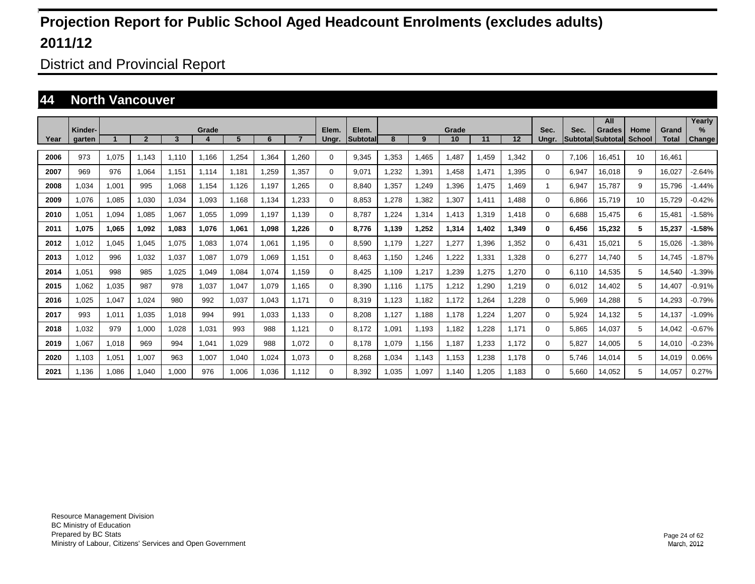# Projection Report for Public School Aged Headcount Enrolments (excludes adults)

# 2011/12

## District and Provincial Report

## 44 North Vancouver

| Year | Kinder-garten | Grade 1 | 2 | 3 | 4 | 5 | 6 | 7 | Elem. Ungr. | Elem. Subtotal | Grade 8 | 9 | 10 | 11 | 12 | Sec. Ungr. | Sec. Subtotal | All Grades Subtotal | Home School | Grand Total | Yearly % Change |
|---|---|---|---|---|---|---|---|---|---|---|---|---|---|---|---|---|---|---|---|---|---|
| 2006 | 973 | 1,075 | 1,143 | 1,110 | 1,166 | 1,254 | 1,364 | 1,260 | 0 | 9,345 | 1,353 | 1,465 | 1,487 | 1,459 | 1,342 | 0 | 7,106 | 16,451 | 10 | 16,461 | |
| 2007 | 969 | 976 | 1,064 | 1,151 | 1,114 | 1,181 | 1,259 | 1,357 | 0 | 9,071 | 1,232 | 1,391 | 1,458 | 1,471 | 1,395 | 0 | 6,947 | 16,018 | 9 | 16,027 | -2.64% |
| 2008 | 1,034 | 1,001 | 995 | 1,068 | 1,154 | 1,126 | 1,197 | 1,265 | 0 | 8,840 | 1,357 | 1,249 | 1,396 | 1,475 | 1,469 | 1 | 6,947 | 15,787 | 9 | 15,796 | -1.44% |
| 2009 | 1,076 | 1,085 | 1,030 | 1,034 | 1,093 | 1,168 | 1,134 | 1,233 | 0 | 8,853 | 1,278 | 1,382 | 1,307 | 1,411 | 1,488 | 0 | 6,866 | 15,719 | 10 | 15,729 | -0.42% |
| 2010 | 1,051 | 1,094 | 1,085 | 1,067 | 1,055 | 1,099 | 1,197 | 1,139 | 0 | 8,787 | 1,224 | 1,314 | 1,413 | 1,319 | 1,418 | 0 | 6,688 | 15,475 | 6 | 15,481 | -1.58% |
| **2011** | **1,075** | **1,065** | **1,092** | **1,083** | **1,076** | **1,061** | **1,098** | **1,226** | **0** | **8,776** | **1,139** | **1,252** | **1,314** | **1,402** | **1,349** | **0** | **6,456** | **15,232** | **5** | **15,237** | **-1.58%** |
| 2012 | 1,012 | 1,045 | 1,045 | 1,075 | 1,083 | 1,074 | 1,061 | 1,195 | 0 | 8,590 | 1,179 | 1,227 | 1,277 | 1,396 | 1,352 | 0 | 6,431 | 15,021 | 5 | 15,026 | -1.38% |
| 2013 | 1,012 | 996 | 1,032 | 1,037 | 1,087 | 1,079 | 1,069 | 1,151 | 0 | 8,463 | 1,150 | 1,246 | 1,222 | 1,331 | 1,328 | 0 | 6,277 | 14,740 | 5 | 14,745 | -1.87% |
| 2014 | 1,051 | 998 | 985 | 1,025 | 1,049 | 1,084 | 1,074 | 1,159 | 0 | 8,425 | 1,109 | 1,217 | 1,239 | 1,275 | 1,270 | 0 | 6,110 | 14,535 | 5 | 14,540 | -1.39% |
| 2015 | 1,062 | 1,035 | 987 | 978 | 1,037 | 1,047 | 1,079 | 1,165 | 0 | 8,390 | 1,116 | 1,175 | 1,212 | 1,290 | 1,219 | 0 | 6,012 | 14,402 | 5 | 14,407 | -0.91% |
| 2016 | 1,025 | 1,047 | 1,024 | 980 | 992 | 1,037 | 1,043 | 1,171 | 0 | 8,319 | 1,123 | 1,182 | 1,172 | 1,264 | 1,228 | 0 | 5,969 | 14,288 | 5 | 14,293 | -0.79% |
| 2017 | 993 | 1,011 | 1,035 | 1,018 | 994 | 991 | 1,033 | 1,133 | 0 | 8,208 | 1,127 | 1,188 | 1,178 | 1,224 | 1,207 | 0 | 5,924 | 14,132 | 5 | 14,137 | -1.09% |
| 2018 | 1,032 | 979 | 1,000 | 1,028 | 1,031 | 993 | 988 | 1,121 | 0 | 8,172 | 1,091 | 1,193 | 1,182 | 1,228 | 1,171 | 0 | 5,865 | 14,037 | 5 | 14,042 | -0.67% |
| 2019 | 1,067 | 1,018 | 969 | 994 | 1,041 | 1,029 | 988 | 1,072 | 0 | 8,178 | 1,079 | 1,156 | 1,187 | 1,233 | 1,172 | 0 | 5,827 | 14,005 | 5 | 14,010 | -0.23% |
| 2020 | 1,103 | 1,051 | 1,007 | 963 | 1,007 | 1,040 | 1,024 | 1,073 | 0 | 8,268 | 1,034 | 1,143 | 1,153 | 1,238 | 1,178 | 0 | 5,746 | 14,014 | 5 | 14,019 | 0.06% |
| 2021 | 1,136 | 1,086 | 1,040 | 1,000 | 976 | 1,006 | 1,036 | 1,112 | 0 | 8,392 | 1,035 | 1,097 | 1,140 | 1,205 | 1,183 | 0 | 5,660 | 14,052 | 5 | 14,057 | 0.27% |

Resource Management Division
BC Ministry of Education
Prepared by BC Stats
Ministry of Labour, Citizens' Services and Open Government

March, 2012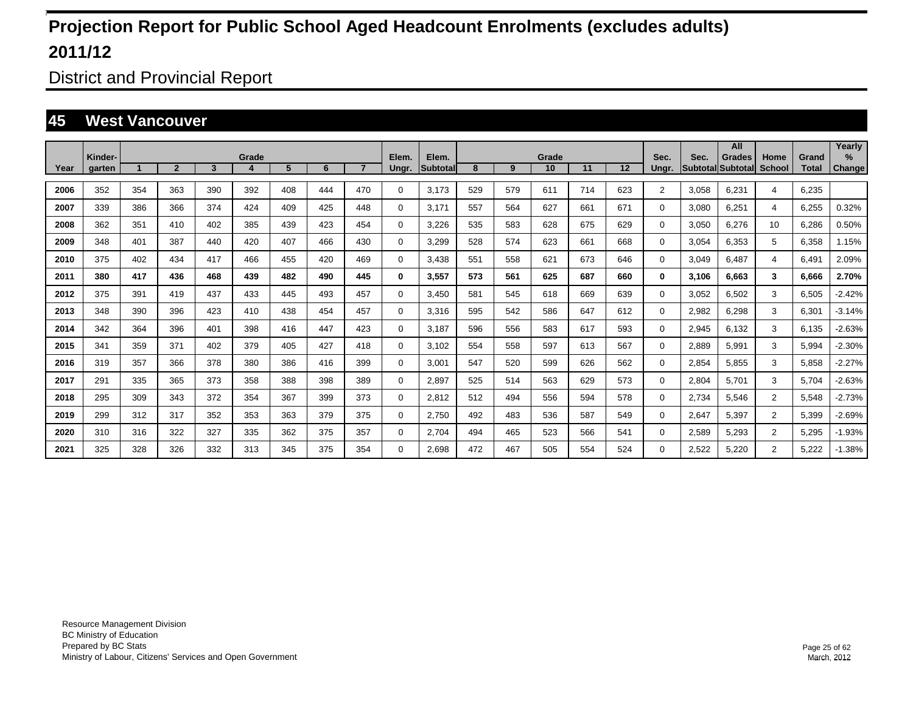# Projection Report for Public School Aged Headcount Enrolments (excludes adults)

# 2011/12

## District and Provincial Report

### 45 West Vancouver

| Year | Kinder-garten | Grade 1 | 2 | 3 | 4 | 5 | 6 | 7 | Elem. Ungr. | Elem. Subtotal | Grade 8 | 9 | 10 | 11 | 12 | Sec. Ungr. | Sec. Subtotal | All Grades Subtotal | Home School | Grand Total | Yearly % Change |
|---|---|---|---|---|---|---|---|---|---|---|---|---|---|---|---|---|---|---|---|---|---|
| 2006 | 352 | 354 | 363 | 390 | 392 | 408 | 444 | 470 | 0 | 3,173 | 529 | 579 | 611 | 714 | 623 | 2 | 3,058 | 6,231 | 4 | 6,235 | |
| 2007 | 339 | 386 | 366 | 374 | 424 | 409 | 425 | 448 | 0 | 3,171 | 557 | 564 | 627 | 661 | 671 | 0 | 3,080 | 6,251 | 4 | 6,255 | 0.32% |
| 2008 | 362 | 351 | 410 | 402 | 385 | 439 | 423 | 454 | 0 | 3,226 | 535 | 583 | 628 | 675 | 629 | 0 | 3,050 | 6,276 | 10 | 6,286 | 0.50% |
| 2009 | 348 | 401 | 387 | 440 | 420 | 407 | 466 | 430 | 0 | 3,299 | 528 | 574 | 623 | 661 | 668 | 0 | 3,054 | 6,353 | 5 | 6,358 | 1.15% |
| 2010 | 375 | 402 | 434 | 417 | 466 | 455 | 420 | 469 | 0 | 3,438 | 551 | 558 | 621 | 673 | 646 | 0 | 3,049 | 6,487 | 4 | 6,491 | 2.09% |
| **2011** | **380** | **417** | **436** | **468** | **439** | **482** | **490** | **445** | **0** | **3,557** | **573** | **561** | **625** | **687** | **660** | **0** | **3,106** | **6,663** | **3** | **6,666** | **2.70%** |
| 2012 | 375 | 391 | 419 | 437 | 433 | 445 | 493 | 457 | 0 | 3,450 | 581 | 545 | 618 | 669 | 639 | 0 | 3,052 | 6,502 | 3 | 6,505 | -2.42% |
| 2013 | 348 | 390 | 396 | 423 | 410 | 438 | 454 | 457 | 0 | 3,316 | 595 | 542 | 586 | 647 | 612 | 0 | 2,982 | 6,298 | 3 | 6,301 | -3.14% |
| 2014 | 342 | 364 | 396 | 401 | 398 | 416 | 447 | 423 | 0 | 3,187 | 596 | 556 | 583 | 617 | 593 | 0 | 2,945 | 6,132 | 3 | 6,135 | -2.63% |
| 2015 | 341 | 359 | 371 | 402 | 379 | 405 | 427 | 418 | 0 | 3,102 | 554 | 558 | 597 | 613 | 567 | 0 | 2,889 | 5,991 | 3 | 5,994 | -2.30% |
| 2016 | 319 | 357 | 366 | 378 | 380 | 386 | 416 | 399 | 0 | 3,001 | 547 | 520 | 599 | 626 | 562 | 0 | 2,854 | 5,855 | 3 | 5,858 | -2.27% |
| 2017 | 291 | 335 | 365 | 373 | 358 | 388 | 398 | 389 | 0 | 2,897 | 525 | 514 | 563 | 629 | 573 | 0 | 2,804 | 5,701 | 3 | 5,704 | -2.63% |
| 2018 | 295 | 309 | 343 | 372 | 354 | 367 | 399 | 373 | 0 | 2,812 | 512 | 494 | 556 | 594 | 578 | 0 | 2,734 | 5,546 | 2 | 5,548 | -2.73% |
| 2019 | 299 | 312 | 317 | 352 | 353 | 363 | 379 | 375 | 0 | 2,750 | 492 | 483 | 536 | 587 | 549 | 0 | 2,647 | 5,397 | 2 | 5,399 | -2.69% |
| 2020 | 310 | 316 | 322 | 327 | 335 | 362 | 375 | 357 | 0 | 2,704 | 494 | 465 | 523 | 566 | 541 | 0 | 2,589 | 5,293 | 2 | 5,295 | -1.93% |
| 2021 | 325 | 328 | 326 | 332 | 313 | 345 | 375 | 354 | 0 | 2,698 | 472 | 467 | 505 | 554 | 524 | 0 | 2,522 | 5,220 | 2 | 5,222 | -1.38% |

Resource Management Division
BC Ministry of Education
Prepared by BC Stats
Ministry of Labour, Citizens' Services and Open Government

March, 2012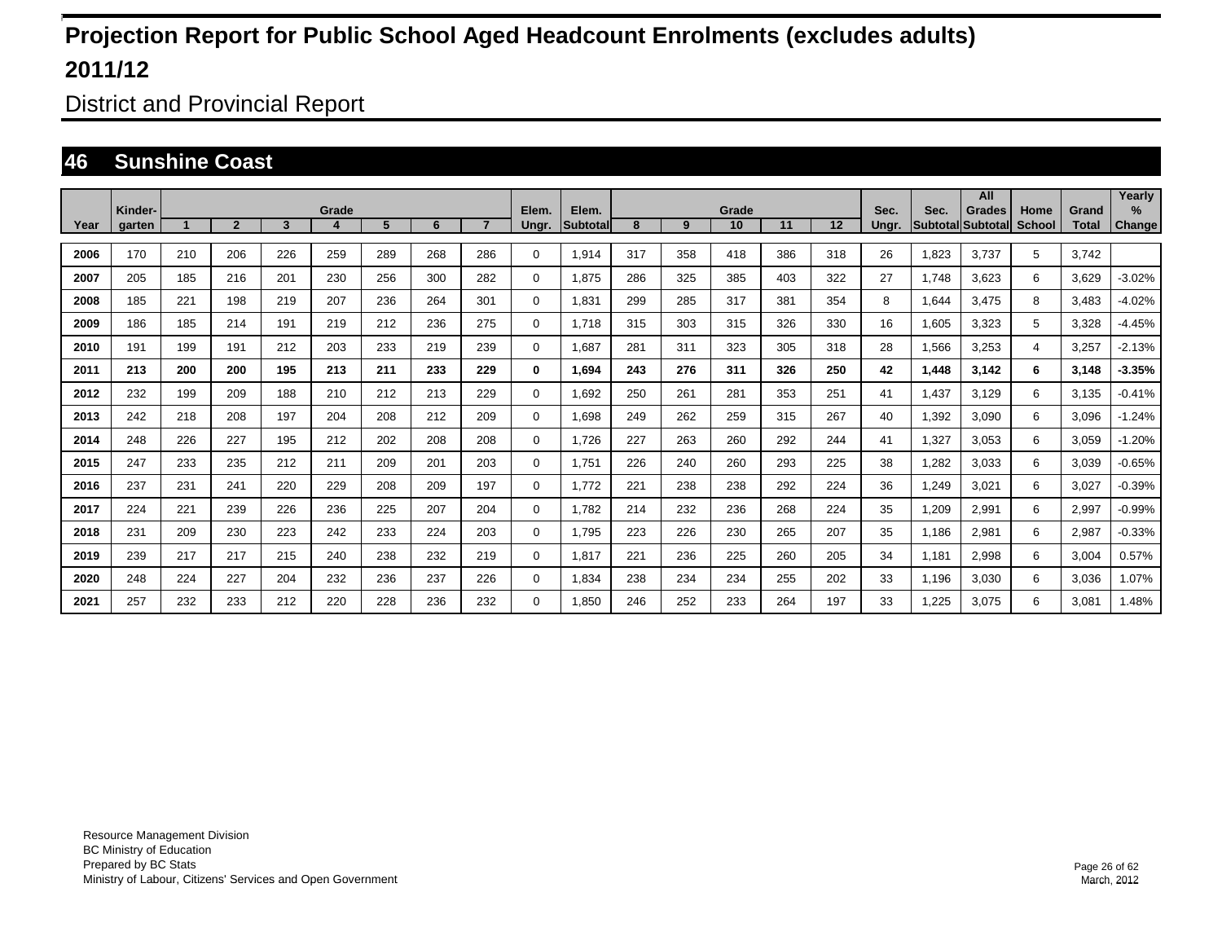# Projection Report for Public School Aged Headcount Enrolments (excludes adults)

# 2011/12

## District and Provincial Report

### 46 Sunshine Coast

| Year | Kinder-garten | Grade 1 | 2 | 3 | 4 | 5 | 6 | 7 | Elem. Ungr. | Elem. Subtotal | Grade 8 | 9 | 10 | 11 | 12 | Sec. Ungr. | Sec. Subtotal | All Grades Subtotal | Home School | Grand Total | Yearly % Change |
|---|---|---|---|---|---|---|---|---|---|---|---|---|---|---|---|---|---|---|---|---|---|
| 2006 | 170 | 210 | 206 | 226 | 259 | 289 | 268 | 286 | 0 | 1,914 | 317 | 358 | 418 | 386 | 318 | 26 | 1,823 | 3,737 | 5 | 3,742 | |
| 2007 | 205 | 185 | 216 | 201 | 230 | 256 | 300 | 282 | 0 | 1,875 | 286 | 325 | 385 | 403 | 322 | 27 | 1,748 | 3,623 | 6 | 3,629 | -3.02% |
| 2008 | 185 | 221 | 198 | 219 | 207 | 236 | 264 | 301 | 0 | 1,831 | 299 | 285 | 317 | 381 | 354 | 8 | 1,644 | 3,475 | 8 | 3,483 | -4.02% |
| 2009 | 186 | 185 | 214 | 191 | 219 | 212 | 236 | 275 | 0 | 1,718 | 315 | 303 | 315 | 326 | 330 | 16 | 1,605 | 3,323 | 5 | 3,328 | -4.45% |
| 2010 | 191 | 199 | 191 | 212 | 203 | 233 | 219 | 239 | 0 | 1,687 | 281 | 311 | 323 | 305 | 318 | 28 | 1,566 | 3,253 | 4 | 3,257 | -2.13% |
| **2011** | **213** | **200** | **200** | **195** | **213** | **211** | **233** | **229** | **0** | **1,694** | **243** | **276** | **311** | **326** | **250** | **42** | **1,448** | **3,142** | **6** | **3,148** | **-3.35%** |
| 2012 | 232 | 199 | 209 | 188 | 210 | 212 | 213 | 229 | 0 | 1,692 | 250 | 261 | 281 | 353 | 251 | 41 | 1,437 | 3,129 | 6 | 3,135 | -0.41% |
| 2013 | 242 | 218 | 208 | 197 | 204 | 208 | 212 | 209 | 0 | 1,698 | 249 | 262 | 259 | 315 | 267 | 40 | 1,392 | 3,090 | 6 | 3,096 | -1.24% |
| 2014 | 248 | 226 | 227 | 195 | 212 | 202 | 208 | 208 | 0 | 1,726 | 227 | 263 | 260 | 292 | 244 | 41 | 1,327 | 3,053 | 6 | 3,059 | -1.20% |
| 2015 | 247 | 233 | 235 | 212 | 211 | 209 | 201 | 203 | 0 | 1,751 | 226 | 240 | 260 | 293 | 225 | 38 | 1,282 | 3,033 | 6 | 3,039 | -0.65% |
| 2016 | 237 | 231 | 241 | 220 | 229 | 208 | 209 | 197 | 0 | 1,772 | 221 | 238 | 238 | 292 | 224 | 36 | 1,249 | 3,021 | 6 | 3,027 | -0.39% |
| 2017 | 224 | 221 | 239 | 226 | 236 | 225 | 207 | 204 | 0 | 1,782 | 214 | 232 | 236 | 268 | 224 | 35 | 1,209 | 2,991 | 6 | 2,997 | -0.99% |
| 2018 | 231 | 209 | 230 | 223 | 242 | 233 | 224 | 203 | 0 | 1,795 | 223 | 226 | 230 | 265 | 207 | 35 | 1,186 | 2,981 | 6 | 2,987 | -0.33% |
| 2019 | 239 | 217 | 217 | 215 | 240 | 238 | 232 | 219 | 0 | 1,817 | 221 | 236 | 225 | 260 | 205 | 34 | 1,181 | 2,998 | 6 | 3,004 | 0.57% |
| 2020 | 248 | 224 | 227 | 204 | 232 | 236 | 237 | 226 | 0 | 1,834 | 238 | 234 | 234 | 255 | 202 | 33 | 1,196 | 3,030 | 6 | 3,036 | 1.07% |
| 2021 | 257 | 232 | 233 | 212 | 220 | 228 | 236 | 232 | 0 | 1,850 | 246 | 252 | 233 | 264 | 197 | 33 | 1,225 | 3,075 | 6 | 3,081 | 1.48% |

Resource Management Division
BC Ministry of Education
Prepared by BC Stats
Ministry of Labour, Citizens' Services and Open Government

March, 2012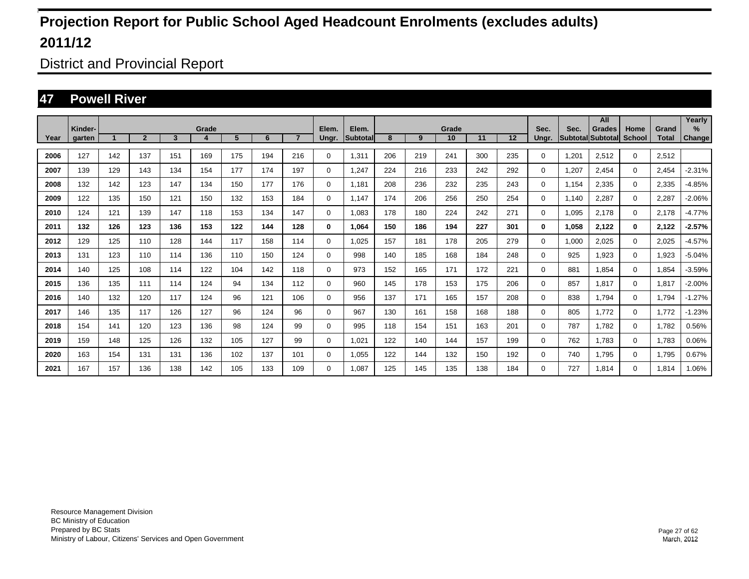# Projection Report for Public School Aged Headcount Enrolments (excludes adults)

# 2011/12

## District and Provincial Report

## 47 Powell River

| Year | Kinder-garten | Grade 1 | 2 | 3 | 4 | 5 | 6 | 7 | Elem. Ungr. | Elem. Subtotal | Grade 8 | 9 | 10 | 11 | 12 | Sec. Ungr. | Sec. Subtotal | All Grades Subtotal | Home School | Grand Total | Yearly % Change |
|---|---|---|---|---|---|---|---|---|---|---|---|---|---|---|---|---|---|---|---|---|---|
| 2006 | 127 | 142 | 137 | 151 | 169 | 175 | 194 | 216 | 0 | 1,311 | 206 | 219 | 241 | 300 | 235 | 0 | 1,201 | 2,512 | 0 | 2,512 | |
| 2007 | 139 | 129 | 143 | 134 | 154 | 177 | 174 | 197 | 0 | 1,247 | 224 | 216 | 233 | 242 | 292 | 0 | 1,207 | 2,454 | 0 | 2,454 | -2.31% |
| 2008 | 132 | 142 | 123 | 147 | 134 | 150 | 177 | 176 | 0 | 1,181 | 208 | 236 | 232 | 235 | 243 | 0 | 1,154 | 2,335 | 0 | 2,335 | -4.85% |
| 2009 | 122 | 135 | 150 | 121 | 150 | 132 | 153 | 184 | 0 | 1,147 | 174 | 206 | 256 | 250 | 254 | 0 | 1,140 | 2,287 | 0 | 2,287 | -2.06% |
| 2010 | 124 | 121 | 139 | 147 | 118 | 153 | 134 | 147 | 0 | 1,083 | 178 | 180 | 224 | 242 | 271 | 0 | 1,095 | 2,178 | 0 | 2,178 | -4.77% |
| **2011** | **132** | **126** | **123** | **136** | **153** | **122** | **144** | **128** | **0** | **1,064** | **150** | **186** | **194** | **227** | **301** | **0** | **1,058** | **2,122** | **0** | **2,122** | **-2.57%** |
| 2012 | 129 | 125 | 110 | 128 | 144 | 117 | 158 | 114 | 0 | 1,025 | 157 | 181 | 178 | 205 | 279 | 0 | 1,000 | 2,025 | 0 | 2,025 | -4.57% |
| 2013 | 131 | 123 | 110 | 114 | 136 | 110 | 150 | 124 | 0 | 998 | 140 | 185 | 168 | 184 | 248 | 0 | 925 | 1,923 | 0 | 1,923 | -5.04% |
| 2014 | 140 | 125 | 108 | 114 | 122 | 104 | 142 | 118 | 0 | 973 | 152 | 165 | 171 | 172 | 221 | 0 | 881 | 1,854 | 0 | 1,854 | -3.59% |
| 2015 | 136 | 135 | 111 | 114 | 124 | 94 | 134 | 112 | 0 | 960 | 145 | 178 | 153 | 175 | 206 | 0 | 857 | 1,817 | 0 | 1,817 | -2.00% |
| 2016 | 140 | 132 | 120 | 117 | 124 | 96 | 121 | 106 | 0 | 956 | 137 | 171 | 165 | 157 | 208 | 0 | 838 | 1,794 | 0 | 1,794 | -1.27% |
| 2017 | 146 | 135 | 117 | 126 | 127 | 96 | 124 | 96 | 0 | 967 | 130 | 161 | 158 | 168 | 188 | 0 | 805 | 1,772 | 0 | 1,772 | -1.23% |
| 2018 | 154 | 141 | 120 | 123 | 136 | 98 | 124 | 99 | 0 | 995 | 118 | 154 | 151 | 163 | 201 | 0 | 787 | 1,782 | 0 | 1,782 | 0.56% |
| 2019 | 159 | 148 | 125 | 126 | 132 | 105 | 127 | 99 | 0 | 1,021 | 122 | 140 | 144 | 157 | 199 | 0 | 762 | 1,783 | 0 | 1,783 | 0.06% |
| 2020 | 163 | 154 | 131 | 131 | 136 | 102 | 137 | 101 | 0 | 1,055 | 122 | 144 | 132 | 150 | 192 | 0 | 740 | 1,795 | 0 | 1,795 | 0.67% |
| 2021 | 167 | 157 | 136 | 138 | 142 | 105 | 133 | 109 | 0 | 1,087 | 125 | 145 | 135 | 138 | 184 | 0 | 727 | 1,814 | 0 | 1,814 | 1.06% |

Resource Management Division
BC Ministry of Education
Prepared by BC Stats
Ministry of Labour, Citizens' Services and Open Government

March, 2012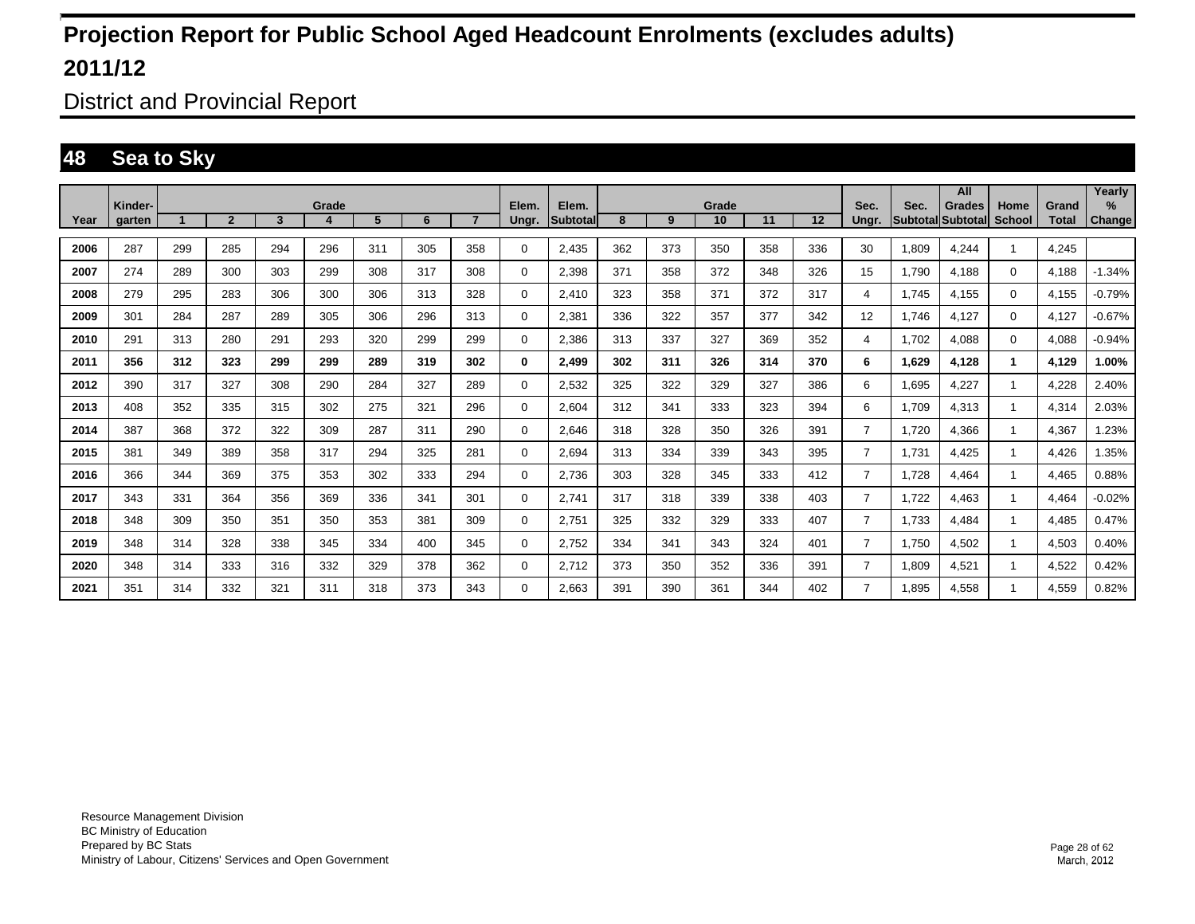# Projection Report for Public School Aged Headcount Enrolments (excludes adults)

# 2011/12

## District and Provincial Report

## 48 Sea to Sky

| Year | Kinder-garten | Grade 1 | 2 | 3 | 4 | 5 | 6 | 7 | Elem. Ungr. | Elem. Subtotal | Grade 8 | 9 | 10 | 11 | 12 | Sec. Ungr. | Sec. Subtotal | All Grades Subtotal | Home School | Grand Total | Yearly % Change |
|---|---|---|---|---|---|---|---|---|---|---|---|---|---|---|---|---|---|---|---|---|---|
| 2006 | 287 | 299 | 285 | 294 | 296 | 311 | 305 | 358 | 0 | 2,435 | 362 | 373 | 350 | 358 | 336 | 30 | 1,809 | 4,244 | 1 | 4,245 | |
| 2007 | 274 | 289 | 300 | 303 | 299 | 308 | 317 | 308 | 0 | 2,398 | 371 | 358 | 372 | 348 | 326 | 15 | 1,790 | 4,188 | 0 | 4,188 | -1.34% |
| 2008 | 279 | 295 | 283 | 306 | 300 | 306 | 313 | 328 | 0 | 2,410 | 323 | 358 | 371 | 372 | 317 | 4 | 1,745 | 4,155 | 0 | 4,155 | -0.79% |
| 2009 | 301 | 284 | 287 | 289 | 305 | 306 | 296 | 313 | 0 | 2,381 | 336 | 322 | 357 | 377 | 342 | 12 | 1,746 | 4,127 | 0 | 4,127 | -0.67% |
| 2010 | 291 | 313 | 280 | 291 | 293 | 320 | 299 | 299 | 0 | 2,386 | 313 | 337 | 327 | 369 | 352 | 4 | 1,702 | 4,088 | 0 | 4,088 | -0.94% |
| **2011** | **356** | **312** | **323** | **299** | **299** | **289** | **319** | **302** | **0** | **2,499** | **302** | **311** | **326** | **314** | **370** | **6** | **1,629** | **4,128** | **1** | **4,129** | **1.00%** |
| 2012 | 390 | 317 | 327 | 308 | 290 | 284 | 327 | 289 | 0 | 2,532 | 325 | 322 | 329 | 327 | 386 | 6 | 1,695 | 4,227 | 1 | 4,228 | 2.40% |
| 2013 | 408 | 352 | 335 | 315 | 302 | 275 | 321 | 296 | 0 | 2,604 | 312 | 341 | 333 | 323 | 394 | 6 | 1,709 | 4,313 | 1 | 4,314 | 2.03% |
| 2014 | 387 | 368 | 372 | 322 | 309 | 287 | 311 | 290 | 0 | 2,646 | 318 | 328 | 350 | 326 | 391 | 7 | 1,720 | 4,366 | 1 | 4,367 | 1.23% |
| 2015 | 381 | 349 | 389 | 358 | 317 | 294 | 325 | 281 | 0 | 2,694 | 313 | 334 | 339 | 343 | 395 | 7 | 1,731 | 4,425 | 1 | 4,426 | 1.35% |
| 2016 | 366 | 344 | 369 | 375 | 353 | 302 | 333 | 294 | 0 | 2,736 | 303 | 328 | 345 | 333 | 412 | 7 | 1,728 | 4,464 | 1 | 4,465 | 0.88% |
| 2017 | 343 | 331 | 364 | 356 | 369 | 336 | 341 | 301 | 0 | 2,741 | 317 | 318 | 339 | 338 | 403 | 7 | 1,722 | 4,463 | 1 | 4,464 | -0.02% |
| 2018 | 348 | 309 | 350 | 351 | 350 | 353 | 381 | 309 | 0 | 2,751 | 325 | 332 | 329 | 333 | 407 | 7 | 1,733 | 4,484 | 1 | 4,485 | 0.47% |
| 2019 | 348 | 314 | 328 | 338 | 345 | 334 | 400 | 345 | 0 | 2,752 | 334 | 341 | 343 | 324 | 401 | 7 | 1,750 | 4,502 | 1 | 4,503 | 0.40% |
| 2020 | 348 | 314 | 333 | 316 | 332 | 329 | 378 | 362 | 0 | 2,712 | 373 | 350 | 352 | 336 | 391 | 7 | 1,809 | 4,521 | 1 | 4,522 | 0.42% |
| 2021 | 351 | 314 | 332 | 321 | 311 | 318 | 373 | 343 | 0 | 2,663 | 391 | 390 | 361 | 344 | 402 | 7 | 1,895 | 4,558 | 1 | 4,559 | 0.82% |

Resource Management Division
BC Ministry of Education
Prepared by BC Stats
Ministry of Labour, Citizens' Services and Open Government

March, 2012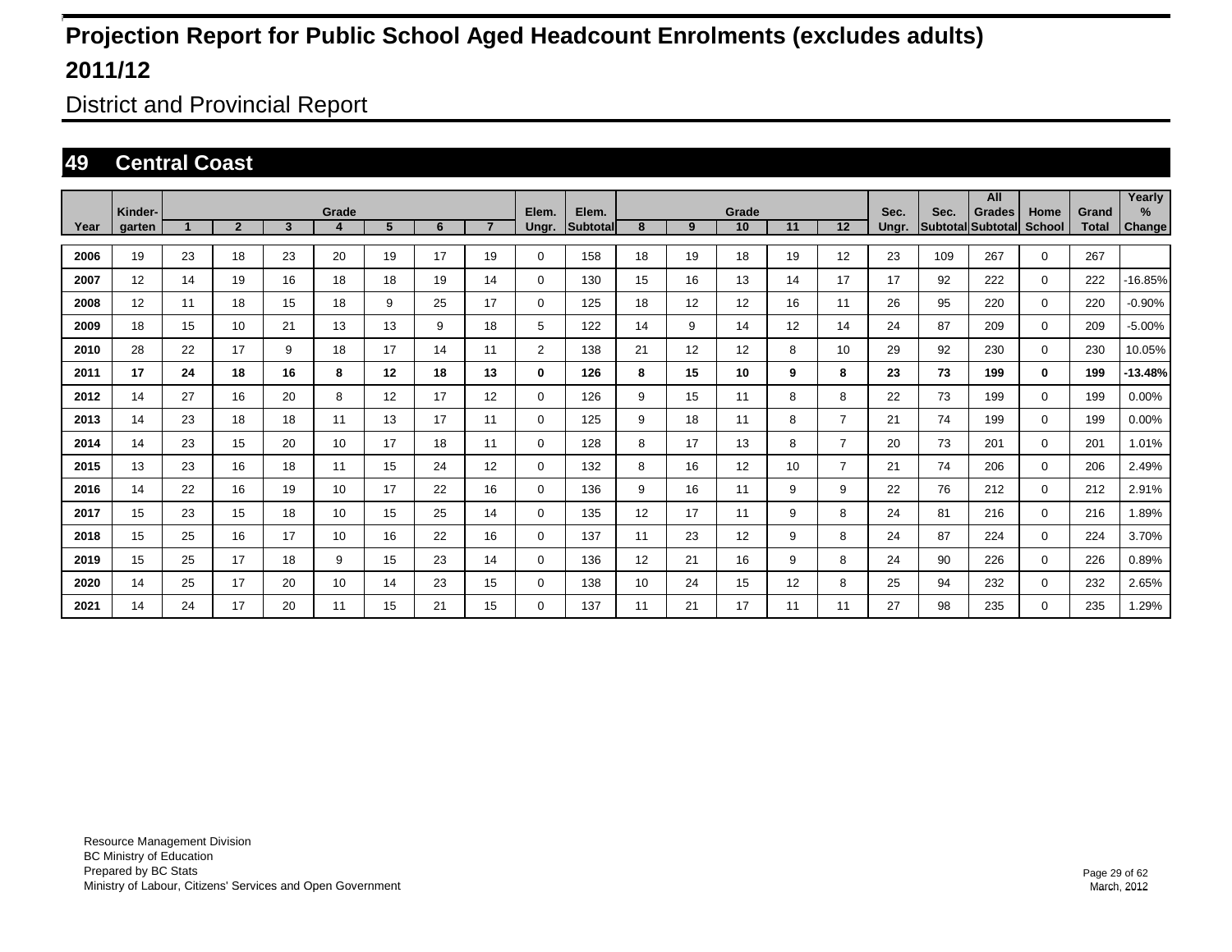# Projection Report for Public School Aged Headcount Enrolments (excludes adults)

# 2011/12

## District and Provincial Report

### 49 Central Coast

| Year | Kinder-garten | 1 | 2 | 3 | 4 | 5 | 6 | 7 | Elem. Ungr. | Elem. Subtotal | 8 | 9 | 10 | 11 | 12 | Sec. Ungr. | Sec. Subtotal | All Grades Subtotal | Home School | Grand Total | Yearly % Change |
|---|---|---|---|---|---|---|---|---|---|---|---|---|---|---|---|---|---|---|---|---|---|
| **2006** | 19 | 23 | 18 | 23 | 20 | 19 | 17 | 19 | 0 | 158 | 18 | 19 | 18 | 19 | 12 | 23 | 109 | 267 | 0 | 267 | |
| **2007** | 12 | 14 | 19 | 16 | 18 | 18 | 19 | 14 | 0 | 130 | 15 | 16 | 13 | 14 | 17 | 17 | 92 | 222 | 0 | 222 | -16.85% |
| **2008** | 12 | 11 | 18 | 15 | 18 | 9 | 25 | 17 | 0 | 125 | 18 | 12 | 12 | 16 | 11 | 26 | 95 | 220 | 0 | 220 | -0.90% |
| **2009** | 18 | 15 | 10 | 21 | 13 | 13 | 9 | 18 | 5 | 122 | 14 | 9 | 14 | 12 | 14 | 24 | 87 | 209 | 0 | 209 | -5.00% |
| **2010** | 28 | 22 | 17 | 9 | 18 | 17 | 14 | 11 | 2 | 138 | 21 | 12 | 12 | 8 | 10 | 29 | 92 | 230 | 0 | 230 | 10.05% |
| **2011** | **17** | **24** | **18** | **16** | **8** | **12** | **18** | **13** | **0** | **126** | **8** | **15** | **10** | **9** | **8** | **23** | **73** | **199** | **0** | **199** | **-13.48%** |
| **2012** | 14 | 27 | 16 | 20 | 8 | 12 | 17 | 12 | 0 | 126 | 9 | 15 | 11 | 8 | 8 | 22 | 73 | 199 | 0 | 199 | 0.00% |
| **2013** | 14 | 23 | 18 | 18 | 11 | 13 | 17 | 11 | 0 | 125 | 9 | 18 | 11 | 8 | 7 | 21 | 74 | 199 | 0 | 199 | 0.00% |
| **2014** | 14 | 23 | 15 | 20 | 10 | 17 | 18 | 11 | 0 | 128 | 8 | 17 | 13 | 8 | 7 | 20 | 73 | 201 | 0 | 201 | 1.01% |
| **2015** | 13 | 23 | 16 | 18 | 11 | 15 | 24 | 12 | 0 | 132 | 8 | 16 | 12 | 10 | 7 | 21 | 74 | 206 | 0 | 206 | 2.49% |
| **2016** | 14 | 22 | 16 | 19 | 10 | 17 | 22 | 16 | 0 | 136 | 9 | 16 | 11 | 9 | 9 | 22 | 76 | 212 | 0 | 212 | 2.91% |
| **2017** | 15 | 23 | 15 | 18 | 10 | 15 | 25 | 14 | 0 | 135 | 12 | 17 | 11 | 9 | 8 | 24 | 81 | 216 | 0 | 216 | 1.89% |
| **2018** | 15 | 25 | 16 | 17 | 10 | 16 | 22 | 16 | 0 | 137 | 11 | 23 | 12 | 9 | 8 | 24 | 87 | 224 | 0 | 224 | 3.70% |
| **2019** | 15 | 25 | 17 | 18 | 9 | 15 | 23 | 14 | 0 | 136 | 12 | 21 | 16 | 9 | 8 | 24 | 90 | 226 | 0 | 226 | 0.89% |
| **2020** | 14 | 25 | 17 | 20 | 10 | 14 | 23 | 15 | 0 | 138 | 10 | 24 | 15 | 12 | 8 | 25 | 94 | 232 | 0 | 232 | 2.65% |
| **2021** | 14 | 24 | 17 | 20 | 11 | 15 | 21 | 15 | 0 | 137 | 11 | 21 | 17 | 11 | 11 | 27 | 98 | 235 | 0 | 235 | 1.29% |

Resource Management Division
BC Ministry of Education
Prepared by BC Stats
Ministry of Labour, Citizens' Services and Open Government

March, 2012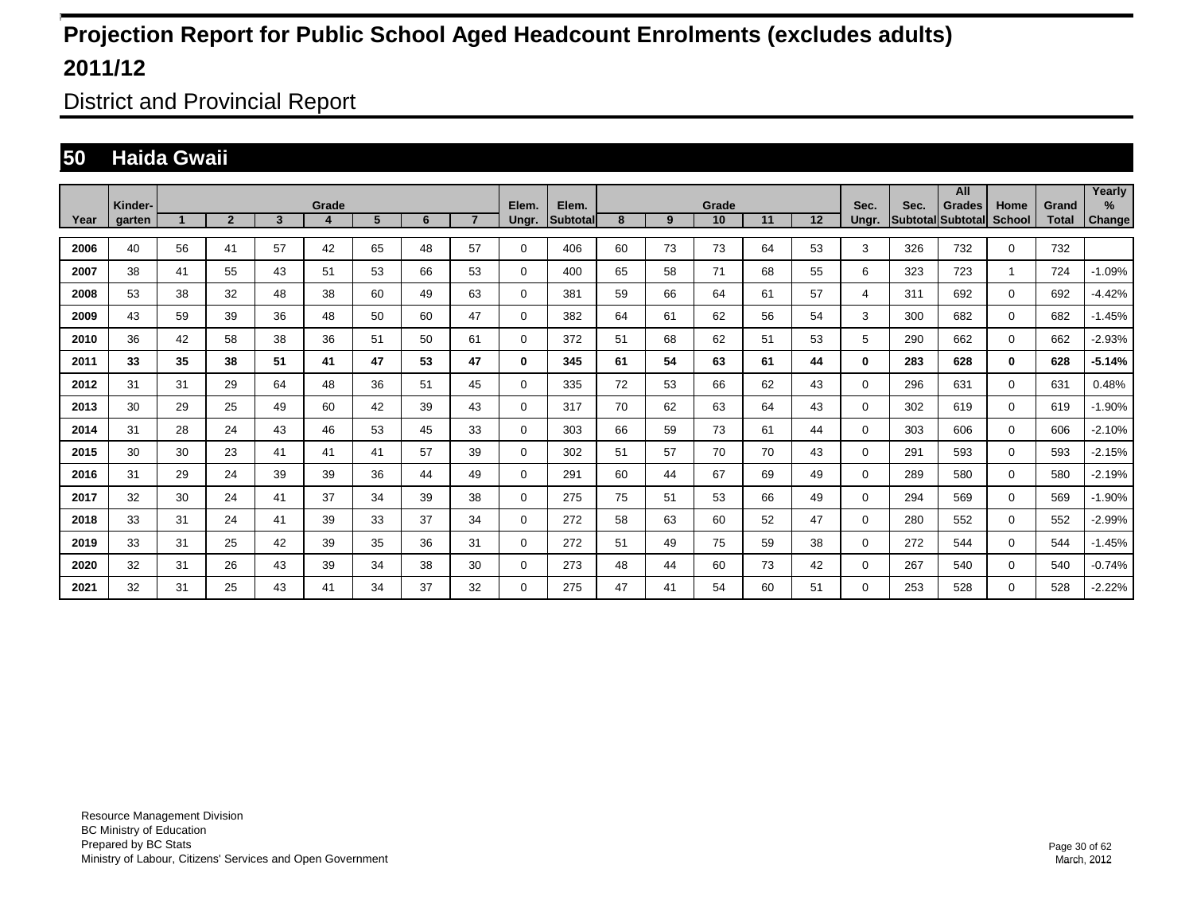# Projection Report for Public School Aged Headcount Enrolments (excludes adults)

# 2011/12

## District and Provincial Report

### 50 Haida Gwaii

| Year | Kinder-garten | Grade 1 | 2 | 3 | 4 | 5 | 6 | 7 | Elem. Ungr. | Elem. Subtotal | Grade 8 | 9 | 10 | 11 | 12 | Sec. Ungr. | Sec. Subtotal | All Grades Subtotal | Home School | Grand Total | Yearly % Change |
|---|---|---|---|---|---|---|---|---|---|---|---|---|---|---|---|---|---|---|---|---|---|
| 2006 | 40 | 56 | 41 | 57 | 42 | 65 | 48 | 57 | 0 | 406 | 60 | 73 | 73 | 64 | 53 | 3 | 326 | 732 | 0 | 732 | |
| 2007 | 38 | 41 | 55 | 43 | 51 | 53 | 66 | 53 | 0 | 400 | 65 | 58 | 71 | 68 | 55 | 6 | 323 | 723 | 1 | 724 | -1.09% |
| 2008 | 53 | 38 | 32 | 48 | 38 | 60 | 49 | 63 | 0 | 381 | 59 | 66 | 64 | 61 | 57 | 4 | 311 | 692 | 0 | 692 | -4.42% |
| 2009 | 43 | 59 | 39 | 36 | 48 | 50 | 60 | 47 | 0 | 382 | 64 | 61 | 62 | 56 | 54 | 3 | 300 | 682 | 0 | 682 | -1.45% |
| 2010 | 36 | 42 | 58 | 38 | 36 | 51 | 50 | 61 | 0 | 372 | 51 | 68 | 62 | 51 | 53 | 5 | 290 | 662 | 0 | 662 | -2.93% |
| **2011** | **33** | **35** | **38** | **51** | **41** | **47** | **53** | **47** | **0** | **345** | **61** | **54** | **63** | **61** | **44** | **0** | **283** | **628** | **0** | **628** | **-5.14%** |
| 2012 | 31 | 31 | 29 | 64 | 48 | 36 | 51 | 45 | 0 | 335 | 72 | 53 | 66 | 62 | 43 | 0 | 296 | 631 | 0 | 631 | 0.48% |
| 2013 | 30 | 29 | 25 | 49 | 60 | 42 | 39 | 43 | 0 | 317 | 70 | 62 | 63 | 64 | 43 | 0 | 302 | 619 | 0 | 619 | -1.90% |
| 2014 | 31 | 28 | 24 | 43 | 46 | 53 | 45 | 33 | 0 | 303 | 66 | 59 | 73 | 61 | 44 | 0 | 303 | 606 | 0 | 606 | -2.10% |
| 2015 | 30 | 30 | 23 | 41 | 41 | 41 | 57 | 39 | 0 | 302 | 51 | 57 | 70 | 70 | 43 | 0 | 291 | 593 | 0 | 593 | -2.15% |
| 2016 | 31 | 29 | 24 | 39 | 39 | 36 | 44 | 49 | 0 | 291 | 60 | 44 | 67 | 69 | 49 | 0 | 289 | 580 | 0 | 580 | -2.19% |
| 2017 | 32 | 30 | 24 | 41 | 37 | 34 | 39 | 38 | 0 | 275 | 75 | 51 | 53 | 66 | 49 | 0 | 294 | 569 | 0 | 569 | -1.90% |
| 2018 | 33 | 31 | 24 | 41 | 39 | 33 | 37 | 34 | 0 | 272 | 58 | 63 | 60 | 52 | 47 | 0 | 280 | 552 | 0 | 552 | -2.99% |
| 2019 | 33 | 31 | 25 | 42 | 39 | 35 | 36 | 31 | 0 | 272 | 51 | 49 | 75 | 59 | 38 | 0 | 272 | 544 | 0 | 544 | -1.45% |
| 2020 | 32 | 31 | 26 | 43 | 39 | 34 | 38 | 30 | 0 | 273 | 48 | 44 | 60 | 73 | 42 | 0 | 267 | 540 | 0 | 540 | -0.74% |
| 2021 | 32 | 31 | 25 | 43 | 41 | 34 | 37 | 32 | 0 | 275 | 47 | 41 | 54 | 60 | 51 | 0 | 253 | 528 | 0 | 528 | -2.22% |

Resource Management Division
BC Ministry of Education
Prepared by BC Stats
Ministry of Labour, Citizens' Services and Open Government

March, 2012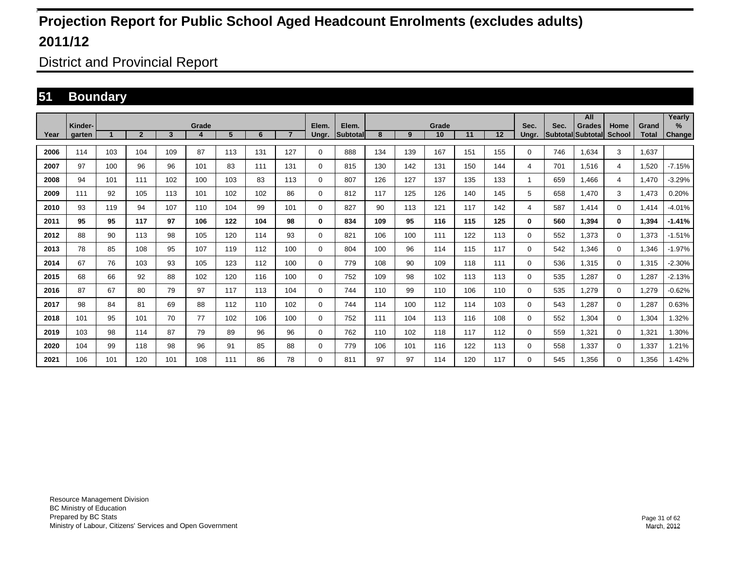# Projection Report for Public School Aged Headcount Enrolments (excludes adults)

# 2011/12

## District and Provincial Report

## 51 Boundary

| Year | Kinder-garten | Grade 1 | 2 | 3 | 4 | 5 | 6 | 7 | Elem. Ungr. | Elem. Subtotal | Grade 8 | 9 | 10 | 11 | 12 | Sec. Ungr. | Sec. Subtotal | All Grades Subtotal | Home School | Grand Total | Yearly % Change |
|---|---|---|---|---|---|---|---|---|---|---|---|---|---|---|---|---|---|---|---|---|---|
| 2006 | 114 | 103 | 104 | 109 | 87 | 113 | 131 | 127 | 0 | 888 | 134 | 139 | 167 | 151 | 155 | 0 | 746 | 1,634 | 3 | 1,637 | |
| 2007 | 97 | 100 | 96 | 96 | 101 | 83 | 111 | 131 | 0 | 815 | 130 | 142 | 131 | 150 | 144 | 4 | 701 | 1,516 | 4 | 1,520 | -7.15% |
| 2008 | 94 | 101 | 111 | 102 | 100 | 103 | 83 | 113 | 0 | 807 | 126 | 127 | 137 | 135 | 133 | 1 | 659 | 1,466 | 4 | 1,470 | -3.29% |
| 2009 | 111 | 92 | 105 | 113 | 101 | 102 | 102 | 86 | 0 | 812 | 117 | 125 | 126 | 140 | 145 | 5 | 658 | 1,470 | 3 | 1,473 | 0.20% |
| 2010 | 93 | 119 | 94 | 107 | 110 | 104 | 99 | 101 | 0 | 827 | 90 | 113 | 121 | 117 | 142 | 4 | 587 | 1,414 | 0 | 1,414 | -4.01% |
| **2011** | **95** | **95** | **117** | **97** | **106** | **122** | **104** | **98** | **0** | **834** | **109** | **95** | **116** | **115** | **125** | **0** | **560** | **1,394** | **0** | **1,394** | **-1.41%** |
| 2012 | 88 | 90 | 113 | 98 | 105 | 120 | 114 | 93 | 0 | 821 | 106 | 100 | 111 | 122 | 113 | 0 | 552 | 1,373 | 0 | 1,373 | -1.51% |
| 2013 | 78 | 85 | 108 | 95 | 107 | 119 | 112 | 100 | 0 | 804 | 100 | 96 | 114 | 115 | 117 | 0 | 542 | 1,346 | 0 | 1,346 | -1.97% |
| 2014 | 67 | 76 | 103 | 93 | 105 | 123 | 112 | 100 | 0 | 779 | 108 | 90 | 109 | 118 | 111 | 0 | 536 | 1,315 | 0 | 1,315 | -2.30% |
| 2015 | 68 | 66 | 92 | 88 | 102 | 120 | 116 | 100 | 0 | 752 | 109 | 98 | 102 | 113 | 113 | 0 | 535 | 1,287 | 0 | 1,287 | -2.13% |
| 2016 | 87 | 67 | 80 | 79 | 97 | 117 | 113 | 104 | 0 | 744 | 110 | 99 | 110 | 106 | 110 | 0 | 535 | 1,279 | 0 | 1,279 | -0.62% |
| 2017 | 98 | 84 | 81 | 69 | 88 | 112 | 110 | 102 | 0 | 744 | 114 | 100 | 112 | 114 | 103 | 0 | 543 | 1,287 | 0 | 1,287 | 0.63% |
| 2018 | 101 | 95 | 101 | 70 | 77 | 102 | 106 | 100 | 0 | 752 | 111 | 104 | 113 | 116 | 108 | 0 | 552 | 1,304 | 0 | 1,304 | 1.32% |
| 2019 | 103 | 98 | 114 | 87 | 79 | 89 | 96 | 96 | 0 | 762 | 110 | 102 | 118 | 117 | 112 | 0 | 559 | 1,321 | 0 | 1,321 | 1.30% |
| 2020 | 104 | 99 | 118 | 98 | 96 | 91 | 85 | 88 | 0 | 779 | 106 | 101 | 116 | 122 | 113 | 0 | 558 | 1,337 | 0 | 1,337 | 1.21% |
| 2021 | 106 | 101 | 120 | 101 | 108 | 111 | 86 | 78 | 0 | 811 | 97 | 97 | 114 | 120 | 117 | 0 | 545 | 1,356 | 0 | 1,356 | 1.42% |

Resource Management Division
BC Ministry of Education
Prepared by BC Stats
Ministry of Labour, Citizens' Services and Open Government

March, 2012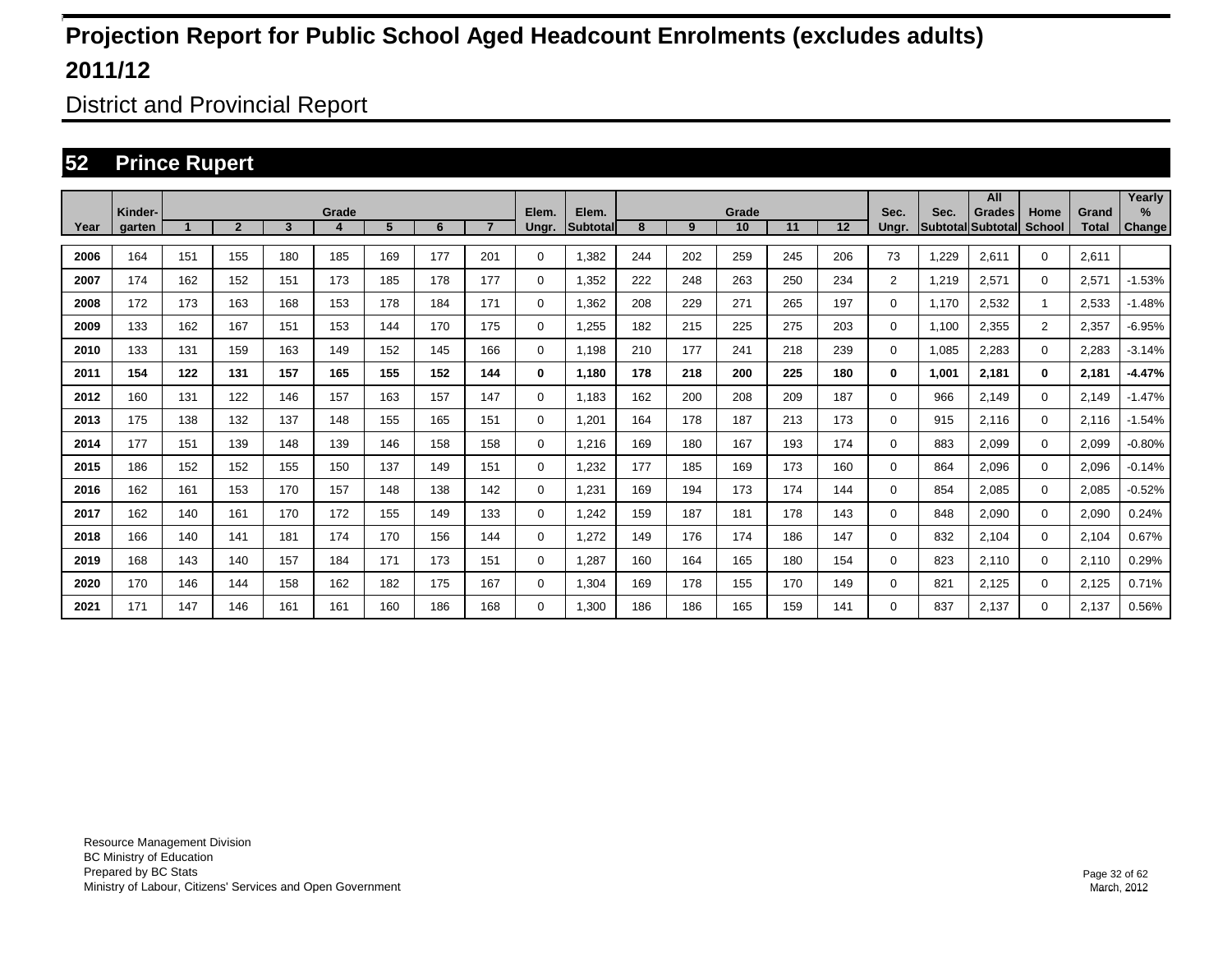# Projection Report for Public School Aged Headcount Enrolments (excludes adults)

# 2011/12

## District and Provincial Report

## 52 Prince Rupert

| Year | Kinder-garten | Grade 1 | 2 | 3 | 4 | 5 | 6 | 7 | Elem. Ungr. | Elem. Subtotal | Grade 8 | 9 | 10 | 11 | 12 | Sec. Ungr. | Sec. Subtotal | All Grades Subtotal | Home School | Grand Total | Yearly % Change |
|---|---|---|---|---|---|---|---|---|---|---|---|---|---|---|---|---|---|---|---|---|---|
| 2006 | 164 | 151 | 155 | 180 | 185 | 169 | 177 | 201 | 0 | 1,382 | 244 | 202 | 259 | 245 | 206 | 73 | 1,229 | 2,611 | 0 | 2,611 | |
| 2007 | 174 | 162 | 152 | 151 | 173 | 185 | 178 | 177 | 0 | 1,352 | 222 | 248 | 263 | 250 | 234 | 2 | 1,219 | 2,571 | 0 | 2,571 | -1.53% |
| 2008 | 172 | 173 | 163 | 168 | 153 | 178 | 184 | 171 | 0 | 1,362 | 208 | 229 | 271 | 265 | 197 | 0 | 1,170 | 2,532 | 1 | 2,533 | -1.48% |
| 2009 | 133 | 162 | 167 | 151 | 153 | 144 | 170 | 175 | 0 | 1,255 | 182 | 215 | 225 | 275 | 203 | 0 | 1,100 | 2,355 | 2 | 2,357 | -6.95% |
| 2010 | 133 | 131 | 159 | 163 | 149 | 152 | 145 | 166 | 0 | 1,198 | 210 | 177 | 241 | 218 | 239 | 0 | 1,085 | 2,283 | 0 | 2,283 | -3.14% |
| **2011** | **154** | **122** | **131** | **157** | **165** | **155** | **152** | **144** | **0** | **1,180** | **178** | **218** | **200** | **225** | **180** | **0** | **1,001** | **2,181** | **0** | **2,181** | **-4.47%** |
| 2012 | 160 | 131 | 122 | 146 | 157 | 163 | 157 | 147 | 0 | 1,183 | 162 | 200 | 208 | 209 | 187 | 0 | 966 | 2,149 | 0 | 2,149 | -1.47% |
| 2013 | 175 | 138 | 132 | 137 | 148 | 155 | 165 | 151 | 0 | 1,201 | 164 | 178 | 187 | 213 | 173 | 0 | 915 | 2,116 | 0 | 2,116 | -1.54% |
| 2014 | 177 | 151 | 139 | 148 | 139 | 146 | 158 | 158 | 0 | 1,216 | 169 | 180 | 167 | 193 | 174 | 0 | 883 | 2,099 | 0 | 2,099 | -0.80% |
| 2015 | 186 | 152 | 152 | 155 | 150 | 137 | 149 | 151 | 0 | 1,232 | 177 | 185 | 169 | 173 | 160 | 0 | 864 | 2,096 | 0 | 2,096 | -0.14% |
| 2016 | 162 | 161 | 153 | 170 | 157 | 148 | 138 | 142 | 0 | 1,231 | 169 | 194 | 173 | 174 | 144 | 0 | 854 | 2,085 | 0 | 2,085 | -0.52% |
| 2017 | 162 | 140 | 161 | 170 | 172 | 155 | 149 | 133 | 0 | 1,242 | 159 | 187 | 181 | 178 | 143 | 0 | 848 | 2,090 | 0 | 2,090 | 0.24% |
| 2018 | 166 | 140 | 141 | 181 | 174 | 170 | 156 | 144 | 0 | 1,272 | 149 | 176 | 174 | 186 | 147 | 0 | 832 | 2,104 | 0 | 2,104 | 0.67% |
| 2019 | 168 | 143 | 140 | 157 | 184 | 171 | 173 | 151 | 0 | 1,287 | 160 | 164 | 165 | 180 | 154 | 0 | 823 | 2,110 | 0 | 2,110 | 0.29% |
| 2020 | 170 | 146 | 144 | 158 | 162 | 182 | 175 | 167 | 0 | 1,304 | 169 | 178 | 155 | 170 | 149 | 0 | 821 | 2,125 | 0 | 2,125 | 0.71% |
| 2021 | 171 | 147 | 146 | 161 | 161 | 160 | 186 | 168 | 0 | 1,300 | 186 | 186 | 165 | 159 | 141 | 0 | 837 | 2,137 | 0 | 2,137 | 0.56% |

Resource Management Division
BC Ministry of Education
Prepared by BC Stats
Ministry of Labour, Citizens' Services and Open Government

March, 2012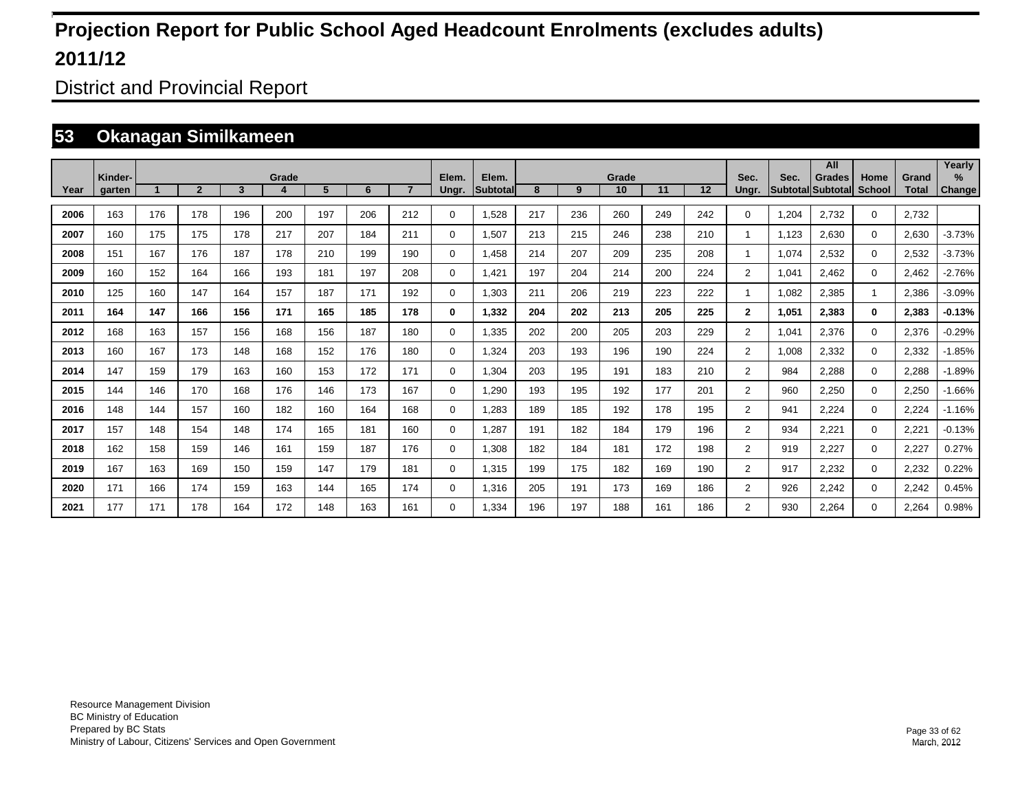# Projection Report for Public School Aged Headcount Enrolments (excludes adults)

# 2011/12

## District and Provincial Report

## 53 Okanagan Similkameen

| Year | Kinder-garten | Grade 1 | 2 | 3 | 4 | 5 | 6 | 7 | Elem. Ungr. | Elem. Subtotal | Grade 8 | 9 | 10 | 11 | 12 | Sec. Ungr. | Sec. Subtotal | All Grades Subtotal | Home School | Grand Total | Yearly % Change |
|---|---|---|---|---|---|---|---|---|---|---|---|---|---|---|---|---|---|---|---|---|---|
| 2006 | 163 | 176 | 178 | 196 | 200 | 197 | 206 | 212 | 0 | 1,528 | 217 | 236 | 260 | 249 | 242 | 0 | 1,204 | 2,732 | 0 | 2,732 | |
| 2007 | 160 | 175 | 175 | 178 | 217 | 207 | 184 | 211 | 0 | 1,507 | 213 | 215 | 246 | 238 | 210 | 1 | 1,123 | 2,630 | 0 | 2,630 | -3.73% |
| 2008 | 151 | 167 | 176 | 187 | 178 | 210 | 199 | 190 | 0 | 1,458 | 214 | 207 | 209 | 235 | 208 | 1 | 1,074 | 2,532 | 0 | 2,532 | -3.73% |
| 2009 | 160 | 152 | 164 | 166 | 193 | 181 | 197 | 208 | 0 | 1,421 | 197 | 204 | 214 | 200 | 224 | 2 | 1,041 | 2,462 | 0 | 2,462 | -2.76% |
| 2010 | 125 | 160 | 147 | 164 | 157 | 187 | 171 | 192 | 0 | 1,303 | 211 | 206 | 219 | 223 | 222 | 1 | 1,082 | 2,385 | 1 | 2,386 | -3.09% |
| **2011** | **164** | **147** | **166** | **156** | **171** | **165** | **185** | **178** | **0** | **1,332** | **204** | **202** | **213** | **205** | **225** | **2** | **1,051** | **2,383** | **0** | **2,383** | **-0.13%** |
| 2012 | 168 | 163 | 157 | 156 | 168 | 156 | 187 | 180 | 0 | 1,335 | 202 | 200 | 205 | 203 | 229 | 2 | 1,041 | 2,376 | 0 | 2,376 | -0.29% |
| 2013 | 160 | 167 | 173 | 148 | 168 | 152 | 176 | 180 | 0 | 1,324 | 203 | 193 | 196 | 190 | 224 | 2 | 1,008 | 2,332 | 0 | 2,332 | -1.85% |
| 2014 | 147 | 159 | 179 | 163 | 160 | 153 | 172 | 171 | 0 | 1,304 | 203 | 195 | 191 | 183 | 210 | 2 | 984 | 2,288 | 0 | 2,288 | -1.89% |
| 2015 | 144 | 146 | 170 | 168 | 176 | 146 | 173 | 167 | 0 | 1,290 | 193 | 195 | 192 | 177 | 201 | 2 | 960 | 2,250 | 0 | 2,250 | -1.66% |
| 2016 | 148 | 144 | 157 | 160 | 182 | 160 | 164 | 168 | 0 | 1,283 | 189 | 185 | 192 | 178 | 195 | 2 | 941 | 2,224 | 0 | 2,224 | -1.16% |
| 2017 | 157 | 148 | 154 | 148 | 174 | 165 | 181 | 160 | 0 | 1,287 | 191 | 182 | 184 | 179 | 196 | 2 | 934 | 2,221 | 0 | 2,221 | -0.13% |
| 2018 | 162 | 158 | 159 | 146 | 161 | 159 | 187 | 176 | 0 | 1,308 | 182 | 184 | 181 | 172 | 198 | 2 | 919 | 2,227 | 0 | 2,227 | 0.27% |
| 2019 | 167 | 163 | 169 | 150 | 159 | 147 | 179 | 181 | 0 | 1,315 | 199 | 175 | 182 | 169 | 190 | 2 | 917 | 2,232 | 0 | 2,232 | 0.22% |
| 2020 | 171 | 166 | 174 | 159 | 163 | 144 | 165 | 174 | 0 | 1,316 | 205 | 191 | 173 | 169 | 186 | 2 | 926 | 2,242 | 0 | 2,242 | 0.45% |
| 2021 | 177 | 171 | 178 | 164 | 172 | 148 | 163 | 161 | 0 | 1,334 | 196 | 197 | 188 | 161 | 186 | 2 | 930 | 2,264 | 0 | 2,264 | 0.98% |

Resource Management Division
BC Ministry of Education
Prepared by BC Stats
Ministry of Labour, Citizens' Services and Open Government

March, 2012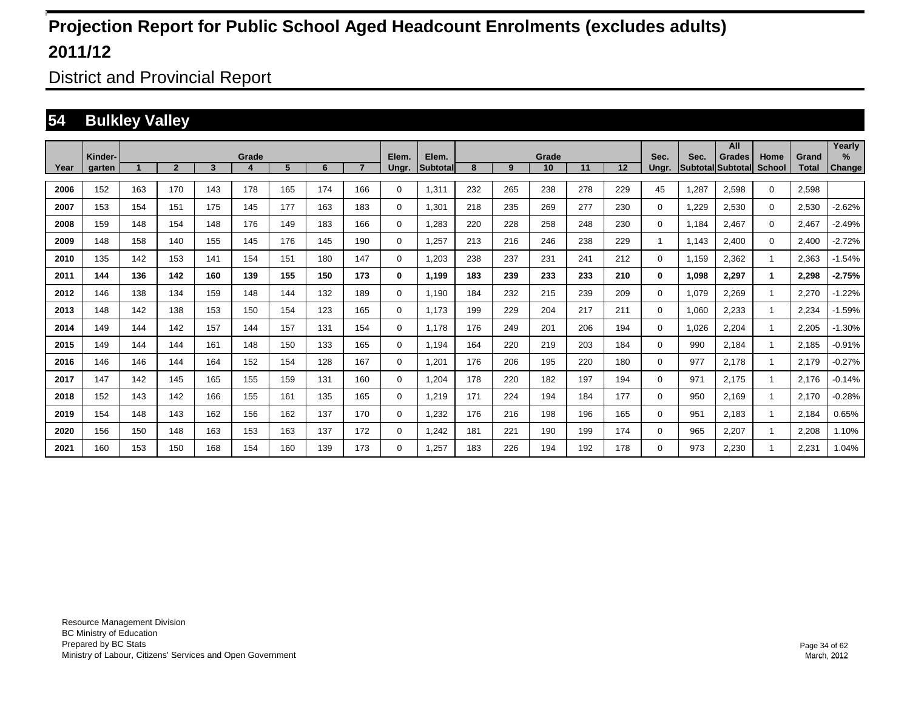# Projection Report for Public School Aged Headcount Enrolments (excludes adults)

# 2011/12

## District and Provincial Report

## 54 Bulkley Valley

| Year | Kinder-garten | Grade 1 | 2 | 3 | 4 | 5 | 6 | 7 | Elem. Ungr. | Elem. Subtotal | Grade 8 | 9 | 10 | 11 | 12 | Sec. Ungr. | Sec. Subtotal | All Grades Subtotal | Home School | Grand Total | Yearly % Change |
|---|---|---|---|---|---|---|---|---|---|---|---|---|---|---|---|---|---|---|---|---|---|
| 2006 | 152 | 163 | 170 | 143 | 178 | 165 | 174 | 166 | 0 | 1,311 | 232 | 265 | 238 | 278 | 229 | 45 | 1,287 | 2,598 | 0 | 2,598 | |
| 2007 | 153 | 154 | 151 | 175 | 145 | 177 | 163 | 183 | 0 | 1,301 | 218 | 235 | 269 | 277 | 230 | 0 | 1,229 | 2,530 | 0 | 2,530 | -2.62% |
| 2008 | 159 | 148 | 154 | 148 | 176 | 149 | 183 | 166 | 0 | 1,283 | 220 | 228 | 258 | 248 | 230 | 0 | 1,184 | 2,467 | 0 | 2,467 | -2.49% |
| 2009 | 148 | 158 | 140 | 155 | 145 | 176 | 145 | 190 | 0 | 1,257 | 213 | 216 | 246 | 238 | 229 | 1 | 1,143 | 2,400 | 0 | 2,400 | -2.72% |
| 2010 | 135 | 142 | 153 | 141 | 154 | 151 | 180 | 147 | 0 | 1,203 | 238 | 237 | 231 | 241 | 212 | 0 | 1,159 | 2,362 | 1 | 2,363 | -1.54% |
| **2011** | **144** | **136** | **142** | **160** | **139** | **155** | **150** | **173** | **0** | **1,199** | **183** | **239** | **233** | **233** | **210** | **0** | **1,098** | **2,297** | **1** | **2,298** | **-2.75%** |
| 2012 | 146 | 138 | 134 | 159 | 148 | 144 | 132 | 189 | 0 | 1,190 | 184 | 232 | 215 | 239 | 209 | 0 | 1,079 | 2,269 | 1 | 2,270 | -1.22% |
| 2013 | 148 | 142 | 138 | 153 | 150 | 154 | 123 | 165 | 0 | 1,173 | 199 | 229 | 204 | 217 | 211 | 0 | 1,060 | 2,233 | 1 | 2,234 | -1.59% |
| 2014 | 149 | 144 | 142 | 157 | 144 | 157 | 131 | 154 | 0 | 1,178 | 176 | 249 | 201 | 206 | 194 | 0 | 1,026 | 2,204 | 1 | 2,205 | -1.30% |
| 2015 | 149 | 144 | 144 | 161 | 148 | 150 | 133 | 165 | 0 | 1,194 | 164 | 220 | 219 | 203 | 184 | 0 | 990 | 2,184 | 1 | 2,185 | -0.91% |
| 2016 | 146 | 146 | 144 | 164 | 152 | 154 | 128 | 167 | 0 | 1,201 | 176 | 206 | 195 | 220 | 180 | 0 | 977 | 2,178 | 1 | 2,179 | -0.27% |
| 2017 | 147 | 142 | 145 | 165 | 155 | 159 | 131 | 160 | 0 | 1,204 | 178 | 220 | 182 | 197 | 194 | 0 | 971 | 2,175 | 1 | 2,176 | -0.14% |
| 2018 | 152 | 143 | 142 | 166 | 155 | 161 | 135 | 165 | 0 | 1,219 | 171 | 224 | 194 | 184 | 177 | 0 | 950 | 2,169 | 1 | 2,170 | -0.28% |
| 2019 | 154 | 148 | 143 | 162 | 156 | 162 | 137 | 170 | 0 | 1,232 | 176 | 216 | 198 | 196 | 165 | 0 | 951 | 2,183 | 1 | 2,184 | 0.65% |
| 2020 | 156 | 150 | 148 | 163 | 153 | 163 | 137 | 172 | 0 | 1,242 | 181 | 221 | 190 | 199 | 174 | 0 | 965 | 2,207 | 1 | 2,208 | 1.10% |
| 2021 | 160 | 153 | 150 | 168 | 154 | 160 | 139 | 173 | 0 | 1,257 | 183 | 226 | 194 | 192 | 178 | 0 | 973 | 2,230 | 1 | 2,231 | 1.04% |

Resource Management Division
BC Ministry of Education
Prepared by BC Stats
Ministry of Labour, Citizens' Services and Open Government

March, 2012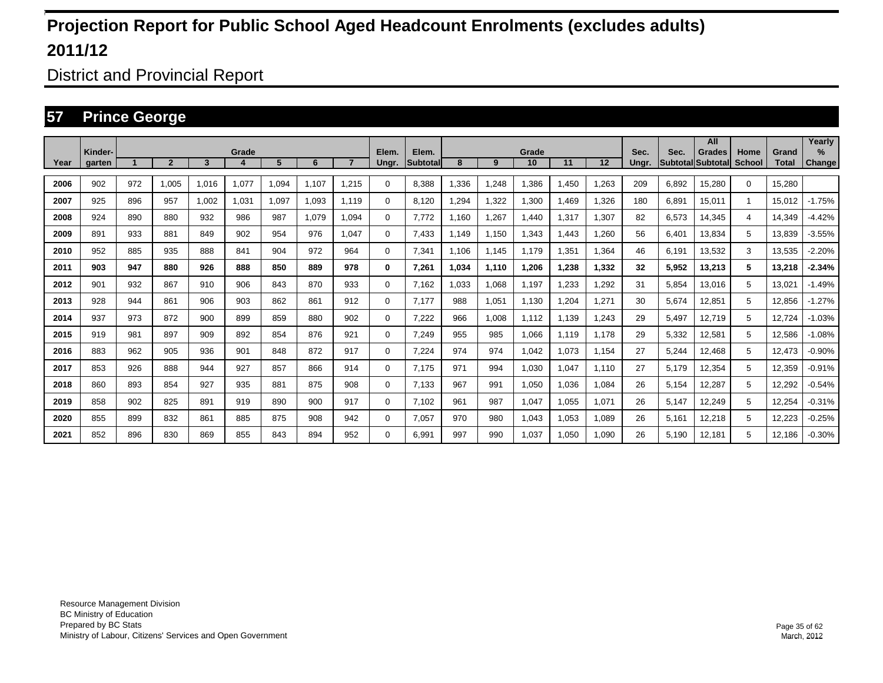# Projection Report for Public School Aged Headcount Enrolments (excludes adults)

# 2011/12

## District and Provincial Report

## 57 Prince George

| Year | Kinder-garten | Grade 1 | 2 | 3 | 4 | 5 | 6 | 7 | Elem. Ungr. | Elem. Subtotal | Grade 8 | 9 | 10 | 11 | 12 | Sec. Ungr. | Sec. Subtotal | All Grades Subtotal | Home School | Grand Total | Yearly % Change |
|---|---|---|---|---|---|---|---|---|---|---|---|---|---|---|---|---|---|---|---|---|---|
| 2006 | 902 | 972 | 1,005 | 1,016 | 1,077 | 1,094 | 1,107 | 1,215 | 0 | 8,388 | 1,336 | 1,248 | 1,386 | 1,450 | 1,263 | 209 | 6,892 | 15,280 | 0 | 15,280 | |
| 2007 | 925 | 896 | 957 | 1,002 | 1,031 | 1,097 | 1,093 | 1,119 | 0 | 8,120 | 1,294 | 1,322 | 1,300 | 1,469 | 1,326 | 180 | 6,891 | 15,011 | 1 | 15,012 | -1.75% |
| 2008 | 924 | 890 | 880 | 932 | 986 | 987 | 1,079 | 1,094 | 0 | 7,772 | 1,160 | 1,267 | 1,440 | 1,317 | 1,307 | 82 | 6,573 | 14,345 | 4 | 14,349 | -4.42% |
| 2009 | 891 | 933 | 881 | 849 | 902 | 954 | 976 | 1,047 | 0 | 7,433 | 1,149 | 1,150 | 1,343 | 1,443 | 1,260 | 56 | 6,401 | 13,834 | 5 | 13,839 | -3.55% |
| 2010 | 952 | 885 | 935 | 888 | 841 | 904 | 972 | 964 | 0 | 7,341 | 1,106 | 1,145 | 1,179 | 1,351 | 1,364 | 46 | 6,191 | 13,532 | 3 | 13,535 | -2.20% |
| **2011** | **903** | **947** | **880** | **926** | **888** | **850** | **889** | **978** | **0** | **7,261** | **1,034** | **1,110** | **1,206** | **1,238** | **1,332** | **32** | **5,952** | **13,213** | **5** | **13,218** | **-2.34%** |
| 2012 | 901 | 932 | 867 | 910 | 906 | 843 | 870 | 933 | 0 | 7,162 | 1,033 | 1,068 | 1,197 | 1,233 | 1,292 | 31 | 5,854 | 13,016 | 5 | 13,021 | -1.49% |
| 2013 | 928 | 944 | 861 | 906 | 903 | 862 | 861 | 912 | 0 | 7,177 | 988 | 1,051 | 1,130 | 1,204 | 1,271 | 30 | 5,674 | 12,851 | 5 | 12,856 | -1.27% |
| 2014 | 937 | 973 | 872 | 900 | 899 | 859 | 880 | 902 | 0 | 7,222 | 966 | 1,008 | 1,112 | 1,139 | 1,243 | 29 | 5,497 | 12,719 | 5 | 12,724 | -1.03% |
| 2015 | 919 | 981 | 897 | 909 | 892 | 854 | 876 | 921 | 0 | 7,249 | 955 | 985 | 1,066 | 1,119 | 1,178 | 29 | 5,332 | 12,581 | 5 | 12,586 | -1.08% |
| 2016 | 883 | 962 | 905 | 936 | 901 | 848 | 872 | 917 | 0 | 7,224 | 974 | 974 | 1,042 | 1,073 | 1,154 | 27 | 5,244 | 12,468 | 5 | 12,473 | -0.90% |
| 2017 | 853 | 926 | 888 | 944 | 927 | 857 | 866 | 914 | 0 | 7,175 | 971 | 994 | 1,030 | 1,047 | 1,110 | 27 | 5,179 | 12,354 | 5 | 12,359 | -0.91% |
| 2018 | 860 | 893 | 854 | 927 | 935 | 881 | 875 | 908 | 0 | 7,133 | 967 | 991 | 1,050 | 1,036 | 1,084 | 26 | 5,154 | 12,287 | 5 | 12,292 | -0.54% |
| 2019 | 858 | 902 | 825 | 891 | 919 | 890 | 900 | 917 | 0 | 7,102 | 961 | 987 | 1,047 | 1,055 | 1,071 | 26 | 5,147 | 12,249 | 5 | 12,254 | -0.31% |
| 2020 | 855 | 899 | 832 | 861 | 885 | 875 | 908 | 942 | 0 | 7,057 | 970 | 980 | 1,043 | 1,053 | 1,089 | 26 | 5,161 | 12,218 | 5 | 12,223 | -0.25% |
| 2021 | 852 | 896 | 830 | 869 | 855 | 843 | 894 | 952 | 0 | 6,991 | 997 | 990 | 1,037 | 1,050 | 1,090 | 26 | 5,190 | 12,181 | 5 | 12,186 | -0.30% |

Resource Management Division
BC Ministry of Education
Prepared by BC Stats
Ministry of Labour, Citizens' Services and Open Government

March, 2012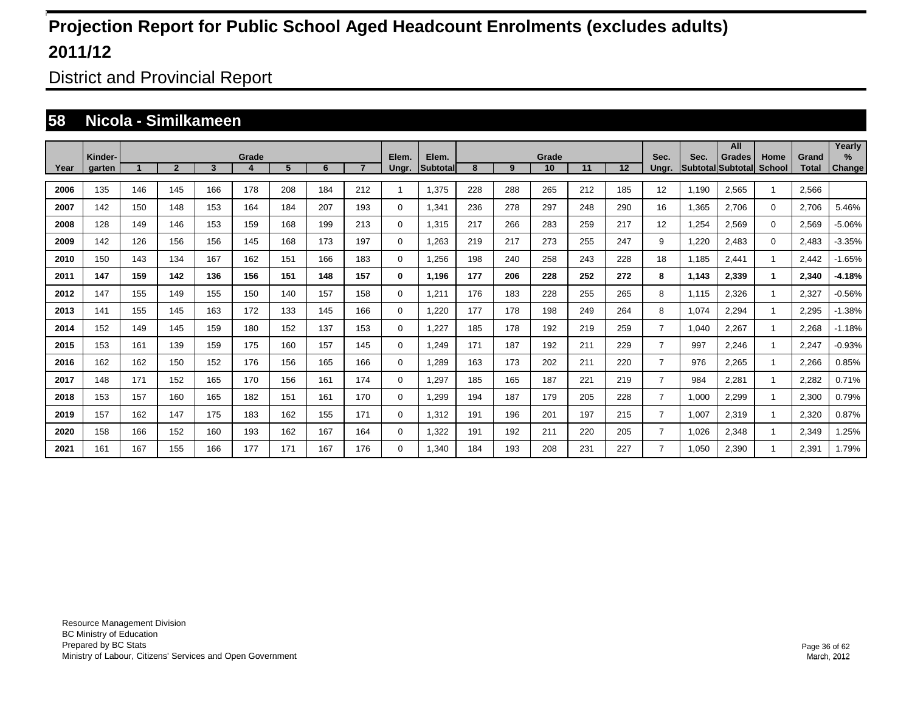# Projection Report for Public School Aged Headcount Enrolments (excludes adults)

# 2011/12

## District and Provincial Report

### 58 Nicola - Similkameen

| Year | Kinder-garten | Grade 1 | 2 | 3 | 4 | 5 | 6 | 7 | Elem. Ungr. | Elem. Subtotal | Grade 8 | 9 | 10 | 11 | 12 | Sec. Ungr. | Sec. Subtotal | All Grades Subtotal | Home School | Grand Total | Yearly % Change |
|---|---|---|---|---|---|---|---|---|---|---|---|---|---|---|---|---|---|---|---|---|---|
| 2006 | 135 | 146 | 145 | 166 | 178 | 208 | 184 | 212 | 1 | 1,375 | 228 | 288 | 265 | 212 | 185 | 12 | 1,190 | 2,565 | 1 | 2,566 | |
| 2007 | 142 | 150 | 148 | 153 | 164 | 184 | 207 | 193 | 0 | 1,341 | 236 | 278 | 297 | 248 | 290 | 16 | 1,365 | 2,706 | 0 | 2,706 | 5.46% |
| 2008 | 128 | 149 | 146 | 153 | 159 | 168 | 199 | 213 | 0 | 1,315 | 217 | 266 | 283 | 259 | 217 | 12 | 1,254 | 2,569 | 0 | 2,569 | -5.06% |
| 2009 | 142 | 126 | 156 | 156 | 145 | 168 | 173 | 197 | 0 | 1,263 | 219 | 217 | 273 | 255 | 247 | 9 | 1,220 | 2,483 | 0 | 2,483 | -3.35% |
| 2010 | 150 | 143 | 134 | 167 | 162 | 151 | 166 | 183 | 0 | 1,256 | 198 | 240 | 258 | 243 | 228 | 18 | 1,185 | 2,441 | 1 | 2,442 | -1.65% |
| **2011** | **147** | **159** | **142** | **136** | **156** | **151** | **148** | **157** | **0** | **1,196** | **177** | **206** | **228** | **252** | **272** | **8** | **1,143** | **2,339** | **1** | **2,340** | **-4.18%** |
| 2012 | 147 | 155 | 149 | 155 | 150 | 140 | 157 | 158 | 0 | 1,211 | 176 | 183 | 228 | 255 | 265 | 8 | 1,115 | 2,326 | 1 | 2,327 | -0.56% |
| 2013 | 141 | 155 | 145 | 163 | 172 | 133 | 145 | 166 | 0 | 1,220 | 177 | 178 | 198 | 249 | 264 | 8 | 1,074 | 2,294 | 1 | 2,295 | -1.38% |
| 2014 | 152 | 149 | 145 | 159 | 180 | 152 | 137 | 153 | 0 | 1,227 | 185 | 178 | 192 | 219 | 259 | 7 | 1,040 | 2,267 | 1 | 2,268 | -1.18% |
| 2015 | 153 | 161 | 139 | 159 | 175 | 160 | 157 | 145 | 0 | 1,249 | 171 | 187 | 192 | 211 | 229 | 7 | 997 | 2,246 | 1 | 2,247 | -0.93% |
| 2016 | 162 | 162 | 150 | 152 | 176 | 156 | 165 | 166 | 0 | 1,289 | 163 | 173 | 202 | 211 | 220 | 7 | 976 | 2,265 | 1 | 2,266 | 0.85% |
| 2017 | 148 | 171 | 152 | 165 | 170 | 156 | 161 | 174 | 0 | 1,297 | 185 | 165 | 187 | 221 | 219 | 7 | 984 | 2,281 | 1 | 2,282 | 0.71% |
| 2018 | 153 | 157 | 160 | 165 | 182 | 151 | 161 | 170 | 0 | 1,299 | 194 | 187 | 179 | 205 | 228 | 7 | 1,000 | 2,299 | 1 | 2,300 | 0.79% |
| 2019 | 157 | 162 | 147 | 175 | 183 | 162 | 155 | 171 | 0 | 1,312 | 191 | 196 | 201 | 197 | 215 | 7 | 1,007 | 2,319 | 1 | 2,320 | 0.87% |
| 2020 | 158 | 166 | 152 | 160 | 193 | 162 | 167 | 164 | 0 | 1,322 | 191 | 192 | 211 | 220 | 205 | 7 | 1,026 | 2,348 | 1 | 2,349 | 1.25% |
| 2021 | 161 | 167 | 155 | 166 | 177 | 171 | 167 | 176 | 0 | 1,340 | 184 | 193 | 208 | 231 | 227 | 7 | 1,050 | 2,390 | 1 | 2,391 | 1.79% |

Resource Management Division
BC Ministry of Education
Prepared by BC Stats
Ministry of Labour, Citizens' Services and Open Government

March, 2012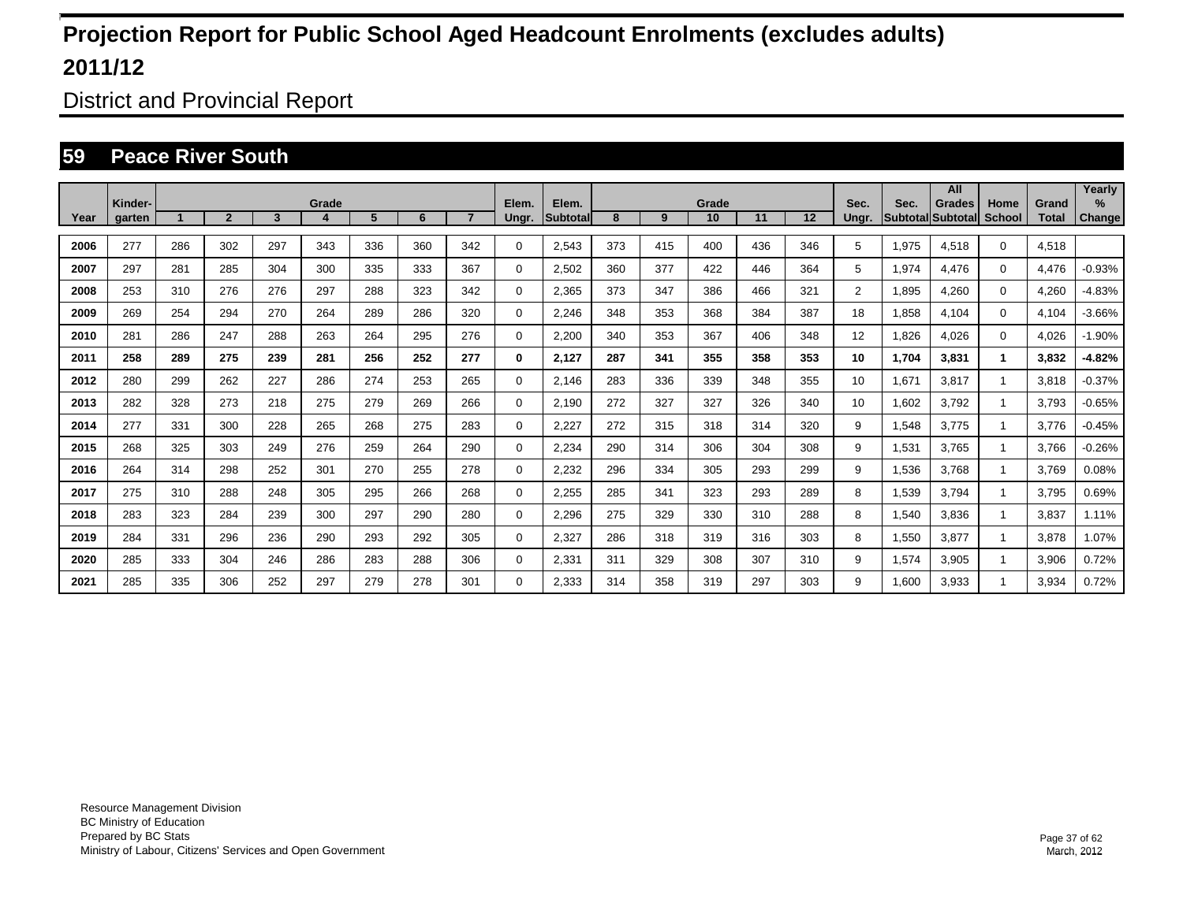# Projection Report for Public School Aged Headcount Enrolments (excludes adults)

# 2011/12

## District and Provincial Report

## 59 Peace River South

| Year | Kinder-garten | Grade 1 | 2 | 3 | 4 | 5 | 6 | 7 | Elem. Ungr. | Elem. Subtotal | Grade 8 | 9 | 10 | 11 | 12 | Sec. Ungr. | Sec. Subtotal | All Grades Subtotal | Home School | Grand Total | Yearly % Change |
|---|---|---|---|---|---|---|---|---|---|---|---|---|---|---|---|---|---|---|---|---|---|
| 2006 | 277 | 286 | 302 | 297 | 343 | 336 | 360 | 342 | 0 | 2,543 | 373 | 415 | 400 | 436 | 346 | 5 | 1,975 | 4,518 | 0 | 4,518 | |
| 2007 | 297 | 281 | 285 | 304 | 300 | 335 | 333 | 367 | 0 | 2,502 | 360 | 377 | 422 | 446 | 364 | 5 | 1,974 | 4,476 | 0 | 4,476 | -0.93% |
| 2008 | 253 | 310 | 276 | 276 | 297 | 288 | 323 | 342 | 0 | 2,365 | 373 | 347 | 386 | 466 | 321 | 2 | 1,895 | 4,260 | 0 | 4,260 | -4.83% |
| 2009 | 269 | 254 | 294 | 270 | 264 | 289 | 286 | 320 | 0 | 2,246 | 348 | 353 | 368 | 384 | 387 | 18 | 1,858 | 4,104 | 0 | 4,104 | -3.66% |
| 2010 | 281 | 286 | 247 | 288 | 263 | 264 | 295 | 276 | 0 | 2,200 | 340 | 353 | 367 | 406 | 348 | 12 | 1,826 | 4,026 | 0 | 4,026 | -1.90% |
| **2011** | **258** | **289** | **275** | **239** | **281** | **256** | **252** | **277** | **0** | **2,127** | **287** | **341** | **355** | **358** | **353** | **10** | **1,704** | **3,831** | **1** | **3,832** | **-4.82%** |
| 2012 | 280 | 299 | 262 | 227 | 286 | 274 | 253 | 265 | 0 | 2,146 | 283 | 336 | 339 | 348 | 355 | 10 | 1,671 | 3,817 | 1 | 3,818 | -0.37% |
| 2013 | 282 | 328 | 273 | 218 | 275 | 279 | 269 | 266 | 0 | 2,190 | 272 | 327 | 327 | 326 | 340 | 10 | 1,602 | 3,792 | 1 | 3,793 | -0.65% |
| 2014 | 277 | 331 | 300 | 228 | 265 | 268 | 275 | 283 | 0 | 2,227 | 272 | 315 | 318 | 314 | 320 | 9 | 1,548 | 3,775 | 1 | 3,776 | -0.45% |
| 2015 | 268 | 325 | 303 | 249 | 276 | 259 | 264 | 290 | 0 | 2,234 | 290 | 314 | 306 | 304 | 308 | 9 | 1,531 | 3,765 | 1 | 3,766 | -0.26% |
| 2016 | 264 | 314 | 298 | 252 | 301 | 270 | 255 | 278 | 0 | 2,232 | 296 | 334 | 305 | 293 | 299 | 9 | 1,536 | 3,768 | 1 | 3,769 | 0.08% |
| 2017 | 275 | 310 | 288 | 248 | 305 | 295 | 266 | 268 | 0 | 2,255 | 285 | 341 | 323 | 293 | 289 | 8 | 1,539 | 3,794 | 1 | 3,795 | 0.69% |
| 2018 | 283 | 323 | 284 | 239 | 300 | 297 | 290 | 280 | 0 | 2,296 | 275 | 329 | 330 | 310 | 288 | 8 | 1,540 | 3,836 | 1 | 3,837 | 1.11% |
| 2019 | 284 | 331 | 296 | 236 | 290 | 293 | 292 | 305 | 0 | 2,327 | 286 | 318 | 319 | 316 | 303 | 8 | 1,550 | 3,877 | 1 | 3,878 | 1.07% |
| 2020 | 285 | 333 | 304 | 246 | 286 | 283 | 288 | 306 | 0 | 2,331 | 311 | 329 | 308 | 307 | 310 | 9 | 1,574 | 3,905 | 1 | 3,906 | 0.72% |
| 2021 | 285 | 335 | 306 | 252 | 297 | 279 | 278 | 301 | 0 | 2,333 | 314 | 358 | 319 | 297 | 303 | 9 | 1,600 | 3,933 | 1 | 3,934 | 0.72% |

Resource Management Division
BC Ministry of Education
Prepared by BC Stats
Ministry of Labour, Citizens' Services and Open Government

March, 2012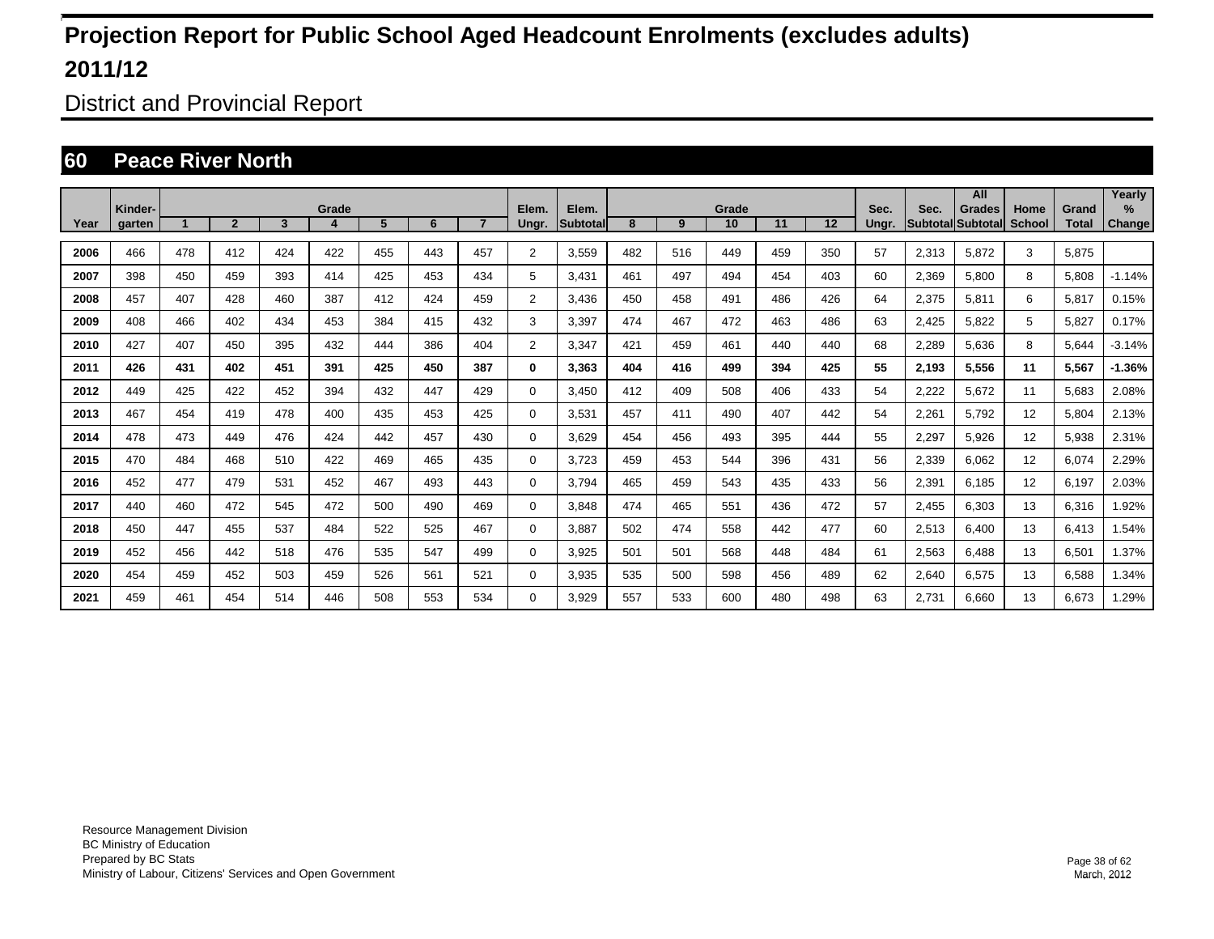# Projection Report for Public School Aged Headcount Enrolments (excludes adults)

# 2011/12

## District and Provincial Report

## 60 Peace River North

| Year | Kinder-garten | Grade 1 | 2 | 3 | 4 | 5 | 6 | 7 | Elem. Ungr. | Elem. Subtotal | Grade 8 | 9 | 10 | 11 | 12 | Sec. Ungr. | Sec. Subtotal | All Grades Subtotal | Home School | Grand Total | Yearly % Change |
|---|---|---|---|---|---|---|---|---|---|---|---|---|---|---|---|---|---|---|---|---|---|
| 2006 | 466 | 478 | 412 | 424 | 422 | 455 | 443 | 457 | 2 | 3,559 | 482 | 516 | 449 | 459 | 350 | 57 | 2,313 | 5,872 | 3 | 5,875 | |
| 2007 | 398 | 450 | 459 | 393 | 414 | 425 | 453 | 434 | 5 | 3,431 | 461 | 497 | 494 | 454 | 403 | 60 | 2,369 | 5,800 | 8 | 5,808 | -1.14% |
| 2008 | 457 | 407 | 428 | 460 | 387 | 412 | 424 | 459 | 2 | 3,436 | 450 | 458 | 491 | 486 | 426 | 64 | 2,375 | 5,811 | 6 | 5,817 | 0.15% |
| 2009 | 408 | 466 | 402 | 434 | 453 | 384 | 415 | 432 | 3 | 3,397 | 474 | 467 | 472 | 463 | 486 | 63 | 2,425 | 5,822 | 5 | 5,827 | 0.17% |
| 2010 | 427 | 407 | 450 | 395 | 432 | 444 | 386 | 404 | 2 | 3,347 | 421 | 459 | 461 | 440 | 440 | 68 | 2,289 | 5,636 | 8 | 5,644 | -3.14% |
| **2011** | **426** | **431** | **402** | **451** | **391** | **425** | **450** | **387** | **0** | **3,363** | **404** | **416** | **499** | **394** | **425** | **55** | **2,193** | **5,556** | **11** | **5,567** | **-1.36%** |
| 2012 | 449 | 425 | 422 | 452 | 394 | 432 | 447 | 429 | 0 | 3,450 | 412 | 409 | 508 | 406 | 433 | 54 | 2,222 | 5,672 | 11 | 5,683 | 2.08% |
| 2013 | 467 | 454 | 419 | 478 | 400 | 435 | 453 | 425 | 0 | 3,531 | 457 | 411 | 490 | 407 | 442 | 54 | 2,261 | 5,792 | 12 | 5,804 | 2.13% |
| 2014 | 478 | 473 | 449 | 476 | 424 | 442 | 457 | 430 | 0 | 3,629 | 454 | 456 | 493 | 395 | 444 | 55 | 2,297 | 5,926 | 12 | 5,938 | 2.31% |
| 2015 | 470 | 484 | 468 | 510 | 422 | 469 | 465 | 435 | 0 | 3,723 | 459 | 453 | 544 | 396 | 431 | 56 | 2,339 | 6,062 | 12 | 6,074 | 2.29% |
| 2016 | 452 | 477 | 479 | 531 | 452 | 467 | 493 | 443 | 0 | 3,794 | 465 | 459 | 543 | 435 | 433 | 56 | 2,391 | 6,185 | 12 | 6,197 | 2.03% |
| 2017 | 440 | 460 | 472 | 545 | 472 | 500 | 490 | 469 | 0 | 3,848 | 474 | 465 | 551 | 436 | 472 | 57 | 2,455 | 6,303 | 13 | 6,316 | 1.92% |
| 2018 | 450 | 447 | 455 | 537 | 484 | 522 | 525 | 467 | 0 | 3,887 | 502 | 474 | 558 | 442 | 477 | 60 | 2,513 | 6,400 | 13 | 6,413 | 1.54% |
| 2019 | 452 | 456 | 442 | 518 | 476 | 535 | 547 | 499 | 0 | 3,925 | 501 | 501 | 568 | 448 | 484 | 61 | 2,563 | 6,488 | 13 | 6,501 | 1.37% |
| 2020 | 454 | 459 | 452 | 503 | 459 | 526 | 561 | 521 | 0 | 3,935 | 535 | 500 | 598 | 456 | 489 | 62 | 2,640 | 6,575 | 13 | 6,588 | 1.34% |
| 2021 | 459 | 461 | 454 | 514 | 446 | 508 | 553 | 534 | 0 | 3,929 | 557 | 533 | 600 | 480 | 498 | 63 | 2,731 | 6,660 | 13 | 6,673 | 1.29% |

Resource Management Division
BC Ministry of Education
Prepared by BC Stats
Ministry of Labour, Citizens' Services and Open Government

March, 2012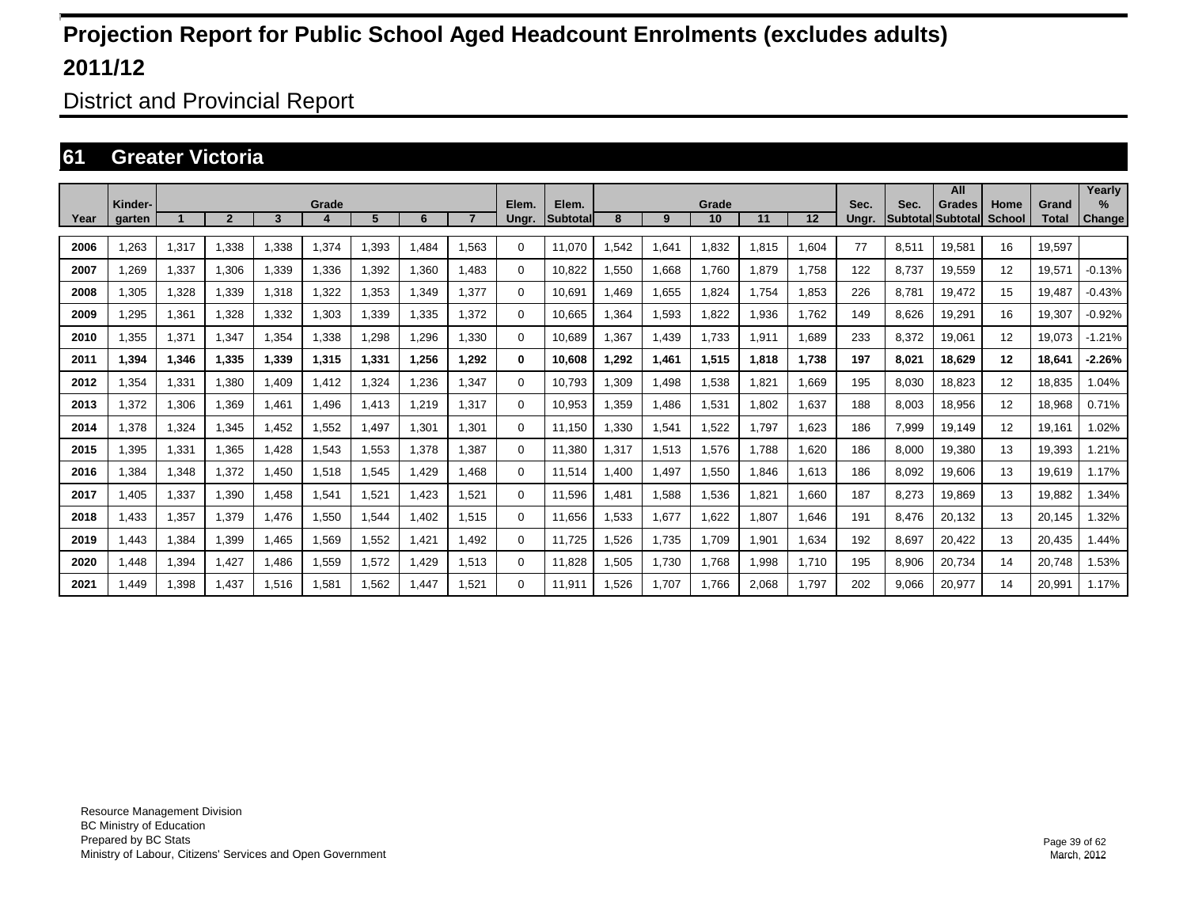# Projection Report for Public School Aged Headcount Enrolments (excludes adults)

# 2011/12

## District and Provincial Report

## 61 Greater Victoria

| Year | Kinder-garten | Grade 1 | 2 | 3 | 4 | 5 | 6 | 7 | Elem. Ungr. | Elem. Subtotal | Grade 8 | 9 | 10 | 11 | 12 | Sec. Ungr. | Sec. Subtotal | All Grades Subtotal | Home School | Grand Total | Yearly % Change |
|---|---|---|---|---|---|---|---|---|---|---|---|---|---|---|---|---|---|---|---|---|---|
| 2006 | 1,263 | 1,317 | 1,338 | 1,338 | 1,374 | 1,393 | 1,484 | 1,563 | 0 | 11,070 | 1,542 | 1,641 | 1,832 | 1,815 | 1,604 | 77 | 8,511 | 19,581 | 16 | 19,597 | |
| 2007 | 1,269 | 1,337 | 1,306 | 1,339 | 1,336 | 1,392 | 1,360 | 1,483 | 0 | 10,822 | 1,550 | 1,668 | 1,760 | 1,879 | 1,758 | 122 | 8,737 | 19,559 | 12 | 19,571 | -0.13% |
| 2008 | 1,305 | 1,328 | 1,339 | 1,318 | 1,322 | 1,353 | 1,349 | 1,377 | 0 | 10,691 | 1,469 | 1,655 | 1,824 | 1,754 | 1,853 | 226 | 8,781 | 19,472 | 15 | 19,487 | -0.43% |
| 2009 | 1,295 | 1,361 | 1,328 | 1,332 | 1,303 | 1,339 | 1,335 | 1,372 | 0 | 10,665 | 1,364 | 1,593 | 1,822 | 1,936 | 1,762 | 149 | 8,626 | 19,291 | 16 | 19,307 | -0.92% |
| 2010 | 1,355 | 1,371 | 1,347 | 1,354 | 1,338 | 1,298 | 1,296 | 1,330 | 0 | 10,689 | 1,367 | 1,439 | 1,733 | 1,911 | 1,689 | 233 | 8,372 | 19,061 | 12 | 19,073 | -1.21% |
| **2011** | **1,394** | **1,346** | **1,335** | **1,339** | **1,315** | **1,331** | **1,256** | **1,292** | **0** | **10,608** | **1,292** | **1,461** | **1,515** | **1,818** | **1,738** | **197** | **8,021** | **18,629** | **12** | **18,641** | **-2.26%** |
| 2012 | 1,354 | 1,331 | 1,380 | 1,409 | 1,412 | 1,324 | 1,236 | 1,347 | 0 | 10,793 | 1,309 | 1,498 | 1,538 | 1,821 | 1,669 | 195 | 8,030 | 18,823 | 12 | 18,835 | 1.04% |
| 2013 | 1,372 | 1,306 | 1,369 | 1,461 | 1,496 | 1,413 | 1,219 | 1,317 | 0 | 10,953 | 1,359 | 1,486 | 1,531 | 1,802 | 1,637 | 188 | 8,003 | 18,956 | 12 | 18,968 | 0.71% |
| 2014 | 1,378 | 1,324 | 1,345 | 1,452 | 1,552 | 1,497 | 1,301 | 1,301 | 0 | 11,150 | 1,330 | 1,541 | 1,522 | 1,797 | 1,623 | 186 | 7,999 | 19,149 | 12 | 19,161 | 1.02% |
| 2015 | 1,395 | 1,331 | 1,365 | 1,428 | 1,543 | 1,553 | 1,378 | 1,387 | 0 | 11,380 | 1,317 | 1,513 | 1,576 | 1,788 | 1,620 | 186 | 8,000 | 19,380 | 13 | 19,393 | 1.21% |
| 2016 | 1,384 | 1,348 | 1,372 | 1,450 | 1,518 | 1,545 | 1,429 | 1,468 | 0 | 11,514 | 1,400 | 1,497 | 1,550 | 1,846 | 1,613 | 186 | 8,092 | 19,606 | 13 | 19,619 | 1.17% |
| 2017 | 1,405 | 1,337 | 1,390 | 1,458 | 1,541 | 1,521 | 1,423 | 1,521 | 0 | 11,596 | 1,481 | 1,588 | 1,536 | 1,821 | 1,660 | 187 | 8,273 | 19,869 | 13 | 19,882 | 1.34% |
| 2018 | 1,433 | 1,357 | 1,379 | 1,476 | 1,550 | 1,544 | 1,402 | 1,515 | 0 | 11,656 | 1,533 | 1,677 | 1,622 | 1,807 | 1,646 | 191 | 8,476 | 20,132 | 13 | 20,145 | 1.32% |
| 2019 | 1,443 | 1,384 | 1,399 | 1,465 | 1,569 | 1,552 | 1,421 | 1,492 | 0 | 11,725 | 1,526 | 1,735 | 1,709 | 1,901 | 1,634 | 192 | 8,697 | 20,422 | 13 | 20,435 | 1.44% |
| 2020 | 1,448 | 1,394 | 1,427 | 1,486 | 1,559 | 1,572 | 1,429 | 1,513 | 0 | 11,828 | 1,505 | 1,730 | 1,768 | 1,998 | 1,710 | 195 | 8,906 | 20,734 | 14 | 20,748 | 1.53% |
| 2021 | 1,449 | 1,398 | 1,437 | 1,516 | 1,581 | 1,562 | 1,447 | 1,521 | 0 | 11,911 | 1,526 | 1,707 | 1,766 | 2,068 | 1,797 | 202 | 9,066 | 20,977 | 14 | 20,991 | 1.17% |

Resource Management Division
BC Ministry of Education
Prepared by BC Stats
Ministry of Labour, Citizens' Services and Open Government

March, 2012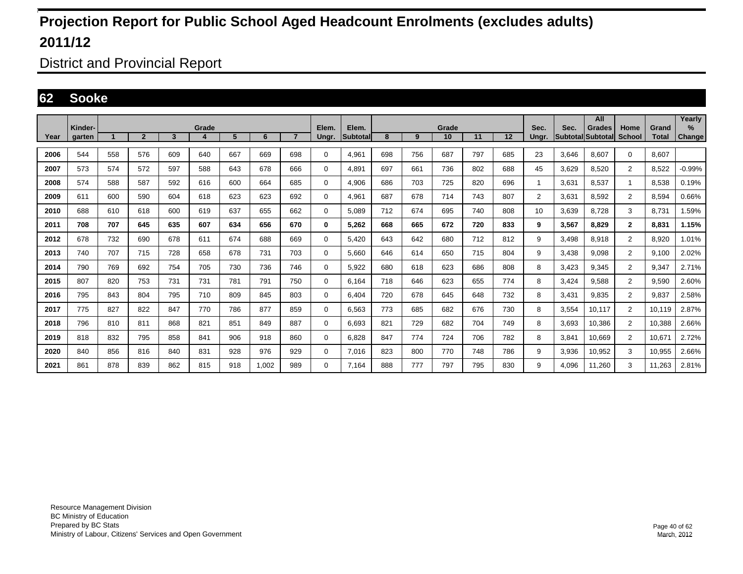# Projection Report for Public School Aged Headcount Enrolments (excludes adults)

# 2011/12

## District and Provincial Report

## 62 Sooke

| Year | Kinder-garten | Grade 1 | 2 | 3 | 4 | 5 | 6 | 7 | Elem. Ungr. | Elem. Subtotal | Grade 8 | 9 | 10 | 11 | 12 | Sec. Ungr. | Sec. Subtotal | All Grades Subtotal | Home School | Grand Total | Yearly % Change |
|---|---|---|---|---|---|---|---|---|---|---|---|---|---|---|---|---|---|---|---|---|---|
| 2006 | 544 | 558 | 576 | 609 | 640 | 667 | 669 | 698 | 0 | 4,961 | 698 | 756 | 687 | 797 | 685 | 23 | 3,646 | 8,607 | 0 | 8,607 | |
| 2007 | 573 | 574 | 572 | 597 | 588 | 643 | 678 | 666 | 0 | 4,891 | 697 | 661 | 736 | 802 | 688 | 45 | 3,629 | 8,520 | 2 | 8,522 | -0.99% |
| 2008 | 574 | 588 | 587 | 592 | 616 | 600 | 664 | 685 | 0 | 4,906 | 686 | 703 | 725 | 820 | 696 | 1 | 3,631 | 8,537 | 1 | 8,538 | 0.19% |
| 2009 | 611 | 600 | 590 | 604 | 618 | 623 | 623 | 692 | 0 | 4,961 | 687 | 678 | 714 | 743 | 807 | 2 | 3,631 | 8,592 | 2 | 8,594 | 0.66% |
| 2010 | 688 | 610 | 618 | 600 | 619 | 637 | 655 | 662 | 0 | 5,089 | 712 | 674 | 695 | 740 | 808 | 10 | 3,639 | 8,728 | 3 | 8,731 | 1.59% |
| **2011** | **708** | **707** | **645** | **635** | **607** | **634** | **656** | **670** | **0** | **5,262** | **668** | **665** | **672** | **720** | **833** | **9** | **3,567** | **8,829** | **2** | **8,831** | **1.15%** |
| 2012 | 678 | 732 | 690 | 678 | 611 | 674 | 688 | 669 | 0 | 5,420 | 643 | 642 | 680 | 712 | 812 | 9 | 3,498 | 8,918 | 2 | 8,920 | 1.01% |
| 2013 | 740 | 707 | 715 | 728 | 658 | 678 | 731 | 703 | 0 | 5,660 | 646 | 614 | 650 | 715 | 804 | 9 | 3,438 | 9,098 | 2 | 9,100 | 2.02% |
| 2014 | 790 | 769 | 692 | 754 | 705 | 730 | 736 | 746 | 0 | 5,922 | 680 | 618 | 623 | 686 | 808 | 8 | 3,423 | 9,345 | 2 | 9,347 | 2.71% |
| 2015 | 807 | 820 | 753 | 731 | 731 | 781 | 791 | 750 | 0 | 6,164 | 718 | 646 | 623 | 655 | 774 | 8 | 3,424 | 9,588 | 2 | 9,590 | 2.60% |
| 2016 | 795 | 843 | 804 | 795 | 710 | 809 | 845 | 803 | 0 | 6,404 | 720 | 678 | 645 | 648 | 732 | 8 | 3,431 | 9,835 | 2 | 9,837 | 2.58% |
| 2017 | 775 | 827 | 822 | 847 | 770 | 786 | 877 | 859 | 0 | 6,563 | 773 | 685 | 682 | 676 | 730 | 8 | 3,554 | 10,117 | 2 | 10,119 | 2.87% |
| 2018 | 796 | 810 | 811 | 868 | 821 | 851 | 849 | 887 | 0 | 6,693 | 821 | 729 | 682 | 704 | 749 | 8 | 3,693 | 10,386 | 2 | 10,388 | 2.66% |
| 2019 | 818 | 832 | 795 | 858 | 841 | 906 | 918 | 860 | 0 | 6,828 | 847 | 774 | 724 | 706 | 782 | 8 | 3,841 | 10,669 | 2 | 10,671 | 2.72% |
| 2020 | 840 | 856 | 816 | 840 | 831 | 928 | 976 | 929 | 0 | 7,016 | 823 | 800 | 770 | 748 | 786 | 9 | 3,936 | 10,952 | 3 | 10,955 | 2.66% |
| 2021 | 861 | 878 | 839 | 862 | 815 | 918 | 1,002 | 989 | 0 | 7,164 | 888 | 777 | 797 | 795 | 830 | 9 | 4,096 | 11,260 | 3 | 11,263 | 2.81% |

Resource Management Division
BC Ministry of Education
Prepared by BC Stats
Ministry of Labour, Citizens' Services and Open Government

March, 2012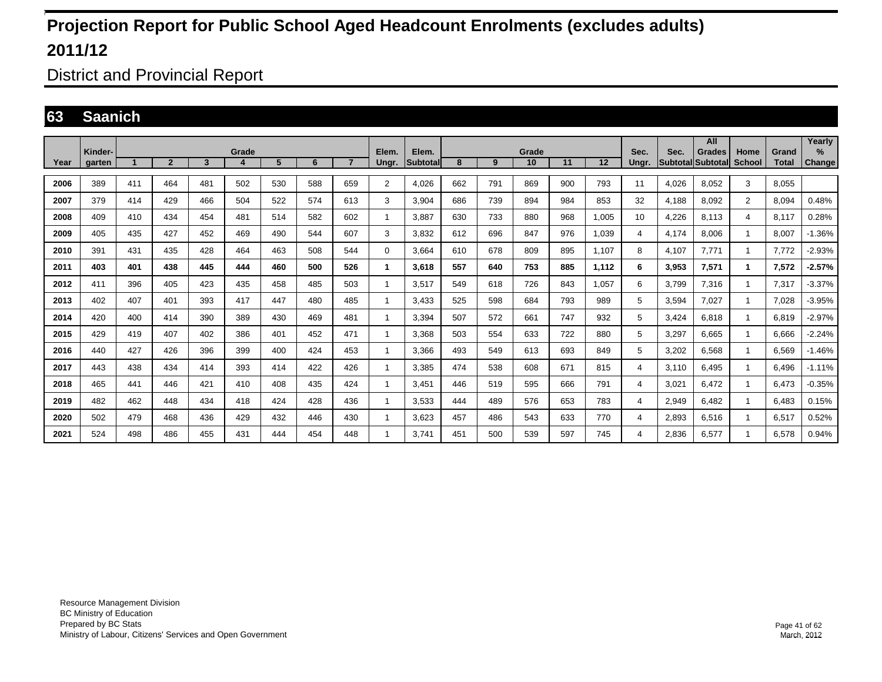# Projection Report for Public School Aged Headcount Enrolments (excludes adults)

# 2011/12

## District and Provincial Report

## 63 Saanich

| Year | Kinder-garten | Grade 1 | 2 | 3 | 4 | 5 | 6 | 7 | Elem. Ungr. | Elem. Subtotal | Grade 8 | 9 | 10 | 11 | 12 | Sec. Ungr. | Sec. Subtotal | All Grades Subtotal | Home School | Grand Total | Yearly % Change |
|---|---|---|---|---|---|---|---|---|---|---|---|---|---|---|---|---|---|---|---|---|---|
| 2006 | 389 | 411 | 464 | 481 | 502 | 530 | 588 | 659 | 2 | 4,026 | 662 | 791 | 869 | 900 | 793 | 11 | 4,026 | 8,052 | 3 | 8,055 | |
| 2007 | 379 | 414 | 429 | 466 | 504 | 522 | 574 | 613 | 3 | 3,904 | 686 | 739 | 894 | 984 | 853 | 32 | 4,188 | 8,092 | 2 | 8,094 | 0.48% |
| 2008 | 409 | 410 | 434 | 454 | 481 | 514 | 582 | 602 | 1 | 3,887 | 630 | 733 | 880 | 968 | 1,005 | 10 | 4,226 | 8,113 | 4 | 8,117 | 0.28% |
| 2009 | 405 | 435 | 427 | 452 | 469 | 490 | 544 | 607 | 3 | 3,832 | 612 | 696 | 847 | 976 | 1,039 | 4 | 4,174 | 8,006 | 1 | 8,007 | -1.36% |
| 2010 | 391 | 431 | 435 | 428 | 464 | 463 | 508 | 544 | 0 | 3,664 | 610 | 678 | 809 | 895 | 1,107 | 8 | 4,107 | 7,771 | 1 | 7,772 | -2.93% |
| **2011** | **403** | **401** | **438** | **445** | **444** | **460** | **500** | **526** | **1** | **3,618** | **557** | **640** | **753** | **885** | **1,112** | **6** | **3,953** | **7,571** | **1** | **7,572** | **-2.57%** |
| 2012 | 411 | 396 | 405 | 423 | 435 | 458 | 485 | 503 | 1 | 3,517 | 549 | 618 | 726 | 843 | 1,057 | 6 | 3,799 | 7,316 | 1 | 7,317 | -3.37% |
| 2013 | 402 | 407 | 401 | 393 | 417 | 447 | 480 | 485 | 1 | 3,433 | 525 | 598 | 684 | 793 | 989 | 5 | 3,594 | 7,027 | 1 | 7,028 | -3.95% |
| 2014 | 420 | 400 | 414 | 390 | 389 | 430 | 469 | 481 | 1 | 3,394 | 507 | 572 | 661 | 747 | 932 | 5 | 3,424 | 6,818 | 1 | 6,819 | -2.97% |
| 2015 | 429 | 419 | 407 | 402 | 386 | 401 | 452 | 471 | 1 | 3,368 | 503 | 554 | 633 | 722 | 880 | 5 | 3,297 | 6,665 | 1 | 6,666 | -2.24% |
| 2016 | 440 | 427 | 426 | 396 | 399 | 400 | 424 | 453 | 1 | 3,366 | 493 | 549 | 613 | 693 | 849 | 5 | 3,202 | 6,568 | 1 | 6,569 | -1.46% |
| 2017 | 443 | 438 | 434 | 414 | 393 | 414 | 422 | 426 | 1 | 3,385 | 474 | 538 | 608 | 671 | 815 | 4 | 3,110 | 6,495 | 1 | 6,496 | -1.11% |
| 2018 | 465 | 441 | 446 | 421 | 410 | 408 | 435 | 424 | 1 | 3,451 | 446 | 519 | 595 | 666 | 791 | 4 | 3,021 | 6,472 | 1 | 6,473 | -0.35% |
| 2019 | 482 | 462 | 448 | 434 | 418 | 424 | 428 | 436 | 1 | 3,533 | 444 | 489 | 576 | 653 | 783 | 4 | 2,949 | 6,482 | 1 | 6,483 | 0.15% |
| 2020 | 502 | 479 | 468 | 436 | 429 | 432 | 446 | 430 | 1 | 3,623 | 457 | 486 | 543 | 633 | 770 | 4 | 2,893 | 6,516 | 1 | 6,517 | 0.52% |
| 2021 | 524 | 498 | 486 | 455 | 431 | 444 | 454 | 448 | 1 | 3,741 | 451 | 500 | 539 | 597 | 745 | 4 | 2,836 | 6,577 | 1 | 6,578 | 0.94% |

Resource Management Division
BC Ministry of Education
Prepared by BC Stats
Ministry of Labour, Citizens' Services and Open Government

March, 2012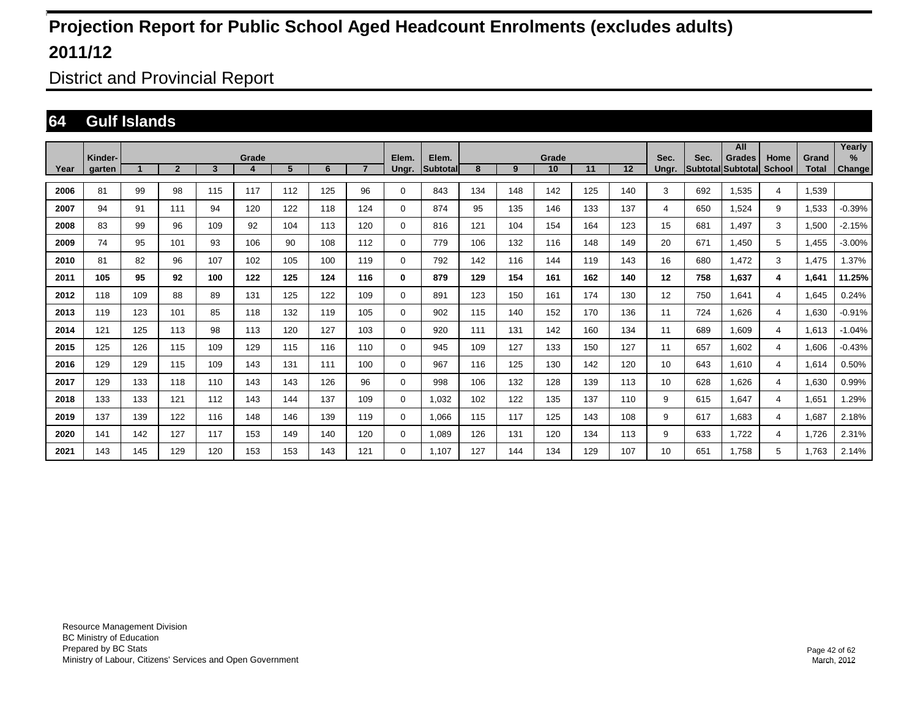# Projection Report for Public School Aged Headcount Enrolments (excludes adults)

# 2011/12

## District and Provincial Report

## 64 Gulf Islands

| Year | Kinder-garten | Grade 1 | 2 | 3 | 4 | 5 | 6 | 7 | Elem. Ungr. | Elem. Subtotal | Grade 8 | 9 | 10 | 11 | 12 | Sec. Ungr. | Sec. Subtotal | All Grades Subtotal | Home School | Grand Total | Yearly % Change |
|---|---|---|---|---|---|---|---|---|---|---|---|---|---|---|---|---|---|---|---|---|---|
| 2006 | 81 | 99 | 98 | 115 | 117 | 112 | 125 | 96 | 0 | 843 | 134 | 148 | 142 | 125 | 140 | 3 | 692 | 1,535 | 4 | 1,539 | |
| 2007 | 94 | 91 | 111 | 94 | 120 | 122 | 118 | 124 | 0 | 874 | 95 | 135 | 146 | 133 | 137 | 4 | 650 | 1,524 | 9 | 1,533 | -0.39% |
| 2008 | 83 | 99 | 96 | 109 | 92 | 104 | 113 | 120 | 0 | 816 | 121 | 104 | 154 | 164 | 123 | 15 | 681 | 1,497 | 3 | 1,500 | -2.15% |
| 2009 | 74 | 95 | 101 | 93 | 106 | 90 | 108 | 112 | 0 | 779 | 106 | 132 | 116 | 148 | 149 | 20 | 671 | 1,450 | 5 | 1,455 | -3.00% |
| 2010 | 81 | 82 | 96 | 107 | 102 | 105 | 100 | 119 | 0 | 792 | 142 | 116 | 144 | 119 | 143 | 16 | 680 | 1,472 | 3 | 1,475 | 1.37% |
| **2011** | **105** | **95** | **92** | **100** | **122** | **125** | **124** | **116** | **0** | **879** | **129** | **154** | **161** | **162** | **140** | **12** | **758** | **1,637** | **4** | **1,641** | **11.25%** |
| 2012 | 118 | 109 | 88 | 89 | 131 | 125 | 122 | 109 | 0 | 891 | 123 | 150 | 161 | 174 | 130 | 12 | 750 | 1,641 | 4 | 1,645 | 0.24% |
| 2013 | 119 | 123 | 101 | 85 | 118 | 132 | 119 | 105 | 0 | 902 | 115 | 140 | 152 | 170 | 136 | 11 | 724 | 1,626 | 4 | 1,630 | -0.91% |
| 2014 | 121 | 125 | 113 | 98 | 113 | 120 | 127 | 103 | 0 | 920 | 111 | 131 | 142 | 160 | 134 | 11 | 689 | 1,609 | 4 | 1,613 | -1.04% |
| 2015 | 125 | 126 | 115 | 109 | 129 | 115 | 116 | 110 | 0 | 945 | 109 | 127 | 133 | 150 | 127 | 11 | 657 | 1,602 | 4 | 1,606 | -0.43% |
| 2016 | 129 | 129 | 115 | 109 | 143 | 131 | 111 | 100 | 0 | 967 | 116 | 125 | 130 | 142 | 120 | 10 | 643 | 1,610 | 4 | 1,614 | 0.50% |
| 2017 | 129 | 133 | 118 | 110 | 143 | 143 | 126 | 96 | 0 | 998 | 106 | 132 | 128 | 139 | 113 | 10 | 628 | 1,626 | 4 | 1,630 | 0.99% |
| 2018 | 133 | 133 | 121 | 112 | 143 | 144 | 137 | 109 | 0 | 1,032 | 102 | 122 | 135 | 137 | 110 | 9 | 615 | 1,647 | 4 | 1,651 | 1.29% |
| 2019 | 137 | 139 | 122 | 116 | 148 | 146 | 139 | 119 | 0 | 1,066 | 115 | 117 | 125 | 143 | 108 | 9 | 617 | 1,683 | 4 | 1,687 | 2.18% |
| 2020 | 141 | 142 | 127 | 117 | 153 | 149 | 140 | 120 | 0 | 1,089 | 126 | 131 | 120 | 134 | 113 | 9 | 633 | 1,722 | 4 | 1,726 | 2.31% |
| 2021 | 143 | 145 | 129 | 120 | 153 | 153 | 143 | 121 | 0 | 1,107 | 127 | 144 | 134 | 129 | 107 | 10 | 651 | 1,758 | 5 | 1,763 | 2.14% |

Resource Management Division
BC Ministry of Education
Prepared by BC Stats
Ministry of Labour, Citizens' Services and Open Government

March, 2012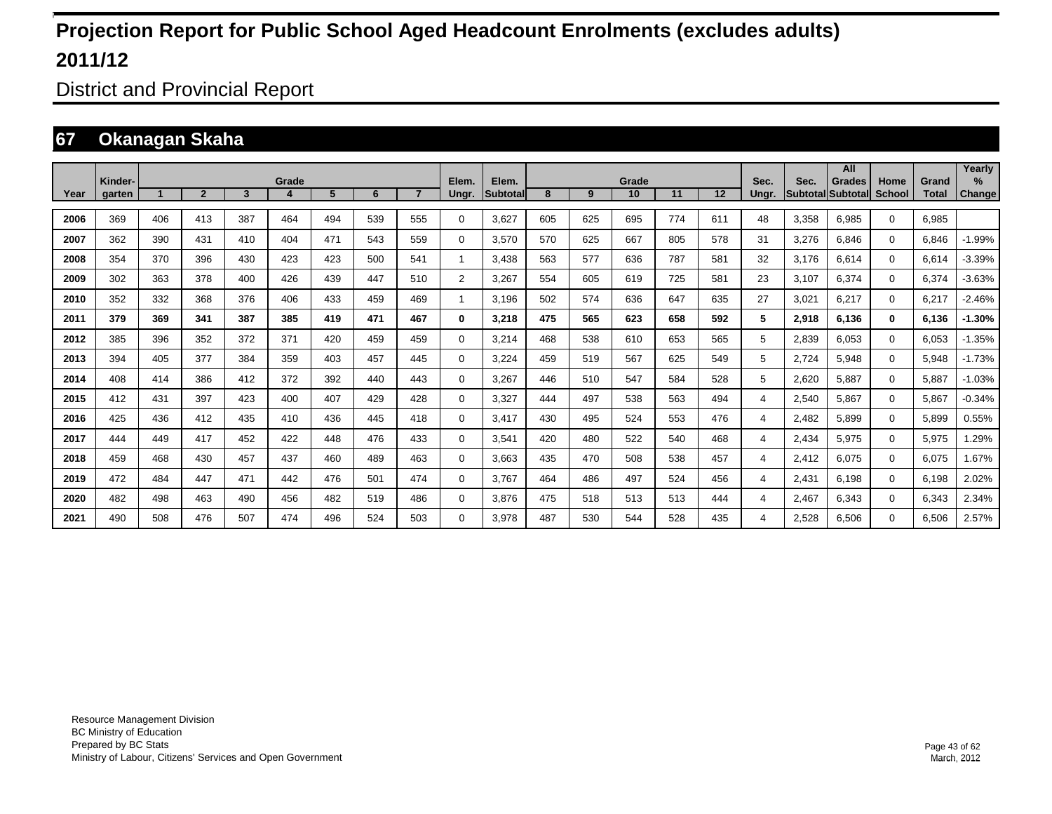# Projection Report for Public School Aged Headcount Enrolments (excludes adults)

# 2011/12

## District and Provincial Report

## 67 Okanagan Skaha

| Year | Kinder-garten | Grade 1 | 2 | 3 | 4 | 5 | 6 | 7 | Elem. Ungr. | Elem. Subtotal | Grade 8 | 9 | 10 | 11 | 12 | Sec. Ungr. | Sec. Subtotal | All Grades Subtotal | Home School | Grand Total | Yearly % Change |
|---|---|---|---|---|---|---|---|---|---|---|---|---|---|---|---|---|---|---|---|---|---|
| 2006 | 369 | 406 | 413 | 387 | 464 | 494 | 539 | 555 | 0 | 3,627 | 605 | 625 | 695 | 774 | 611 | 48 | 3,358 | 6,985 | 0 | 6,985 | |
| 2007 | 362 | 390 | 431 | 410 | 404 | 471 | 543 | 559 | 0 | 3,570 | 570 | 625 | 667 | 805 | 578 | 31 | 3,276 | 6,846 | 0 | 6,846 | -1.99% |
| 2008 | 354 | 370 | 396 | 430 | 423 | 423 | 500 | 541 | 1 | 3,438 | 563 | 577 | 636 | 787 | 581 | 32 | 3,176 | 6,614 | 0 | 6,614 | -3.39% |
| 2009 | 302 | 363 | 378 | 400 | 426 | 439 | 447 | 510 | 2 | 3,267 | 554 | 605 | 619 | 725 | 581 | 23 | 3,107 | 6,374 | 0 | 6,374 | -3.63% |
| 2010 | 352 | 332 | 368 | 376 | 406 | 433 | 459 | 469 | 1 | 3,196 | 502 | 574 | 636 | 647 | 635 | 27 | 3,021 | 6,217 | 0 | 6,217 | -2.46% |
| **2011** | **379** | **369** | **341** | **387** | **385** | **419** | **471** | **467** | **0** | **3,218** | **475** | **565** | **623** | **658** | **592** | **5** | **2,918** | **6,136** | **0** | **6,136** | **-1.30%** |
| 2012 | 385 | 396 | 352 | 372 | 371 | 420 | 459 | 459 | 0 | 3,214 | 468 | 538 | 610 | 653 | 565 | 5 | 2,839 | 6,053 | 0 | 6,053 | -1.35% |
| 2013 | 394 | 405 | 377 | 384 | 359 | 403 | 457 | 445 | 0 | 3,224 | 459 | 519 | 567 | 625 | 549 | 5 | 2,724 | 5,948 | 0 | 5,948 | -1.73% |
| 2014 | 408 | 414 | 386 | 412 | 372 | 392 | 440 | 443 | 0 | 3,267 | 446 | 510 | 547 | 584 | 528 | 5 | 2,620 | 5,887 | 0 | 5,887 | -1.03% |
| 2015 | 412 | 431 | 397 | 423 | 400 | 407 | 429 | 428 | 0 | 3,327 | 444 | 497 | 538 | 563 | 494 | 4 | 2,540 | 5,867 | 0 | 5,867 | -0.34% |
| 2016 | 425 | 436 | 412 | 435 | 410 | 436 | 445 | 418 | 0 | 3,417 | 430 | 495 | 524 | 553 | 476 | 4 | 2,482 | 5,899 | 0 | 5,899 | 0.55% |
| 2017 | 444 | 449 | 417 | 452 | 422 | 448 | 476 | 433 | 0 | 3,541 | 420 | 480 | 522 | 540 | 468 | 4 | 2,434 | 5,975 | 0 | 5,975 | 1.29% |
| 2018 | 459 | 468 | 430 | 457 | 437 | 460 | 489 | 463 | 0 | 3,663 | 435 | 470 | 508 | 538 | 457 | 4 | 2,412 | 6,075 | 0 | 6,075 | 1.67% |
| 2019 | 472 | 484 | 447 | 471 | 442 | 476 | 501 | 474 | 0 | 3,767 | 464 | 486 | 497 | 524 | 456 | 4 | 2,431 | 6,198 | 0 | 6,198 | 2.02% |
| 2020 | 482 | 498 | 463 | 490 | 456 | 482 | 519 | 486 | 0 | 3,876 | 475 | 518 | 513 | 513 | 444 | 4 | 2,467 | 6,343 | 0 | 6,343 | 2.34% |
| 2021 | 490 | 508 | 476 | 507 | 474 | 496 | 524 | 503 | 0 | 3,978 | 487 | 530 | 544 | 528 | 435 | 4 | 2,528 | 6,506 | 0 | 6,506 | 2.57% |

Resource Management Division
BC Ministry of Education
Prepared by BC Stats
Ministry of Labour, Citizens' Services and Open Government

March, 2012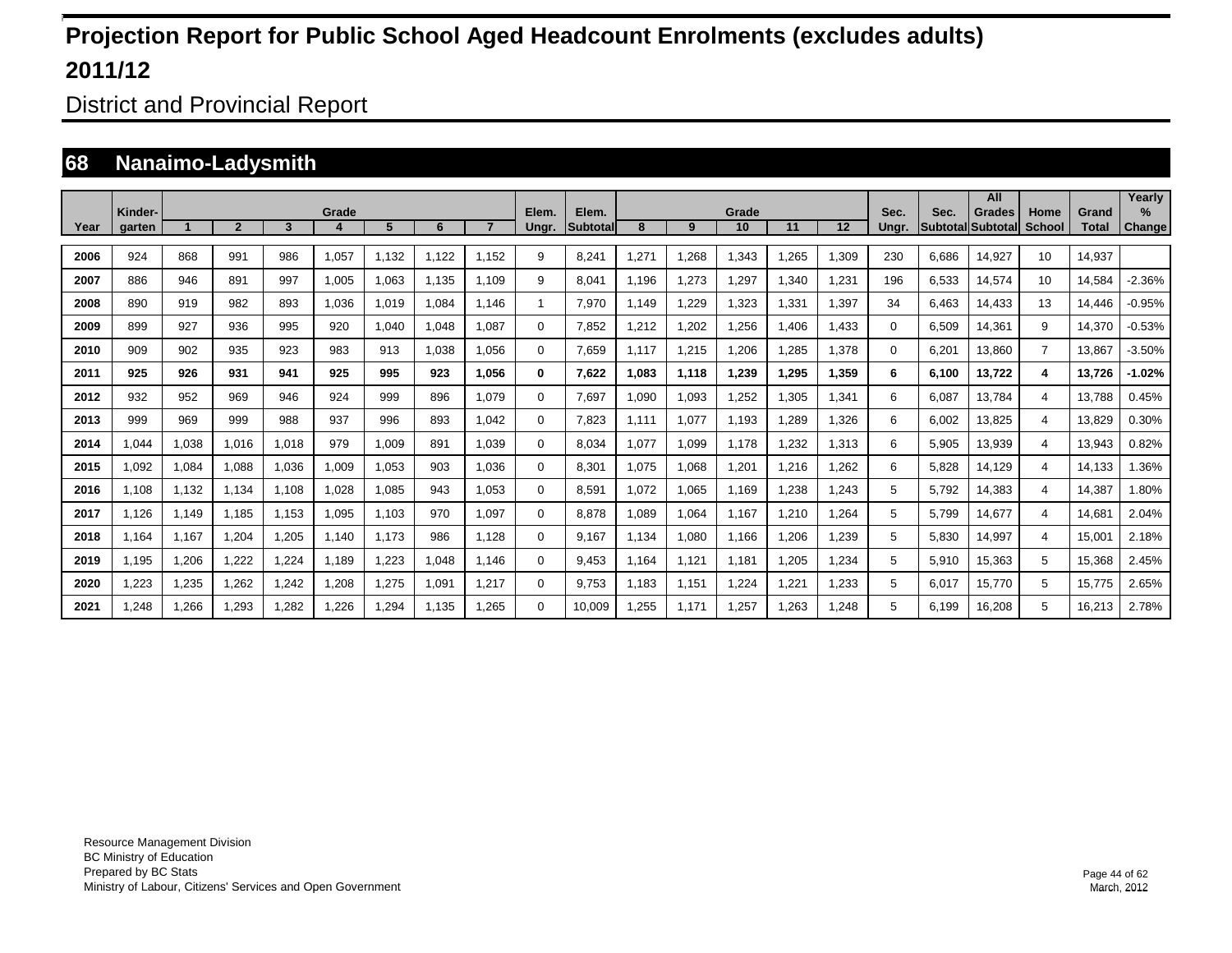# Projection Report for Public School Aged Headcount Enrolments (excludes adults)

# 2011/12

## District and Provincial Report

## 68 Nanaimo-Ladysmith

| Year | Kinder-garten | Grade 1 | 2 | 3 | 4 | 5 | 6 | 7 | Elem. Ungr. | Elem. Subtotal | Grade 8 | 9 | 10 | 11 | 12 | Sec. Ungr. | Sec. Subtotal | All Grades Subtotal | Home School | Grand Total | Yearly % Change |
|---|---|---|---|---|---|---|---|---|---|---|---|---|---|---|---|---|---|---|---|---|---|
| 2006 | 924 | 868 | 991 | 986 | 1,057 | 1,132 | 1,122 | 1,152 | 9 | 8,241 | 1,271 | 1,268 | 1,343 | 1,265 | 1,309 | 230 | 6,686 | 14,927 | 10 | 14,937 | |
| 2007 | 886 | 946 | 891 | 997 | 1,005 | 1,063 | 1,135 | 1,109 | 9 | 8,041 | 1,196 | 1,273 | 1,297 | 1,340 | 1,231 | 196 | 6,533 | 14,574 | 10 | 14,584 | -2.36% |
| 2008 | 890 | 919 | 982 | 893 | 1,036 | 1,019 | 1,084 | 1,146 | 1 | 7,970 | 1,149 | 1,229 | 1,323 | 1,331 | 1,397 | 34 | 6,463 | 14,433 | 13 | 14,446 | -0.95% |
| 2009 | 899 | 927 | 936 | 995 | 920 | 1,040 | 1,048 | 1,087 | 0 | 7,852 | 1,212 | 1,202 | 1,256 | 1,406 | 1,433 | 0 | 6,509 | 14,361 | 9 | 14,370 | -0.53% |
| 2010 | 909 | 902 | 935 | 923 | 983 | 913 | 1,038 | 1,056 | 0 | 7,659 | 1,117 | 1,215 | 1,206 | 1,285 | 1,378 | 0 | 6,201 | 13,860 | 7 | 13,867 | -3.50% |
| **2011** | **925** | **926** | **931** | **941** | **925** | **995** | **923** | **1,056** | **0** | **7,622** | **1,083** | **1,118** | **1,239** | **1,295** | **1,359** | **6** | **6,100** | **13,722** | **4** | **13,726** | **-1.02%** |
| 2012 | 932 | 952 | 969 | 946 | 924 | 999 | 896 | 1,079 | 0 | 7,697 | 1,090 | 1,093 | 1,252 | 1,305 | 1,341 | 6 | 6,087 | 13,784 | 4 | 13,788 | 0.45% |
| 2013 | 999 | 969 | 999 | 988 | 937 | 996 | 893 | 1,042 | 0 | 7,823 | 1,111 | 1,077 | 1,193 | 1,289 | 1,326 | 6 | 6,002 | 13,825 | 4 | 13,829 | 0.30% |
| 2014 | 1,044 | 1,038 | 1,016 | 1,018 | 979 | 1,009 | 891 | 1,039 | 0 | 8,034 | 1,077 | 1,099 | 1,178 | 1,232 | 1,313 | 6 | 5,905 | 13,939 | 4 | 13,943 | 0.82% |
| 2015 | 1,092 | 1,084 | 1,088 | 1,036 | 1,009 | 1,053 | 903 | 1,036 | 0 | 8,301 | 1,075 | 1,068 | 1,201 | 1,216 | 1,262 | 6 | 5,828 | 14,129 | 4 | 14,133 | 1.36% |
| 2016 | 1,108 | 1,132 | 1,134 | 1,108 | 1,028 | 1,085 | 943 | 1,053 | 0 | 8,591 | 1,072 | 1,065 | 1,169 | 1,238 | 1,243 | 5 | 5,792 | 14,383 | 4 | 14,387 | 1.80% |
| 2017 | 1,126 | 1,149 | 1,185 | 1,153 | 1,095 | 1,103 | 970 | 1,097 | 0 | 8,878 | 1,089 | 1,064 | 1,167 | 1,210 | 1,264 | 5 | 5,799 | 14,677 | 4 | 14,681 | 2.04% |
| 2018 | 1,164 | 1,167 | 1,204 | 1,205 | 1,140 | 1,173 | 986 | 1,128 | 0 | 9,167 | 1,134 | 1,080 | 1,166 | 1,206 | 1,239 | 5 | 5,830 | 14,997 | 4 | 15,001 | 2.18% |
| 2019 | 1,195 | 1,206 | 1,222 | 1,224 | 1,189 | 1,223 | 1,048 | 1,146 | 0 | 9,453 | 1,164 | 1,121 | 1,181 | 1,205 | 1,234 | 5 | 5,910 | 15,363 | 5 | 15,368 | 2.45% |
| 2020 | 1,223 | 1,235 | 1,262 | 1,242 | 1,208 | 1,275 | 1,091 | 1,217 | 0 | 9,753 | 1,183 | 1,151 | 1,224 | 1,221 | 1,233 | 5 | 6,017 | 15,770 | 5 | 15,775 | 2.65% |
| 2021 | 1,248 | 1,266 | 1,293 | 1,282 | 1,226 | 1,294 | 1,135 | 1,265 | 0 | 10,009 | 1,255 | 1,171 | 1,257 | 1,263 | 1,248 | 5 | 6,199 | 16,208 | 5 | 16,213 | 2.78% |

Resource Management Division
BC Ministry of Education
Prepared by BC Stats
Ministry of Labour, Citizens' Services and Open Government

March, 2012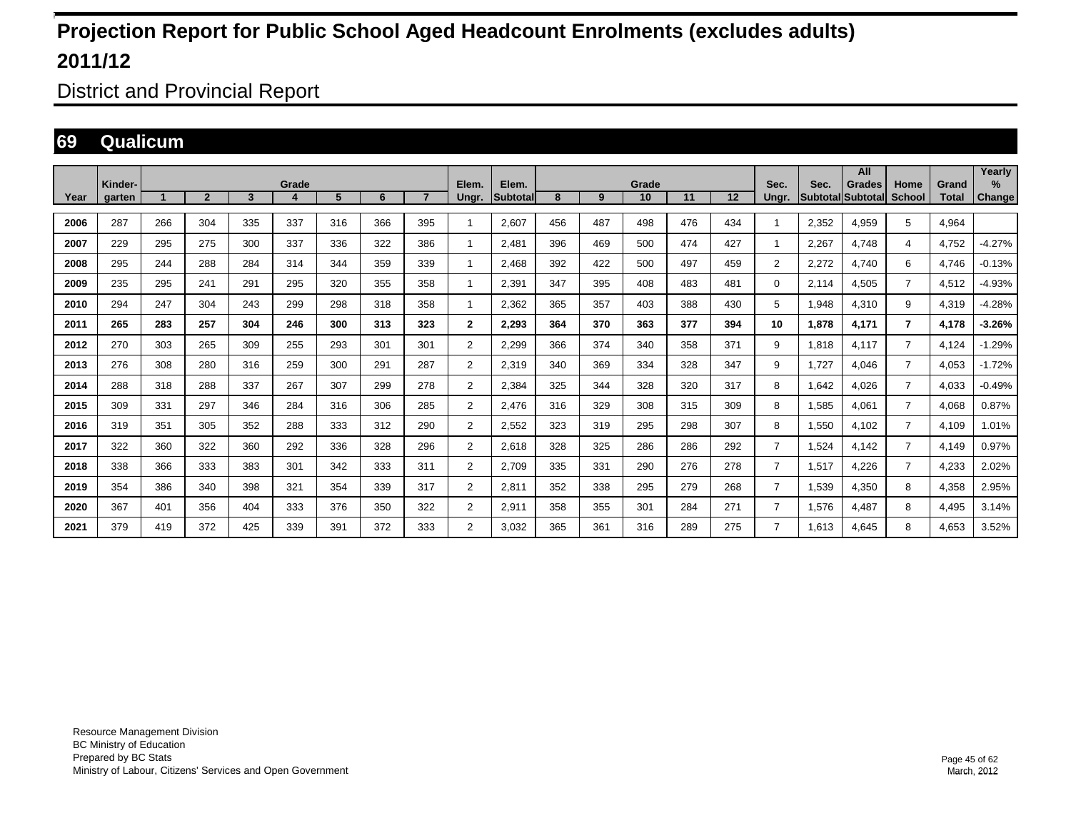# Projection Report for Public School Aged Headcount Enrolments (excludes adults)

# 2011/12

## District and Provincial Report

### 69 Qualicum

| Year | Kinder-garten | Grade 1 | 2 | 3 | 4 | 5 | 6 | 7 | Elem. Ungr. | Elem. Subtotal | Grade 8 | 9 | 10 | 11 | 12 | Sec. Ungr. | Sec. Subtotal | All Grades Subtotal | Home School | Grand Total | Yearly % Change |
|---|---|---|---|---|---|---|---|---|---|---|---|---|---|---|---|---|---|---|---|---|---|
| 2006 | 287 | 266 | 304 | 335 | 337 | 316 | 366 | 395 | 1 | 2,607 | 456 | 487 | 498 | 476 | 434 | 1 | 2,352 | 4,959 | 5 | 4,964 | |
| 2007 | 229 | 295 | 275 | 300 | 337 | 336 | 322 | 386 | 1 | 2,481 | 396 | 469 | 500 | 474 | 427 | 1 | 2,267 | 4,748 | 4 | 4,752 | -4.27% |
| 2008 | 295 | 244 | 288 | 284 | 314 | 344 | 359 | 339 | 1 | 2,468 | 392 | 422 | 500 | 497 | 459 | 2 | 2,272 | 4,740 | 6 | 4,746 | -0.13% |
| 2009 | 235 | 295 | 241 | 291 | 295 | 320 | 355 | 358 | 1 | 2,391 | 347 | 395 | 408 | 483 | 481 | 0 | 2,114 | 4,505 | 7 | 4,512 | -4.93% |
| 2010 | 294 | 247 | 304 | 243 | 299 | 298 | 318 | 358 | 1 | 2,362 | 365 | 357 | 403 | 388 | 430 | 5 | 1,948 | 4,310 | 9 | 4,319 | -4.28% |
| **2011** | **265** | **283** | **257** | **304** | **246** | **300** | **313** | **323** | **2** | **2,293** | **364** | **370** | **363** | **377** | **394** | **10** | **1,878** | **4,171** | **7** | **4,178** | **-3.26%** |
| 2012 | 270 | 303 | 265 | 309 | 255 | 293 | 301 | 301 | 2 | 2,299 | 366 | 374 | 340 | 358 | 371 | 9 | 1,818 | 4,117 | 7 | 4,124 | -1.29% |
| 2013 | 276 | 308 | 280 | 316 | 259 | 300 | 291 | 287 | 2 | 2,319 | 340 | 369 | 334 | 328 | 347 | 9 | 1,727 | 4,046 | 7 | 4,053 | -1.72% |
| 2014 | 288 | 318 | 288 | 337 | 267 | 307 | 299 | 278 | 2 | 2,384 | 325 | 344 | 328 | 320 | 317 | 8 | 1,642 | 4,026 | 7 | 4,033 | -0.49% |
| 2015 | 309 | 331 | 297 | 346 | 284 | 316 | 306 | 285 | 2 | 2,476 | 316 | 329 | 308 | 315 | 309 | 8 | 1,585 | 4,061 | 7 | 4,068 | 0.87% |
| 2016 | 319 | 351 | 305 | 352 | 288 | 333 | 312 | 290 | 2 | 2,552 | 323 | 319 | 295 | 298 | 307 | 8 | 1,550 | 4,102 | 7 | 4,109 | 1.01% |
| 2017 | 322 | 360 | 322 | 360 | 292 | 336 | 328 | 296 | 2 | 2,618 | 328 | 325 | 286 | 286 | 292 | 7 | 1,524 | 4,142 | 7 | 4,149 | 0.97% |
| 2018 | 338 | 366 | 333 | 383 | 301 | 342 | 333 | 311 | 2 | 2,709 | 335 | 331 | 290 | 276 | 278 | 7 | 1,517 | 4,226 | 7 | 4,233 | 2.02% |
| 2019 | 354 | 386 | 340 | 398 | 321 | 354 | 339 | 317 | 2 | 2,811 | 352 | 338 | 295 | 279 | 268 | 7 | 1,539 | 4,350 | 8 | 4,358 | 2.95% |
| 2020 | 367 | 401 | 356 | 404 | 333 | 376 | 350 | 322 | 2 | 2,911 | 358 | 355 | 301 | 284 | 271 | 7 | 1,576 | 4,487 | 8 | 4,495 | 3.14% |
| 2021 | 379 | 419 | 372 | 425 | 339 | 391 | 372 | 333 | 2 | 3,032 | 365 | 361 | 316 | 289 | 275 | 7 | 1,613 | 4,645 | 8 | 4,653 | 3.52% |

Resource Management Division
BC Ministry of Education
Prepared by BC Stats
Ministry of Labour, Citizens' Services and Open Government

March, 2012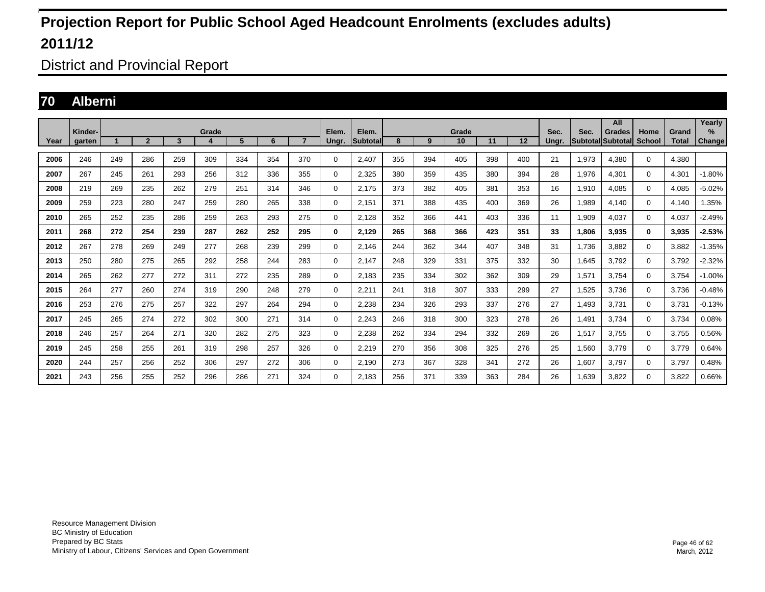# Projection Report for Public School Aged Headcount Enrolments (excludes adults)

# 2011/12

## District and Provincial Report

## 70 Alberni

| Year | Kinder-garten | Grade 1 | 2 | 3 | 4 | 5 | 6 | 7 | Elem. Ungr. | Elem. Subtotal | Grade 8 | 9 | 10 | 11 | 12 | Sec. Ungr. | Sec. Subtotal | All Grades Subtotal | Home School | Grand Total | Yearly % Change |
|---|---|---|---|---|---|---|---|---|---|---|---|---|---|---|---|---|---|---|---|---|---|
| 2006 | 246 | 249 | 286 | 259 | 309 | 334 | 354 | 370 | 0 | 2,407 | 355 | 394 | 405 | 398 | 400 | 21 | 1,973 | 4,380 | 0 | 4,380 | |
| 2007 | 267 | 245 | 261 | 293 | 256 | 312 | 336 | 355 | 0 | 2,325 | 380 | 359 | 435 | 380 | 394 | 28 | 1,976 | 4,301 | 0 | 4,301 | -1.80% |
| 2008 | 219 | 269 | 235 | 262 | 279 | 251 | 314 | 346 | 0 | 2,175 | 373 | 382 | 405 | 381 | 353 | 16 | 1,910 | 4,085 | 0 | 4,085 | -5.02% |
| 2009 | 259 | 223 | 280 | 247 | 259 | 280 | 265 | 338 | 0 | 2,151 | 371 | 388 | 435 | 400 | 369 | 26 | 1,989 | 4,140 | 0 | 4,140 | 1.35% |
| 2010 | 265 | 252 | 235 | 286 | 259 | 263 | 293 | 275 | 0 | 2,128 | 352 | 366 | 441 | 403 | 336 | 11 | 1,909 | 4,037 | 0 | 4,037 | -2.49% |
| **2011** | **268** | **272** | **254** | **239** | **287** | **262** | **252** | **295** | **0** | **2,129** | **265** | **368** | **366** | **423** | **351** | **33** | **1,806** | **3,935** | **0** | **3,935** | **-2.53%** |
| 2012 | 267 | 278 | 269 | 249 | 277 | 268 | 239 | 299 | 0 | 2,146 | 244 | 362 | 344 | 407 | 348 | 31 | 1,736 | 3,882 | 0 | 3,882 | -1.35% |
| 2013 | 250 | 280 | 275 | 265 | 292 | 258 | 244 | 283 | 0 | 2,147 | 248 | 329 | 331 | 375 | 332 | 30 | 1,645 | 3,792 | 0 | 3,792 | -2.32% |
| 2014 | 265 | 262 | 277 | 272 | 311 | 272 | 235 | 289 | 0 | 2,183 | 235 | 334 | 302 | 362 | 309 | 29 | 1,571 | 3,754 | 0 | 3,754 | -1.00% |
| 2015 | 264 | 277 | 260 | 274 | 319 | 290 | 248 | 279 | 0 | 2,211 | 241 | 318 | 307 | 333 | 299 | 27 | 1,525 | 3,736 | 0 | 3,736 | -0.48% |
| 2016 | 253 | 276 | 275 | 257 | 322 | 297 | 264 | 294 | 0 | 2,238 | 234 | 326 | 293 | 337 | 276 | 27 | 1,493 | 3,731 | 0 | 3,731 | -0.13% |
| 2017 | 245 | 265 | 274 | 272 | 302 | 300 | 271 | 314 | 0 | 2,243 | 246 | 318 | 300 | 323 | 278 | 26 | 1,491 | 3,734 | 0 | 3,734 | 0.08% |
| 2018 | 246 | 257 | 264 | 271 | 320 | 282 | 275 | 323 | 0 | 2,238 | 262 | 334 | 294 | 332 | 269 | 26 | 1,517 | 3,755 | 0 | 3,755 | 0.56% |
| 2019 | 245 | 258 | 255 | 261 | 319 | 298 | 257 | 326 | 0 | 2,219 | 270 | 356 | 308 | 325 | 276 | 25 | 1,560 | 3,779 | 0 | 3,779 | 0.64% |
| 2020 | 244 | 257 | 256 | 252 | 306 | 297 | 272 | 306 | 0 | 2,190 | 273 | 367 | 328 | 341 | 272 | 26 | 1,607 | 3,797 | 0 | 3,797 | 0.48% |
| 2021 | 243 | 256 | 255 | 252 | 296 | 286 | 271 | 324 | 0 | 2,183 | 256 | 371 | 339 | 363 | 284 | 26 | 1,639 | 3,822 | 0 | 3,822 | 0.66% |

Resource Management Division
BC Ministry of Education
Prepared by BC Stats
Ministry of Labour, Citizens' Services and Open Government

March, 2012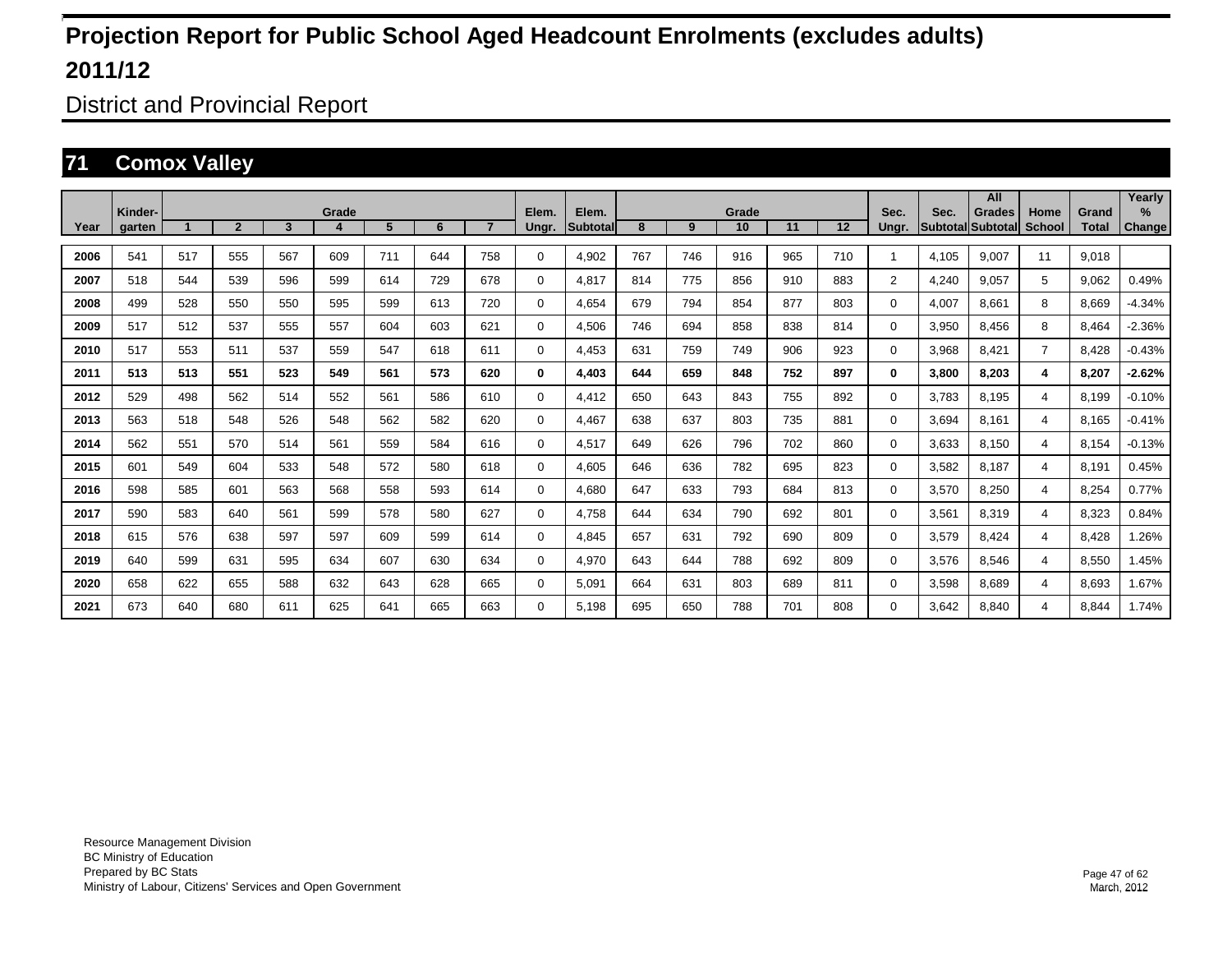# Projection Report for Public School Aged Headcount Enrolments (excludes adults)

# 2011/12

## District and Provincial Report

## 71 Comox Valley

| Year | Kinder-garten | Grade 1 | 2 | 3 | 4 | 5 | 6 | 7 | Elem. Ungr. | Elem. Subtotal | Grade 8 | 9 | 10 | 11 | 12 | Sec. Ungr. | Sec. Subtotal | All Grades Subtotal | Home School | Grand Total | Yearly % Change |
|---|---|---|---|---|---|---|---|---|---|---|---|---|---|---|---|---|---|---|---|---|---|
| 2006 | 541 | 517 | 555 | 567 | 609 | 711 | 644 | 758 | 0 | 4,902 | 767 | 746 | 916 | 965 | 710 | 1 | 4,105 | 9,007 | 11 | 9,018 | |
| 2007 | 518 | 544 | 539 | 596 | 599 | 614 | 729 | 678 | 0 | 4,817 | 814 | 775 | 856 | 910 | 883 | 2 | 4,240 | 9,057 | 5 | 9,062 | 0.49% |
| 2008 | 499 | 528 | 550 | 550 | 595 | 599 | 613 | 720 | 0 | 4,654 | 679 | 794 | 854 | 877 | 803 | 0 | 4,007 | 8,661 | 8 | 8,669 | -4.34% |
| 2009 | 517 | 512 | 537 | 555 | 557 | 604 | 603 | 621 | 0 | 4,506 | 746 | 694 | 858 | 838 | 814 | 0 | 3,950 | 8,456 | 8 | 8,464 | -2.36% |
| 2010 | 517 | 553 | 511 | 537 | 559 | 547 | 618 | 611 | 0 | 4,453 | 631 | 759 | 749 | 906 | 923 | 0 | 3,968 | 8,421 | 7 | 8,428 | -0.43% |
| **2011** | **513** | **513** | **551** | **523** | **549** | **561** | **573** | **620** | **0** | **4,403** | **644** | **659** | **848** | **752** | **897** | **0** | **3,800** | **8,203** | **4** | **8,207** | **-2.62%** |
| 2012 | 529 | 498 | 562 | 514 | 552 | 561 | 586 | 610 | 0 | 4,412 | 650 | 643 | 843 | 755 | 892 | 0 | 3,783 | 8,195 | 4 | 8,199 | -0.10% |
| 2013 | 563 | 518 | 548 | 526 | 548 | 562 | 582 | 620 | 0 | 4,467 | 638 | 637 | 803 | 735 | 881 | 0 | 3,694 | 8,161 | 4 | 8,165 | -0.41% |
| 2014 | 562 | 551 | 570 | 514 | 561 | 559 | 584 | 616 | 0 | 4,517 | 649 | 626 | 796 | 702 | 860 | 0 | 3,633 | 8,150 | 4 | 8,154 | -0.13% |
| 2015 | 601 | 549 | 604 | 533 | 548 | 572 | 580 | 618 | 0 | 4,605 | 646 | 636 | 782 | 695 | 823 | 0 | 3,582 | 8,187 | 4 | 8,191 | 0.45% |
| 2016 | 598 | 585 | 601 | 563 | 568 | 558 | 593 | 614 | 0 | 4,680 | 647 | 633 | 793 | 684 | 813 | 0 | 3,570 | 8,250 | 4 | 8,254 | 0.77% |
| 2017 | 590 | 583 | 640 | 561 | 599 | 578 | 580 | 627 | 0 | 4,758 | 644 | 634 | 790 | 692 | 801 | 0 | 3,561 | 8,319 | 4 | 8,323 | 0.84% |
| 2018 | 615 | 576 | 638 | 597 | 597 | 609 | 599 | 614 | 0 | 4,845 | 657 | 631 | 792 | 690 | 809 | 0 | 3,579 | 8,424 | 4 | 8,428 | 1.26% |
| 2019 | 640 | 599 | 631 | 595 | 634 | 607 | 630 | 634 | 0 | 4,970 | 643 | 644 | 788 | 692 | 809 | 0 | 3,576 | 8,546 | 4 | 8,550 | 1.45% |
| 2020 | 658 | 622 | 655 | 588 | 632 | 643 | 628 | 665 | 0 | 5,091 | 664 | 631 | 803 | 689 | 811 | 0 | 3,598 | 8,689 | 4 | 8,693 | 1.67% |
| 2021 | 673 | 640 | 680 | 611 | 625 | 641 | 665 | 663 | 0 | 5,198 | 695 | 650 | 788 | 701 | 808 | 0 | 3,642 | 8,840 | 4 | 8,844 | 1.74% |

Resource Management Division
BC Ministry of Education
Prepared by BC Stats
Ministry of Labour, Citizens' Services and Open Government

March, 2012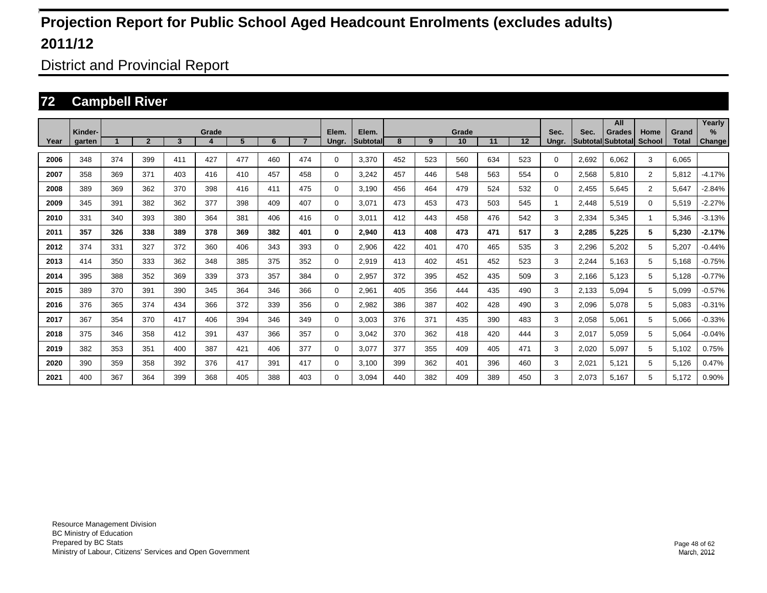# Projection Report for Public School Aged Headcount Enrolments (excludes adults)

# 2011/12

## District and Provincial Report

## 72 Campbell River

| Year | Kinder-garten | Grade 1 | 2 | 3 | 4 | 5 | 6 | 7 | Elem. Ungr. | Elem. Subtotal | Grade 8 | 9 | 10 | 11 | 12 | Sec. Ungr. | Sec. Subtotal | All Grades Subtotal | Home School | Grand Total | Yearly % Change |
|---|---|---|---|---|---|---|---|---|---|---|---|---|---|---|---|---|---|---|---|---|---|
| 2006 | 348 | 374 | 399 | 411 | 427 | 477 | 460 | 474 | 0 | 3,370 | 452 | 523 | 560 | 634 | 523 | 0 | 2,692 | 6,062 | 3 | 6,065 | |
| 2007 | 358 | 369 | 371 | 403 | 416 | 410 | 457 | 458 | 0 | 3,242 | 457 | 446 | 548 | 563 | 554 | 0 | 2,568 | 5,810 | 2 | 5,812 | -4.17% |
| 2008 | 389 | 369 | 362 | 370 | 398 | 416 | 411 | 475 | 0 | 3,190 | 456 | 464 | 479 | 524 | 532 | 0 | 2,455 | 5,645 | 2 | 5,647 | -2.84% |
| 2009 | 345 | 391 | 382 | 362 | 377 | 398 | 409 | 407 | 0 | 3,071 | 473 | 453 | 473 | 503 | 545 | 1 | 2,448 | 5,519 | 0 | 5,519 | -2.27% |
| 2010 | 331 | 340 | 393 | 380 | 364 | 381 | 406 | 416 | 0 | 3,011 | 412 | 443 | 458 | 476 | 542 | 3 | 2,334 | 5,345 | 1 | 5,346 | -3.13% |
| **2011** | **357** | **326** | **338** | **389** | **378** | **369** | **382** | **401** | **0** | **2,940** | **413** | **408** | **473** | **471** | **517** | **3** | **2,285** | **5,225** | **5** | **5,230** | **-2.17%** |
| 2012 | 374 | 331 | 327 | 372 | 360 | 406 | 343 | 393 | 0 | 2,906 | 422 | 401 | 470 | 465 | 535 | 3 | 2,296 | 5,202 | 5 | 5,207 | -0.44% |
| 2013 | 414 | 350 | 333 | 362 | 348 | 385 | 375 | 352 | 0 | 2,919 | 413 | 402 | 451 | 452 | 523 | 3 | 2,244 | 5,163 | 5 | 5,168 | -0.75% |
| 2014 | 395 | 388 | 352 | 369 | 339 | 373 | 357 | 384 | 0 | 2,957 | 372 | 395 | 452 | 435 | 509 | 3 | 2,166 | 5,123 | 5 | 5,128 | -0.77% |
| 2015 | 389 | 370 | 391 | 390 | 345 | 364 | 346 | 366 | 0 | 2,961 | 405 | 356 | 444 | 435 | 490 | 3 | 2,133 | 5,094 | 5 | 5,099 | -0.57% |
| 2016 | 376 | 365 | 374 | 434 | 366 | 372 | 339 | 356 | 0 | 2,982 | 386 | 387 | 402 | 428 | 490 | 3 | 2,096 | 5,078 | 5 | 5,083 | -0.31% |
| 2017 | 367 | 354 | 370 | 417 | 406 | 394 | 346 | 349 | 0 | 3,003 | 376 | 371 | 435 | 390 | 483 | 3 | 2,058 | 5,061 | 5 | 5,066 | -0.33% |
| 2018 | 375 | 346 | 358 | 412 | 391 | 437 | 366 | 357 | 0 | 3,042 | 370 | 362 | 418 | 420 | 444 | 3 | 2,017 | 5,059 | 5 | 5,064 | -0.04% |
| 2019 | 382 | 353 | 351 | 400 | 387 | 421 | 406 | 377 | 0 | 3,077 | 377 | 355 | 409 | 405 | 471 | 3 | 2,020 | 5,097 | 5 | 5,102 | 0.75% |
| 2020 | 390 | 359 | 358 | 392 | 376 | 417 | 391 | 417 | 0 | 3,100 | 399 | 362 | 401 | 396 | 460 | 3 | 2,021 | 5,121 | 5 | 5,126 | 0.47% |
| 2021 | 400 | 367 | 364 | 399 | 368 | 405 | 388 | 403 | 0 | 3,094 | 440 | 382 | 409 | 389 | 450 | 3 | 2,073 | 5,167 | 5 | 5,172 | 0.90% |

Resource Management Division
BC Ministry of Education
Prepared by BC Stats
Ministry of Labour, Citizens' Services and Open Government

March, 2012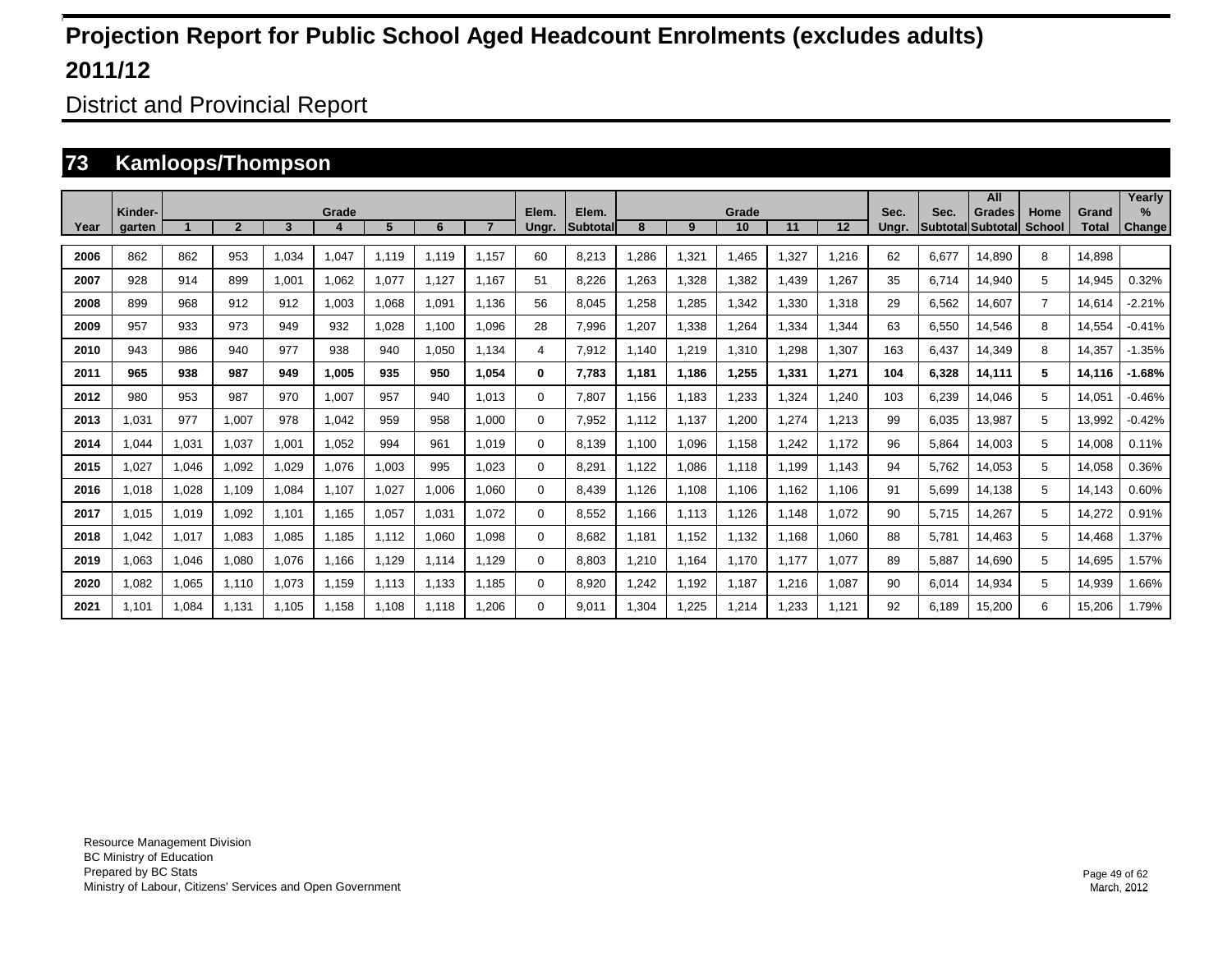# Projection Report for Public School Aged Headcount Enrolments (excludes adults)

# 2011/12

## District and Provincial Report

## 73 Kamloops/Thompson

| Year | Kinder-garten | Grade 1 | 2 | 3 | 4 | 5 | 6 | 7 | Elem. Ungr. | Elem. Subtotal | Grade 8 | 9 | 10 | 11 | 12 | Sec. Ungr. | Sec. Subtotal | All Grades Subtotal | Home School | Grand Total | Yearly % Change |
|---|---|---|---|---|---|---|---|---|---|---|---|---|---|---|---|---|---|---|---|---|---|
| 2006 | 862 | 862 | 953 | 1,034 | 1,047 | 1,119 | 1,119 | 1,157 | 60 | 8,213 | 1,286 | 1,321 | 1,465 | 1,327 | 1,216 | 62 | 6,677 | 14,890 | 8 | 14,898 | |
| 2007 | 928 | 914 | 899 | 1,001 | 1,062 | 1,077 | 1,127 | 1,167 | 51 | 8,226 | 1,263 | 1,328 | 1,382 | 1,439 | 1,267 | 35 | 6,714 | 14,940 | 5 | 14,945 | 0.32% |
| 2008 | 899 | 968 | 912 | 912 | 1,003 | 1,068 | 1,091 | 1,136 | 56 | 8,045 | 1,258 | 1,285 | 1,342 | 1,330 | 1,318 | 29 | 6,562 | 14,607 | 7 | 14,614 | -2.21% |
| 2009 | 957 | 933 | 973 | 949 | 932 | 1,028 | 1,100 | 1,096 | 28 | 7,996 | 1,207 | 1,338 | 1,264 | 1,334 | 1,344 | 63 | 6,550 | 14,546 | 8 | 14,554 | -0.41% |
| 2010 | 943 | 986 | 940 | 977 | 938 | 940 | 1,050 | 1,134 | 4 | 7,912 | 1,140 | 1,219 | 1,310 | 1,298 | 1,307 | 163 | 6,437 | 14,349 | 8 | 14,357 | -1.35% |
| **2011** | **965** | **938** | **987** | **949** | **1,005** | **935** | **950** | **1,054** | **0** | **7,783** | **1,181** | **1,186** | **1,255** | **1,331** | **1,271** | **104** | **6,328** | **14,111** | **5** | **14,116** | **-1.68%** |
| 2012 | 980 | 953 | 987 | 970 | 1,007 | 957 | 940 | 1,013 | 0 | 7,807 | 1,156 | 1,183 | 1,233 | 1,324 | 1,240 | 103 | 6,239 | 14,046 | 5 | 14,051 | -0.46% |
| 2013 | 1,031 | 977 | 1,007 | 978 | 1,042 | 959 | 958 | 1,000 | 0 | 7,952 | 1,112 | 1,137 | 1,200 | 1,274 | 1,213 | 99 | 6,035 | 13,987 | 5 | 13,992 | -0.42% |
| 2014 | 1,044 | 1,031 | 1,037 | 1,001 | 1,052 | 994 | 961 | 1,019 | 0 | 8,139 | 1,100 | 1,096 | 1,158 | 1,242 | 1,172 | 96 | 5,864 | 14,003 | 5 | 14,008 | 0.11% |
| 2015 | 1,027 | 1,046 | 1,092 | 1,029 | 1,076 | 1,003 | 995 | 1,023 | 0 | 8,291 | 1,122 | 1,086 | 1,118 | 1,199 | 1,143 | 94 | 5,762 | 14,053 | 5 | 14,058 | 0.36% |
| 2016 | 1,018 | 1,028 | 1,109 | 1,084 | 1,107 | 1,027 | 1,006 | 1,060 | 0 | 8,439 | 1,126 | 1,108 | 1,106 | 1,162 | 1,106 | 91 | 5,699 | 14,138 | 5 | 14,143 | 0.60% |
| 2017 | 1,015 | 1,019 | 1,092 | 1,101 | 1,165 | 1,057 | 1,031 | 1,072 | 0 | 8,552 | 1,166 | 1,113 | 1,126 | 1,148 | 1,072 | 90 | 5,715 | 14,267 | 5 | 14,272 | 0.91% |
| 2018 | 1,042 | 1,017 | 1,083 | 1,085 | 1,185 | 1,112 | 1,060 | 1,098 | 0 | 8,682 | 1,181 | 1,152 | 1,132 | 1,168 | 1,060 | 88 | 5,781 | 14,463 | 5 | 14,468 | 1.37% |
| 2019 | 1,063 | 1,046 | 1,080 | 1,076 | 1,166 | 1,129 | 1,114 | 1,129 | 0 | 8,803 | 1,210 | 1,164 | 1,170 | 1,177 | 1,077 | 89 | 5,887 | 14,690 | 5 | 14,695 | 1.57% |
| 2020 | 1,082 | 1,065 | 1,110 | 1,073 | 1,159 | 1,113 | 1,133 | 1,185 | 0 | 8,920 | 1,242 | 1,192 | 1,187 | 1,216 | 1,087 | 90 | 6,014 | 14,934 | 5 | 14,939 | 1.66% |
| 2021 | 1,101 | 1,084 | 1,131 | 1,105 | 1,158 | 1,108 | 1,118 | 1,206 | 0 | 9,011 | 1,304 | 1,225 | 1,214 | 1,233 | 1,121 | 92 | 6,189 | 15,200 | 6 | 15,206 | 1.79% |

Resource Management Division
BC Ministry of Education
Prepared by BC Stats
Ministry of Labour, Citizens' Services and Open Government

March, 2012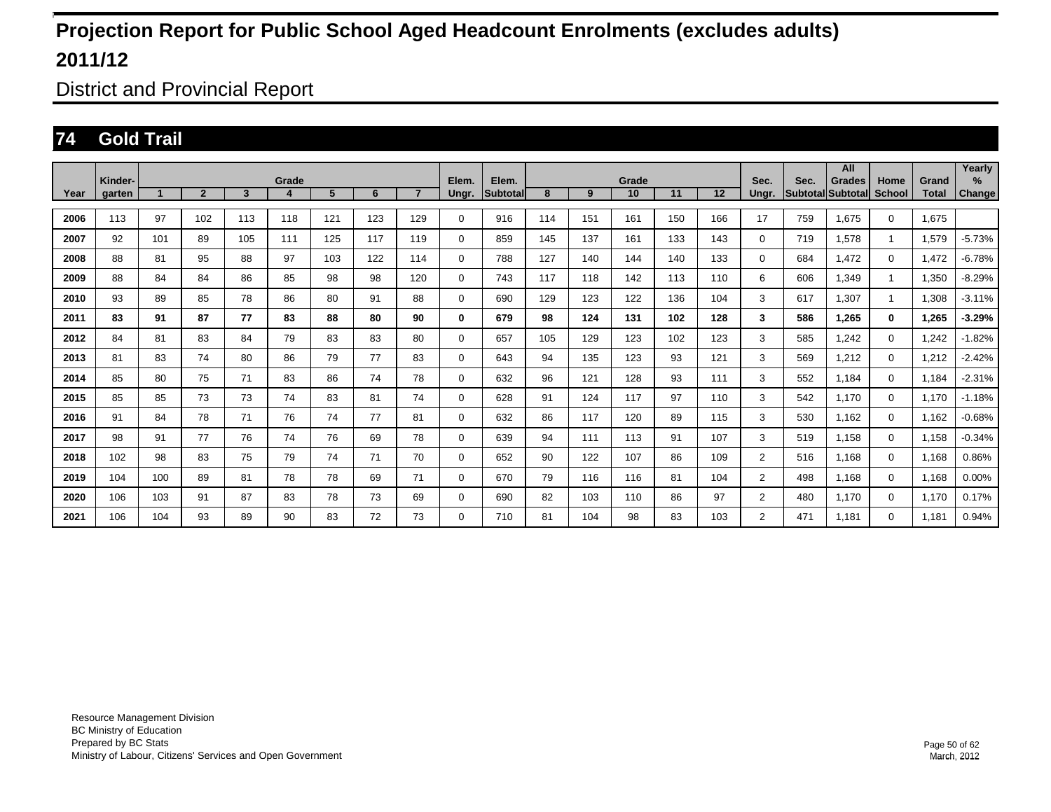# Projection Report for Public School Aged Headcount Enrolments (excludes adults)

# 2011/12

## District and Provincial Report

## 74 Gold Trail

| Year | Kinder-garten | Grade 1 | 2 | 3 | 4 | 5 | 6 | 7 | Elem. Ungr. | Elem. Subtotal | Grade 8 | 9 | 10 | 11 | 12 | Sec. Ungr. | Sec. Subtotal | All Grades Subtotal | Home School | Grand Total | Yearly % Change |
|---|---|---|---|---|---|---|---|---|---|---|---|---|---|---|---|---|---|---|---|---|---|
| 2006 | 113 | 97 | 102 | 113 | 118 | 121 | 123 | 129 | 0 | 916 | 114 | 151 | 161 | 150 | 166 | 17 | 759 | 1,675 | 0 | 1,675 | |
| 2007 | 92 | 101 | 89 | 105 | 111 | 125 | 117 | 119 | 0 | 859 | 145 | 137 | 161 | 133 | 143 | 0 | 719 | 1,578 | 1 | 1,579 | -5.73% |
| 2008 | 88 | 81 | 95 | 88 | 97 | 103 | 122 | 114 | 0 | 788 | 127 | 140 | 144 | 140 | 133 | 0 | 684 | 1,472 | 0 | 1,472 | -6.78% |
| 2009 | 88 | 84 | 84 | 86 | 85 | 98 | 98 | 120 | 0 | 743 | 117 | 118 | 142 | 113 | 110 | 6 | 606 | 1,349 | 1 | 1,350 | -8.29% |
| 2010 | 93 | 89 | 85 | 78 | 86 | 80 | 91 | 88 | 0 | 690 | 129 | 123 | 122 | 136 | 104 | 3 | 617 | 1,307 | 1 | 1,308 | -3.11% |
| **2011** | **83** | **91** | **87** | **77** | **83** | **88** | **80** | **90** | **0** | **679** | **98** | **124** | **131** | **102** | **128** | **3** | **586** | **1,265** | **0** | **1,265** | **-3.29%** |
| 2012 | 84 | 81 | 83 | 84 | 79 | 83 | 83 | 80 | 0 | 657 | 105 | 129 | 123 | 102 | 123 | 3 | 585 | 1,242 | 0 | 1,242 | -1.82% |
| 2013 | 81 | 83 | 74 | 80 | 86 | 79 | 77 | 83 | 0 | 643 | 94 | 135 | 123 | 93 | 121 | 3 | 569 | 1,212 | 0 | 1,212 | -2.42% |
| 2014 | 85 | 80 | 75 | 71 | 83 | 86 | 74 | 78 | 0 | 632 | 96 | 121 | 128 | 93 | 111 | 3 | 552 | 1,184 | 0 | 1,184 | -2.31% |
| 2015 | 85 | 85 | 73 | 73 | 74 | 83 | 81 | 74 | 0 | 628 | 91 | 124 | 117 | 97 | 110 | 3 | 542 | 1,170 | 0 | 1,170 | -1.18% |
| 2016 | 91 | 84 | 78 | 71 | 76 | 74 | 77 | 81 | 0 | 632 | 86 | 117 | 120 | 89 | 115 | 3 | 530 | 1,162 | 0 | 1,162 | -0.68% |
| 2017 | 98 | 91 | 77 | 76 | 74 | 76 | 69 | 78 | 0 | 639 | 94 | 111 | 113 | 91 | 107 | 3 | 519 | 1,158 | 0 | 1,158 | -0.34% |
| 2018 | 102 | 98 | 83 | 75 | 79 | 74 | 71 | 70 | 0 | 652 | 90 | 122 | 107 | 86 | 109 | 2 | 516 | 1,168 | 0 | 1,168 | 0.86% |
| 2019 | 104 | 100 | 89 | 81 | 78 | 78 | 69 | 71 | 0 | 670 | 79 | 116 | 116 | 81 | 104 | 2 | 498 | 1,168 | 0 | 1,168 | 0.00% |
| 2020 | 106 | 103 | 91 | 87 | 83 | 78 | 73 | 69 | 0 | 690 | 82 | 103 | 110 | 86 | 97 | 2 | 480 | 1,170 | 0 | 1,170 | 0.17% |
| 2021 | 106 | 104 | 93 | 89 | 90 | 83 | 72 | 73 | 0 | 710 | 81 | 104 | 98 | 83 | 103 | 2 | 471 | 1,181 | 0 | 1,181 | 0.94% |

Resource Management Division
BC Ministry of Education
Prepared by BC Stats
Ministry of Labour, Citizens' Services and Open Government

March, 2012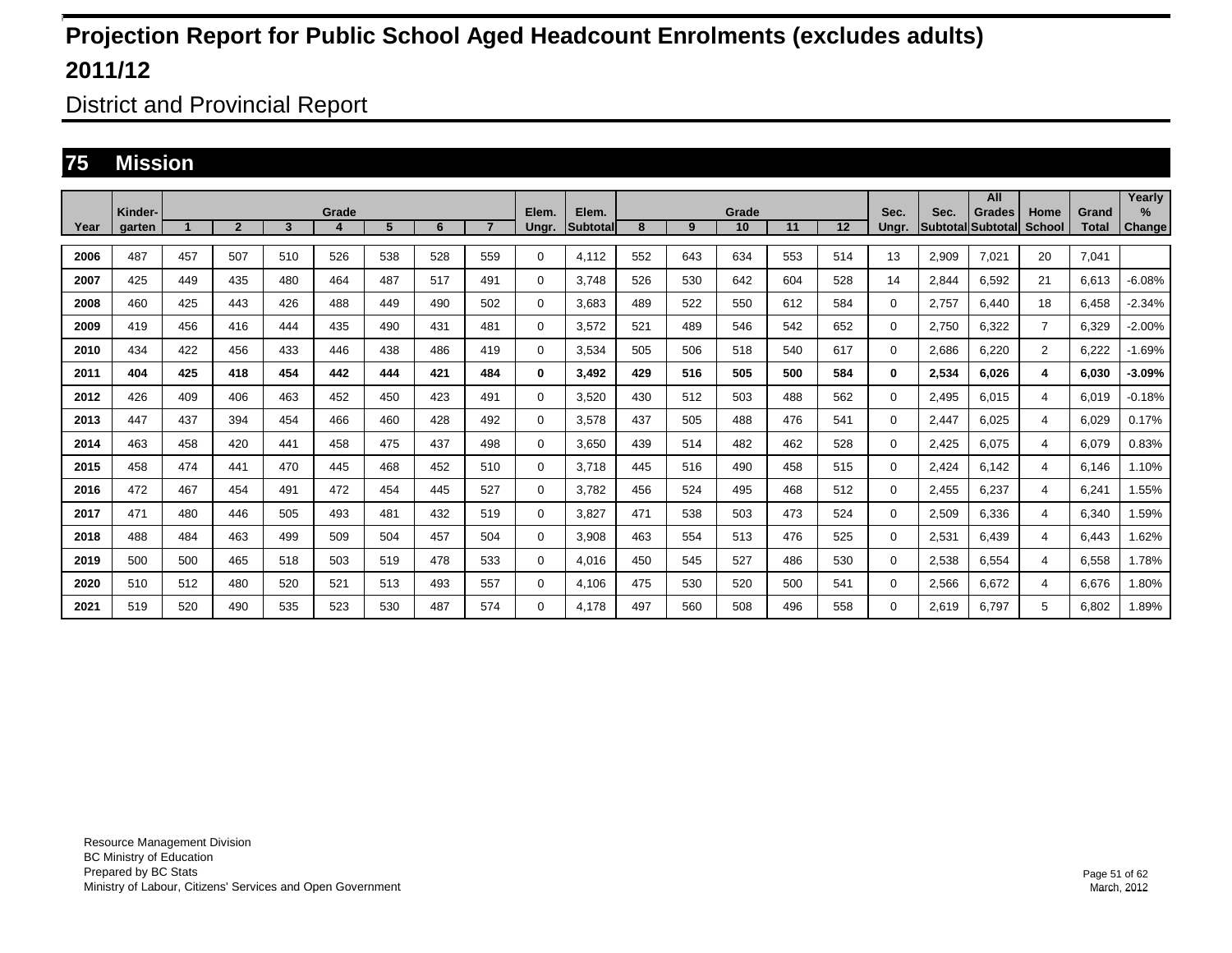# Projection Report for Public School Aged Headcount Enrolments (excludes adults)

# 2011/12

## District and Provincial Report

### 75 Mission

| Year | Kinder-garten | Grade 1 | 2 | 3 | 4 | 5 | 6 | 7 | Elem. Ungr. | Elem. Subtotal | Grade 8 | 9 | 10 | 11 | 12 | Sec. Ungr. | Sec. Subtotal | All Grades Subtotal | Home School | Grand Total | Yearly % Change |
|---|---|---|---|---|---|---|---|---|---|---|---|---|---|---|---|---|---|---|---|---|---|
| 2006 | 487 | 457 | 507 | 510 | 526 | 538 | 528 | 559 | 0 | 4,112 | 552 | 643 | 634 | 553 | 514 | 13 | 2,909 | 7,021 | 20 | 7,041 | |
| 2007 | 425 | 449 | 435 | 480 | 464 | 487 | 517 | 491 | 0 | 3,748 | 526 | 530 | 642 | 604 | 528 | 14 | 2,844 | 6,592 | 21 | 6,613 | -6.08% |
| 2008 | 460 | 425 | 443 | 426 | 488 | 449 | 490 | 502 | 0 | 3,683 | 489 | 522 | 550 | 612 | 584 | 0 | 2,757 | 6,440 | 18 | 6,458 | -2.34% |
| 2009 | 419 | 456 | 416 | 444 | 435 | 490 | 431 | 481 | 0 | 3,572 | 521 | 489 | 546 | 542 | 652 | 0 | 2,750 | 6,322 | 7 | 6,329 | -2.00% |
| 2010 | 434 | 422 | 456 | 433 | 446 | 438 | 486 | 419 | 0 | 3,534 | 505 | 506 | 518 | 540 | 617 | 0 | 2,686 | 6,220 | 2 | 6,222 | -1.69% |
| **2011** | **404** | **425** | **418** | **454** | **442** | **444** | **421** | **484** | **0** | **3,492** | **429** | **516** | **505** | **500** | **584** | **0** | **2,534** | **6,026** | **4** | **6,030** | **-3.09%** |
| 2012 | 426 | 409 | 406 | 463 | 452 | 450 | 423 | 491 | 0 | 3,520 | 430 | 512 | 503 | 488 | 562 | 0 | 2,495 | 6,015 | 4 | 6,019 | -0.18% |
| 2013 | 447 | 437 | 394 | 454 | 466 | 460 | 428 | 492 | 0 | 3,578 | 437 | 505 | 488 | 476 | 541 | 0 | 2,447 | 6,025 | 4 | 6,029 | 0.17% |
| 2014 | 463 | 458 | 420 | 441 | 458 | 475 | 437 | 498 | 0 | 3,650 | 439 | 514 | 482 | 462 | 528 | 0 | 2,425 | 6,075 | 4 | 6,079 | 0.83% |
| 2015 | 458 | 474 | 441 | 470 | 445 | 468 | 452 | 510 | 0 | 3,718 | 445 | 516 | 490 | 458 | 515 | 0 | 2,424 | 6,142 | 4 | 6,146 | 1.10% |
| 2016 | 472 | 467 | 454 | 491 | 472 | 454 | 445 | 527 | 0 | 3,782 | 456 | 524 | 495 | 468 | 512 | 0 | 2,455 | 6,237 | 4 | 6,241 | 1.55% |
| 2017 | 471 | 480 | 446 | 505 | 493 | 481 | 432 | 519 | 0 | 3,827 | 471 | 538 | 503 | 473 | 524 | 0 | 2,509 | 6,336 | 4 | 6,340 | 1.59% |
| 2018 | 488 | 484 | 463 | 499 | 509 | 504 | 457 | 504 | 0 | 3,908 | 463 | 554 | 513 | 476 | 525 | 0 | 2,531 | 6,439 | 4 | 6,443 | 1.62% |
| 2019 | 500 | 500 | 465 | 518 | 503 | 519 | 478 | 533 | 0 | 4,016 | 450 | 545 | 527 | 486 | 530 | 0 | 2,538 | 6,554 | 4 | 6,558 | 1.78% |
| 2020 | 510 | 512 | 480 | 520 | 521 | 513 | 493 | 557 | 0 | 4,106 | 475 | 530 | 520 | 500 | 541 | 0 | 2,566 | 6,672 | 4 | 6,676 | 1.80% |
| 2021 | 519 | 520 | 490 | 535 | 523 | 530 | 487 | 574 | 0 | 4,178 | 497 | 560 | 508 | 496 | 558 | 0 | 2,619 | 6,797 | 5 | 6,802 | 1.89% |

Resource Management Division
BC Ministry of Education
Prepared by BC Stats
Ministry of Labour, Citizens' Services and Open Government

March, 2012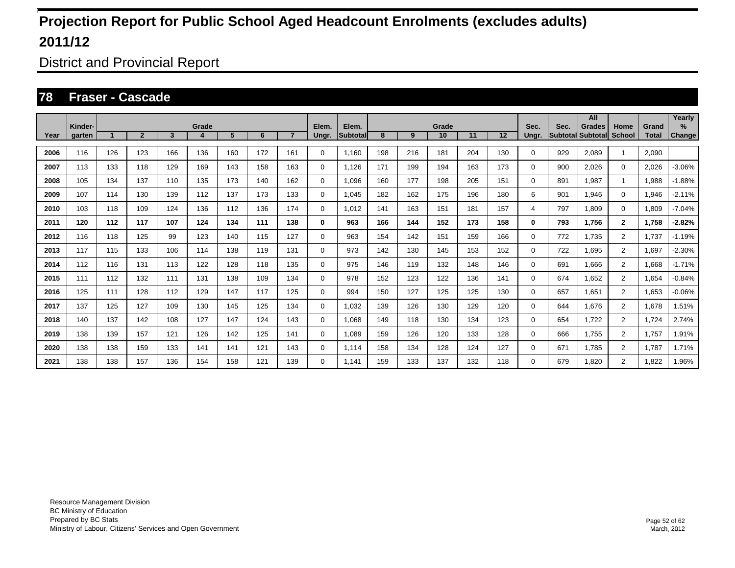# Projection Report for Public School Aged Headcount Enrolments (excludes adults)

# 2011/12

## District and Provincial Report

## 78 Fraser - Cascade

| Year | Kinder-garten | Grade 1 | 2 | 3 | 4 | 5 | 6 | 7 | Elem. Ungr. | Elem. Subtotal | Grade 8 | 9 | 10 | 11 | 12 | Sec. Ungr. | Sec. Subtotal | All Grades Subtotal | Home School | Grand Total | Yearly % Change |
|---|---|---|---|---|---|---|---|---|---|---|---|---|---|---|---|---|---|---|---|---|---|
| 2006 | 116 | 126 | 123 | 166 | 136 | 160 | 172 | 161 | 0 | 1,160 | 198 | 216 | 181 | 204 | 130 | 0 | 929 | 2,089 | 1 | 2,090 | |
| 2007 | 113 | 133 | 118 | 129 | 169 | 143 | 158 | 163 | 0 | 1,126 | 171 | 199 | 194 | 163 | 173 | 0 | 900 | 2,026 | 0 | 2,026 | -3.06% |
| 2008 | 105 | 134 | 137 | 110 | 135 | 173 | 140 | 162 | 0 | 1,096 | 160 | 177 | 198 | 205 | 151 | 0 | 891 | 1,987 | 1 | 1,988 | -1.88% |
| 2009 | 107 | 114 | 130 | 139 | 112 | 137 | 173 | 133 | 0 | 1,045 | 182 | 162 | 175 | 196 | 180 | 6 | 901 | 1,946 | 0 | 1,946 | -2.11% |
| 2010 | 103 | 118 | 109 | 124 | 136 | 112 | 136 | 174 | 0 | 1,012 | 141 | 163 | 151 | 181 | 157 | 4 | 797 | 1,809 | 0 | 1,809 | -7.04% |
| **2011** | **120** | **112** | **117** | **107** | **124** | **134** | **111** | **138** | **0** | **963** | **166** | **144** | **152** | **173** | **158** | **0** | **793** | **1,756** | **2** | **1,758** | **-2.82%** |
| 2012 | 116 | 118 | 125 | 99 | 123 | 140 | 115 | 127 | 0 | 963 | 154 | 142 | 151 | 159 | 166 | 0 | 772 | 1,735 | 2 | 1,737 | -1.19% |
| 2013 | 117 | 115 | 133 | 106 | 114 | 138 | 119 | 131 | 0 | 973 | 142 | 130 | 145 | 153 | 152 | 0 | 722 | 1,695 | 2 | 1,697 | -2.30% |
| 2014 | 112 | 116 | 131 | 113 | 122 | 128 | 118 | 135 | 0 | 975 | 146 | 119 | 132 | 148 | 146 | 0 | 691 | 1,666 | 2 | 1,668 | -1.71% |
| 2015 | 111 | 112 | 132 | 111 | 131 | 138 | 109 | 134 | 0 | 978 | 152 | 123 | 122 | 136 | 141 | 0 | 674 | 1,652 | 2 | 1,654 | -0.84% |
| 2016 | 125 | 111 | 128 | 112 | 129 | 147 | 117 | 125 | 0 | 994 | 150 | 127 | 125 | 125 | 130 | 0 | 657 | 1,651 | 2 | 1,653 | -0.06% |
| 2017 | 137 | 125 | 127 | 109 | 130 | 145 | 125 | 134 | 0 | 1,032 | 139 | 126 | 130 | 129 | 120 | 0 | 644 | 1,676 | 2 | 1,678 | 1.51% |
| 2018 | 140 | 137 | 142 | 108 | 127 | 147 | 124 | 143 | 0 | 1,068 | 149 | 118 | 130 | 134 | 123 | 0 | 654 | 1,722 | 2 | 1,724 | 2.74% |
| 2019 | 138 | 139 | 157 | 121 | 126 | 142 | 125 | 141 | 0 | 1,089 | 159 | 126 | 120 | 133 | 128 | 0 | 666 | 1,755 | 2 | 1,757 | 1.91% |
| 2020 | 138 | 138 | 159 | 133 | 141 | 141 | 121 | 143 | 0 | 1,114 | 158 | 134 | 128 | 124 | 127 | 0 | 671 | 1,785 | 2 | 1,787 | 1.71% |
| 2021 | 138 | 138 | 157 | 136 | 154 | 158 | 121 | 139 | 0 | 1,141 | 159 | 133 | 137 | 132 | 118 | 0 | 679 | 1,820 | 2 | 1,822 | 1.96% |

Resource Management Division
BC Ministry of Education
Prepared by BC Stats
Ministry of Labour, Citizens' Services and Open Government

March, 2012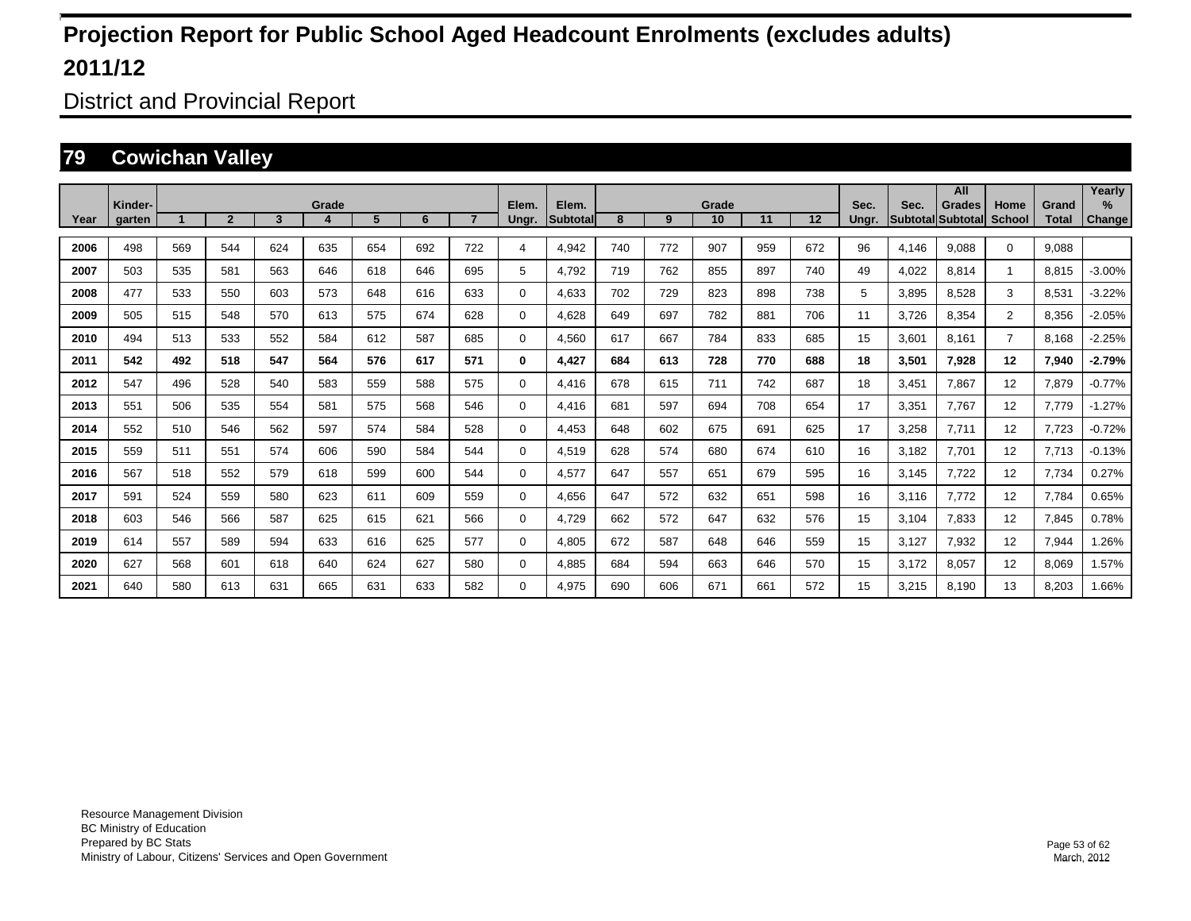# Projection Report for Public School Aged Headcount Enrolments (excludes adults)

# 2011/12

## District and Provincial Report

## 79 Cowichan Valley

| Year | Kinder-garten | Grade 1 | 2 | 3 | 4 | 5 | 6 | 7 | Elem. Ungr. | Elem. Subtotal | Grade 8 | 9 | 10 | 11 | 12 | Sec. Ungr. | Sec. Subtotal | All Grades Subtotal | Home School | Grand Total | Yearly % Change |
|---|---|---|---|---|---|---|---|---|---|---|---|---|---|---|---|---|---|---|---|---|---|
| 2006 | 498 | 569 | 544 | 624 | 635 | 654 | 692 | 722 | 4 | 4,942 | 740 | 772 | 907 | 959 | 672 | 96 | 4,146 | 9,088 | 0 | 9,088 | |
| 2007 | 503 | 535 | 581 | 563 | 646 | 618 | 646 | 695 | 5 | 4,792 | 719 | 762 | 855 | 897 | 740 | 49 | 4,022 | 8,814 | 1 | 8,815 | -3.00% |
| 2008 | 477 | 533 | 550 | 603 | 573 | 648 | 616 | 633 | 0 | 4,633 | 702 | 729 | 823 | 898 | 738 | 5 | 3,895 | 8,528 | 3 | 8,531 | -3.22% |
| 2009 | 505 | 515 | 548 | 570 | 613 | 575 | 674 | 628 | 0 | 4,628 | 649 | 697 | 782 | 881 | 706 | 11 | 3,726 | 8,354 | 2 | 8,356 | -2.05% |
| 2010 | 494 | 513 | 533 | 552 | 584 | 612 | 587 | 685 | 0 | 4,560 | 617 | 667 | 784 | 833 | 685 | 15 | 3,601 | 8,161 | 7 | 8,168 | -2.25% |
| **2011** | **542** | **492** | **518** | **547** | **564** | **576** | **617** | **571** | **0** | **4,427** | **684** | **613** | **728** | **770** | **688** | **18** | **3,501** | **7,928** | **12** | **7,940** | **-2.79%** |
| 2012 | 547 | 496 | 528 | 540 | 583 | 559 | 588 | 575 | 0 | 4,416 | 678 | 615 | 711 | 742 | 687 | 18 | 3,451 | 7,867 | 12 | 7,879 | -0.77% |
| 2013 | 551 | 506 | 535 | 554 | 581 | 575 | 568 | 546 | 0 | 4,416 | 681 | 597 | 694 | 708 | 654 | 17 | 3,351 | 7,767 | 12 | 7,779 | -1.27% |
| 2014 | 552 | 510 | 546 | 562 | 597 | 574 | 584 | 528 | 0 | 4,453 | 648 | 602 | 675 | 691 | 625 | 17 | 3,258 | 7,711 | 12 | 7,723 | -0.72% |
| 2015 | 559 | 511 | 551 | 574 | 606 | 590 | 584 | 544 | 0 | 4,519 | 628 | 574 | 680 | 674 | 610 | 16 | 3,182 | 7,701 | 12 | 7,713 | -0.13% |
| 2016 | 567 | 518 | 552 | 579 | 618 | 599 | 600 | 544 | 0 | 4,577 | 647 | 557 | 651 | 679 | 595 | 16 | 3,145 | 7,722 | 12 | 7,734 | 0.27% |
| 2017 | 591 | 524 | 559 | 580 | 623 | 611 | 609 | 559 | 0 | 4,656 | 647 | 572 | 632 | 651 | 598 | 16 | 3,116 | 7,772 | 12 | 7,784 | 0.65% |
| 2018 | 603 | 546 | 566 | 587 | 625 | 615 | 621 | 566 | 0 | 4,729 | 662 | 572 | 647 | 632 | 576 | 15 | 3,104 | 7,833 | 12 | 7,845 | 0.78% |
| 2019 | 614 | 557 | 589 | 594 | 633 | 616 | 625 | 577 | 0 | 4,805 | 672 | 587 | 648 | 646 | 559 | 15 | 3,127 | 7,932 | 12 | 7,944 | 1.26% |
| 2020 | 627 | 568 | 601 | 618 | 640 | 624 | 627 | 580 | 0 | 4,885 | 684 | 594 | 663 | 646 | 570 | 15 | 3,172 | 8,057 | 12 | 8,069 | 1.57% |
| 2021 | 640 | 580 | 613 | 631 | 665 | 631 | 633 | 582 | 0 | 4,975 | 690 | 606 | 671 | 661 | 572 | 15 | 3,215 | 8,190 | 13 | 8,203 | 1.66% |

Resource Management Division
BC Ministry of Education
Prepared by BC Stats
Ministry of Labour, Citizens' Services and Open Government

March, 2012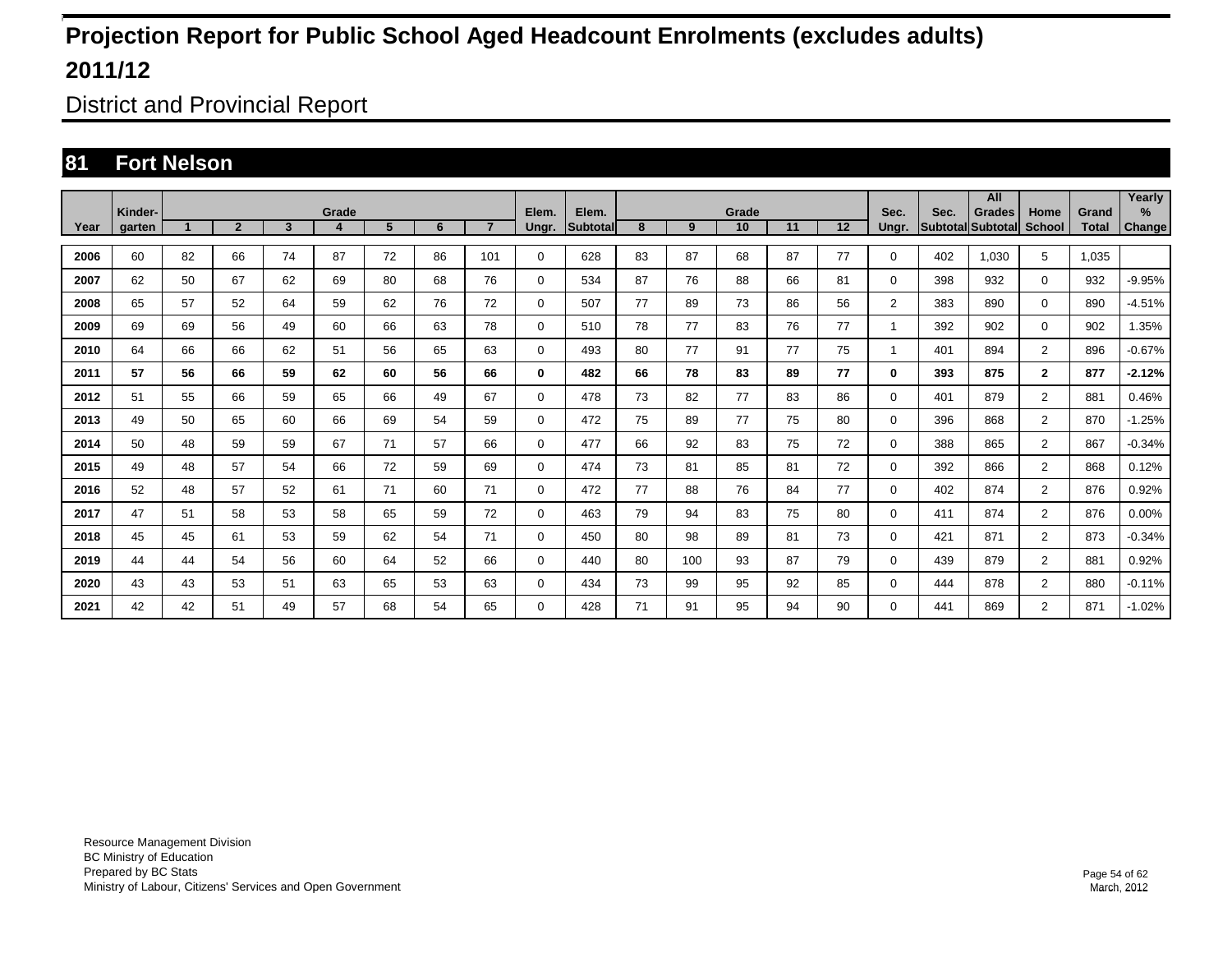# Projection Report for Public School Aged Headcount Enrolments (excludes adults)

# 2011/12

## District and Provincial Report

## 81 Fort Nelson

| Year | Kinder-garten | Grade 1 | 2 | 3 | 4 | 5 | 6 | 7 | Elem. Ungr. | Elem. Subtotal | Grade 8 | 9 | 10 | 11 | 12 | Sec. Ungr. | Sec. Subtotal | All Grades Subtotal | Home School | Grand Total | Yearly % Change |
|---|---|---|---|---|---|---|---|---|---|---|---|---|---|---|---|---|---|---|---|---|---|
| 2006 | 60 | 82 | 66 | 74 | 87 | 72 | 86 | 101 | 0 | 628 | 83 | 87 | 68 | 87 | 77 | 0 | 402 | 1,030 | 5 | 1,035 | |
| 2007 | 62 | 50 | 67 | 62 | 69 | 80 | 68 | 76 | 0 | 534 | 87 | 76 | 88 | 66 | 81 | 0 | 398 | 932 | 0 | 932 | -9.95% |
| 2008 | 65 | 57 | 52 | 64 | 59 | 62 | 76 | 72 | 0 | 507 | 77 | 89 | 73 | 86 | 56 | 2 | 383 | 890 | 0 | 890 | -4.51% |
| 2009 | 69 | 69 | 56 | 49 | 60 | 66 | 63 | 78 | 0 | 510 | 78 | 77 | 83 | 76 | 77 | 1 | 392 | 902 | 0 | 902 | 1.35% |
| 2010 | 64 | 66 | 66 | 62 | 51 | 56 | 65 | 63 | 0 | 493 | 80 | 77 | 91 | 77 | 75 | 1 | 401 | 894 | 2 | 896 | -0.67% |
| **2011** | **57** | **56** | **66** | **59** | **62** | **60** | **56** | **66** | **0** | **482** | **66** | **78** | **83** | **89** | **77** | **0** | **393** | **875** | **2** | **877** | **-2.12%** |
| 2012 | 51 | 55 | 66 | 59 | 65 | 66 | 49 | 67 | 0 | 478 | 73 | 82 | 77 | 83 | 86 | 0 | 401 | 879 | 2 | 881 | 0.46% |
| 2013 | 49 | 50 | 65 | 60 | 66 | 69 | 54 | 59 | 0 | 472 | 75 | 89 | 77 | 75 | 80 | 0 | 396 | 868 | 2 | 870 | -1.25% |
| 2014 | 50 | 48 | 59 | 59 | 67 | 71 | 57 | 66 | 0 | 477 | 66 | 92 | 83 | 75 | 72 | 0 | 388 | 865 | 2 | 867 | -0.34% |
| 2015 | 49 | 48 | 57 | 54 | 66 | 72 | 59 | 69 | 0 | 474 | 73 | 81 | 85 | 81 | 72 | 0 | 392 | 866 | 2 | 868 | 0.12% |
| 2016 | 52 | 48 | 57 | 52 | 61 | 71 | 60 | 71 | 0 | 472 | 77 | 88 | 76 | 84 | 77 | 0 | 402 | 874 | 2 | 876 | 0.92% |
| 2017 | 47 | 51 | 58 | 53 | 58 | 65 | 59 | 72 | 0 | 463 | 79 | 94 | 83 | 75 | 80 | 0 | 411 | 874 | 2 | 876 | 0.00% |
| 2018 | 45 | 45 | 61 | 53 | 59 | 62 | 54 | 71 | 0 | 450 | 80 | 98 | 89 | 81 | 73 | 0 | 421 | 871 | 2 | 873 | -0.34% |
| 2019 | 44 | 44 | 54 | 56 | 60 | 64 | 52 | 66 | 0 | 440 | 80 | 100 | 93 | 87 | 79 | 0 | 439 | 879 | 2 | 881 | 0.92% |
| 2020 | 43 | 43 | 53 | 51 | 63 | 65 | 53 | 63 | 0 | 434 | 73 | 99 | 95 | 92 | 85 | 0 | 444 | 878 | 2 | 880 | -0.11% |
| 2021 | 42 | 42 | 51 | 49 | 57 | 68 | 54 | 65 | 0 | 428 | 71 | 91 | 95 | 94 | 90 | 0 | 441 | 869 | 2 | 871 | -1.02% |

Resource Management Division
BC Ministry of Education
Prepared by BC Stats
Ministry of Labour, Citizens' Services and Open Government

March, 2012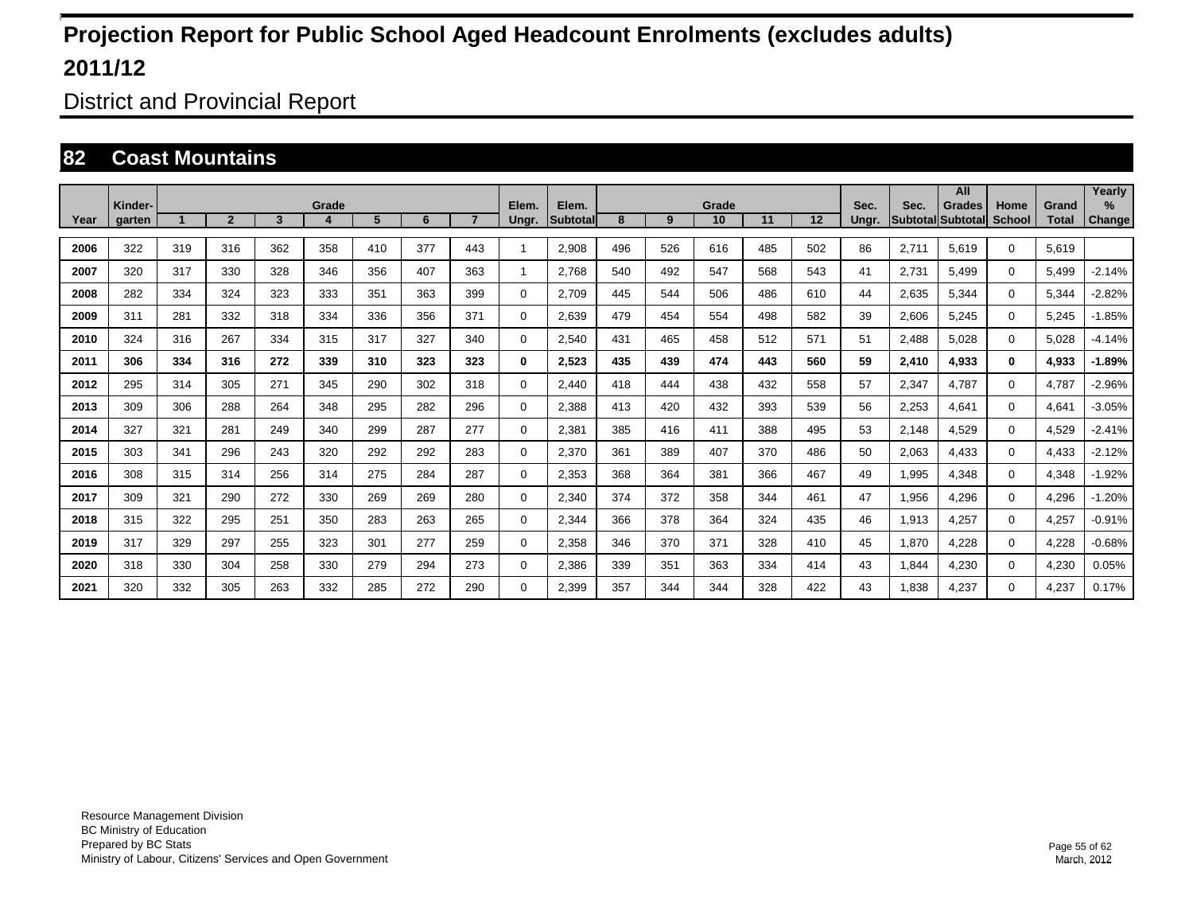# Projection Report for Public School Aged Headcount Enrolments (excludes adults)

# 2011/12

## District and Provincial Report

## 82 Coast Mountains

| Year | Kinder-garten | Grade 1 | 2 | 3 | 4 | 5 | 6 | 7 | Elem. Ungr. | Elem. Subtotal | Grade 8 | 9 | 10 | 11 | 12 | Sec. Ungr. | Sec. Subtotal | All Grades Subtotal | Home School | Grand Total | Yearly % Change |
|---|---|---|---|---|---|---|---|---|---|---|---|---|---|---|---|---|---|---|---|---|---|
| 2006 | 322 | 319 | 316 | 362 | 358 | 410 | 377 | 443 | 1 | 2,908 | 496 | 526 | 616 | 485 | 502 | 86 | 2,711 | 5,619 | 0 | 5,619 | |
| 2007 | 320 | 317 | 330 | 328 | 346 | 356 | 407 | 363 | 1 | 2,768 | 540 | 492 | 547 | 568 | 543 | 41 | 2,731 | 5,499 | 0 | 5,499 | -2.14% |
| 2008 | 282 | 334 | 324 | 323 | 333 | 351 | 363 | 399 | 0 | 2,709 | 445 | 544 | 506 | 486 | 610 | 44 | 2,635 | 5,344 | 0 | 5,344 | -2.82% |
| 2009 | 311 | 281 | 332 | 318 | 334 | 336 | 356 | 371 | 0 | 2,639 | 479 | 454 | 554 | 498 | 582 | 39 | 2,606 | 5,245 | 0 | 5,245 | -1.85% |
| 2010 | 324 | 316 | 267 | 334 | 315 | 317 | 327 | 340 | 0 | 2,540 | 431 | 465 | 458 | 512 | 571 | 51 | 2,488 | 5,028 | 0 | 5,028 | -4.14% |
| **2011** | **306** | **334** | **316** | **272** | **339** | **310** | **323** | **323** | **0** | **2,523** | **435** | **439** | **474** | **443** | **560** | **59** | **2,410** | **4,933** | **0** | **4,933** | **-1.89%** |
| 2012 | 295 | 314 | 305 | 271 | 345 | 290 | 302 | 318 | 0 | 2,440 | 418 | 444 | 438 | 432 | 558 | 57 | 2,347 | 4,787 | 0 | 4,787 | -2.96% |
| 2013 | 309 | 306 | 288 | 264 | 348 | 295 | 282 | 296 | 0 | 2,388 | 413 | 420 | 432 | 393 | 539 | 56 | 2,253 | 4,641 | 0 | 4,641 | -3.05% |
| 2014 | 327 | 321 | 281 | 249 | 340 | 299 | 287 | 277 | 0 | 2,381 | 385 | 416 | 411 | 388 | 495 | 53 | 2,148 | 4,529 | 0 | 4,529 | -2.41% |
| 2015 | 303 | 341 | 296 | 243 | 320 | 292 | 292 | 283 | 0 | 2,370 | 361 | 389 | 407 | 370 | 486 | 50 | 2,063 | 4,433 | 0 | 4,433 | -2.12% |
| 2016 | 308 | 315 | 314 | 256 | 314 | 275 | 284 | 287 | 0 | 2,353 | 368 | 364 | 381 | 366 | 467 | 49 | 1,995 | 4,348 | 0 | 4,348 | -1.92% |
| 2017 | 309 | 321 | 290 | 272 | 330 | 269 | 269 | 280 | 0 | 2,340 | 374 | 372 | 358 | 344 | 461 | 47 | 1,956 | 4,296 | 0 | 4,296 | -1.20% |
| 2018 | 315 | 322 | 295 | 251 | 350 | 283 | 263 | 265 | 0 | 2,344 | 366 | 378 | 364 | 324 | 435 | 46 | 1,913 | 4,257 | 0 | 4,257 | -0.91% |
| 2019 | 317 | 329 | 297 | 255 | 323 | 301 | 277 | 259 | 0 | 2,358 | 346 | 370 | 371 | 328 | 410 | 45 | 1,870 | 4,228 | 0 | 4,228 | -0.68% |
| 2020 | 318 | 330 | 304 | 258 | 330 | 279 | 294 | 273 | 0 | 2,386 | 339 | 351 | 363 | 334 | 414 | 43 | 1,844 | 4,230 | 0 | 4,230 | 0.05% |
| 2021 | 320 | 332 | 305 | 263 | 332 | 285 | 272 | 290 | 0 | 2,399 | 357 | 344 | 344 | 328 | 422 | 43 | 1,838 | 4,237 | 0 | 4,237 | 0.17% |

Resource Management Division
BC Ministry of Education
Prepared by BC Stats
Ministry of Labour, Citizens' Services and Open Government

March, 2012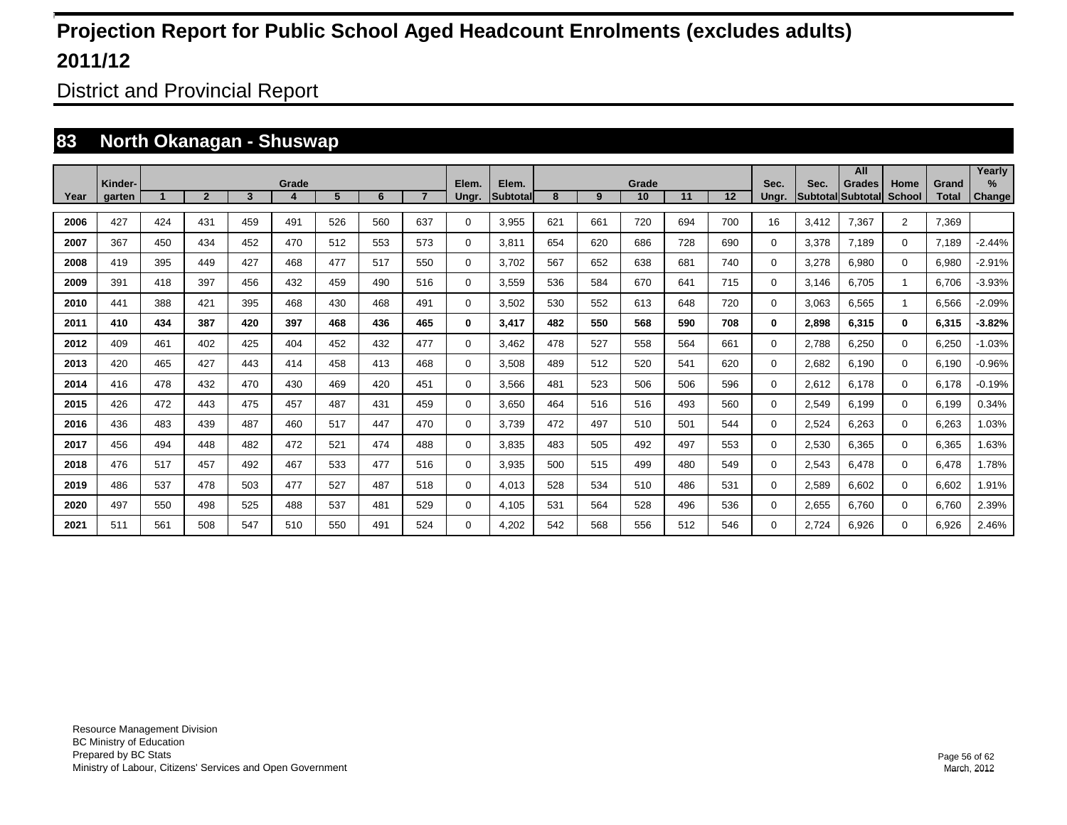# Projection Report for Public School Aged Headcount Enrolments (excludes adults)

# 2011/12

## District and Provincial Report

### 83 North Okanagan - Shuswap

| Year | Kinder-garten | Grade 1 | 2 | 3 | 4 | 5 | 6 | 7 | Elem. Ungr. | Elem. Subtotal | Grade 8 | 9 | 10 | 11 | 12 | Sec. Ungr. | Sec. Subtotal | All Grades Subtotal | Home School | Grand Total | Yearly % Change |
|---|---|---|---|---|---|---|---|---|---|---|---|---|---|---|---|---|---|---|---|---|---|
| 2006 | 427 | 424 | 431 | 459 | 491 | 526 | 560 | 637 | 0 | 3,955 | 621 | 661 | 720 | 694 | 700 | 16 | 3,412 | 7,367 | 2 | 7,369 | |
| 2007 | 367 | 450 | 434 | 452 | 470 | 512 | 553 | 573 | 0 | 3,811 | 654 | 620 | 686 | 728 | 690 | 0 | 3,378 | 7,189 | 0 | 7,189 | -2.44% |
| 2008 | 419 | 395 | 449 | 427 | 468 | 477 | 517 | 550 | 0 | 3,702 | 567 | 652 | 638 | 681 | 740 | 0 | 3,278 | 6,980 | 0 | 6,980 | -2.91% |
| 2009 | 391 | 418 | 397 | 456 | 432 | 459 | 490 | 516 | 0 | 3,559 | 536 | 584 | 670 | 641 | 715 | 0 | 3,146 | 6,705 | 1 | 6,706 | -3.93% |
| 2010 | 441 | 388 | 421 | 395 | 468 | 430 | 468 | 491 | 0 | 3,502 | 530 | 552 | 613 | 648 | 720 | 0 | 3,063 | 6,565 | 1 | 6,566 | -2.09% |
| **2011** | **410** | **434** | **387** | **420** | **397** | **468** | **436** | **465** | **0** | **3,417** | **482** | **550** | **568** | **590** | **708** | **0** | **2,898** | **6,315** | **0** | **6,315** | **-3.82%** |
| 2012 | 409 | 461 | 402 | 425 | 404 | 452 | 432 | 477 | 0 | 3,462 | 478 | 527 | 558 | 564 | 661 | 0 | 2,788 | 6,250 | 0 | 6,250 | -1.03% |
| 2013 | 420 | 465 | 427 | 443 | 414 | 458 | 413 | 468 | 0 | 3,508 | 489 | 512 | 520 | 541 | 620 | 0 | 2,682 | 6,190 | 0 | 6,190 | -0.96% |
| 2014 | 416 | 478 | 432 | 470 | 430 | 469 | 420 | 451 | 0 | 3,566 | 481 | 523 | 506 | 506 | 596 | 0 | 2,612 | 6,178 | 0 | 6,178 | -0.19% |
| 2015 | 426 | 472 | 443 | 475 | 457 | 487 | 431 | 459 | 0 | 3,650 | 464 | 516 | 516 | 493 | 560 | 0 | 2,549 | 6,199 | 0 | 6,199 | 0.34% |
| 2016 | 436 | 483 | 439 | 487 | 460 | 517 | 447 | 470 | 0 | 3,739 | 472 | 497 | 510 | 501 | 544 | 0 | 2,524 | 6,263 | 0 | 6,263 | 1.03% |
| 2017 | 456 | 494 | 448 | 482 | 472 | 521 | 474 | 488 | 0 | 3,835 | 483 | 505 | 492 | 497 | 553 | 0 | 2,530 | 6,365 | 0 | 6,365 | 1.63% |
| 2018 | 476 | 517 | 457 | 492 | 467 | 533 | 477 | 516 | 0 | 3,935 | 500 | 515 | 499 | 480 | 549 | 0 | 2,543 | 6,478 | 0 | 6,478 | 1.78% |
| 2019 | 486 | 537 | 478 | 503 | 477 | 527 | 487 | 518 | 0 | 4,013 | 528 | 534 | 510 | 486 | 531 | 0 | 2,589 | 6,602 | 0 | 6,602 | 1.91% |
| 2020 | 497 | 550 | 498 | 525 | 488 | 537 | 481 | 529 | 0 | 4,105 | 531 | 564 | 528 | 496 | 536 | 0 | 2,655 | 6,760 | 0 | 6,760 | 2.39% |
| 2021 | 511 | 561 | 508 | 547 | 510 | 550 | 491 | 524 | 0 | 4,202 | 542 | 568 | 556 | 512 | 546 | 0 | 2,724 | 6,926 | 0 | 6,926 | 2.46% |

Resource Management Division
BC Ministry of Education
Prepared by BC Stats
Ministry of Labour, Citizens' Services and Open Government

March, 2012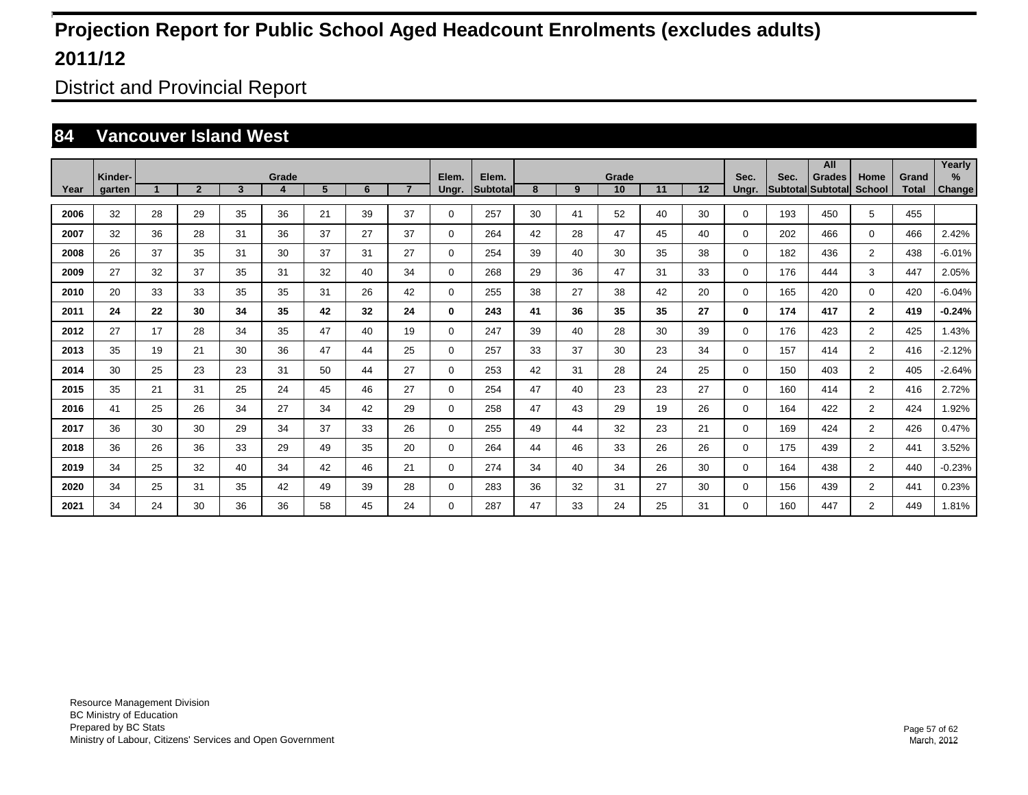# Projection Report for Public School Aged Headcount Enrolments (excludes adults)

# 2011/12

## District and Provincial Report

### 84 Vancouver Island West

| Year | Kinder-garten | Grade 1 | 2 | 3 | 4 | 5 | 6 | 7 | Elem. Ungr. | Elem. Subtotal | Grade 8 | 9 | 10 | 11 | 12 | Sec. Ungr. | Sec. Subtotal | All Grades Subtotal | Home School | Grand Total | Yearly % Change |
|---|---|---|---|---|---|---|---|---|---|---|---|---|---|---|---|---|---|---|---|---|---|
| 2006 | 32 | 28 | 29 | 35 | 36 | 21 | 39 | 37 | 0 | 257 | 30 | 41 | 52 | 40 | 30 | 0 | 193 | 450 | 5 | 455 | |
| 2007 | 32 | 36 | 28 | 31 | 36 | 37 | 27 | 37 | 0 | 264 | 42 | 28 | 47 | 45 | 40 | 0 | 202 | 466 | 0 | 466 | 2.42% |
| 2008 | 26 | 37 | 35 | 31 | 30 | 37 | 31 | 27 | 0 | 254 | 39 | 40 | 30 | 35 | 38 | 0 | 182 | 436 | 2 | 438 | -6.01% |
| 2009 | 27 | 32 | 37 | 35 | 31 | 32 | 40 | 34 | 0 | 268 | 29 | 36 | 47 | 31 | 33 | 0 | 176 | 444 | 3 | 447 | 2.05% |
| 2010 | 20 | 33 | 33 | 35 | 35 | 31 | 26 | 42 | 0 | 255 | 38 | 27 | 38 | 42 | 20 | 0 | 165 | 420 | 0 | 420 | -6.04% |
| **2011** | **24** | **22** | **30** | **34** | **35** | **42** | **32** | **24** | **0** | **243** | **41** | **36** | **35** | **35** | **27** | **0** | **174** | **417** | **2** | **419** | **-0.24%** |
| 2012 | 27 | 17 | 28 | 34 | 35 | 47 | 40 | 19 | 0 | 247 | 39 | 40 | 28 | 30 | 39 | 0 | 176 | 423 | 2 | 425 | 1.43% |
| 2013 | 35 | 19 | 21 | 30 | 36 | 47 | 44 | 25 | 0 | 257 | 33 | 37 | 30 | 23 | 34 | 0 | 157 | 414 | 2 | 416 | -2.12% |
| 2014 | 30 | 25 | 23 | 23 | 31 | 50 | 44 | 27 | 0 | 253 | 42 | 31 | 28 | 24 | 25 | 0 | 150 | 403 | 2 | 405 | -2.64% |
| 2015 | 35 | 21 | 31 | 25 | 24 | 45 | 46 | 27 | 0 | 254 | 47 | 40 | 23 | 23 | 27 | 0 | 160 | 414 | 2 | 416 | 2.72% |
| 2016 | 41 | 25 | 26 | 34 | 27 | 34 | 42 | 29 | 0 | 258 | 47 | 43 | 29 | 19 | 26 | 0 | 164 | 422 | 2 | 424 | 1.92% |
| 2017 | 36 | 30 | 30 | 29 | 34 | 37 | 33 | 26 | 0 | 255 | 49 | 44 | 32 | 23 | 21 | 0 | 169 | 424 | 2 | 426 | 0.47% |
| 2018 | 36 | 26 | 36 | 33 | 29 | 49 | 35 | 20 | 0 | 264 | 44 | 46 | 33 | 26 | 26 | 0 | 175 | 439 | 2 | 441 | 3.52% |
| 2019 | 34 | 25 | 32 | 40 | 34 | 42 | 46 | 21 | 0 | 274 | 34 | 40 | 34 | 26 | 30 | 0 | 164 | 438 | 2 | 440 | -0.23% |
| 2020 | 34 | 25 | 31 | 35 | 42 | 49 | 39 | 28 | 0 | 283 | 36 | 32 | 31 | 27 | 30 | 0 | 156 | 439 | 2 | 441 | 0.23% |
| 2021 | 34 | 24 | 30 | 36 | 36 | 58 | 45 | 24 | 0 | 287 | 47 | 33 | 24 | 25 | 31 | 0 | 160 | 447 | 2 | 449 | 1.81% |

Resource Management Division
BC Ministry of Education
Prepared by BC Stats
Ministry of Labour, Citizens' Services and Open Government

March, 2012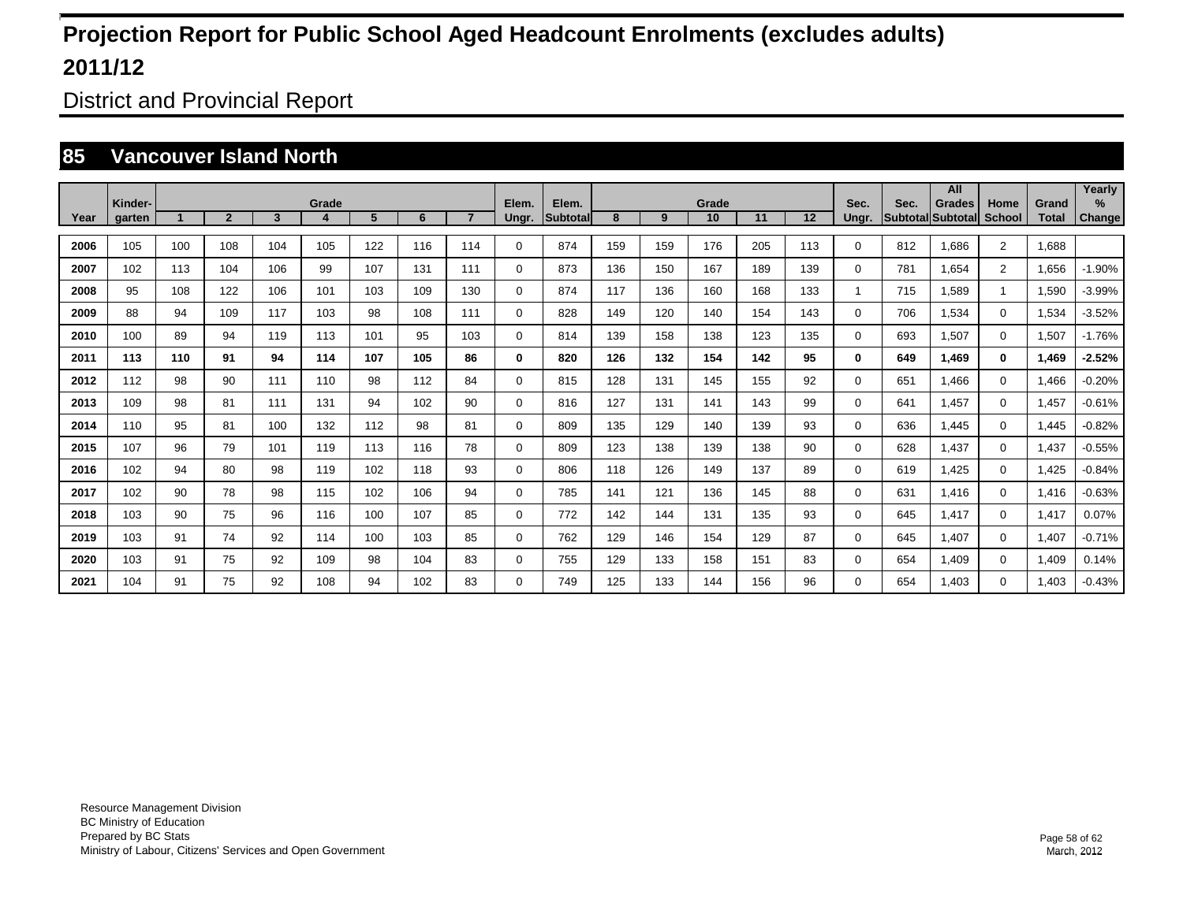# Projection Report for Public School Aged Headcount Enrolments (excludes adults)

# 2011/12

## District and Provincial Report

## 85 Vancouver Island North

| Year | Kinder-garten | Grade 1 | 2 | 3 | 4 | 5 | 6 | 7 | Elem. Ungr. | Elem. Subtotal | Grade 8 | 9 | 10 | 11 | 12 | Sec. Ungr. | Sec. Subtotal | All Grades Subtotal | Home School | Grand Total | Yearly % Change |
|---|---|---|---|---|---|---|---|---|---|---|---|---|---|---|---|---|---|---|---|---|---|
| 2006 | 105 | 100 | 108 | 104 | 105 | 122 | 116 | 114 | 0 | 874 | 159 | 159 | 176 | 205 | 113 | 0 | 812 | 1,686 | 2 | 1,688 | |
| 2007 | 102 | 113 | 104 | 106 | 99 | 107 | 131 | 111 | 0 | 873 | 136 | 150 | 167 | 189 | 139 | 0 | 781 | 1,654 | 2 | 1,656 | -1.90% |
| 2008 | 95 | 108 | 122 | 106 | 101 | 103 | 109 | 130 | 0 | 874 | 117 | 136 | 160 | 168 | 133 | 1 | 715 | 1,589 | 1 | 1,590 | -3.99% |
| 2009 | 88 | 94 | 109 | 117 | 103 | 98 | 108 | 111 | 0 | 828 | 149 | 120 | 140 | 154 | 143 | 0 | 706 | 1,534 | 0 | 1,534 | -3.52% |
| 2010 | 100 | 89 | 94 | 119 | 113 | 101 | 95 | 103 | 0 | 814 | 139 | 158 | 138 | 123 | 135 | 0 | 693 | 1,507 | 0 | 1,507 | -1.76% |
| **2011** | **113** | **110** | **91** | **94** | **114** | **107** | **105** | **86** | **0** | **820** | **126** | **132** | **154** | **142** | **95** | **0** | **649** | **1,469** | **0** | **1,469** | **-2.52%** |
| 2012 | 112 | 98 | 90 | 111 | 110 | 98 | 112 | 84 | 0 | 815 | 128 | 131 | 145 | 155 | 92 | 0 | 651 | 1,466 | 0 | 1,466 | -0.20% |
| 2013 | 109 | 98 | 81 | 111 | 131 | 94 | 102 | 90 | 0 | 816 | 127 | 131 | 141 | 143 | 99 | 0 | 641 | 1,457 | 0 | 1,457 | -0.61% |
| 2014 | 110 | 95 | 81 | 100 | 132 | 112 | 98 | 81 | 0 | 809 | 135 | 129 | 140 | 139 | 93 | 0 | 636 | 1,445 | 0 | 1,445 | -0.82% |
| 2015 | 107 | 96 | 79 | 101 | 119 | 113 | 116 | 78 | 0 | 809 | 123 | 138 | 139 | 138 | 90 | 0 | 628 | 1,437 | 0 | 1,437 | -0.55% |
| 2016 | 102 | 94 | 80 | 98 | 119 | 102 | 118 | 93 | 0 | 806 | 118 | 126 | 149 | 137 | 89 | 0 | 619 | 1,425 | 0 | 1,425 | -0.84% |
| 2017 | 102 | 90 | 78 | 98 | 115 | 102 | 106 | 94 | 0 | 785 | 141 | 121 | 136 | 145 | 88 | 0 | 631 | 1,416 | 0 | 1,416 | -0.63% |
| 2018 | 103 | 90 | 75 | 96 | 116 | 100 | 107 | 85 | 0 | 772 | 142 | 144 | 131 | 135 | 93 | 0 | 645 | 1,417 | 0 | 1,417 | 0.07% |
| 2019 | 103 | 91 | 74 | 92 | 114 | 100 | 103 | 85 | 0 | 762 | 129 | 146 | 154 | 129 | 87 | 0 | 645 | 1,407 | 0 | 1,407 | -0.71% |
| 2020 | 103 | 91 | 75 | 92 | 109 | 98 | 104 | 83 | 0 | 755 | 129 | 133 | 158 | 151 | 83 | 0 | 654 | 1,409 | 0 | 1,409 | 0.14% |
| 2021 | 104 | 91 | 75 | 92 | 108 | 94 | 102 | 83 | 0 | 749 | 125 | 133 | 144 | 156 | 96 | 0 | 654 | 1,403 | 0 | 1,403 | -0.43% |

Resource Management Division
BC Ministry of Education
Prepared by BC Stats
Ministry of Labour, Citizens' Services and Open Government

March, 2012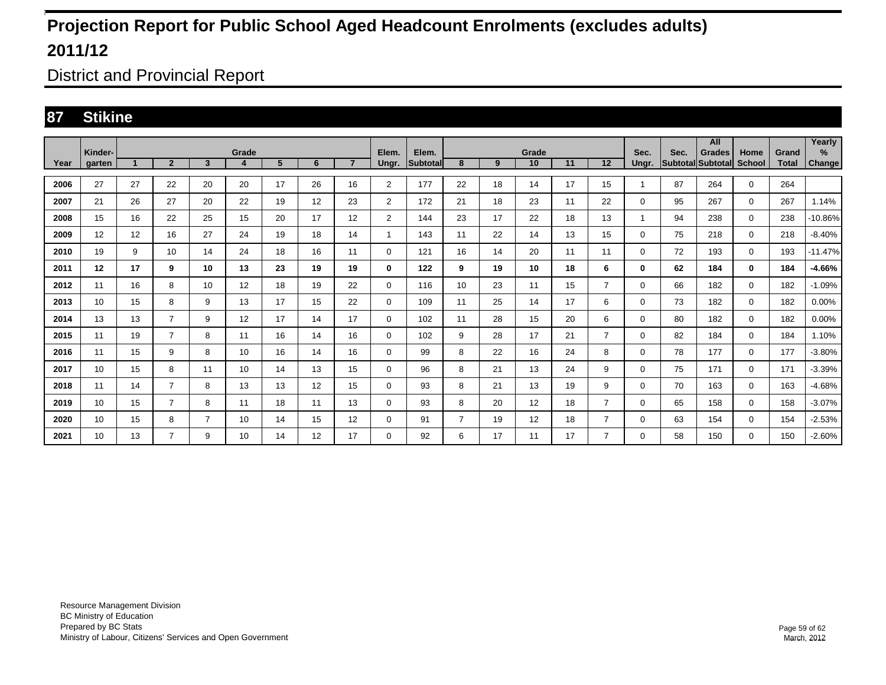# Projection Report for Public School Aged Headcount Enrolments (excludes adults)

# 2011/12

## District and Provincial Report

## 87 Stikine

| Year | Kinder-garten | Grade 1 | 2 | 3 | 4 | 5 | 6 | 7 | Elem. Ungr. | Elem. Subtotal | Grade 8 | 9 | 10 | 11 | 12 | Sec. Ungr. | Sec. Subtotal | All Grades Subtotal | Home School | Grand Total | Yearly % Change |
|---|---|---|---|---|---|---|---|---|---|---|---|---|---|---|---|---|---|---|---|---|---|
| 2006 | 27 | 27 | 22 | 20 | 20 | 17 | 26 | 16 | 2 | 177 | 22 | 18 | 14 | 17 | 15 | 1 | 87 | 264 | 0 | 264 | |
| 2007 | 21 | 26 | 27 | 20 | 22 | 19 | 12 | 23 | 2 | 172 | 21 | 18 | 23 | 11 | 22 | 0 | 95 | 267 | 0 | 267 | 1.14% |
| 2008 | 15 | 16 | 22 | 25 | 15 | 20 | 17 | 12 | 2 | 144 | 23 | 17 | 22 | 18 | 13 | 1 | 94 | 238 | 0 | 238 | -10.86% |
| 2009 | 12 | 12 | 16 | 27 | 24 | 19 | 18 | 14 | 1 | 143 | 11 | 22 | 14 | 13 | 15 | 0 | 75 | 218 | 0 | 218 | -8.40% |
| 2010 | 19 | 9 | 10 | 14 | 24 | 18 | 16 | 11 | 0 | 121 | 16 | 14 | 20 | 11 | 11 | 0 | 72 | 193 | 0 | 193 | -11.47% |
| **2011** | **12** | **17** | **9** | **10** | **13** | **23** | **19** | **19** | **0** | **122** | **9** | **19** | **10** | **18** | **6** | **0** | **62** | **184** | **0** | **184** | **-4.66%** |
| 2012 | 11 | 16 | 8 | 10 | 12 | 18 | 19 | 22 | 0 | 116 | 10 | 23 | 11 | 15 | 7 | 0 | 66 | 182 | 0 | 182 | -1.09% |
| 2013 | 10 | 15 | 8 | 9 | 13 | 17 | 15 | 22 | 0 | 109 | 11 | 25 | 14 | 17 | 6 | 0 | 73 | 182 | 0 | 182 | 0.00% |
| 2014 | 13 | 13 | 7 | 9 | 12 | 17 | 14 | 17 | 0 | 102 | 11 | 28 | 15 | 20 | 6 | 0 | 80 | 182 | 0 | 182 | 0.00% |
| 2015 | 11 | 19 | 7 | 8 | 11 | 16 | 14 | 16 | 0 | 102 | 9 | 28 | 17 | 21 | 7 | 0 | 82 | 184 | 0 | 184 | 1.10% |
| 2016 | 11 | 15 | 9 | 8 | 10 | 16 | 14 | 16 | 0 | 99 | 8 | 22 | 16 | 24 | 8 | 0 | 78 | 177 | 0 | 177 | -3.80% |
| 2017 | 10 | 15 | 8 | 11 | 10 | 14 | 13 | 15 | 0 | 96 | 8 | 21 | 13 | 24 | 9 | 0 | 75 | 171 | 0 | 171 | -3.39% |
| 2018 | 11 | 14 | 7 | 8 | 13 | 13 | 12 | 15 | 0 | 93 | 8 | 21 | 13 | 19 | 9 | 0 | 70 | 163 | 0 | 163 | -4.68% |
| 2019 | 10 | 15 | 7 | 8 | 11 | 18 | 11 | 13 | 0 | 93 | 8 | 20 | 12 | 18 | 7 | 0 | 65 | 158 | 0 | 158 | -3.07% |
| 2020 | 10 | 15 | 8 | 7 | 10 | 14 | 15 | 12 | 0 | 91 | 7 | 19 | 12 | 18 | 7 | 0 | 63 | 154 | 0 | 154 | -2.53% |
| 2021 | 10 | 13 | 7 | 9 | 10 | 14 | 12 | 17 | 0 | 92 | 6 | 17 | 11 | 17 | 7 | 0 | 58 | 150 | 0 | 150 | -2.60% |

Resource Management Division
BC Ministry of Education
Prepared by BC Stats
Ministry of Labour, Citizens' Services and Open Government

March, 2012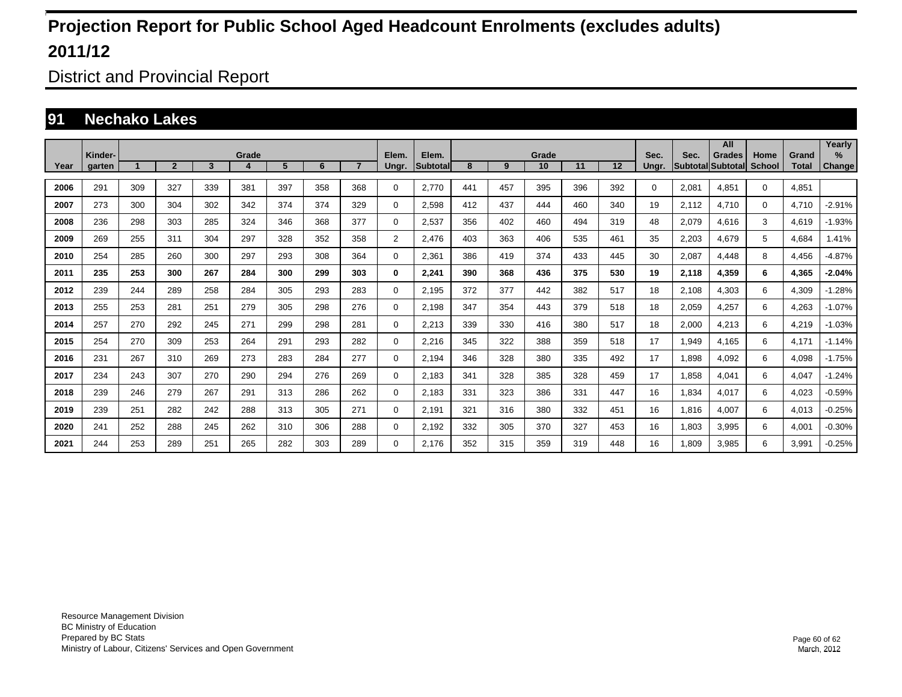# Projection Report for Public School Aged Headcount Enrolments (excludes adults)

## 2011/12

District and Provincial Report

## 91 Nechako Lakes

| Year | Kinder-garten | Grade 1 | 2 | 3 | 4 | 5 | 6 | 7 | Elem. Ungr. | Elem. Subtotal | Grade 8 | 9 | 10 | 11 | 12 | Sec. Ungr. | Sec. Subtotal | All Grades Subtotal | Home School | Grand Total | Yearly % Change |
|---|---|---|---|---|---|---|---|---|---|---|---|---|---|---|---|---|---|---|---|---|---|
| 2006 | 291 | 309 | 327 | 339 | 381 | 397 | 358 | 368 | 0 | 2,770 | 441 | 457 | 395 | 396 | 392 | 0 | 2,081 | 4,851 | 0 | 4,851 | |
| 2007 | 273 | 300 | 304 | 302 | 342 | 374 | 374 | 329 | 0 | 2,598 | 412 | 437 | 444 | 460 | 340 | 19 | 2,112 | 4,710 | 0 | 4,710 | -2.91% |
| 2008 | 236 | 298 | 303 | 285 | 324 | 346 | 368 | 377 | 0 | 2,537 | 356 | 402 | 460 | 494 | 319 | 48 | 2,079 | 4,616 | 3 | 4,619 | -1.93% |
| 2009 | 269 | 255 | 311 | 304 | 297 | 328 | 352 | 358 | 2 | 2,476 | 403 | 363 | 406 | 535 | 461 | 35 | 2,203 | 4,679 | 5 | 4,684 | 1.41% |
| 2010 | 254 | 285 | 260 | 300 | 297 | 293 | 308 | 364 | 0 | 2,361 | 386 | 419 | 374 | 433 | 445 | 30 | 2,087 | 4,448 | 8 | 4,456 | -4.87% |
| **2011** | **235** | **253** | **300** | **267** | **284** | **300** | **299** | **303** | **0** | **2,241** | **390** | **368** | **436** | **375** | **530** | **19** | **2,118** | **4,359** | **6** | **4,365** | **-2.04%** |
| 2012 | 239 | 244 | 289 | 258 | 284 | 305 | 293 | 283 | 0 | 2,195 | 372 | 377 | 442 | 382 | 517 | 18 | 2,108 | 4,303 | 6 | 4,309 | -1.28% |
| 2013 | 255 | 253 | 281 | 251 | 279 | 305 | 298 | 276 | 0 | 2,198 | 347 | 354 | 443 | 379 | 518 | 18 | 2,059 | 4,257 | 6 | 4,263 | -1.07% |
| 2014 | 257 | 270 | 292 | 245 | 271 | 299 | 298 | 281 | 0 | 2,213 | 339 | 330 | 416 | 380 | 517 | 18 | 2,000 | 4,213 | 6 | 4,219 | -1.03% |
| 2015 | 254 | 270 | 309 | 253 | 264 | 291 | 293 | 282 | 0 | 2,216 | 345 | 322 | 388 | 359 | 518 | 17 | 1,949 | 4,165 | 6 | 4,171 | -1.14% |
| 2016 | 231 | 267 | 310 | 269 | 273 | 283 | 284 | 277 | 0 | 2,194 | 346 | 328 | 380 | 335 | 492 | 17 | 1,898 | 4,092 | 6 | 4,098 | -1.75% |
| 2017 | 234 | 243 | 307 | 270 | 290 | 294 | 276 | 269 | 0 | 2,183 | 341 | 328 | 385 | 328 | 459 | 17 | 1,858 | 4,041 | 6 | 4,047 | -1.24% |
| 2018 | 239 | 246 | 279 | 267 | 291 | 313 | 286 | 262 | 0 | 2,183 | 331 | 323 | 386 | 331 | 447 | 16 | 1,834 | 4,017 | 6 | 4,023 | -0.59% |
| 2019 | 239 | 251 | 282 | 242 | 288 | 313 | 305 | 271 | 0 | 2,191 | 321 | 316 | 380 | 332 | 451 | 16 | 1,816 | 4,007 | 6 | 4,013 | -0.25% |
| 2020 | 241 | 252 | 288 | 245 | 262 | 310 | 306 | 288 | 0 | 2,192 | 332 | 305 | 370 | 327 | 453 | 16 | 1,803 | 3,995 | 6 | 4,001 | -0.30% |
| 2021 | 244 | 253 | 289 | 251 | 265 | 282 | 303 | 289 | 0 | 2,176 | 352 | 315 | 359 | 319 | 448 | 16 | 1,809 | 3,985 | 6 | 3,991 | -0.25% |

Resource Management Division
BC Ministry of Education
Prepared by BC Stats
Ministry of Labour, Citizens' Services and Open Government

March, 2012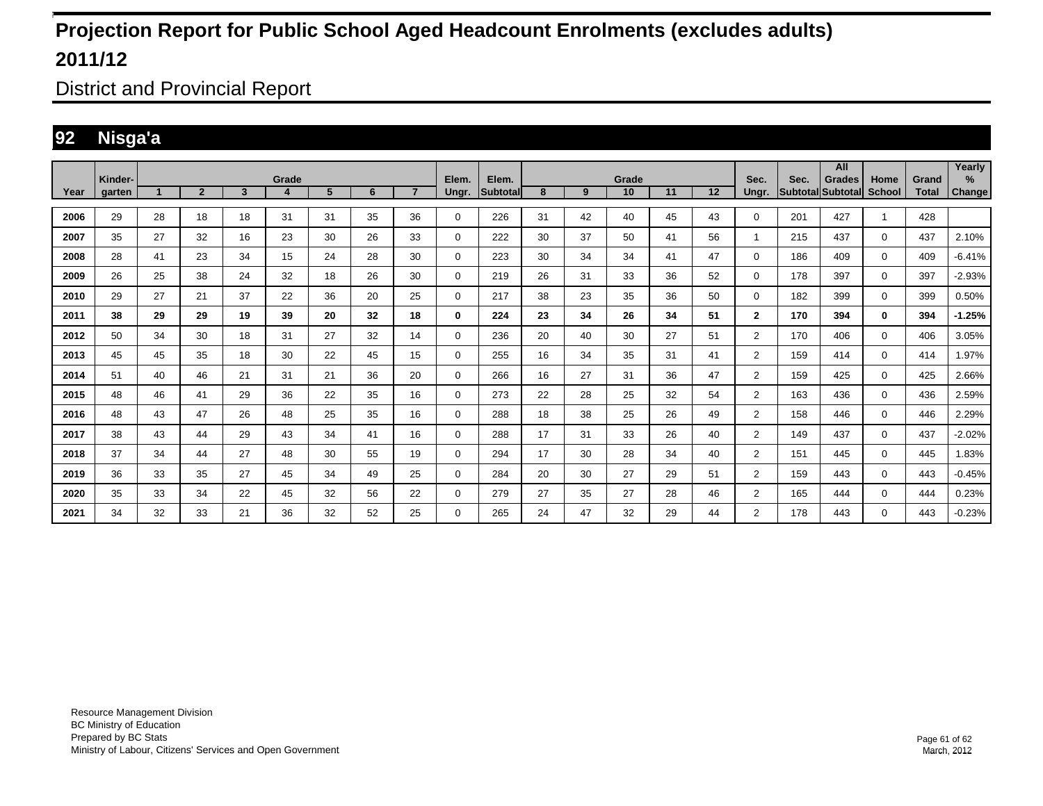# Projection Report for Public School Aged Headcount Enrolments (excludes adults)

# 2011/12

## District and Provincial Report

## 92 Nisga'a

| Year | Kinder-garten | Grade 1 | 2 | 3 | 4 | 5 | 6 | 7 | Elem. Ungr. | Elem. Subtotal | Grade 8 | 9 | 10 | 11 | 12 | Sec. Ungr. | Sec. Subtotal | All Grades Subtotal | Home School | Grand Total | Yearly % Change |
|---|---|---|---|---|---|---|---|---|---|---|---|---|---|---|---|---|---|---|---|---|---|
| 2006 | 29 | 28 | 18 | 18 | 31 | 31 | 35 | 36 | 0 | 226 | 31 | 42 | 40 | 45 | 43 | 0 | 201 | 427 | 1 | 428 | |
| 2007 | 35 | 27 | 32 | 16 | 23 | 30 | 26 | 33 | 0 | 222 | 30 | 37 | 50 | 41 | 56 | 1 | 215 | 437 | 0 | 437 | 2.10% |
| 2008 | 28 | 41 | 23 | 34 | 15 | 24 | 28 | 30 | 0 | 223 | 30 | 34 | 34 | 41 | 47 | 0 | 186 | 409 | 0 | 409 | -6.41% |
| 2009 | 26 | 25 | 38 | 24 | 32 | 18 | 26 | 30 | 0 | 219 | 26 | 31 | 33 | 36 | 52 | 0 | 178 | 397 | 0 | 397 | -2.93% |
| 2010 | 29 | 27 | 21 | 37 | 22 | 36 | 20 | 25 | 0 | 217 | 38 | 23 | 35 | 36 | 50 | 0 | 182 | 399 | 0 | 399 | 0.50% |
| **2011** | **38** | **29** | **29** | **19** | **39** | **20** | **32** | **18** | **0** | **224** | **23** | **34** | **26** | **34** | **51** | **2** | **170** | **394** | **0** | **394** | **-1.25%** |
| 2012 | 50 | 34 | 30 | 18 | 31 | 27 | 32 | 14 | 0 | 236 | 20 | 40 | 30 | 27 | 51 | 2 | 170 | 406 | 0 | 406 | 3.05% |
| 2013 | 45 | 45 | 35 | 18 | 30 | 22 | 45 | 15 | 0 | 255 | 16 | 34 | 35 | 31 | 41 | 2 | 159 | 414 | 0 | 414 | 1.97% |
| 2014 | 51 | 40 | 46 | 21 | 31 | 21 | 36 | 20 | 0 | 266 | 16 | 27 | 31 | 36 | 47 | 2 | 159 | 425 | 0 | 425 | 2.66% |
| 2015 | 48 | 46 | 41 | 29 | 36 | 22 | 35 | 16 | 0 | 273 | 22 | 28 | 25 | 32 | 54 | 2 | 163 | 436 | 0 | 436 | 2.59% |
| 2016 | 48 | 43 | 47 | 26 | 48 | 25 | 35 | 16 | 0 | 288 | 18 | 38 | 25 | 26 | 49 | 2 | 158 | 446 | 0 | 446 | 2.29% |
| 2017 | 38 | 43 | 44 | 29 | 43 | 34 | 41 | 16 | 0 | 288 | 17 | 31 | 33 | 26 | 40 | 2 | 149 | 437 | 0 | 437 | -2.02% |
| 2018 | 37 | 34 | 44 | 27 | 48 | 30 | 55 | 19 | 0 | 294 | 17 | 30 | 28 | 34 | 40 | 2 | 151 | 445 | 0 | 445 | 1.83% |
| 2019 | 36 | 33 | 35 | 27 | 45 | 34 | 49 | 25 | 0 | 284 | 20 | 30 | 27 | 29 | 51 | 2 | 159 | 443 | 0 | 443 | -0.45% |
| 2020 | 35 | 33 | 34 | 22 | 45 | 32 | 56 | 22 | 0 | 279 | 27 | 35 | 27 | 28 | 46 | 2 | 165 | 444 | 0 | 444 | 0.23% |
| 2021 | 34 | 32 | 33 | 21 | 36 | 32 | 52 | 25 | 0 | 265 | 24 | 47 | 32 | 29 | 44 | 2 | 178 | 443 | 0 | 443 | -0.23% |

Resource Management Division
BC Ministry of Education
Prepared by BC Stats
Ministry of Labour, Citizens' Services and Open Government

March, 2012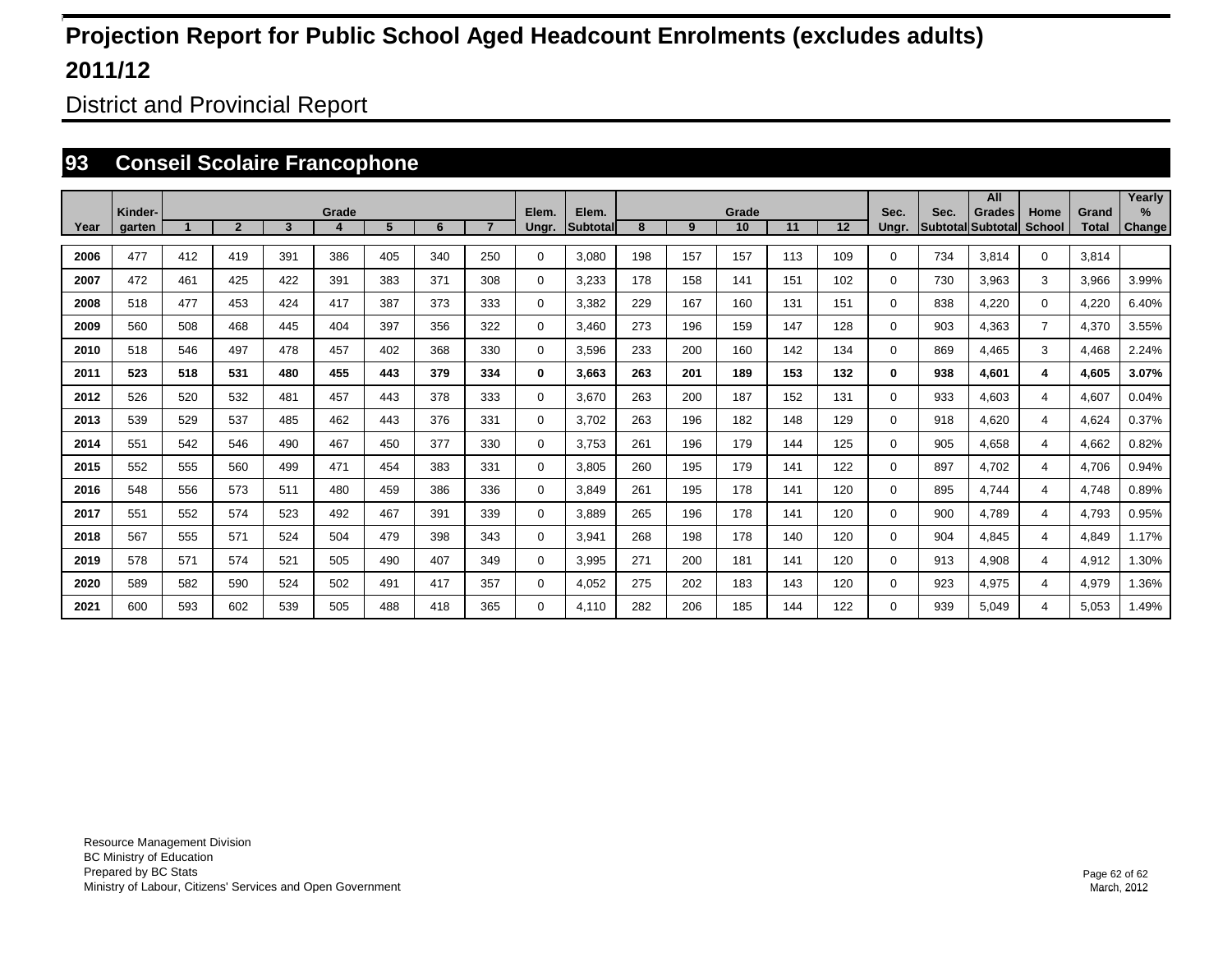# Projection Report for Public School Aged Headcount Enrolments (excludes adults)

# 2011/12

## District and Provincial Report

## 93 Conseil Scolaire Francophone

| Year | Kinder-garten | Grade 1 | 2 | 3 | 4 | 5 | 6 | 7 | Elem. Ungr. | Elem. Subtotal | Grade 8 | 9 | 10 | 11 | 12 | Sec. Ungr. | Sec. Subtotal | All Grades Subtotal | Home School | Grand Total | Yearly % Change |
|---|---|---|---|---|---|---|---|---|---|---|---|---|---|---|---|---|---|---|---|---|---|
| 2006 | 477 | 412 | 419 | 391 | 386 | 405 | 340 | 250 | 0 | 3,080 | 198 | 157 | 157 | 113 | 109 | 0 | 734 | 3,814 | 0 | 3,814 | |
| 2007 | 472 | 461 | 425 | 422 | 391 | 383 | 371 | 308 | 0 | 3,233 | 178 | 158 | 141 | 151 | 102 | 0 | 730 | 3,963 | 3 | 3,966 | 3.99% |
| 2008 | 518 | 477 | 453 | 424 | 417 | 387 | 373 | 333 | 0 | 3,382 | 229 | 167 | 160 | 131 | 151 | 0 | 838 | 4,220 | 0 | 4,220 | 6.40% |
| 2009 | 560 | 508 | 468 | 445 | 404 | 397 | 356 | 322 | 0 | 3,460 | 273 | 196 | 159 | 147 | 128 | 0 | 903 | 4,363 | 7 | 4,370 | 3.55% |
| 2010 | 518 | 546 | 497 | 478 | 457 | 402 | 368 | 330 | 0 | 3,596 | 233 | 200 | 160 | 142 | 134 | 0 | 869 | 4,465 | 3 | 4,468 | 2.24% |
| **2011** | **523** | **518** | **531** | **480** | **455** | **443** | **379** | **334** | **0** | **3,663** | **263** | **201** | **189** | **153** | **132** | **0** | **938** | **4,601** | **4** | **4,605** | **3.07%** |
| 2012 | 526 | 520 | 532 | 481 | 457 | 443 | 378 | 333 | 0 | 3,670 | 263 | 200 | 187 | 152 | 131 | 0 | 933 | 4,603 | 4 | 4,607 | 0.04% |
| 2013 | 539 | 529 | 537 | 485 | 462 | 443 | 376 | 331 | 0 | 3,702 | 263 | 196 | 182 | 148 | 129 | 0 | 918 | 4,620 | 4 | 4,624 | 0.37% |
| 2014 | 551 | 542 | 546 | 490 | 467 | 450 | 377 | 330 | 0 | 3,753 | 261 | 196 | 179 | 144 | 125 | 0 | 905 | 4,658 | 4 | 4,662 | 0.82% |
| 2015 | 552 | 555 | 560 | 499 | 471 | 454 | 383 | 331 | 0 | 3,805 | 260 | 195 | 179 | 141 | 122 | 0 | 897 | 4,702 | 4 | 4,706 | 0.94% |
| 2016 | 548 | 556 | 573 | 511 | 480 | 459 | 386 | 336 | 0 | 3,849 | 261 | 195 | 178 | 141 | 120 | 0 | 895 | 4,744 | 4 | 4,748 | 0.89% |
| 2017 | 551 | 552 | 574 | 523 | 492 | 467 | 391 | 339 | 0 | 3,889 | 265 | 196 | 178 | 141 | 120 | 0 | 900 | 4,789 | 4 | 4,793 | 0.95% |
| 2018 | 567 | 555 | 571 | 524 | 504 | 479 | 398 | 343 | 0 | 3,941 | 268 | 198 | 178 | 140 | 120 | 0 | 904 | 4,845 | 4 | 4,849 | 1.17% |
| 2019 | 578 | 571 | 574 | 521 | 505 | 490 | 407 | 349 | 0 | 3,995 | 271 | 200 | 181 | 141 | 120 | 0 | 913 | 4,908 | 4 | 4,912 | 1.30% |
| 2020 | 589 | 582 | 590 | 524 | 502 | 491 | 417 | 357 | 0 | 4,052 | 275 | 202 | 183 | 143 | 120 | 0 | 923 | 4,975 | 4 | 4,979 | 1.36% |
| 2021 | 600 | 593 | 602 | 539 | 505 | 488 | 418 | 365 | 0 | 4,110 | 282 | 206 | 185 | 144 | 122 | 0 | 939 | 5,049 | 4 | 5,053 | 1.49% |

Resource Management Division
BC Ministry of Education
Prepared by BC Stats
Ministry of Labour, Citizens' Services and Open Government

March, 2012